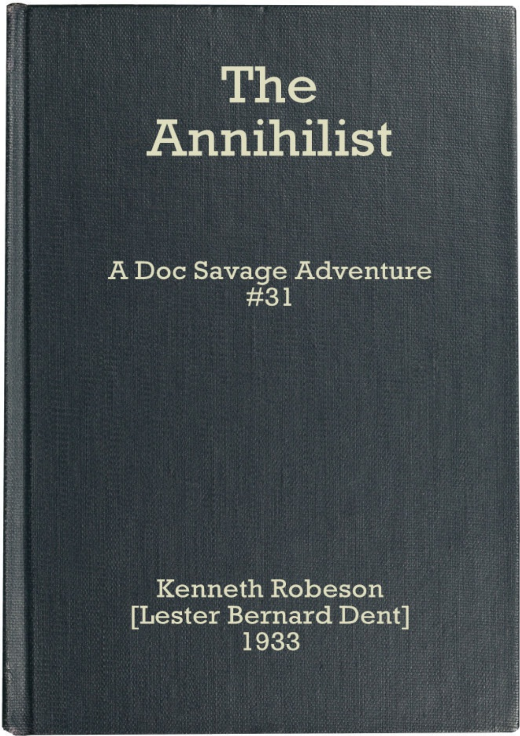# The Annihilist

A Doc Savage Adventure
#31

Kenneth Robeson
[Lester Bernard Dent]
1933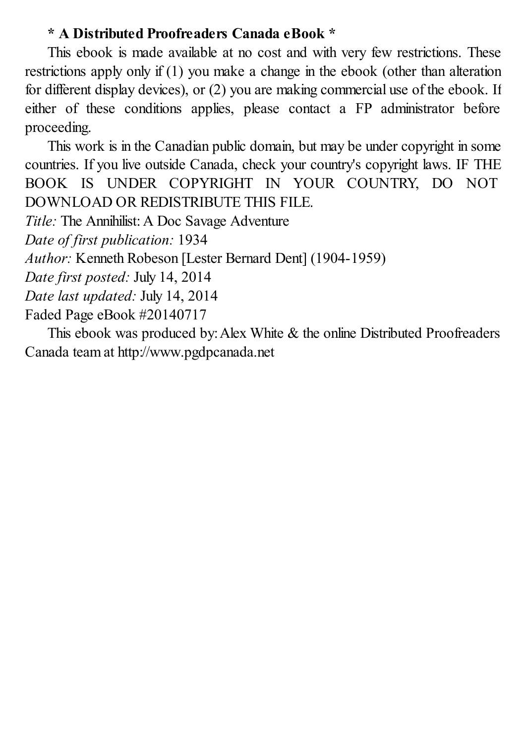**\* A Distributed Proofreaders Canada eBook \***

This ebook is made available at no cost and with very few restrictions. These restrictions apply only if (1) you make a change in the ebook (other than alteration for different display devices), or (2) you are making commercial use of the ebook. If either of these conditions applies, please contact a FP administrator before proceeding.

This work is in the Canadian public domain, but may be under copyright in some countries. If you live outside Canada, check your country's copyright laws. IF THE BOOK IS UNDER COPYRIGHT IN YOUR COUNTRY, DO NOT DOWNLOAD OR REDISTRIBUTE THIS FILE.

*Title:* The Annihilist: A Doc Savage Adventure  
*Date of first publication:* 1934  
*Author:* Kenneth Robeson [Lester Bernard Dent] (1904-1959)  
*Date first posted:* July 14, 2014  
*Date last updated:* July 14, 2014  
Faded Page eBook #20140717

This ebook was produced by: Alex White & the online Distributed Proofreaders Canada team at http://www.pgdpcanada.net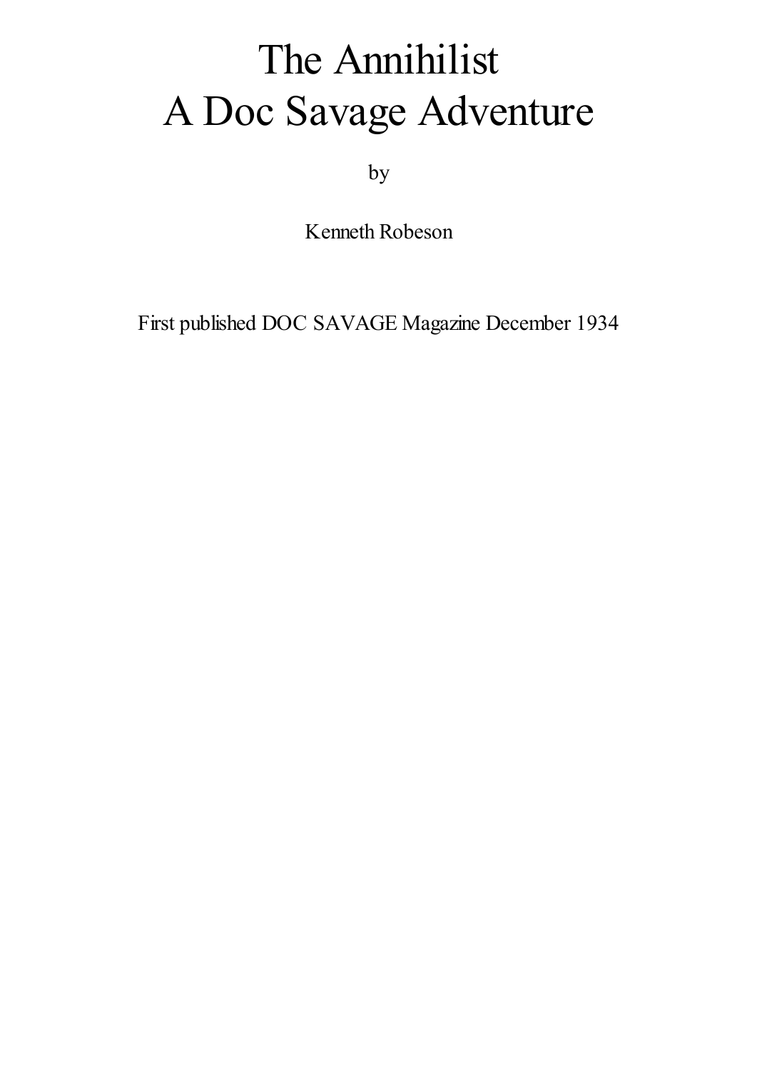# The Annihilist
# A Doc Savage Adventure

by

Kenneth Robeson

First published DOC SAVAGE Magazine December 1934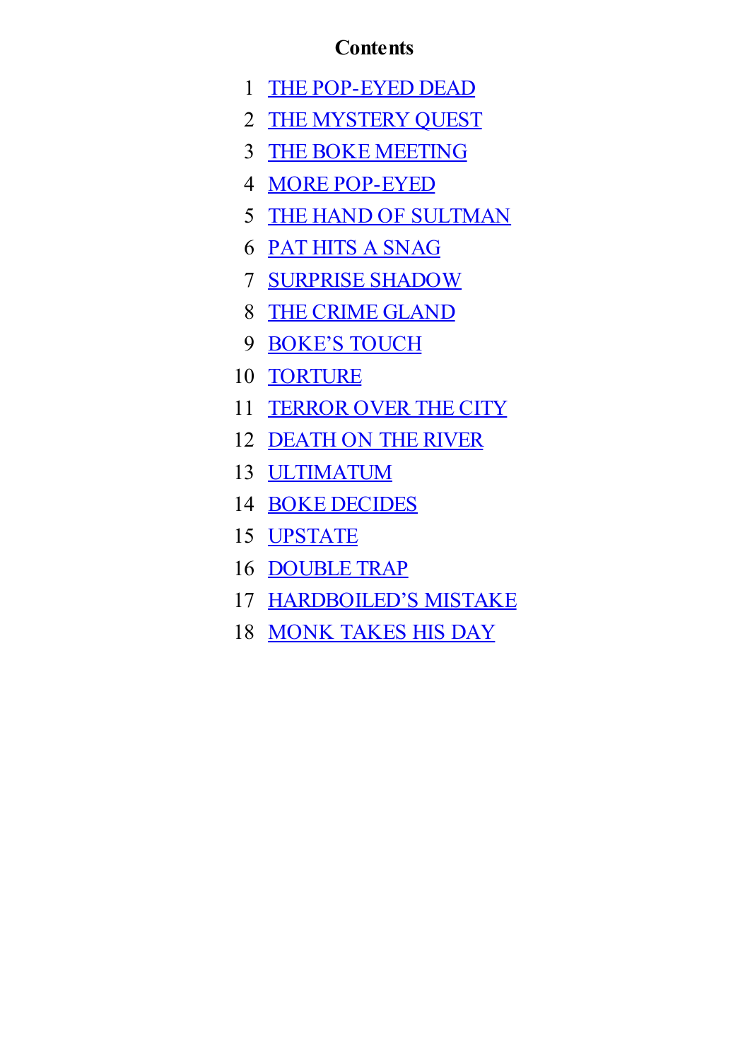# Contents

1 THE POP-EYED DEAD
2 THE MYSTERY QUEST
3 THE BOKE MEETING
4 MORE POP-EYED
5 THE HAND OF SULTMAN
6 PAT HITS A SNAG
7 SURPRISE SHADOW
8 THE CRIME GLAND
9 BOKE'S TOUCH
10 TORTURE
11 TERROR OVER THE CITY
12 DEATH ON THE RIVER
13 ULTIMATUM
14 BOKE DECIDES
15 UPSTATE
16 DOUBLE TRAP
17 HARDBOILED'S MISTAKE
18 MONK TAKES HIS DAY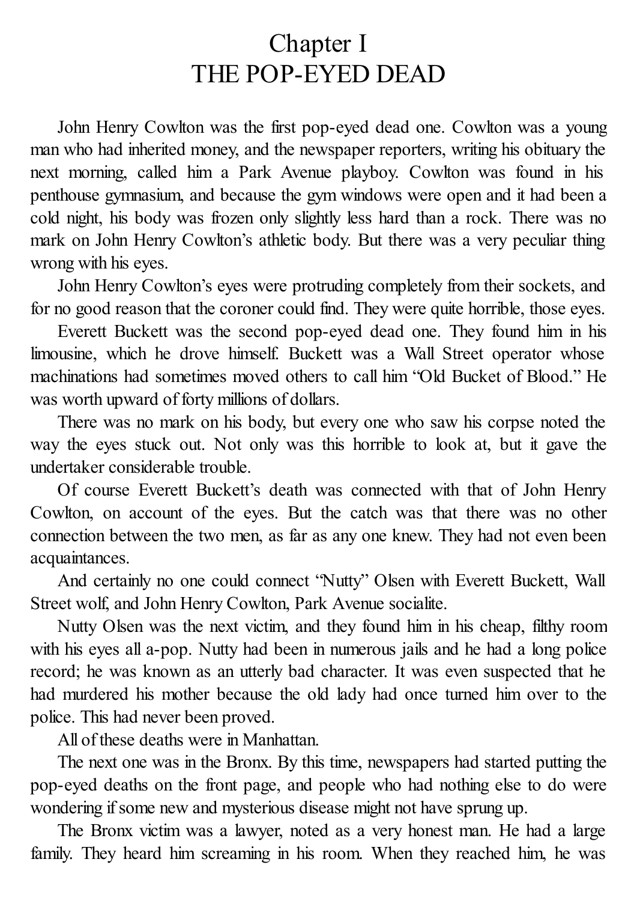# Chapter I
# THE POP-EYED DEAD

John Henry Cowlton was the first pop-eyed dead one. Cowlton was a young man who had inherited money, and the newspaper reporters, writing his obituary the next morning, called him a Park Avenue playboy. Cowlton was found in his penthouse gymnasium, and because the gym windows were open and it had been a cold night, his body was frozen only slightly less hard than a rock. There was no mark on John Henry Cowlton's athletic body. But there was a very peculiar thing wrong with his eyes.

John Henry Cowlton's eyes were protruding completely from their sockets, and for no good reason that the coroner could find. They were quite horrible, those eyes.

Everett Buckett was the second pop-eyed dead one. They found him in his limousine, which he drove himself. Buckett was a Wall Street operator whose machinations had sometimes moved others to call him "Old Bucket of Blood." He was worth upward of forty millions of dollars.

There was no mark on his body, but every one who saw his corpse noted the way the eyes stuck out. Not only was this horrible to look at, but it gave the undertaker considerable trouble.

Of course Everett Buckett's death was connected with that of John Henry Cowlton, on account of the eyes. But the catch was that there was no other connection between the two men, as far as any one knew. They had not even been acquaintances.

And certainly no one could connect "Nutty" Olsen with Everett Buckett, Wall Street wolf, and John Henry Cowlton, Park Avenue socialite.

Nutty Olsen was the next victim, and they found him in his cheap, filthy room with his eyes all a-pop. Nutty had been in numerous jails and he had a long police record; he was known as an utterly bad character. It was even suspected that he had murdered his mother because the old lady had once turned him over to the police. This had never been proved.

All of these deaths were in Manhattan.

The next one was in the Bronx. By this time, newspapers had started putting the pop-eyed deaths on the front page, and people who had nothing else to do were wondering if some new and mysterious disease might not have sprung up.

The Bronx victim was a lawyer, noted as a very honest man. He had a large family. They heard him screaming in his room. When they reached him, he was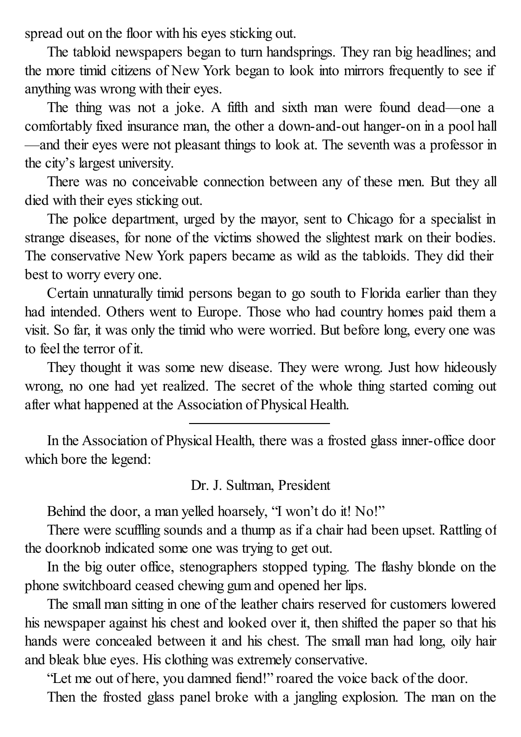spread out on the floor with his eyes sticking out.

The tabloid newspapers began to turn handsprings. They ran big headlines; and the more timid citizens of New York began to look into mirrors frequently to see if anything was wrong with their eyes.

The thing was not a joke. A fifth and sixth man were found dead—one a comfortably fixed insurance man, the other a down-and-out hanger-on in a pool hall—and their eyes were not pleasant things to look at. The seventh was a professor in the city's largest university.

There was no conceivable connection between any of these men. But they all died with their eyes sticking out.

The police department, urged by the mayor, sent to Chicago for a specialist in strange diseases, for none of the victims showed the slightest mark on their bodies. The conservative New York papers became as wild as the tabloids. They did their best to worry every one.

Certain unnaturally timid persons began to go south to Florida earlier than they had intended. Others went to Europe. Those who had country homes paid them a visit. So far, it was only the timid who were worried. But before long, every one was to feel the terror of it.

They thought it was some new disease. They were wrong. Just how hideously wrong, no one had yet realized. The secret of the whole thing started coming out after what happened at the Association of Physical Health.

---

In the Association of Physical Health, there was a frosted glass inner-office door which bore the legend:

Dr. J. Sultman, President

Behind the door, a man yelled hoarsely, "I won't do it! No!"

There were scuffling sounds and a thump as if a chair had been upset. Rattling of the doorknob indicated some one was trying to get out.

In the big outer office, stenographers stopped typing. The flashy blonde on the phone switchboard ceased chewing gum and opened her lips.

The small man sitting in one of the leather chairs reserved for customers lowered his newspaper against his chest and looked over it, then shifted the paper so that his hands were concealed between it and his chest. The small man had long, oily hair and bleak blue eyes. His clothing was extremely conservative.

"Let me out of here, you damned fiend!" roared the voice back of the door.

Then the frosted glass panel broke with a jangling explosion. The man on the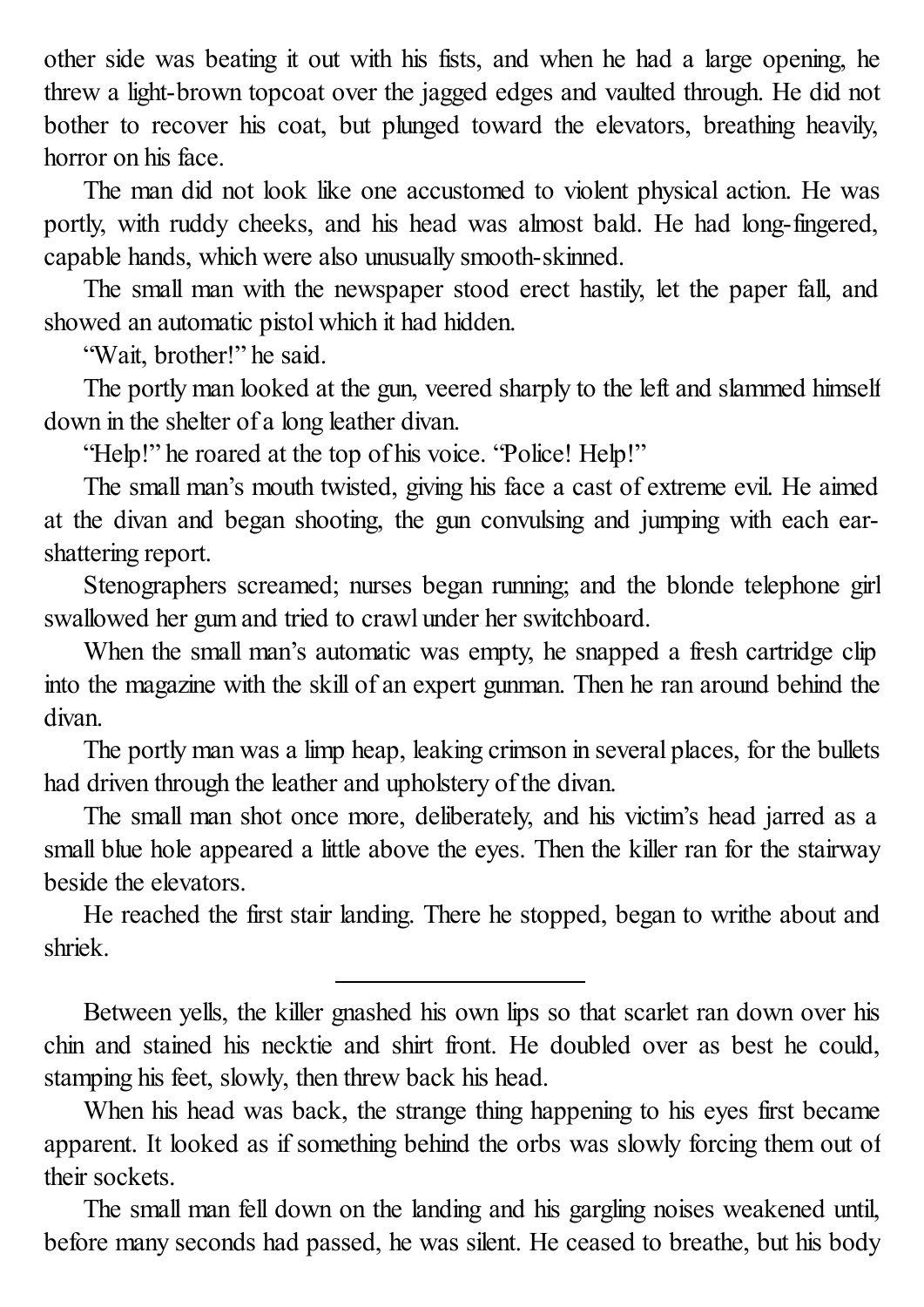other side was beating it out with his fists, and when he had a large opening, he threw a light-brown topcoat over the jagged edges and vaulted through. He did not bother to recover his coat, but plunged toward the elevators, breathing heavily, horror on his face.

The man did not look like one accustomed to violent physical action. He was portly, with ruddy cheeks, and his head was almost bald. He had long-fingered, capable hands, which were also unusually smooth-skinned.

The small man with the newspaper stood erect hastily, let the paper fall, and showed an automatic pistol which it had hidden.

"Wait, brother!" he said.

The portly man looked at the gun, veered sharply to the left and slammed himself down in the shelter of a long leather divan.

"Help!" he roared at the top of his voice. "Police! Help!"

The small man's mouth twisted, giving his face a cast of extreme evil. He aimed at the divan and began shooting, the gun convulsing and jumping with each ear-shattering report.

Stenographers screamed; nurses began running; and the blonde telephone girl swallowed her gum and tried to crawl under her switchboard.

When the small man's automatic was empty, he snapped a fresh cartridge clip into the magazine with the skill of an expert gunman. Then he ran around behind the divan.

The portly man was a limp heap, leaking crimson in several places, for the bullets had driven through the leather and upholstery of the divan.

The small man shot once more, deliberately, and his victim's head jarred as a small blue hole appeared a little above the eyes. Then the killer ran for the stairway beside the elevators.

He reached the first stair landing. There he stopped, began to writhe about and shriek.

---

Between yells, the killer gnashed his own lips so that scarlet ran down over his chin and stained his necktie and shirt front. He doubled over as best he could, stamping his feet, slowly, then threw back his head.

When his head was back, the strange thing happening to his eyes first became apparent. It looked as if something behind the orbs was slowly forcing them out of their sockets.

The small man fell down on the landing and his gargling noises weakened until, before many seconds had passed, he was silent. He ceased to breathe, but his body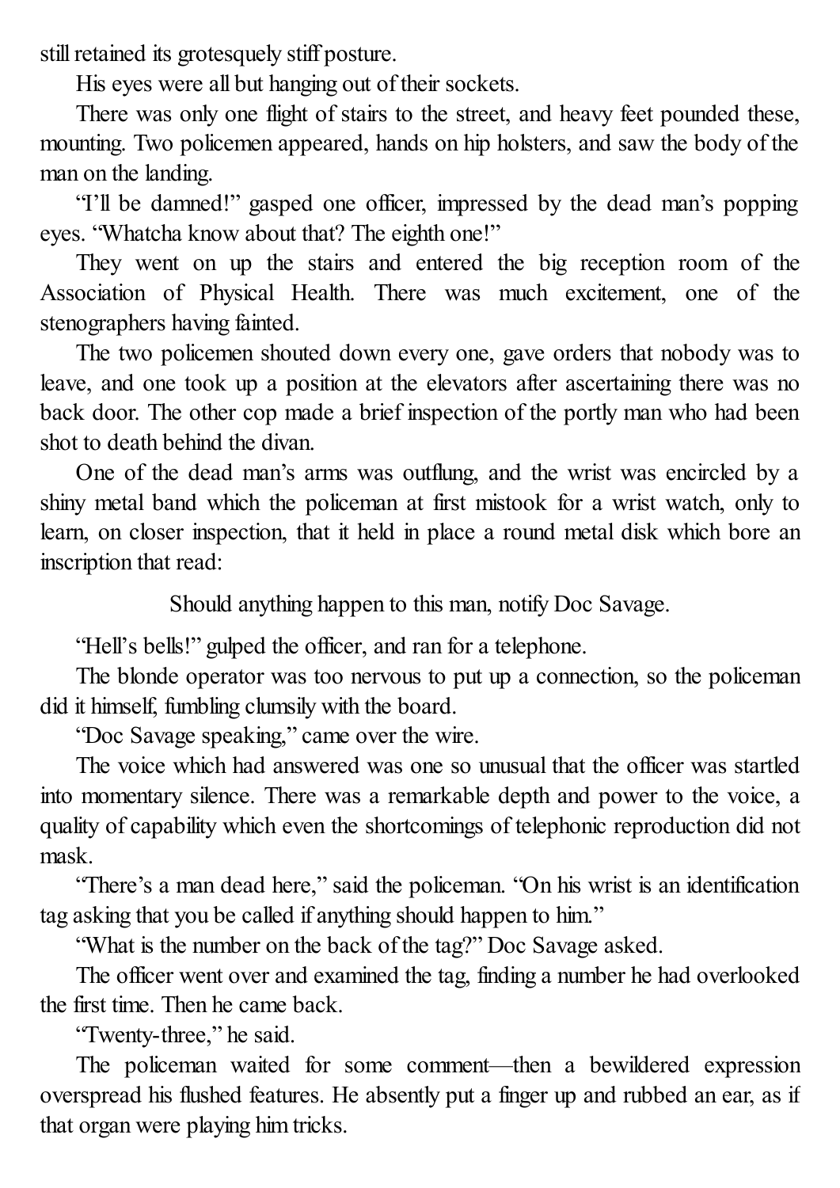still retained its grotesquely stiff posture.

His eyes were all but hanging out of their sockets.

There was only one flight of stairs to the street, and heavy feet pounded these, mounting. Two policemen appeared, hands on hip holsters, and saw the body of the man on the landing.

"I'll be damned!" gasped one officer, impressed by the dead man's popping eyes. "Whatcha know about that? The eighth one!"

They went on up the stairs and entered the big reception room of the Association of Physical Health. There was much excitement, one of the stenographers having fainted.

The two policemen shouted down every one, gave orders that nobody was to leave, and one took up a position at the elevators after ascertaining there was no back door. The other cop made a brief inspection of the portly man who had been shot to death behind the divan.

One of the dead man's arms was outflung, and the wrist was encircled by a shiny metal band which the policeman at first mistook for a wrist watch, only to learn, on closer inspection, that it held in place a round metal disk which bore an inscription that read:

Should anything happen to this man, notify Doc Savage.

"Hell's bells!" gulped the officer, and ran for a telephone.

The blonde operator was too nervous to put up a connection, so the policeman did it himself, fumbling clumsily with the board.

"Doc Savage speaking," came over the wire.

The voice which had answered was one so unusual that the officer was startled into momentary silence. There was a remarkable depth and power to the voice, a quality of capability which even the shortcomings of telephonic reproduction did not mask.

"There's a man dead here," said the policeman. "On his wrist is an identification tag asking that you be called if anything should happen to him."

"What is the number on the back of the tag?" Doc Savage asked.

The officer went over and examined the tag, finding a number he had overlooked the first time. Then he came back.

"Twenty-three," he said.

The policeman waited for some comment—then a bewildered expression overspread his flushed features. He absently put a finger up and rubbed an ear, as if that organ were playing him tricks.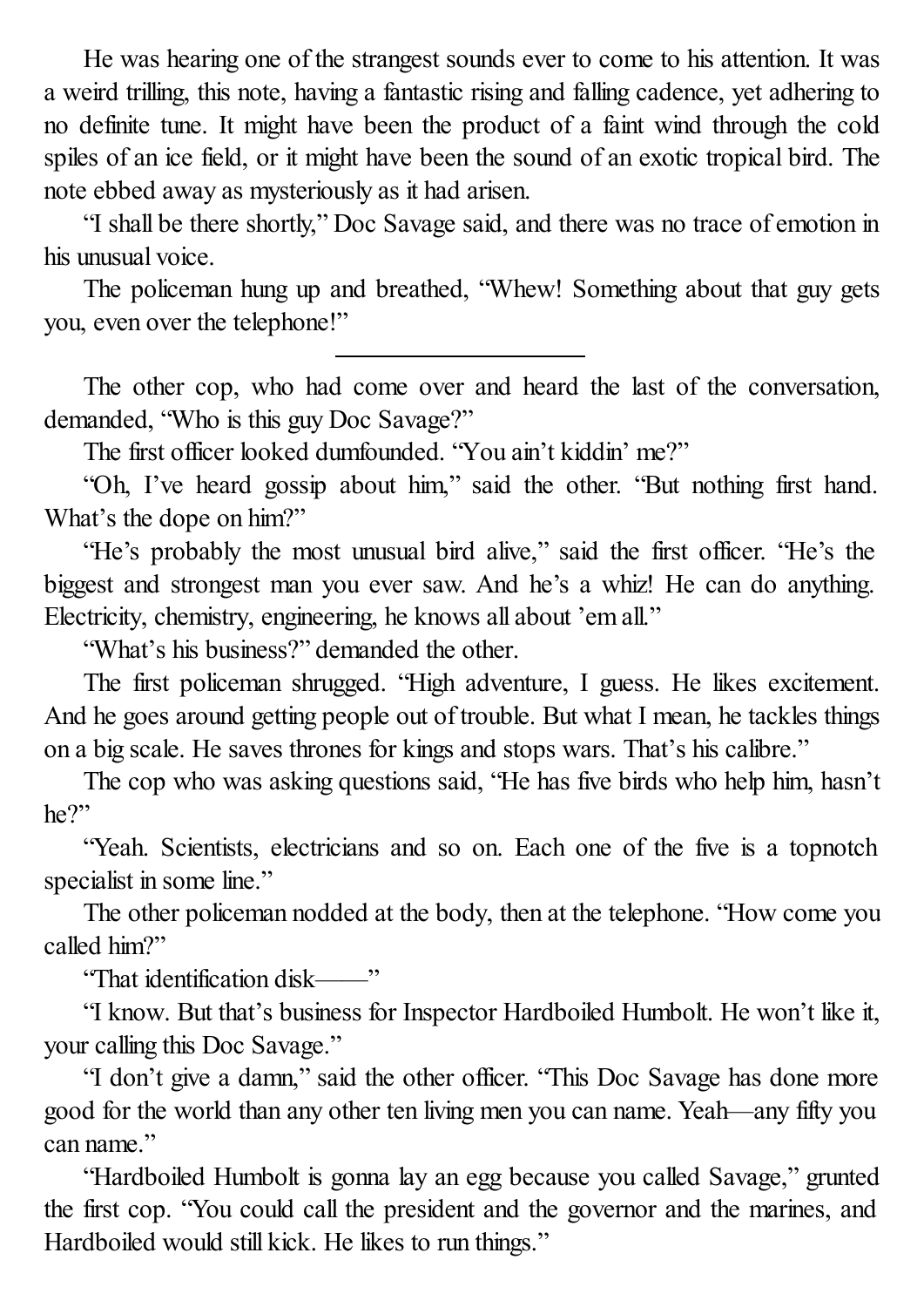He was hearing one of the strangest sounds ever to come to his attention. It was a weird trilling, this note, having a fantastic rising and falling cadence, yet adhering to no definite tune. It might have been the product of a faint wind through the cold spiles of an ice field, or it might have been the sound of an exotic tropical bird. The note ebbed away as mysteriously as it had arisen.

"I shall be there shortly," Doc Savage said, and there was no trace of emotion in his unusual voice.

The policeman hung up and breathed, "Whew! Something about that guy gets you, even over the telephone!"

---

The other cop, who had come over and heard the last of the conversation, demanded, "Who is this guy Doc Savage?"

The first officer looked dumfounded. "You ain't kiddin' me?"

"Oh, I've heard gossip about him," said the other. "But nothing first hand. What's the dope on him?"

"He's probably the most unusual bird alive," said the first officer. "He's the biggest and strongest man you ever saw. And he's a whiz! He can do anything. Electricity, chemistry, engineering, he knows all about 'em all."

"What's his business?" demanded the other.

The first policeman shrugged. "High adventure, I guess. He likes excitement. And he goes around getting people out of trouble. But what I mean, he tackles things on a big scale. He saves thrones for kings and stops wars. That's his calibre."

The cop who was asking questions said, "He has five birds who help him, hasn't he?"

"Yeah. Scientists, electricians and so on. Each one of the five is a topnotch specialist in some line."

The other policeman nodded at the body, then at the telephone. "How come you called him?"

"That identification disk——"

"I know. But that's business for Inspector Hardboiled Humbolt. He won't like it, your calling this Doc Savage."

"I don't give a damn," said the other officer. "This Doc Savage has done more good for the world than any other ten living men you can name. Yeah—any fifty you can name."

"Hardboiled Humbolt is gonna lay an egg because you called Savage," grunted the first cop. "You could call the president and the governor and the marines, and Hardboiled would still kick. He likes to run things."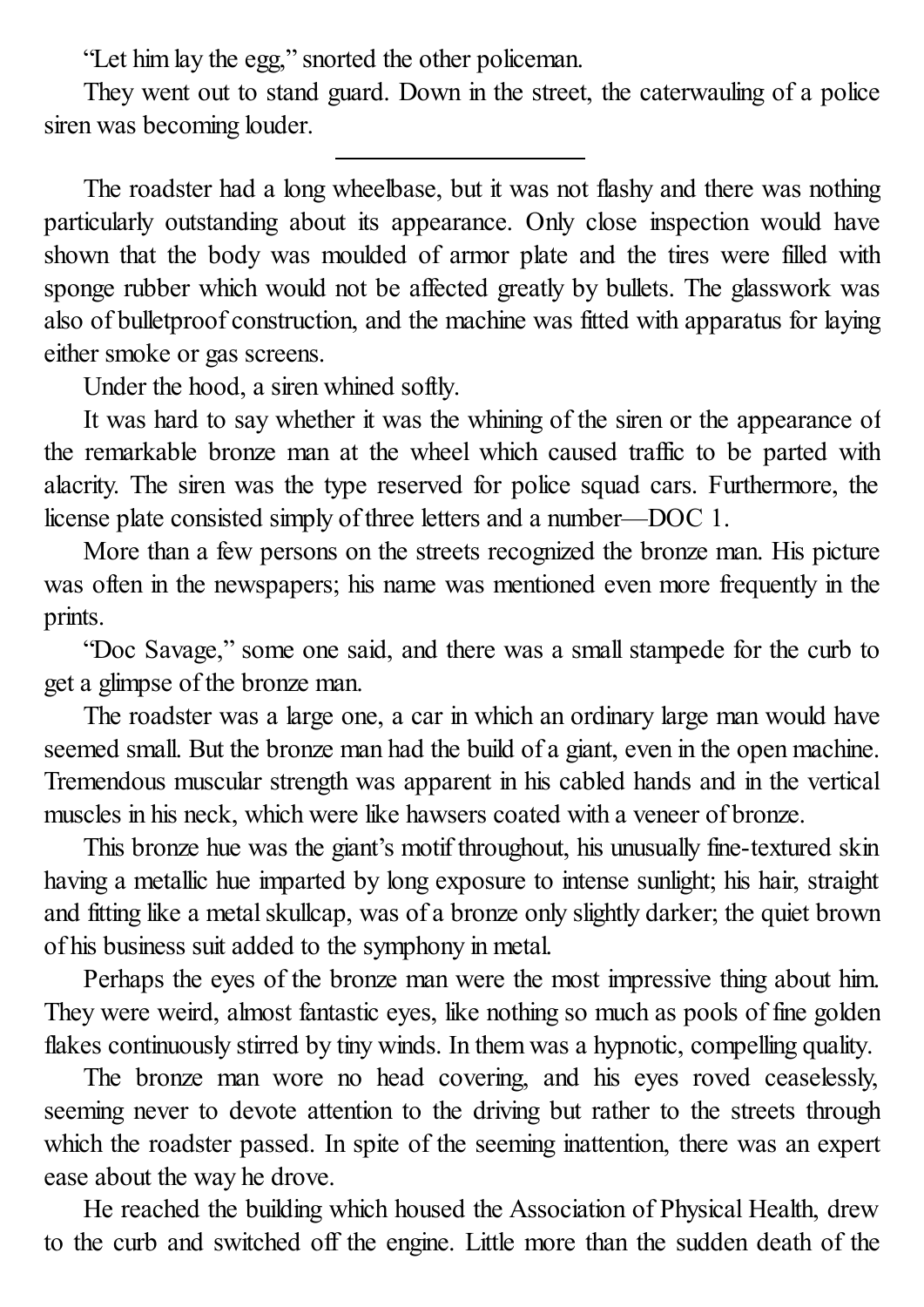"Let him lay the egg," snorted the other policeman.

They went out to stand guard. Down in the street, the caterwauling of a police siren was becoming louder.

---

The roadster had a long wheelbase, but it was not flashy and there was nothing particularly outstanding about its appearance. Only close inspection would have shown that the body was moulded of armor plate and the tires were filled with sponge rubber which would not be affected greatly by bullets. The glasswork was also of bulletproof construction, and the machine was fitted with apparatus for laying either smoke or gas screens.

Under the hood, a siren whined softly.

It was hard to say whether it was the whining of the siren or the appearance of the remarkable bronze man at the wheel which caused traffic to be parted with alacrity. The siren was the type reserved for police squad cars. Furthermore, the license plate consisted simply of three letters and a number—DOC 1.

More than a few persons on the streets recognized the bronze man. His picture was often in the newspapers; his name was mentioned even more frequently in the prints.

"Doc Savage," some one said, and there was a small stampede for the curb to get a glimpse of the bronze man.

The roadster was a large one, a car in which an ordinary large man would have seemed small. But the bronze man had the build of a giant, even in the open machine. Tremendous muscular strength was apparent in his cabled hands and in the vertical muscles in his neck, which were like hawsers coated with a veneer of bronze.

This bronze hue was the giant's motif throughout, his unusually fine-textured skin having a metallic hue imparted by long exposure to intense sunlight; his hair, straight and fitting like a metal skullcap, was of a bronze only slightly darker; the quiet brown of his business suit added to the symphony in metal.

Perhaps the eyes of the bronze man were the most impressive thing about him. They were weird, almost fantastic eyes, like nothing so much as pools of fine golden flakes continuously stirred by tiny winds. In them was a hypnotic, compelling quality.

The bronze man wore no head covering, and his eyes roved ceaselessly, seeming never to devote attention to the driving but rather to the streets through which the roadster passed. In spite of the seeming inattention, there was an expert ease about the way he drove.

He reached the building which housed the Association of Physical Health, drew to the curb and switched off the engine. Little more than the sudden death of the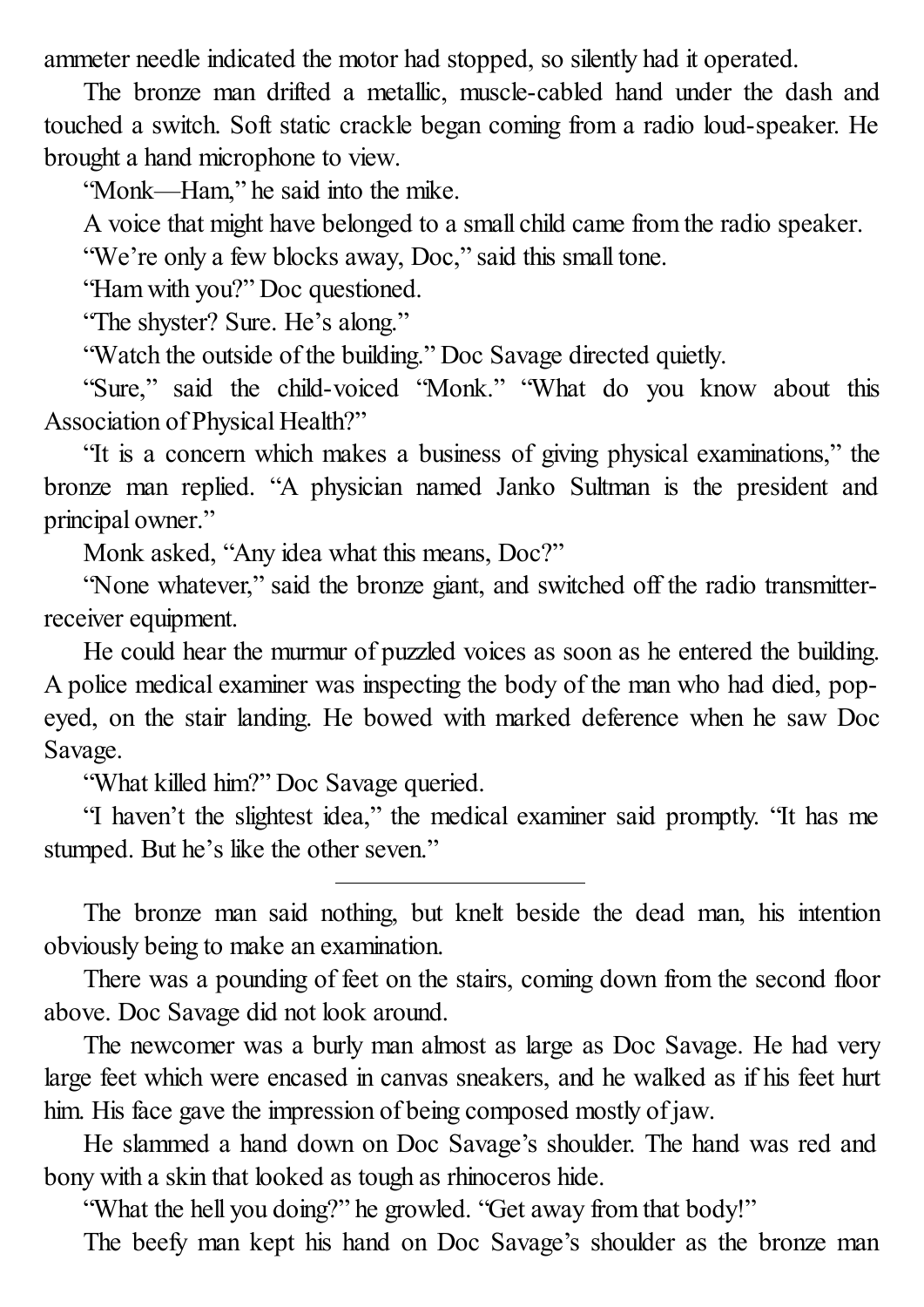ammeter needle indicated the motor had stopped, so silently had it operated.

The bronze man drifted a metallic, muscle-cabled hand under the dash and touched a switch. Soft static crackle began coming from a radio loud-speaker. He brought a hand microphone to view.

"Monk—Ham," he said into the mike.

A voice that might have belonged to a small child came from the radio speaker.

"We're only a few blocks away, Doc," said this small tone.

"Ham with you?" Doc questioned.

"The shyster? Sure. He's along."

"Watch the outside of the building." Doc Savage directed quietly.

"Sure," said the child-voiced "Monk." "What do you know about this Association of Physical Health?"

"It is a concern which makes a business of giving physical examinations," the bronze man replied. "A physician named Janko Sultman is the president and principal owner."

Monk asked, "Any idea what this means, Doc?"

"None whatever," said the bronze giant, and switched off the radio transmitter-receiver equipment.

He could hear the murmur of puzzled voices as soon as he entered the building. A police medical examiner was inspecting the body of the man who had died, pop-eyed, on the stair landing. He bowed with marked deference when he saw Doc Savage.

"What killed him?" Doc Savage queried.

"I haven't the slightest idea," the medical examiner said promptly. "It has me stumped. But he's like the other seven."

---

The bronze man said nothing, but knelt beside the dead man, his intention obviously being to make an examination.

There was a pounding of feet on the stairs, coming down from the second floor above. Doc Savage did not look around.

The newcomer was a burly man almost as large as Doc Savage. He had very large feet which were encased in canvas sneakers, and he walked as if his feet hurt him. His face gave the impression of being composed mostly of jaw.

He slammed a hand down on Doc Savage's shoulder. The hand was red and bony with a skin that looked as tough as rhinoceros hide.

"What the hell you doing?" he growled. "Get away from that body!"

The beefy man kept his hand on Doc Savage's shoulder as the bronze man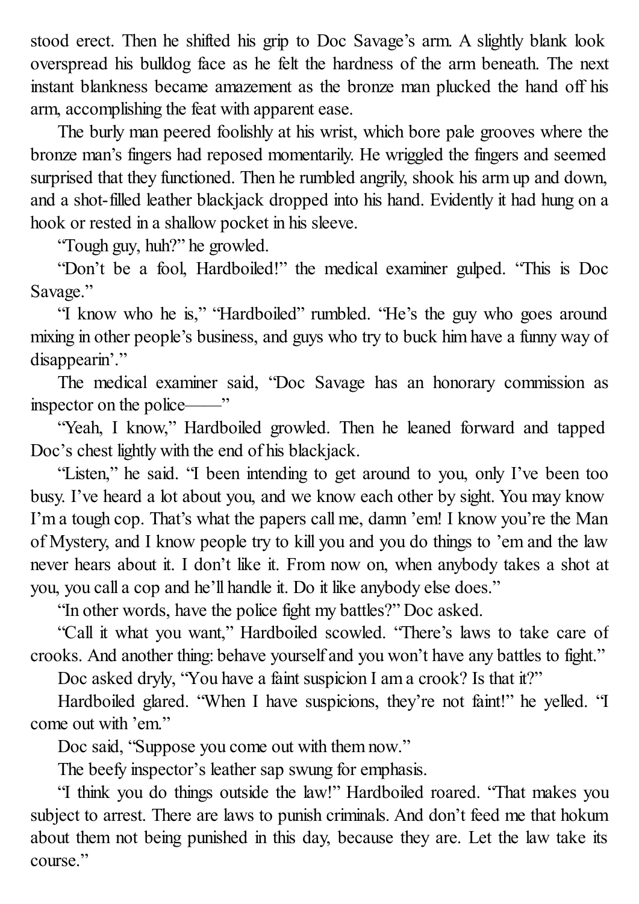stood erect. Then he shifted his grip to Doc Savage's arm. A slightly blank look overspread his bulldog face as he felt the hardness of the arm beneath. The next instant blankness became amazement as the bronze man plucked the hand off his arm, accomplishing the feat with apparent ease.

The burly man peered foolishly at his wrist, which bore pale grooves where the bronze man's fingers had reposed momentarily. He wriggled the fingers and seemed surprised that they functioned. Then he rumbled angrily, shook his arm up and down, and a shot-filled leather blackjack dropped into his hand. Evidently it had hung on a hook or rested in a shallow pocket in his sleeve.

"Tough guy, huh?" he growled.

"Don't be a fool, Hardboiled!" the medical examiner gulped. "This is Doc Savage."

"I know who he is," "Hardboiled" rumbled. "He's the guy who goes around mixing in other people's business, and guys who try to buck him have a funny way of disappearin'."

The medical examiner said, "Doc Savage has an honorary commission as inspector on the police——"

"Yeah, I know," Hardboiled growled. Then he leaned forward and tapped Doc's chest lightly with the end of his blackjack.

"Listen," he said. "I been intending to get around to you, only I've been too busy. I've heard a lot about you, and we know each other by sight. You may know I'm a tough cop. That's what the papers call me, damn 'em! I know you're the Man of Mystery, and I know people try to kill you and you do things to 'em and the law never hears about it. I don't like it. From now on, when anybody takes a shot at you, you call a cop and he'll handle it. Do it like anybody else does."

"In other words, have the police fight my battles?" Doc asked.

"Call it what you want," Hardboiled scowled. "There's laws to take care of crooks. And another thing: behave yourself and you won't have any battles to fight."

Doc asked dryly, "You have a faint suspicion I am a crook? Is that it?"

Hardboiled glared. "When I have suspicions, they're not faint!" he yelled. "I come out with 'em."

Doc said, "Suppose you come out with them now."

The beefy inspector's leather sap swung for emphasis.

"I think you do things outside the law!" Hardboiled roared. "That makes you subject to arrest. There are laws to punish criminals. And don't feed me that hokum about them not being punished in this day, because they are. Let the law take its course."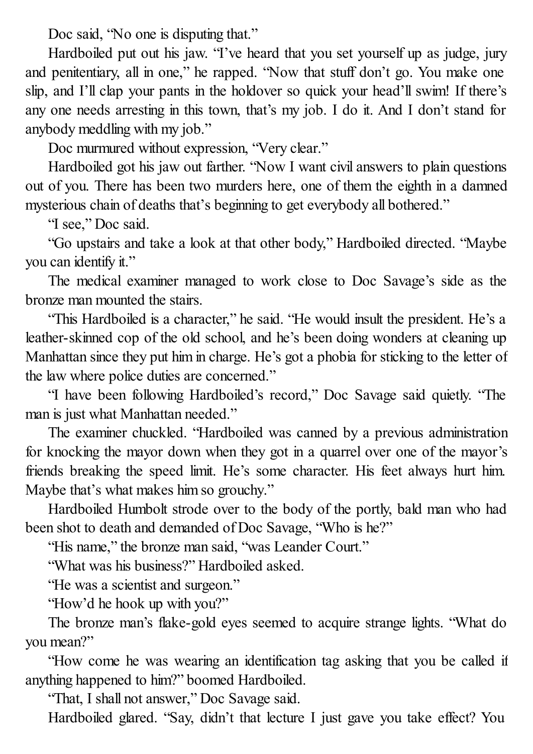Doc said, “No one is disputing that.”

Hardboiled put out his jaw. “I’ve heard that you set yourself up as judge, jury and penitentiary, all in one,” he rapped. “Now that stuff don’t go. You make one slip, and I’ll clap your pants in the holdover so quick your head’ll swim! If there’s any one needs arresting in this town, that’s my job. I do it. And I don’t stand for anybody meddling with my job.”

Doc murmured without expression, “Very clear.”

Hardboiled got his jaw out farther. “Now I want civil answers to plain questions out of you. There has been two murders here, one of them the eighth in a damned mysterious chain of deaths that’s beginning to get everybody all bothered.”

“I see,” Doc said.

“Go upstairs and take a look at that other body,” Hardboiled directed. “Maybe you can identify it.”

The medical examiner managed to work close to Doc Savage’s side as the bronze man mounted the stairs.

“This Hardboiled is a character,” he said. “He would insult the president. He’s a leather-skinned cop of the old school, and he’s been doing wonders at cleaning up Manhattan since they put him in charge. He’s got a phobia for sticking to the letter of the law where police duties are concerned.”

“I have been following Hardboiled’s record,” Doc Savage said quietly. “The man is just what Manhattan needed.”

The examiner chuckled. “Hardboiled was canned by a previous administration for knocking the mayor down when they got in a quarrel over one of the mayor’s friends breaking the speed limit. He’s some character. His feet always hurt him. Maybe that’s what makes him so grouchy.”

Hardboiled Humbolt strode over to the body of the portly, bald man who had been shot to death and demanded of Doc Savage, “Who is he?”

“His name,” the bronze man said, “was Leander Court.”

“What was his business?” Hardboiled asked.

“He was a scientist and surgeon.”

“How’d he hook up with you?”

The bronze man’s flake-gold eyes seemed to acquire strange lights. “What do you mean?”

“How come he was wearing an identification tag asking that you be called if anything happened to him?” boomed Hardboiled.

“That, I shall not answer,” Doc Savage said.

Hardboiled glared. “Say, didn’t that lecture I just gave you take effect? You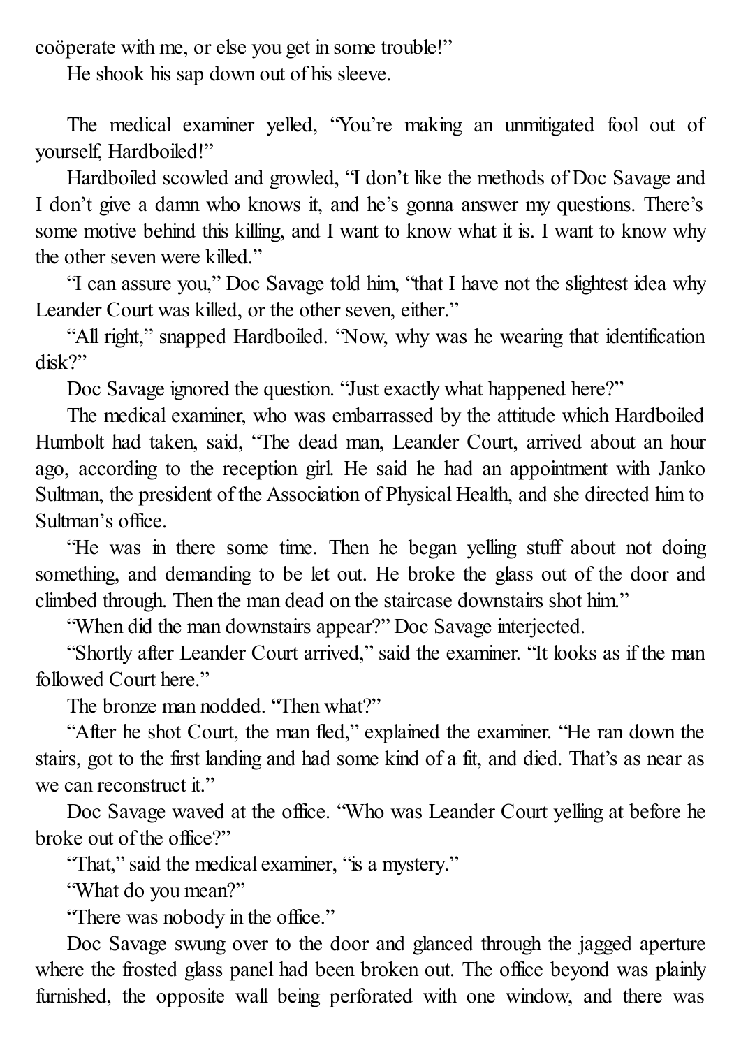coöperate with me, or else you get in some trouble!"

He shook his sap down out of his sleeve.

---

The medical examiner yelled, "You're making an unmitigated fool out of yourself, Hardboiled!"

Hardboiled scowled and growled, "I don't like the methods of Doc Savage and I don't give a damn who knows it, and he's gonna answer my questions. There's some motive behind this killing, and I want to know what it is. I want to know why the other seven were killed."

"I can assure you," Doc Savage told him, "that I have not the slightest idea why Leander Court was killed, or the other seven, either."

"All right," snapped Hardboiled. "Now, why was he wearing that identification disk?"

Doc Savage ignored the question. "Just exactly what happened here?"

The medical examiner, who was embarrassed by the attitude which Hardboiled Humbolt had taken, said, "The dead man, Leander Court, arrived about an hour ago, according to the reception girl. He said he had an appointment with Janko Sultman, the president of the Association of Physical Health, and she directed him to Sultman's office.

"He was in there some time. Then he began yelling stuff about not doing something, and demanding to be let out. He broke the glass out of the door and climbed through. Then the man dead on the staircase downstairs shot him."

"When did the man downstairs appear?" Doc Savage interjected.

"Shortly after Leander Court arrived," said the examiner. "It looks as if the man followed Court here."

The bronze man nodded. "Then what?"

"After he shot Court, the man fled," explained the examiner. "He ran down the stairs, got to the first landing and had some kind of a fit, and died. That's as near as we can reconstruct it."

Doc Savage waved at the office. "Who was Leander Court yelling at before he broke out of the office?"

"That," said the medical examiner, "is a mystery."

"What do you mean?"

"There was nobody in the office."

Doc Savage swung over to the door and glanced through the jagged aperture where the frosted glass panel had been broken out. The office beyond was plainly furnished, the opposite wall being perforated with one window, and there was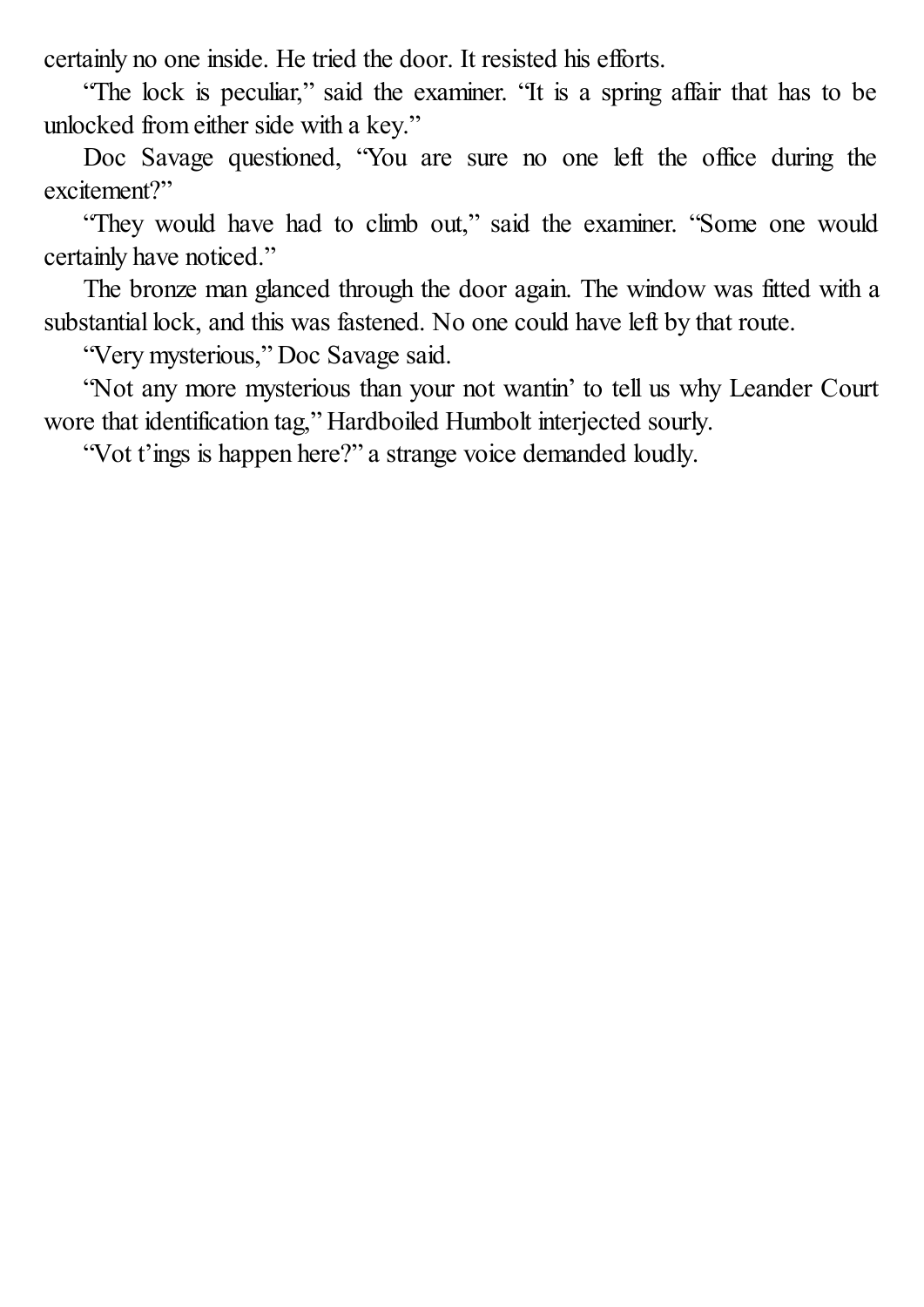certainly no one inside. He tried the door. It resisted his efforts.

"The lock is peculiar," said the examiner. "It is a spring affair that has to be unlocked from either side with a key."

Doc Savage questioned, "You are sure no one left the office during the excitement?"

"They would have had to climb out," said the examiner. "Some one would certainly have noticed."

The bronze man glanced through the door again. The window was fitted with a substantial lock, and this was fastened. No one could have left by that route.

"Very mysterious," Doc Savage said.

"Not any more mysterious than your not wantin' to tell us why Leander Court wore that identification tag," Hardboiled Humbolt interjected sourly.

"Vot t'ings is happen here?" a strange voice demanded loudly.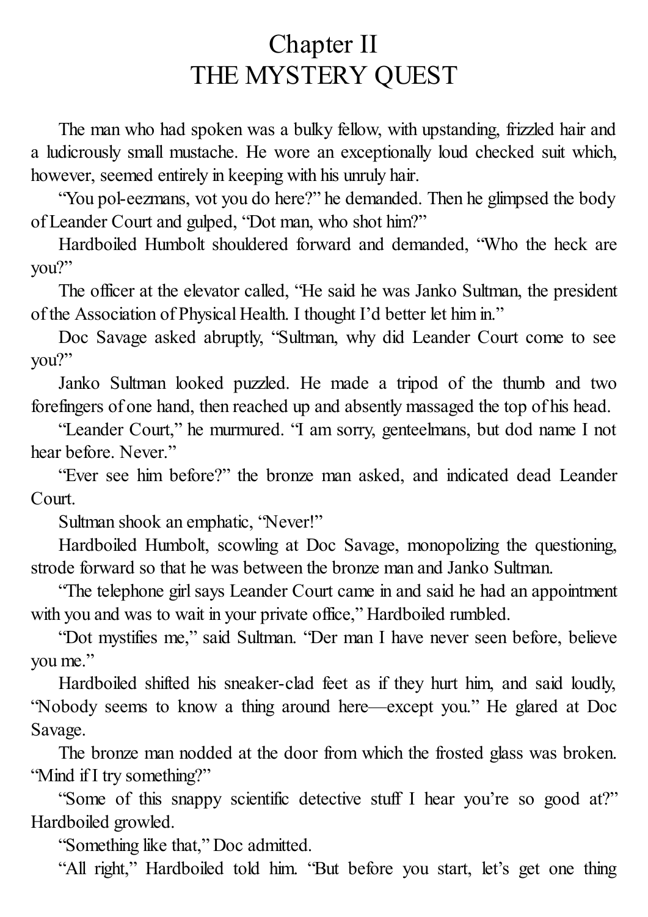# Chapter II
# THE MYSTERY QUEST

The man who had spoken was a bulky fellow, with upstanding, frizzled hair and a ludicrously small mustache. He wore an exceptionally loud checked suit which, however, seemed entirely in keeping with his unruly hair.

"You pol-eezmans, vot you do here?" he demanded. Then he glimpsed the body of Leander Court and gulped, "Dot man, who shot him?"

Hardboiled Humbolt shouldered forward and demanded, "Who the heck are you?"

The officer at the elevator called, "He said he was Janko Sultman, the president of the Association of Physical Health. I thought I'd better let him in."

Doc Savage asked abruptly, "Sultman, why did Leander Court come to see you?"

Janko Sultman looked puzzled. He made a tripod of the thumb and two forefingers of one hand, then reached up and absently massaged the top of his head.

"Leander Court," he murmured. "I am sorry, genteelmans, but dod name I not hear before. Never."

"Ever see him before?" the bronze man asked, and indicated dead Leander Court.

Sultman shook an emphatic, "Never!"

Hardboiled Humbolt, scowling at Doc Savage, monopolizing the questioning, strode forward so that he was between the bronze man and Janko Sultman.

"The telephone girl says Leander Court came in and said he had an appointment with you and was to wait in your private office," Hardboiled rumbled.

"Dot mystifies me," said Sultman. "Der man I have never seen before, believe you me."

Hardboiled shifted his sneaker-clad feet as if they hurt him, and said loudly, "Nobody seems to know a thing around here—except you." He glared at Doc Savage.

The bronze man nodded at the door from which the frosted glass was broken. "Mind if I try something?"

"Some of this snappy scientific detective stuff I hear you're so good at?" Hardboiled growled.

"Something like that," Doc admitted.

"All right," Hardboiled told him. "But before you start, let's get one thing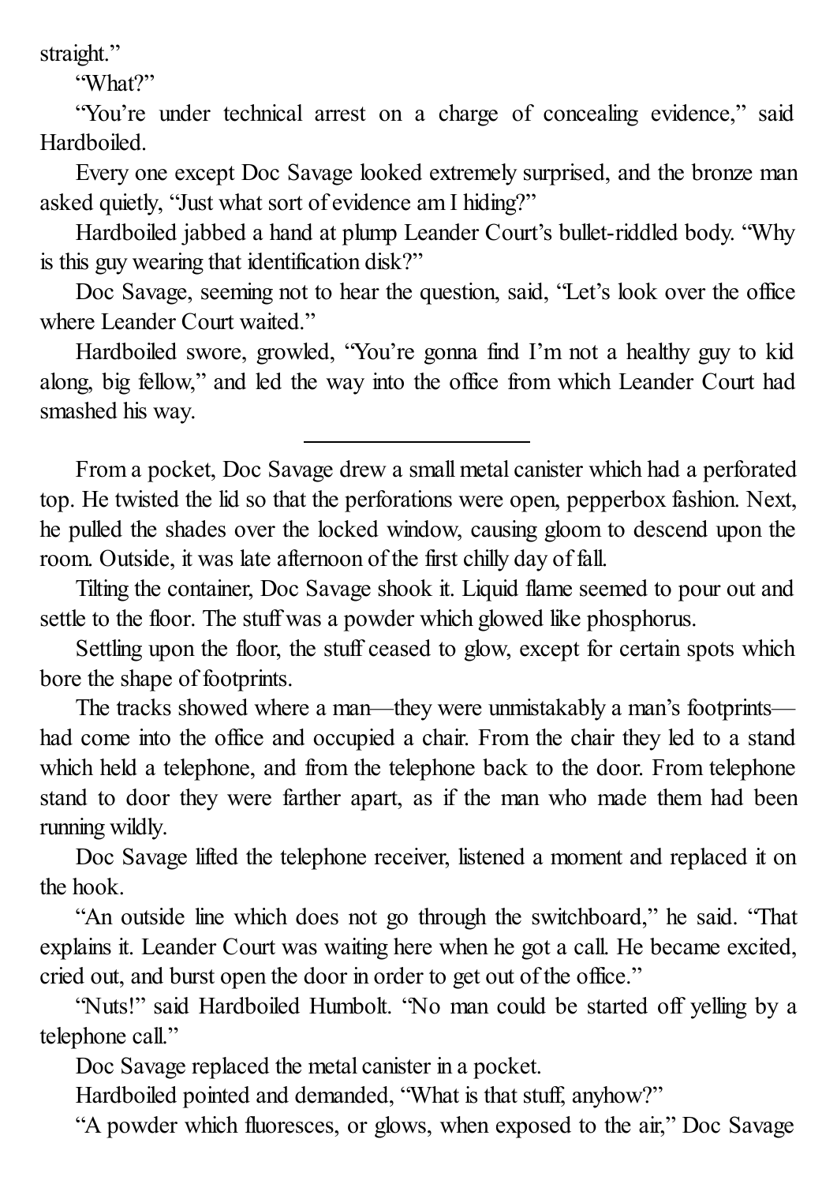straight."

"What?"

"You're under technical arrest on a charge of concealing evidence," said Hardboiled.

Every one except Doc Savage looked extremely surprised, and the bronze man asked quietly, "Just what sort of evidence am I hiding?"

Hardboiled jabbed a hand at plump Leander Court's bullet-riddled body. "Why is this guy wearing that identification disk?"

Doc Savage, seeming not to hear the question, said, "Let's look over the office where Leander Court waited."

Hardboiled swore, growled, "You're gonna find I'm not a healthy guy to kid along, big fellow," and led the way into the office from which Leander Court had smashed his way.

---

From a pocket, Doc Savage drew a small metal canister which had a perforated top. He twisted the lid so that the perforations were open, pepperbox fashion. Next, he pulled the shades over the locked window, causing gloom to descend upon the room. Outside, it was late afternoon of the first chilly day of fall.

Tilting the container, Doc Savage shook it. Liquid flame seemed to pour out and settle to the floor. The stuff was a powder which glowed like phosphorus.

Settling upon the floor, the stuff ceased to glow, except for certain spots which bore the shape of footprints.

The tracks showed where a man—they were unmistakably a man's footprints—had come into the office and occupied a chair. From the chair they led to a stand which held a telephone, and from the telephone back to the door. From telephone stand to door they were farther apart, as if the man who made them had been running wildly.

Doc Savage lifted the telephone receiver, listened a moment and replaced it on the hook.

"An outside line which does not go through the switchboard," he said. "That explains it. Leander Court was waiting here when he got a call. He became excited, cried out, and burst open the door in order to get out of the office."

"Nuts!" said Hardboiled Humbolt. "No man could be started off yelling by a telephone call."

Doc Savage replaced the metal canister in a pocket.

Hardboiled pointed and demanded, "What is that stuff, anyhow?"

"A powder which fluoresces, or glows, when exposed to the air," Doc Savage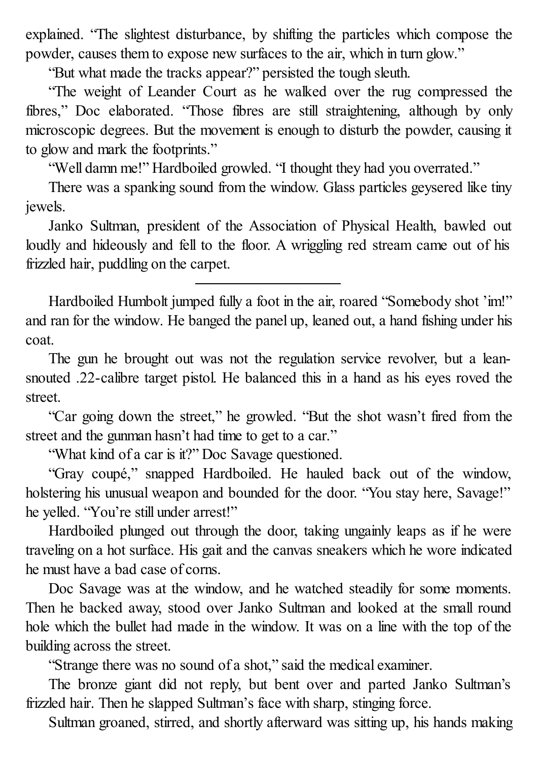explained. "The slightest disturbance, by shifting the particles which compose the powder, causes them to expose new surfaces to the air, which in turn glow."

"But what made the tracks appear?" persisted the tough sleuth.

"The weight of Leander Court as he walked over the rug compressed the fibres," Doc elaborated. "Those fibres are still straightening, although by only microscopic degrees. But the movement is enough to disturb the powder, causing it to glow and mark the footprints."

"Well damn me!" Hardboiled growled. "I thought they had you overrated."

There was a spanking sound from the window. Glass particles geysered like tiny jewels.

Janko Sultman, president of the Association of Physical Health, bawled out loudly and hideously and fell to the floor. A wriggling red stream came out of his frizzled hair, puddling on the carpet.

---

Hardboiled Humbolt jumped fully a foot in the air, roared "Somebody shot 'im!" and ran for the window. He banged the panel up, leaned out, a hand fishing under his coat.

The gun he brought out was not the regulation service revolver, but a lean-snouted .22-calibre target pistol. He balanced this in a hand as his eyes roved the street.

"Car going down the street," he growled. "But the shot wasn't fired from the street and the gunman hasn't had time to get to a car."

"What kind of a car is it?" Doc Savage questioned.

"Gray coupé," snapped Hardboiled. He hauled back out of the window, holstering his unusual weapon and bounded for the door. "You stay here, Savage!" he yelled. "You're still under arrest!"

Hardboiled plunged out through the door, taking ungainly leaps as if he were traveling on a hot surface. His gait and the canvas sneakers which he wore indicated he must have a bad case of corns.

Doc Savage was at the window, and he watched steadily for some moments. Then he backed away, stood over Janko Sultman and looked at the small round hole which the bullet had made in the window. It was on a line with the top of the building across the street.

"Strange there was no sound of a shot," said the medical examiner.

The bronze giant did not reply, but bent over and parted Janko Sultman's frizzled hair. Then he slapped Sultman's face with sharp, stinging force.

Sultman groaned, stirred, and shortly afterward was sitting up, his hands making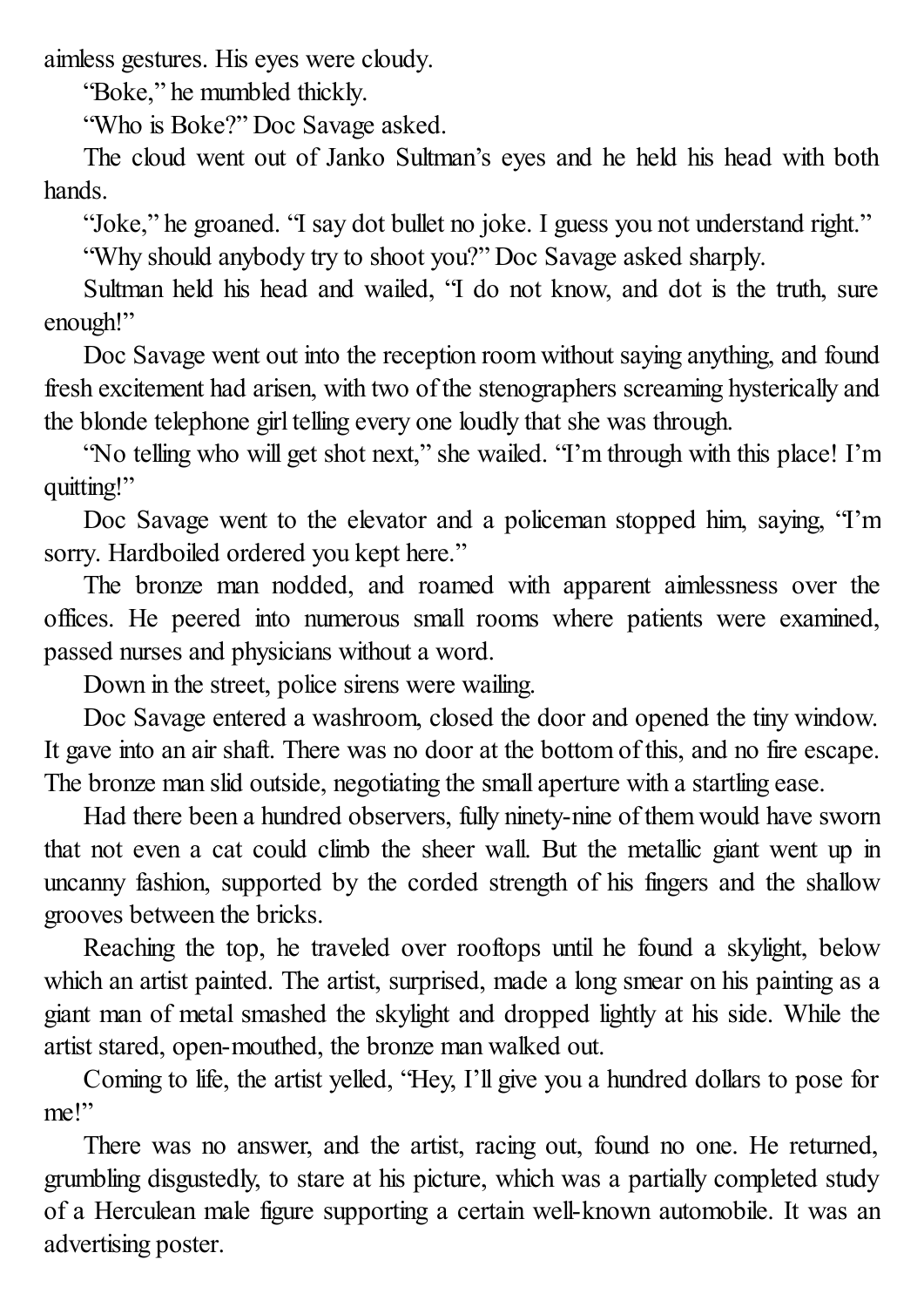aimless gestures. His eyes were cloudy.

"Boke," he mumbled thickly.

"Who is Boke?" Doc Savage asked.

The cloud went out of Janko Sultman's eyes and he held his head with both hands.

"Joke," he groaned. "I say dot bullet no joke. I guess you not understand right."

"Why should anybody try to shoot you?" Doc Savage asked sharply.

Sultman held his head and wailed, "I do not know, and dot is the truth, sure enough!"

Doc Savage went out into the reception room without saying anything, and found fresh excitement had arisen, with two of the stenographers screaming hysterically and the blonde telephone girl telling every one loudly that she was through.

"No telling who will get shot next," she wailed. "I'm through with this place! I'm quitting!"

Doc Savage went to the elevator and a policeman stopped him, saying, "I'm sorry. Hardboiled ordered you kept here."

The bronze man nodded, and roamed with apparent aimlessness over the offices. He peered into numerous small rooms where patients were examined, passed nurses and physicians without a word.

Down in the street, police sirens were wailing.

Doc Savage entered a washroom, closed the door and opened the tiny window. It gave into an air shaft. There was no door at the bottom of this, and no fire escape. The bronze man slid outside, negotiating the small aperture with a startling ease.

Had there been a hundred observers, fully ninety-nine of them would have sworn that not even a cat could climb the sheer wall. But the metallic giant went up in uncanny fashion, supported by the corded strength of his fingers and the shallow grooves between the bricks.

Reaching the top, he traveled over rooftops until he found a skylight, below which an artist painted. The artist, surprised, made a long smear on his painting as a giant man of metal smashed the skylight and dropped lightly at his side. While the artist stared, open-mouthed, the bronze man walked out.

Coming to life, the artist yelled, "Hey, I'll give you a hundred dollars to pose for me!"

There was no answer, and the artist, racing out, found no one. He returned, grumbling disgustedly, to stare at his picture, which was a partially completed study of a Herculean male figure supporting a certain well-known automobile. It was an advertising poster.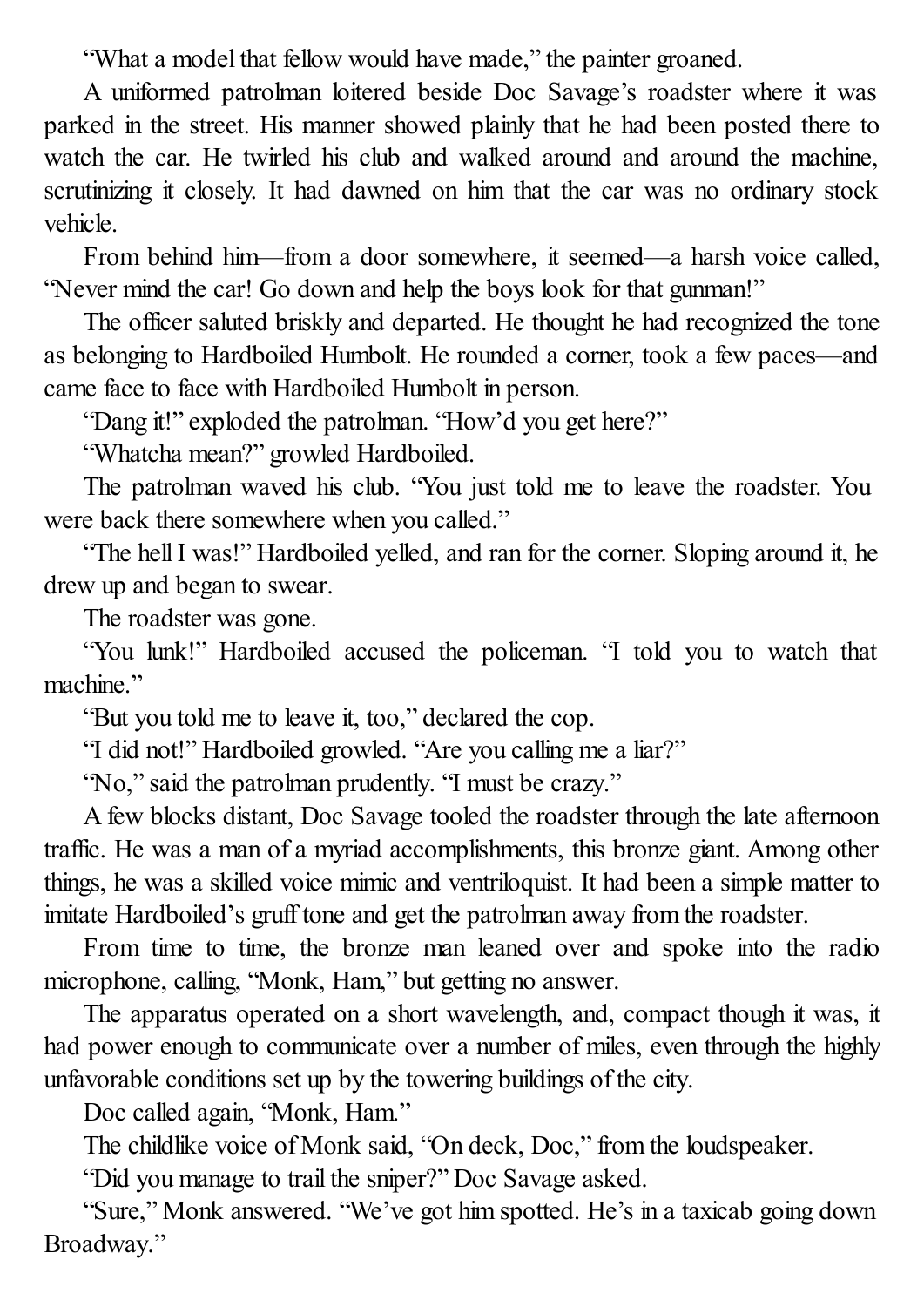"What a model that fellow would have made," the painter groaned.

A uniformed patrolman loitered beside Doc Savage's roadster where it was parked in the street. His manner showed plainly that he had been posted there to watch the car. He twirled his club and walked around and around the machine, scrutinizing it closely. It had dawned on him that the car was no ordinary stock vehicle.

From behind him—from a door somewhere, it seemed—a harsh voice called, "Never mind the car! Go down and help the boys look for that gunman!"

The officer saluted briskly and departed. He thought he had recognized the tone as belonging to Hardboiled Humbolt. He rounded a corner, took a few paces—and came face to face with Hardboiled Humbolt in person.

"Dang it!" exploded the patrolman. "How'd you get here?"

"Whatcha mean?" growled Hardboiled.

The patrolman waved his club. "You just told me to leave the roadster. You were back there somewhere when you called."

"The hell I was!" Hardboiled yelled, and ran for the corner. Sloping around it, he drew up and began to swear.

The roadster was gone.

"You lunk!" Hardboiled accused the policeman. "I told you to watch that machine."

"But you told me to leave it, too," declared the cop.

"I did not!" Hardboiled growled. "Are you calling me a liar?"

"No," said the patrolman prudently. "I must be crazy."

A few blocks distant, Doc Savage tooled the roadster through the late afternoon traffic. He was a man of a myriad accomplishments, this bronze giant. Among other things, he was a skilled voice mimic and ventriloquist. It had been a simple matter to imitate Hardboiled's gruff tone and get the patrolman away from the roadster.

From time to time, the bronze man leaned over and spoke into the radio microphone, calling, "Monk, Ham," but getting no answer.

The apparatus operated on a short wavelength, and, compact though it was, it had power enough to communicate over a number of miles, even through the highly unfavorable conditions set up by the towering buildings of the city.

Doc called again, "Monk, Ham."

The childlike voice of Monk said, "On deck, Doc," from the loudspeaker.

"Did you manage to trail the sniper?" Doc Savage asked.

"Sure," Monk answered. "We've got him spotted. He's in a taxicab going down Broadway."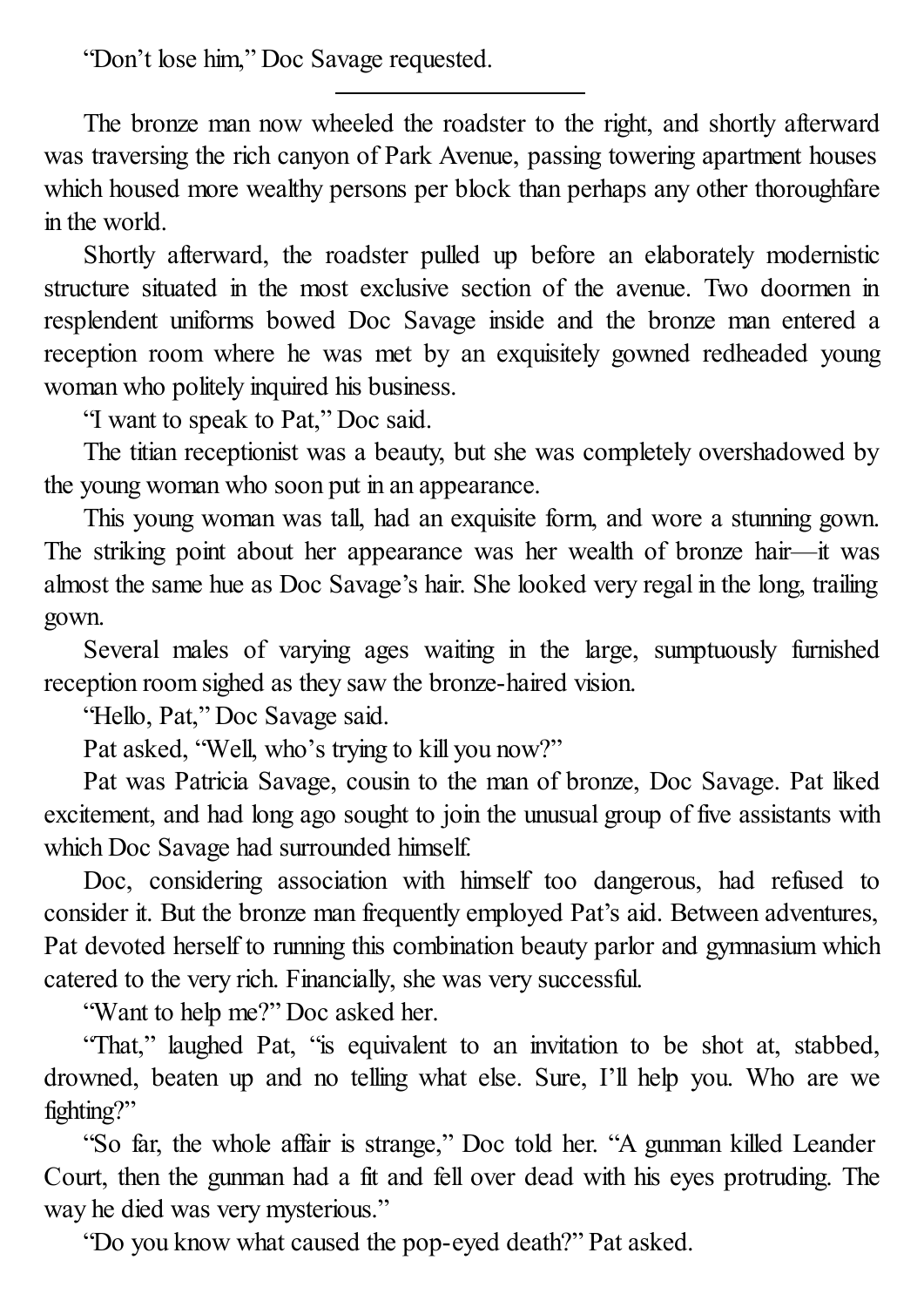"Don't lose him," Doc Savage requested.

---

The bronze man now wheeled the roadster to the right, and shortly afterward was traversing the rich canyon of Park Avenue, passing towering apartment houses which housed more wealthy persons per block than perhaps any other thoroughfare in the world.

Shortly afterward, the roadster pulled up before an elaborately modernistic structure situated in the most exclusive section of the avenue. Two doormen in resplendent uniforms bowed Doc Savage inside and the bronze man entered a reception room where he was met by an exquisitely gowned redheaded young woman who politely inquired his business.

"I want to speak to Pat," Doc said.

The titian receptionist was a beauty, but she was completely overshadowed by the young woman who soon put in an appearance.

This young woman was tall, had an exquisite form, and wore a stunning gown. The striking point about her appearance was her wealth of bronze hair—it was almost the same hue as Doc Savage's hair. She looked very regal in the long, trailing gown.

Several males of varying ages waiting in the large, sumptuously furnished reception room sighed as they saw the bronze-haired vision.

"Hello, Pat," Doc Savage said.

Pat asked, "Well, who's trying to kill you now?"

Pat was Patricia Savage, cousin to the man of bronze, Doc Savage. Pat liked excitement, and had long ago sought to join the unusual group of five assistants with which Doc Savage had surrounded himself.

Doc, considering association with himself too dangerous, had refused to consider it. But the bronze man frequently employed Pat's aid. Between adventures, Pat devoted herself to running this combination beauty parlor and gymnasium which catered to the very rich. Financially, she was very successful.

"Want to help me?" Doc asked her.

"That," laughed Pat, "is equivalent to an invitation to be shot at, stabbed, drowned, beaten up and no telling what else. Sure, I'll help you. Who are we fighting?"

"So far, the whole affair is strange," Doc told her. "A gunman killed Leander Court, then the gunman had a fit and fell over dead with his eyes protruding. The way he died was very mysterious."

"Do you know what caused the pop-eyed death?" Pat asked.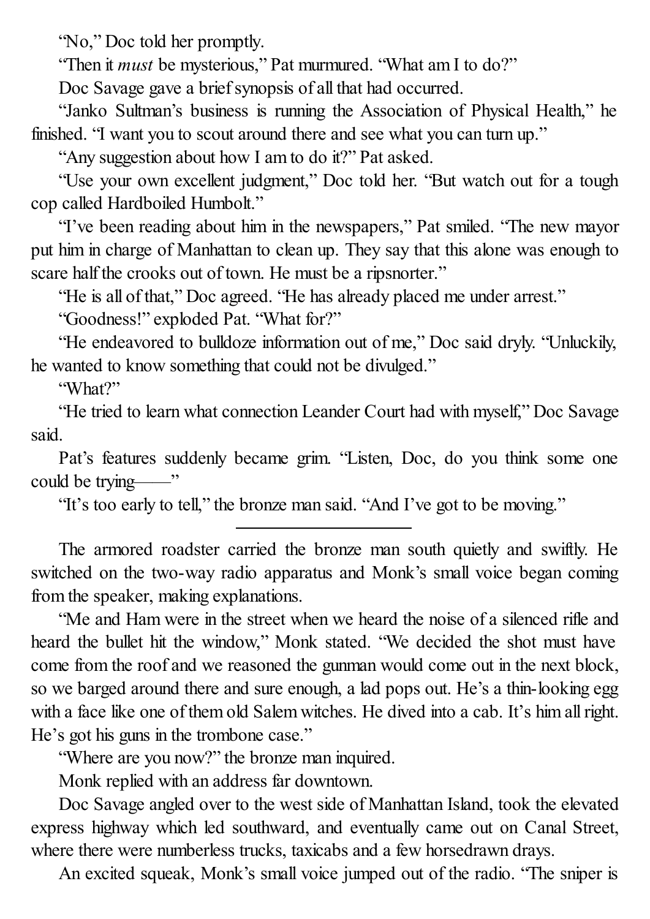"No," Doc told her promptly.

"Then it *must* be mysterious," Pat murmured. "What am I to do?"

Doc Savage gave a brief synopsis of all that had occurred.

"Janko Sultman's business is running the Association of Physical Health," he finished. "I want you to scout around there and see what you can turn up."

"Any suggestion about how I am to do it?" Pat asked.

"Use your own excellent judgment," Doc told her. "But watch out for a tough cop called Hardboiled Humbolt."

"I've been reading about him in the newspapers," Pat smiled. "The new mayor put him in charge of Manhattan to clean up. They say that this alone was enough to scare half the crooks out of town. He must be a ripsnorter."

"He is all of that," Doc agreed. "He has already placed me under arrest."

"Goodness!" exploded Pat. "What for?"

"He endeavored to bulldoze information out of me," Doc said dryly. "Unluckily, he wanted to know something that could not be divulged."

"What?"

"He tried to learn what connection Leander Court had with myself," Doc Savage said.

Pat's features suddenly became grim. "Listen, Doc, do you think some one could be trying——"

"It's too early to tell," the bronze man said. "And I've got to be moving."

---

The armored roadster carried the bronze man south quietly and swiftly. He switched on the two-way radio apparatus and Monk's small voice began coming from the speaker, making explanations.

"Me and Ham were in the street when we heard the noise of a silenced rifle and heard the bullet hit the window," Monk stated. "We decided the shot must have come from the roof and we reasoned the gunman would come out in the next block, so we barged around there and sure enough, a lad pops out. He's a thin-looking egg with a face like one of them old Salem witches. He dived into a cab. It's him all right. He's got his guns in the trombone case."

"Where are you now?" the bronze man inquired.

Monk replied with an address far downtown.

Doc Savage angled over to the west side of Manhattan Island, took the elevated express highway which led southward, and eventually came out on Canal Street, where there were numberless trucks, taxicabs and a few horsedrawn drays.

An excited squeak, Monk's small voice jumped out of the radio. "The sniper is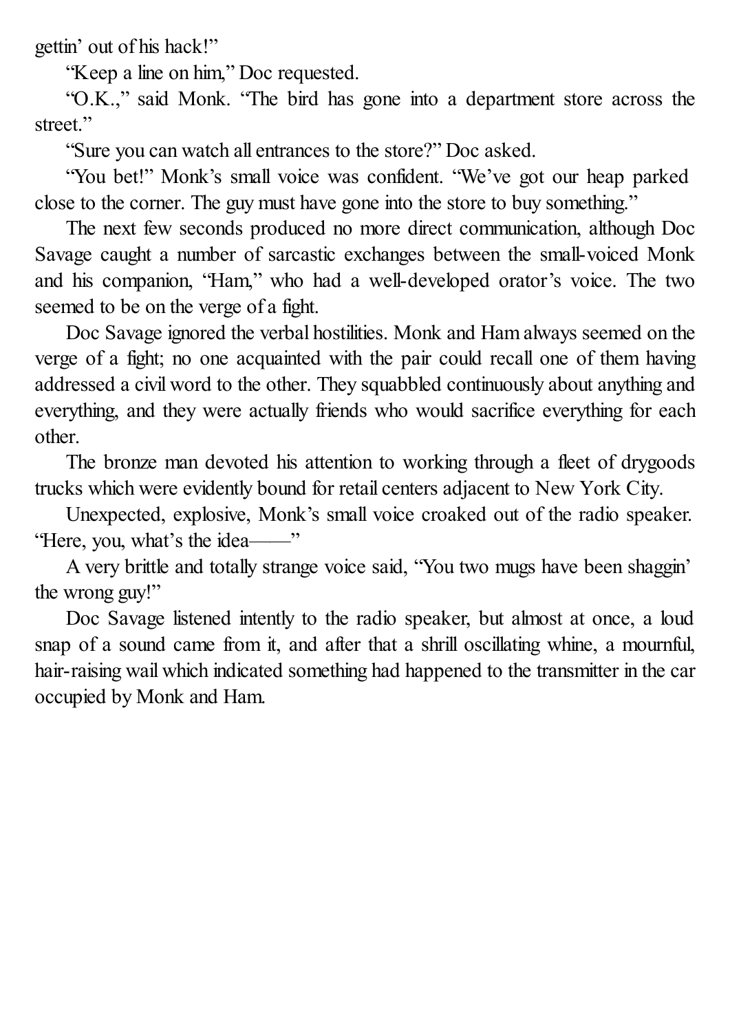gettin' out of his hack!"

"Keep a line on him," Doc requested.

"O.K.," said Monk. "The bird has gone into a department store across the street."

"Sure you can watch all entrances to the store?" Doc asked.

"You bet!" Monk's small voice was confident. "We've got our heap parked close to the corner. The guy must have gone into the store to buy something."

The next few seconds produced no more direct communication, although Doc Savage caught a number of sarcastic exchanges between the small-voiced Monk and his companion, "Ham," who had a well-developed orator's voice. The two seemed to be on the verge of a fight.

Doc Savage ignored the verbal hostilities. Monk and Ham always seemed on the verge of a fight; no one acquainted with the pair could recall one of them having addressed a civil word to the other. They squabbled continuously about anything and everything, and they were actually friends who would sacrifice everything for each other.

The bronze man devoted his attention to working through a fleet of drygoods trucks which were evidently bound for retail centers adjacent to New York City.

Unexpected, explosive, Monk's small voice croaked out of the radio speaker. "Here, you, what's the idea——"

A very brittle and totally strange voice said, "You two mugs have been shaggin' the wrong guy!"

Doc Savage listened intently to the radio speaker, but almost at once, a loud snap of a sound came from it, and after that a shrill oscillating whine, a mournful, hair-raising wail which indicated something had happened to the transmitter in the car occupied by Monk and Ham.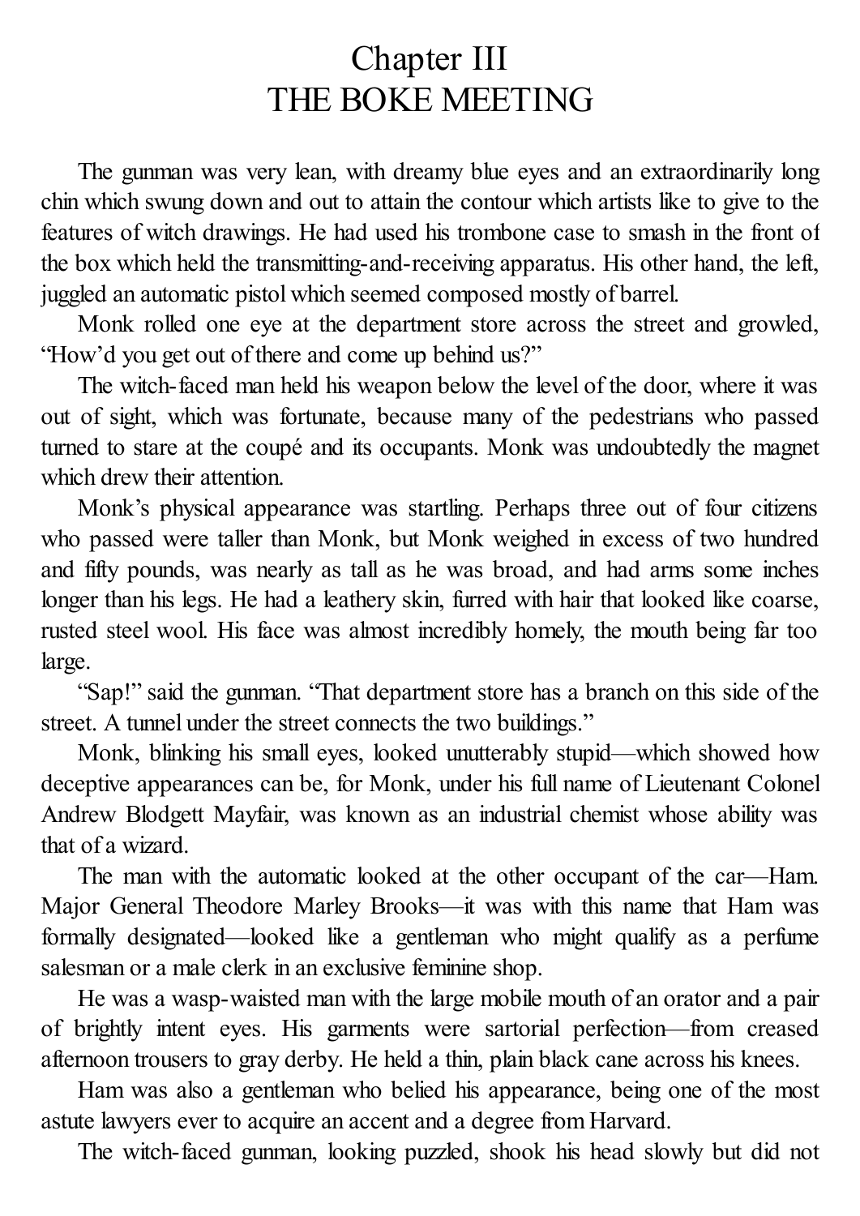# Chapter III
# THE BOKE MEETING

The gunman was very lean, with dreamy blue eyes and an extraordinarily long chin which swung down and out to attain the contour which artists like to give to the features of witch drawings. He had used his trombone case to smash in the front of the box which held the transmitting-and-receiving apparatus. His other hand, the left, juggled an automatic pistol which seemed composed mostly of barrel.

Monk rolled one eye at the department store across the street and growled, "How'd you get out of there and come up behind us?"

The witch-faced man held his weapon below the level of the door, where it was out of sight, which was fortunate, because many of the pedestrians who passed turned to stare at the coupé and its occupants. Monk was undoubtedly the magnet which drew their attention.

Monk's physical appearance was startling. Perhaps three out of four citizens who passed were taller than Monk, but Monk weighed in excess of two hundred and fifty pounds, was nearly as tall as he was broad, and had arms some inches longer than his legs. He had a leathery skin, furred with hair that looked like coarse, rusted steel wool. His face was almost incredibly homely, the mouth being far too large.

"Sap!" said the gunman. "That department store has a branch on this side of the street. A tunnel under the street connects the two buildings."

Monk, blinking his small eyes, looked unutterably stupid—which showed how deceptive appearances can be, for Monk, under his full name of Lieutenant Colonel Andrew Blodgett Mayfair, was known as an industrial chemist whose ability was that of a wizard.

The man with the automatic looked at the other occupant of the car—Ham. Major General Theodore Marley Brooks—it was with this name that Ham was formally designated—looked like a gentleman who might qualify as a perfume salesman or a male clerk in an exclusive feminine shop.

He was a wasp-waisted man with the large mobile mouth of an orator and a pair of brightly intent eyes. His garments were sartorial perfection—from creased afternoon trousers to gray derby. He held a thin, plain black cane across his knees.

Ham was also a gentleman who belied his appearance, being one of the most astute lawyers ever to acquire an accent and a degree from Harvard.

The witch-faced gunman, looking puzzled, shook his head slowly but did not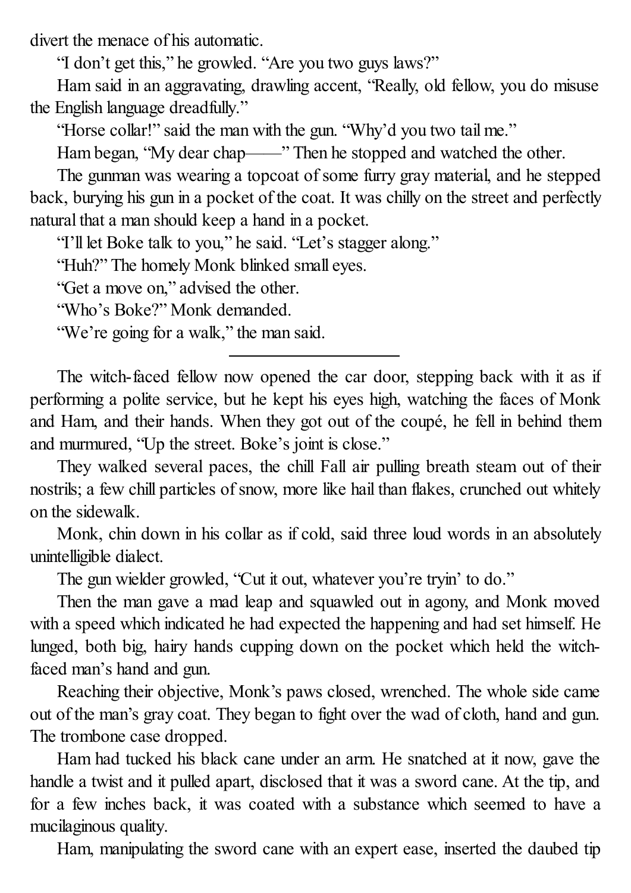divert the menace of his automatic.

"I don't get this," he growled. "Are you two guys laws?"

Ham said in an aggravating, drawling accent, "Really, old fellow, you do misuse the English language dreadfully."

"Horse collar!" said the man with the gun. "Why'd you two tail me."

Ham began, "My dear chap——" Then he stopped and watched the other.

The gunman was wearing a topcoat of some furry gray material, and he stepped back, burying his gun in a pocket of the coat. It was chilly on the street and perfectly natural that a man should keep a hand in a pocket.

"I'll let Boke talk to you," he said. "Let's stagger along."

"Huh?" The homely Monk blinked small eyes.

"Get a move on," advised the other.

"Who's Boke?" Monk demanded.

"We're going for a walk," the man said.

---

The witch-faced fellow now opened the car door, stepping back with it as if performing a polite service, but he kept his eyes high, watching the faces of Monk and Ham, and their hands. When they got out of the coupé, he fell in behind them and murmured, "Up the street. Boke's joint is close."

They walked several paces, the chill Fall air pulling breath steam out of their nostrils; a few chill particles of snow, more like hail than flakes, crunched out whitely on the sidewalk.

Monk, chin down in his collar as if cold, said three loud words in an absolutely unintelligible dialect.

The gun wielder growled, "Cut it out, whatever you're tryin' to do."

Then the man gave a mad leap and squawled out in agony, and Monk moved with a speed which indicated he had expected the happening and had set himself. He lunged, both big, hairy hands cupping down on the pocket which held the witch-faced man's hand and gun.

Reaching their objective, Monk's paws closed, wrenched. The whole side came out of the man's gray coat. They began to fight over the wad of cloth, hand and gun. The trombone case dropped.

Ham had tucked his black cane under an arm. He snatched at it now, gave the handle a twist and it pulled apart, disclosed that it was a sword cane. At the tip, and for a few inches back, it was coated with a substance which seemed to have a mucilaginous quality.

Ham, manipulating the sword cane with an expert ease, inserted the daubed tip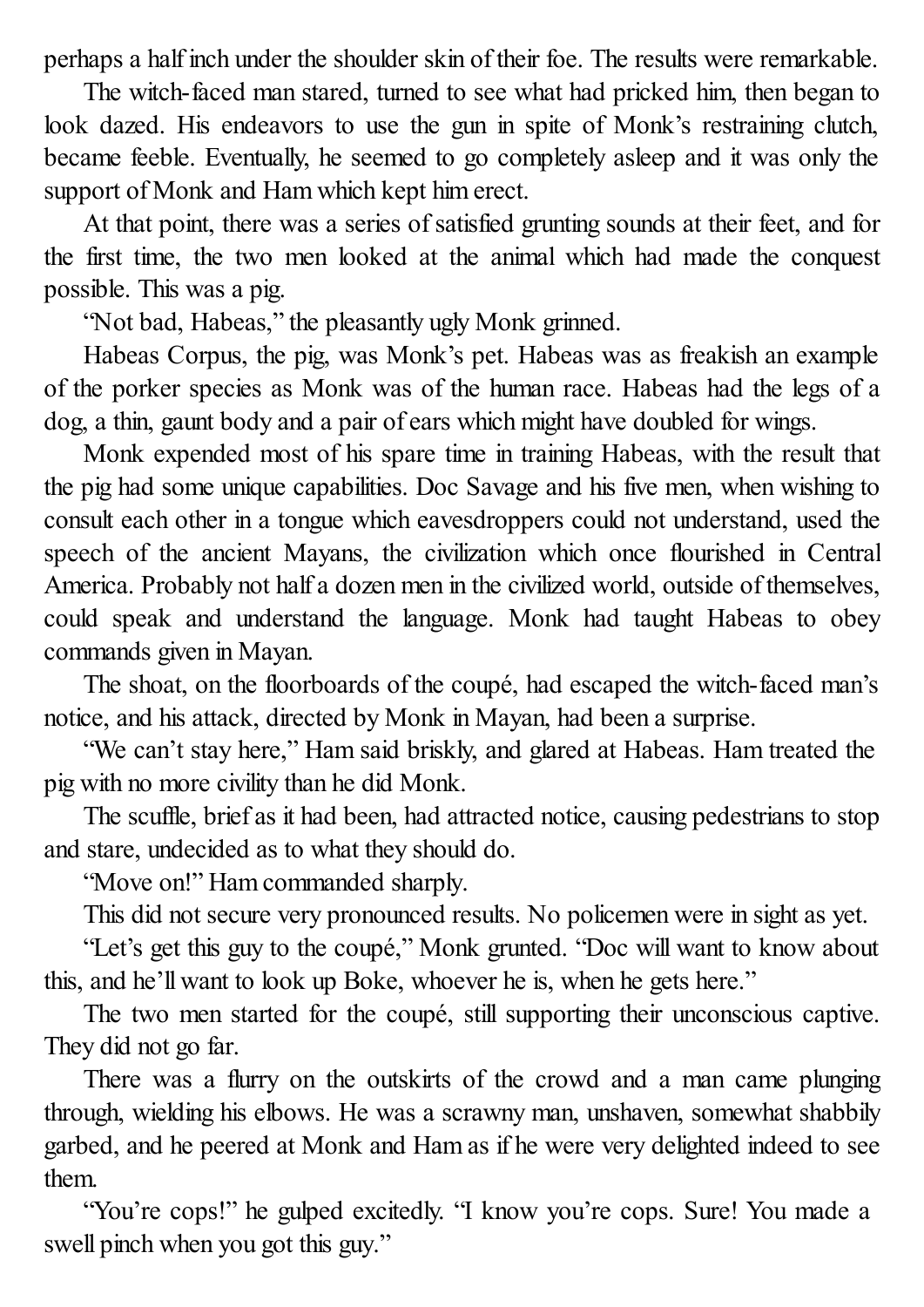perhaps a half inch under the shoulder skin of their foe. The results were remarkable.

The witch-faced man stared, turned to see what had pricked him, then began to look dazed. His endeavors to use the gun in spite of Monk's restraining clutch, became feeble. Eventually, he seemed to go completely asleep and it was only the support of Monk and Ham which kept him erect.

At that point, there was a series of satisfied grunting sounds at their feet, and for the first time, the two men looked at the animal which had made the conquest possible. This was a pig.

"Not bad, Habeas," the pleasantly ugly Monk grinned.

Habeas Corpus, the pig, was Monk's pet. Habeas was as freakish an example of the porker species as Monk was of the human race. Habeas had the legs of a dog, a thin, gaunt body and a pair of ears which might have doubled for wings.

Monk expended most of his spare time in training Habeas, with the result that the pig had some unique capabilities. Doc Savage and his five men, when wishing to consult each other in a tongue which eavesdroppers could not understand, used the speech of the ancient Mayans, the civilization which once flourished in Central America. Probably not half a dozen men in the civilized world, outside of themselves, could speak and understand the language. Monk had taught Habeas to obey commands given in Mayan.

The shoat, on the floorboards of the coupé, had escaped the witch-faced man's notice, and his attack, directed by Monk in Mayan, had been a surprise.

"We can't stay here," Ham said briskly, and glared at Habeas. Ham treated the pig with no more civility than he did Monk.

The scuffle, brief as it had been, had attracted notice, causing pedestrians to stop and stare, undecided as to what they should do.

"Move on!" Ham commanded sharply.

This did not secure very pronounced results. No policemen were in sight as yet.

"Let's get this guy to the coupé," Monk grunted. "Doc will want to know about this, and he'll want to look up Boke, whoever he is, when he gets here."

The two men started for the coupé, still supporting their unconscious captive. They did not go far.

There was a flurry on the outskirts of the crowd and a man came plunging through, wielding his elbows. He was a scrawny man, unshaven, somewhat shabbily garbed, and he peered at Monk and Ham as if he were very delighted indeed to see them.

"You're cops!" he gulped excitedly. "I know you're cops. Sure! You made a swell pinch when you got this guy."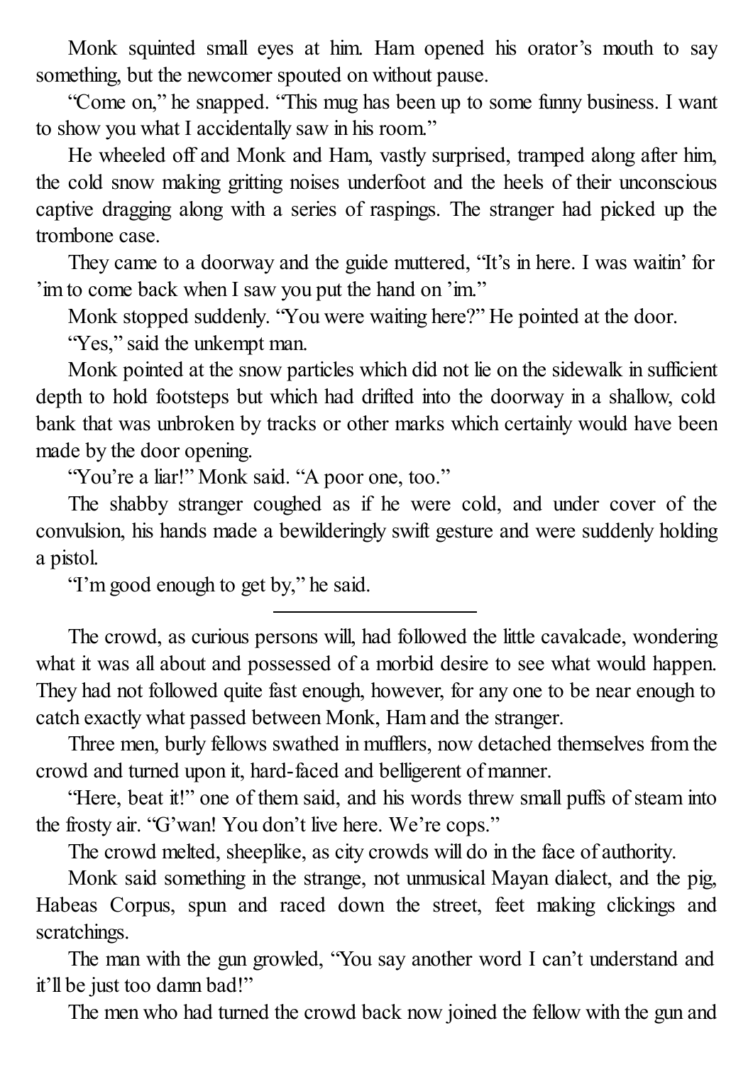Monk squinted small eyes at him. Ham opened his orator's mouth to say something, but the newcomer spouted on without pause.

"Come on," he snapped. "This mug has been up to some funny business. I want to show you what I accidentally saw in his room."

He wheeled off and Monk and Ham, vastly surprised, tramped along after him, the cold snow making gritting noises underfoot and the heels of their unconscious captive dragging along with a series of raspings. The stranger had picked up the trombone case.

They came to a doorway and the guide muttered, "It's in here. I was waitin' for 'im to come back when I saw you put the hand on 'im."

Monk stopped suddenly. "You were waiting here?" He pointed at the door.

"Yes," said the unkempt man.

Monk pointed at the snow particles which did not lie on the sidewalk in sufficient depth to hold footsteps but which had drifted into the doorway in a shallow, cold bank that was unbroken by tracks or other marks which certainly would have been made by the door opening.

"You're a liar!" Monk said. "A poor one, too."

The shabby stranger coughed as if he were cold, and under cover of the convulsion, his hands made a bewilderingly swift gesture and were suddenly holding a pistol.

"I'm good enough to get by," he said.

---

The crowd, as curious persons will, had followed the little cavalcade, wondering what it was all about and possessed of a morbid desire to see what would happen. They had not followed quite fast enough, however, for any one to be near enough to catch exactly what passed between Monk, Ham and the stranger.

Three men, burly fellows swathed in mufflers, now detached themselves from the crowd and turned upon it, hard-faced and belligerent of manner.

"Here, beat it!" one of them said, and his words threw small puffs of steam into the frosty air. "G'wan! You don't live here. We're cops."

The crowd melted, sheeplike, as city crowds will do in the face of authority.

Monk said something in the strange, not unmusical Mayan dialect, and the pig, Habeas Corpus, spun and raced down the street, feet making clickings and scratchings.

The man with the gun growled, "You say another word I can't understand and it'll be just too damn bad!"

The men who had turned the crowd back now joined the fellow with the gun and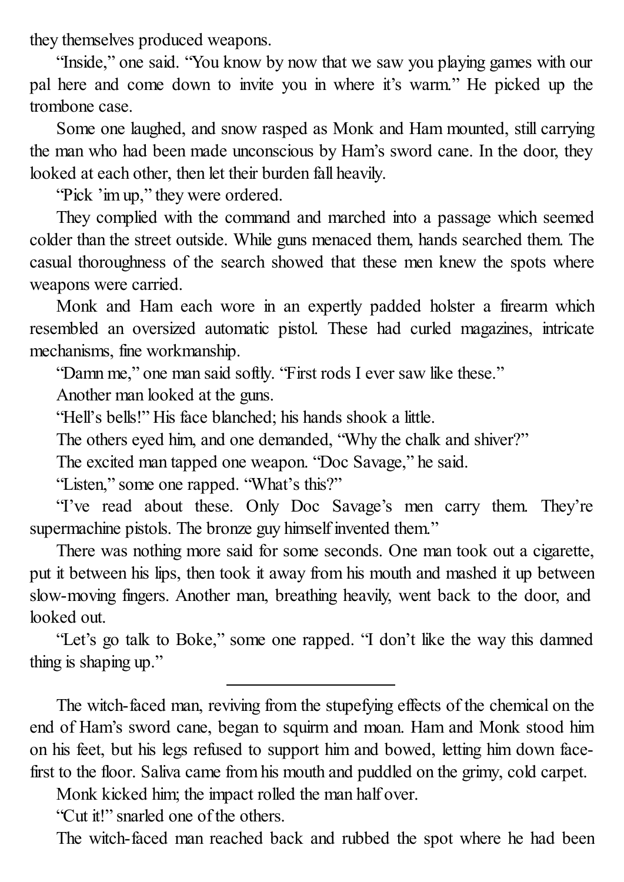they themselves produced weapons.

"Inside," one said. "You know by now that we saw you playing games with our pal here and come down to invite you in where it's warm." He picked up the trombone case.

Some one laughed, and snow rasped as Monk and Ham mounted, still carrying the man who had been made unconscious by Ham's sword cane. In the door, they looked at each other, then let their burden fall heavily.

"Pick 'im up," they were ordered.

They complied with the command and marched into a passage which seemed colder than the street outside. While guns menaced them, hands searched them. The casual thoroughness of the search showed that these men knew the spots where weapons were carried.

Monk and Ham each wore in an expertly padded holster a firearm which resembled an oversized automatic pistol. These had curled magazines, intricate mechanisms, fine workmanship.

"Damn me," one man said softly. "First rods I ever saw like these."

Another man looked at the guns.

"Hell's bells!" His face blanched; his hands shook a little.

The others eyed him, and one demanded, "Why the chalk and shiver?"

The excited man tapped one weapon. "Doc Savage," he said.

"Listen," some one rapped. "What's this?"

"I've read about these. Only Doc Savage's men carry them. They're supermachine pistols. The bronze guy himself invented them."

There was nothing more said for some seconds. One man took out a cigarette, put it between his lips, then took it away from his mouth and mashed it up between slow-moving fingers. Another man, breathing heavily, went back to the door, and looked out.

"Let's go talk to Boke," some one rapped. "I don't like the way this damned thing is shaping up."

---

The witch-faced man, reviving from the stupefying effects of the chemical on the end of Ham's sword cane, began to squirm and moan. Ham and Monk stood him on his feet, but his legs refused to support him and bowed, letting him down face-first to the floor. Saliva came from his mouth and puddled on the grimy, cold carpet.

Monk kicked him; the impact rolled the man half over.

"Cut it!" snarled one of the others.

The witch-faced man reached back and rubbed the spot where he had been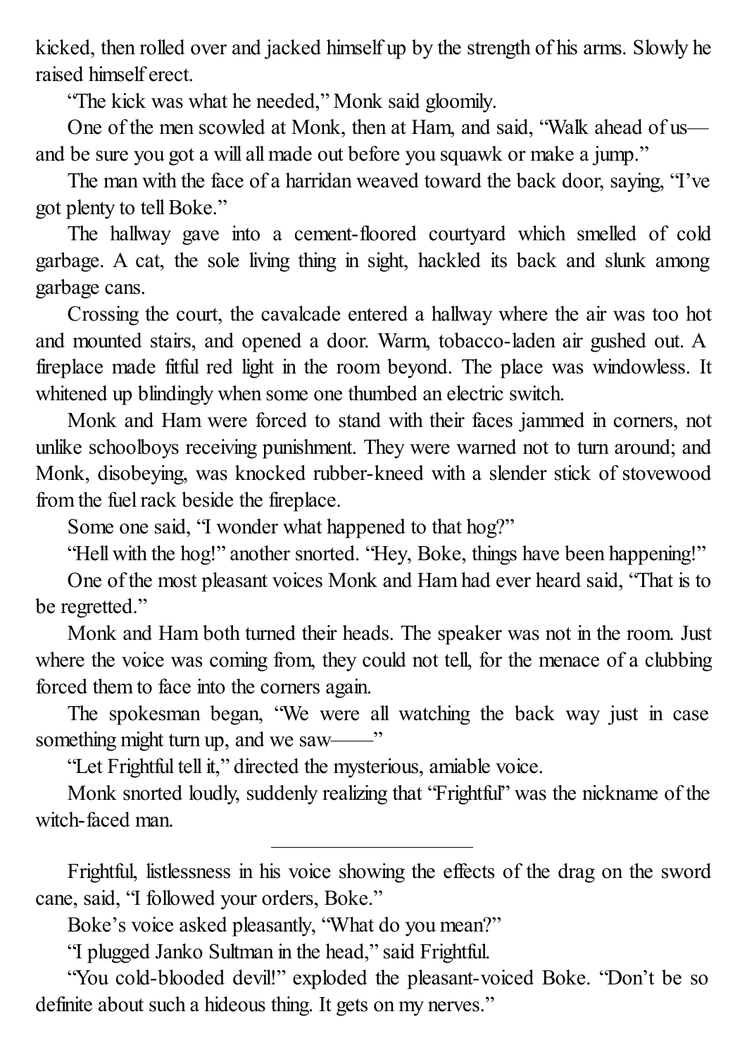kicked, then rolled over and jacked himself up by the strength of his arms. Slowly he raised himself erect.

"The kick was what he needed," Monk said gloomily.

One of the men scowled at Monk, then at Ham, and said, "Walk ahead of us—and be sure you got a will all made out before you squawk or make a jump."

The man with the face of a harridan weaved toward the back door, saying, "I've got plenty to tell Boke."

The hallway gave into a cement-floored courtyard which smelled of cold garbage. A cat, the sole living thing in sight, hackled its back and slunk among garbage cans.

Crossing the court, the cavalcade entered a hallway where the air was too hot and mounted stairs, and opened a door. Warm, tobacco-laden air gushed out. A fireplace made fitful red light in the room beyond. The place was windowless. It whitened up blindingly when some one thumbed an electric switch.

Monk and Ham were forced to stand with their faces jammed in corners, not unlike schoolboys receiving punishment. They were warned not to turn around; and Monk, disobeying, was knocked rubber-kneed with a slender stick of stovewood from the fuel rack beside the fireplace.

Some one said, "I wonder what happened to that hog?"

"Hell with the hog!" another snorted. "Hey, Boke, things have been happening!"

One of the most pleasant voices Monk and Ham had ever heard said, "That is to be regretted."

Monk and Ham both turned their heads. The speaker was not in the room. Just where the voice was coming from, they could not tell, for the menace of a clubbing forced them to face into the corners again.

The spokesman began, "We were all watching the back way just in case something might turn up, and we saw——"

"Let Frightful tell it," directed the mysterious, amiable voice.

Monk snorted loudly, suddenly realizing that "Frightful" was the nickname of the witch-faced man.

---

Frightful, listlessness in his voice showing the effects of the drag on the sword cane, said, "I followed your orders, Boke."

Boke's voice asked pleasantly, "What do you mean?"

"I plugged Janko Sultman in the head," said Frightful.

"You cold-blooded devil!" exploded the pleasant-voiced Boke. "Don't be so definite about such a hideous thing. It gets on my nerves."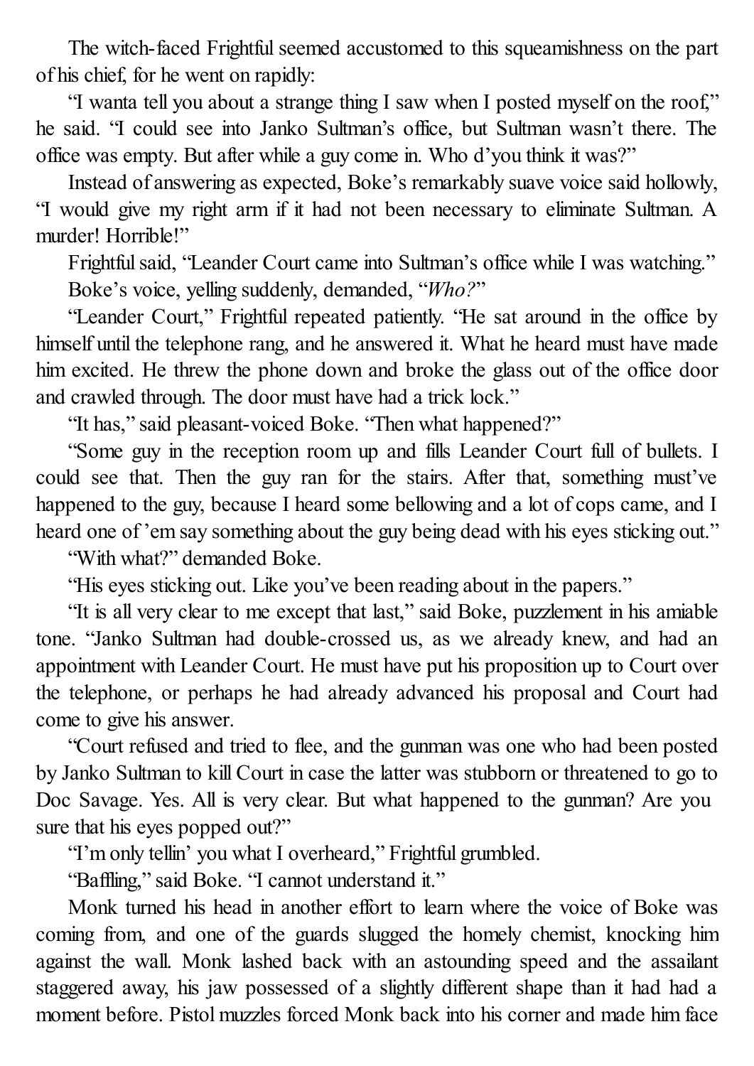The witch-faced Frightful seemed accustomed to this squeamishness on the part of his chief, for he went on rapidly:

"I wanta tell you about a strange thing I saw when I posted myself on the roof," he said. "I could see into Janko Sultman's office, but Sultman wasn't there. The office was empty. But after while a guy come in. Who d'you think it was?"

Instead of answering as expected, Boke's remarkably suave voice said hollowly, "I would give my right arm if it had not been necessary to eliminate Sultman. A murder! Horrible!"

Frightful said, "Leander Court came into Sultman's office while I was watching."

Boke's voice, yelling suddenly, demanded, "*Who?*"

"Leander Court," Frightful repeated patiently. "He sat around in the office by himself until the telephone rang, and he answered it. What he heard must have made him excited. He threw the phone down and broke the glass out of the office door and crawled through. The door must have had a trick lock."

"It has," said pleasant-voiced Boke. "Then what happened?"

"Some guy in the reception room up and fills Leander Court full of bullets. I could see that. Then the guy ran for the stairs. After that, something must've happened to the guy, because I heard some bellowing and a lot of cops came, and I heard one of 'em say something about the guy being dead with his eyes sticking out."

"With what?" demanded Boke.

"His eyes sticking out. Like you've been reading about in the papers."

"It is all very clear to me except that last," said Boke, puzzlement in his amiable tone. "Janko Sultman had double-crossed us, as we already knew, and had an appointment with Leander Court. He must have put his proposition up to Court over the telephone, or perhaps he had already advanced his proposal and Court had come to give his answer.

"Court refused and tried to flee, and the gunman was one who had been posted by Janko Sultman to kill Court in case the latter was stubborn or threatened to go to Doc Savage. Yes. All is very clear. But what happened to the gunman? Are you sure that his eyes popped out?"

"I'm only tellin' you what I overheard," Frightful grumbled.

"Baffling," said Boke. "I cannot understand it."

Monk turned his head in another effort to learn where the voice of Boke was coming from, and one of the guards slugged the homely chemist, knocking him against the wall. Monk lashed back with an astounding speed and the assailant staggered away, his jaw possessed of a slightly different shape than it had had a moment before. Pistol muzzles forced Monk back into his corner and made him face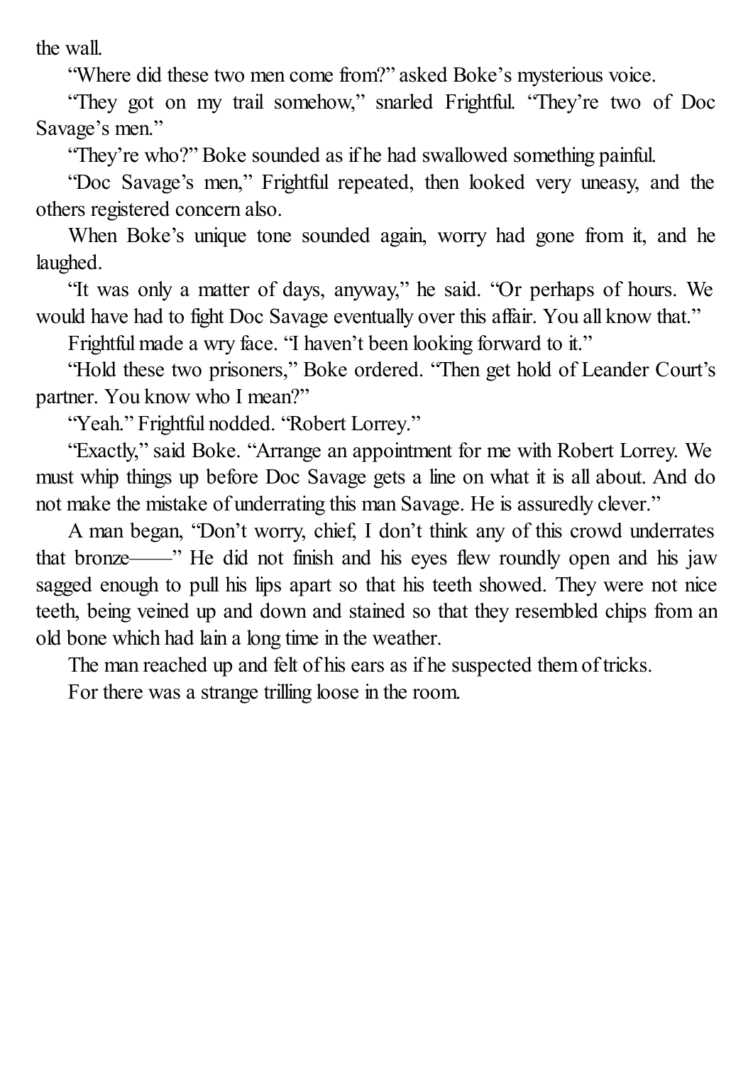the wall.

"Where did these two men come from?" asked Boke's mysterious voice.

"They got on my trail somehow," snarled Frightful. "They're two of Doc Savage's men."

"They're who?" Boke sounded as if he had swallowed something painful.

"Doc Savage's men," Frightful repeated, then looked very uneasy, and the others registered concern also.

When Boke's unique tone sounded again, worry had gone from it, and he laughed.

"It was only a matter of days, anyway," he said. "Or perhaps of hours. We would have had to fight Doc Savage eventually over this affair. You all know that."

Frightful made a wry face. "I haven't been looking forward to it."

"Hold these two prisoners," Boke ordered. "Then get hold of Leander Court's partner. You know who I mean?"

"Yeah." Frightful nodded. "Robert Lorrey."

"Exactly," said Boke. "Arrange an appointment for me with Robert Lorrey. We must whip things up before Doc Savage gets a line on what it is all about. And do not make the mistake of underrating this man Savage. He is assuredly clever."

A man began, "Don't worry, chief, I don't think any of this crowd underrates that bronze——" He did not finish and his eyes flew roundly open and his jaw sagged enough to pull his lips apart so that his teeth showed. They were not nice teeth, being veined up and down and stained so that they resembled chips from an old bone which had lain a long time in the weather.

The man reached up and felt of his ears as if he suspected them of tricks.

For there was a strange trilling loose in the room.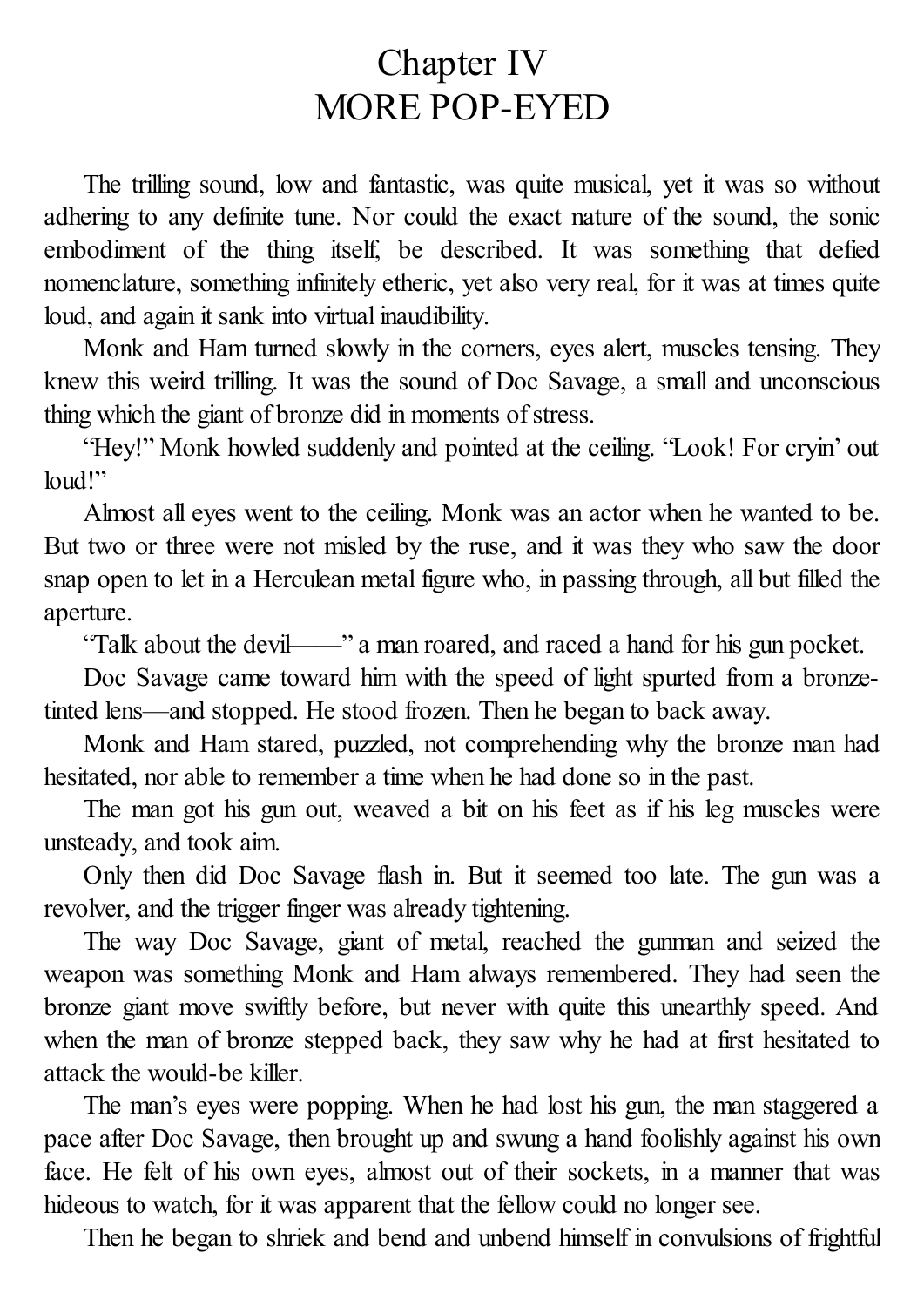# Chapter IV
# MORE POP-EYED

The trilling sound, low and fantastic, was quite musical, yet it was so without adhering to any definite tune. Nor could the exact nature of the sound, the sonic embodiment of the thing itself, be described. It was something that defied nomenclature, something infinitely etheric, yet also very real, for it was at times quite loud, and again it sank into virtual inaudibility.

Monk and Ham turned slowly in the corners, eyes alert, muscles tensing. They knew this weird trilling. It was the sound of Doc Savage, a small and unconscious thing which the giant of bronze did in moments of stress.

"Hey!" Monk howled suddenly and pointed at the ceiling. "Look! For cryin' out loud!"

Almost all eyes went to the ceiling. Monk was an actor when he wanted to be. But two or three were not misled by the ruse, and it was they who saw the door snap open to let in a Herculean metal figure who, in passing through, all but filled the aperture.

"Talk about the devil——" a man roared, and raced a hand for his gun pocket.

Doc Savage came toward him with the speed of light spurted from a bronze-tinted lens—and stopped. He stood frozen. Then he began to back away.

Monk and Ham stared, puzzled, not comprehending why the bronze man had hesitated, nor able to remember a time when he had done so in the past.

The man got his gun out, weaved a bit on his feet as if his leg muscles were unsteady, and took aim.

Only then did Doc Savage flash in. But it seemed too late. The gun was a revolver, and the trigger finger was already tightening.

The way Doc Savage, giant of metal, reached the gunman and seized the weapon was something Monk and Ham always remembered. They had seen the bronze giant move swiftly before, but never with quite this unearthly speed. And when the man of bronze stepped back, they saw why he had at first hesitated to attack the would-be killer.

The man's eyes were popping. When he had lost his gun, the man staggered a pace after Doc Savage, then brought up and swung a hand foolishly against his own face. He felt of his own eyes, almost out of their sockets, in a manner that was hideous to watch, for it was apparent that the fellow could no longer see.

Then he began to shriek and bend and unbend himself in convulsions of frightful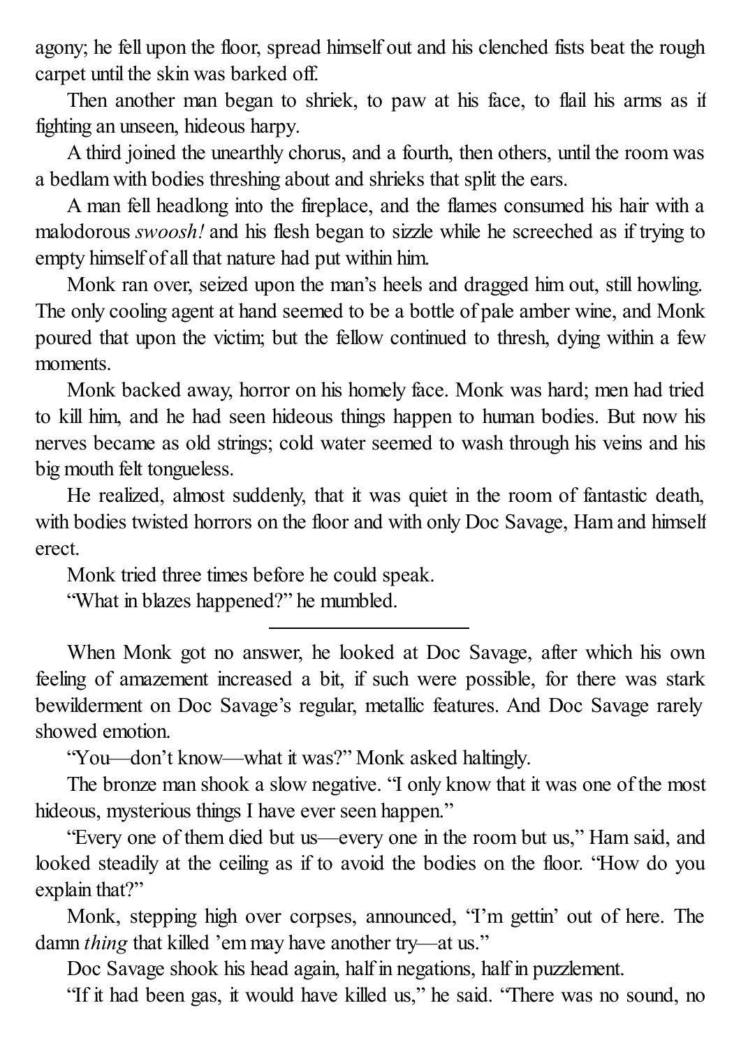agony; he fell upon the floor, spread himself out and his clenched fists beat the rough carpet until the skin was barked off.

Then another man began to shriek, to paw at his face, to flail his arms as if fighting an unseen, hideous harpy.

A third joined the unearthly chorus, and a fourth, then others, until the room was a bedlam with bodies threshing about and shrieks that split the ears.

A man fell headlong into the fireplace, and the flames consumed his hair with a malodorous *swoosh!* and his flesh began to sizzle while he screeched as if trying to empty himself of all that nature had put within him.

Monk ran over, seized upon the man's heels and dragged him out, still howling. The only cooling agent at hand seemed to be a bottle of pale amber wine, and Monk poured that upon the victim; but the fellow continued to thresh, dying within a few moments.

Monk backed away, horror on his homely face. Monk was hard; men had tried to kill him, and he had seen hideous things happen to human bodies. But now his nerves became as old strings; cold water seemed to wash through his veins and his big mouth felt tongueless.

He realized, almost suddenly, that it was quiet in the room of fantastic death, with bodies twisted horrors on the floor and with only Doc Savage, Ham and himself erect.

Monk tried three times before he could speak.

"What in blazes happened?" he mumbled.

---

When Monk got no answer, he looked at Doc Savage, after which his own feeling of amazement increased a bit, if such were possible, for there was stark bewilderment on Doc Savage's regular, metallic features. And Doc Savage rarely showed emotion.

"You—don't know—what it was?" Monk asked haltingly.

The bronze man shook a slow negative. "I only know that it was one of the most hideous, mysterious things I have ever seen happen."

"Every one of them died but us—every one in the room but us," Ham said, and looked steadily at the ceiling as if to avoid the bodies on the floor. "How do you explain that?"

Monk, stepping high over corpses, announced, "I'm gettin' out of here. The damn *thing* that killed 'em may have another try—at us."

Doc Savage shook his head again, half in negations, half in puzzlement.

"If it had been gas, it would have killed us," he said. "There was no sound, no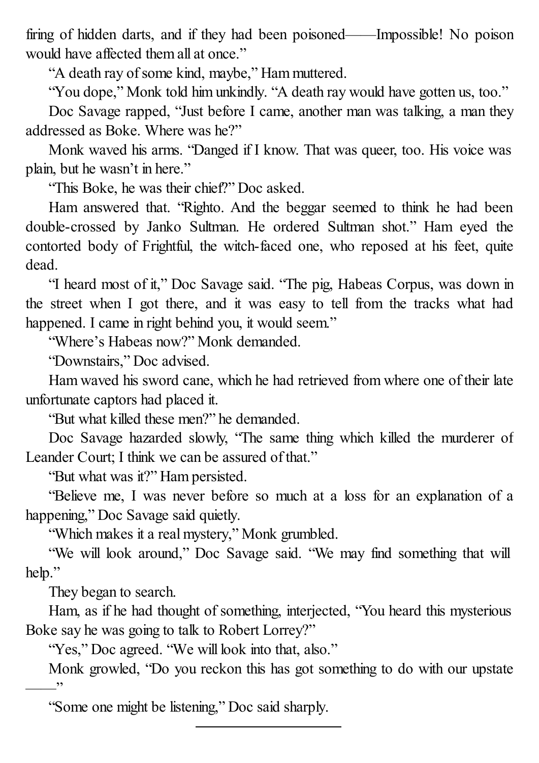firing of hidden darts, and if they had been poisoned——Impossible! No poison would have affected them all at once."

"A death ray of some kind, maybe," Ham muttered.

"You dope," Monk told him unkindly. "A death ray would have gotten us, too."

Doc Savage rapped, "Just before I came, another man was talking, a man they addressed as Boke. Where was he?"

Monk waved his arms. "Danged if I know. That was queer, too. His voice was plain, but he wasn't in here."

"This Boke, he was their chief?" Doc asked.

Ham answered that. "Righto. And the beggar seemed to think he had been double-crossed by Janko Sultman. He ordered Sultman shot." Ham eyed the contorted body of Frightful, the witch-faced one, who reposed at his feet, quite dead.

"I heard most of it," Doc Savage said. "The pig, Habeas Corpus, was down in the street when I got there, and it was easy to tell from the tracks what had happened. I came in right behind you, it would seem."

"Where's Habeas now?" Monk demanded.

"Downstairs," Doc advised.

Ham waved his sword cane, which he had retrieved from where one of their late unfortunate captors had placed it.

"But what killed these men?" he demanded.

Doc Savage hazarded slowly, "The same thing which killed the murderer of Leander Court; I think we can be assured of that."

"But what was it?" Ham persisted.

"Believe me, I was never before so much at a loss for an explanation of a happening," Doc Savage said quietly.

"Which makes it a real mystery," Monk grumbled.

"We will look around," Doc Savage said. "We may find something that will help."

They began to search.

Ham, as if he had thought of something, interjected, "You heard this mysterious Boke say he was going to talk to Robert Lorrey?"

"Yes," Doc agreed. "We will look into that, also."

Monk growled, "Do you reckon this has got something to do with our upstate ——"

"Some one might be listening," Doc said sharply.

---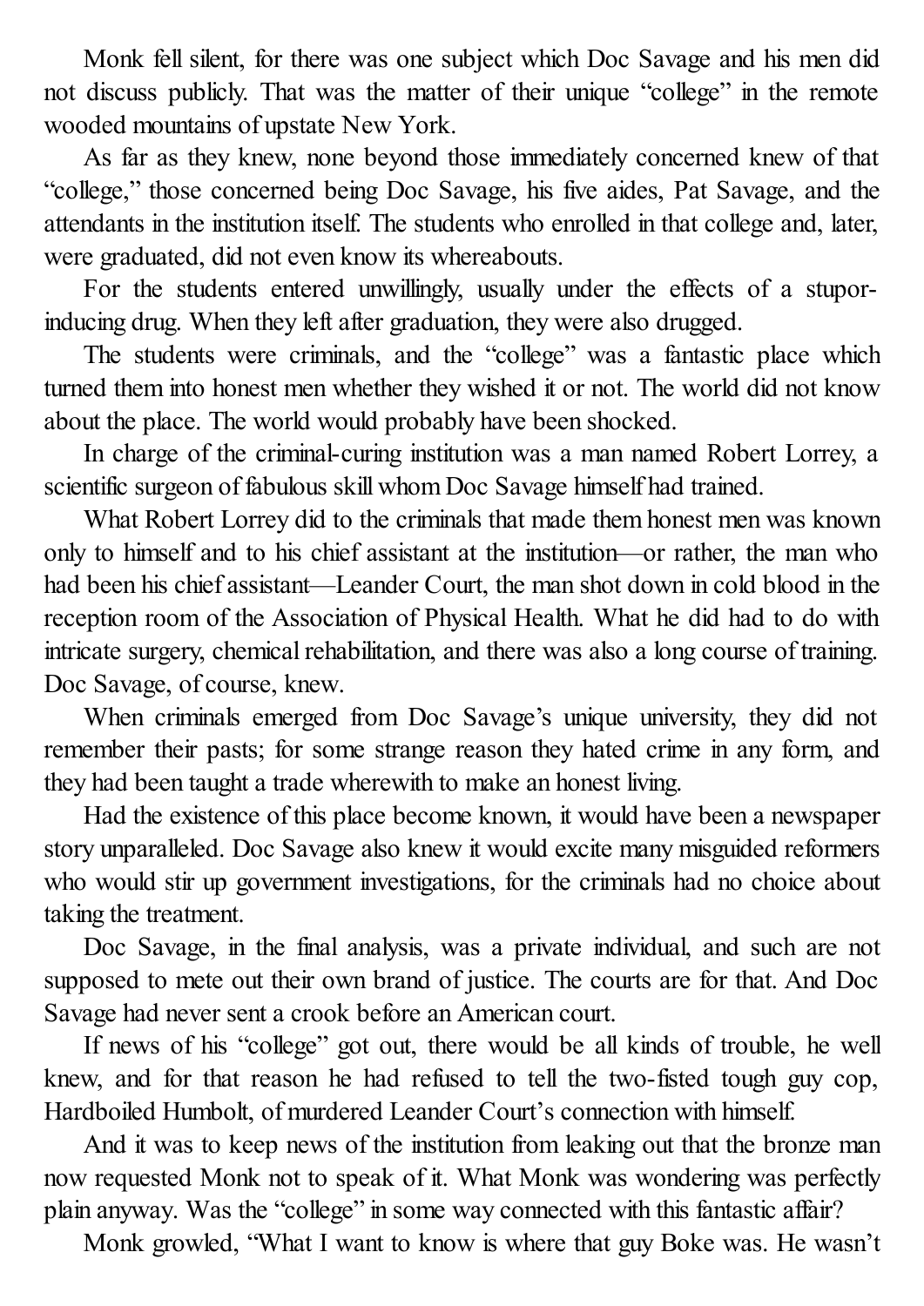Monk fell silent, for there was one subject which Doc Savage and his men did not discuss publicly. That was the matter of their unique “college” in the remote wooded mountains of upstate New York.

As far as they knew, none beyond those immediately concerned knew of that “college,” those concerned being Doc Savage, his five aides, Pat Savage, and the attendants in the institution itself. The students who enrolled in that college and, later, were graduated, did not even know its whereabouts.

For the students entered unwillingly, usually under the effects of a stupor-inducing drug. When they left after graduation, they were also drugged.

The students were criminals, and the “college” was a fantastic place which turned them into honest men whether they wished it or not. The world did not know about the place. The world would probably have been shocked.

In charge of the criminal-curing institution was a man named Robert Lorrey, a scientific surgeon of fabulous skill whom Doc Savage himself had trained.

What Robert Lorrey did to the criminals that made them honest men was known only to himself and to his chief assistant at the institution—or rather, the man who had been his chief assistant—Leander Court, the man shot down in cold blood in the reception room of the Association of Physical Health. What he did had to do with intricate surgery, chemical rehabilitation, and there was also a long course of training. Doc Savage, of course, knew.

When criminals emerged from Doc Savage’s unique university, they did not remember their pasts; for some strange reason they hated crime in any form, and they had been taught a trade wherewith to make an honest living.

Had the existence of this place become known, it would have been a newspaper story unparalleled. Doc Savage also knew it would excite many misguided reformers who would stir up government investigations, for the criminals had no choice about taking the treatment.

Doc Savage, in the final analysis, was a private individual, and such are not supposed to mete out their own brand of justice. The courts are for that. And Doc Savage had never sent a crook before an American court.

If news of his “college” got out, there would be all kinds of trouble, he well knew, and for that reason he had refused to tell the two-fisted tough guy cop, Hardboiled Humbolt, of murdered Leander Court’s connection with himself.

And it was to keep news of the institution from leaking out that the bronze man now requested Monk not to speak of it. What Monk was wondering was perfectly plain anyway. Was the “college” in some way connected with this fantastic affair?

Monk growled, “What I want to know is where that guy Boke was. He wasn’t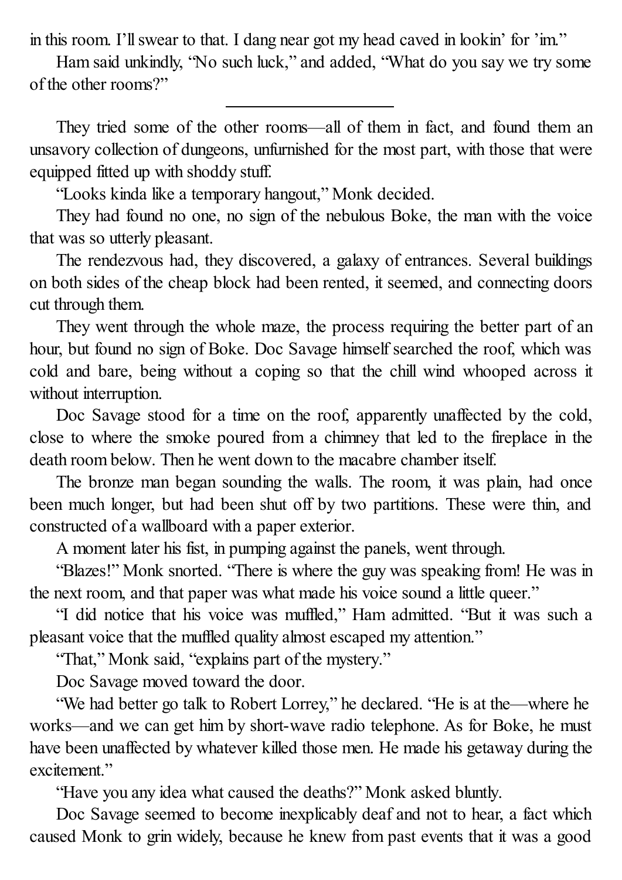in this room. I'll swear to that. I dang near got my head caved in lookin' for 'im."

Ham said unkindly, "No such luck," and added, "What do you say we try some of the other rooms?"

---

They tried some of the other rooms—all of them in fact, and found them an unsavory collection of dungeons, unfurnished for the most part, with those that were equipped fitted up with shoddy stuff.

"Looks kinda like a temporary hangout," Monk decided.

They had found no one, no sign of the nebulous Boke, the man with the voice that was so utterly pleasant.

The rendezvous had, they discovered, a galaxy of entrances. Several buildings on both sides of the cheap block had been rented, it seemed, and connecting doors cut through them.

They went through the whole maze, the process requiring the better part of an hour, but found no sign of Boke. Doc Savage himself searched the roof, which was cold and bare, being without a coping so that the chill wind whooped across it without interruption.

Doc Savage stood for a time on the roof, apparently unaffected by the cold, close to where the smoke poured from a chimney that led to the fireplace in the death room below. Then he went down to the macabre chamber itself.

The bronze man began sounding the walls. The room, it was plain, had once been much longer, but had been shut off by two partitions. These were thin, and constructed of a wallboard with a paper exterior.

A moment later his fist, in pumping against the panels, went through.

"Blazes!" Monk snorted. "There is where the guy was speaking from! He was in the next room, and that paper was what made his voice sound a little queer."

"I did notice that his voice was muffled," Ham admitted. "But it was such a pleasant voice that the muffled quality almost escaped my attention."

"That," Monk said, "explains part of the mystery."

Doc Savage moved toward the door.

"We had better go talk to Robert Lorrey," he declared. "He is at the—where he works—and we can get him by short-wave radio telephone. As for Boke, he must have been unaffected by whatever killed those men. He made his getaway during the excitement."

"Have you any idea what caused the deaths?" Monk asked bluntly.

Doc Savage seemed to become inexplicably deaf and not to hear, a fact which caused Monk to grin widely, because he knew from past events that it was a good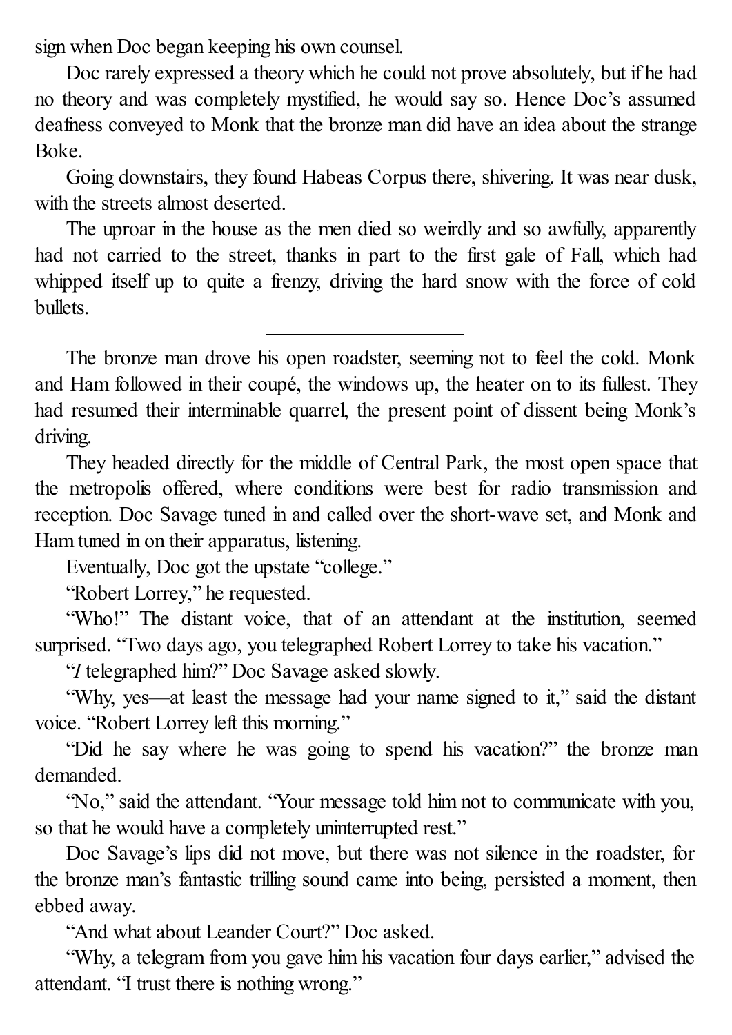sign when Doc began keeping his own counsel.

Doc rarely expressed a theory which he could not prove absolutely, but if he had no theory and was completely mystified, he would say so. Hence Doc's assumed deafness conveyed to Monk that the bronze man did have an idea about the strange Boke.

Going downstairs, they found Habeas Corpus there, shivering. It was near dusk, with the streets almost deserted.

The uproar in the house as the men died so weirdly and so awfully, apparently had not carried to the street, thanks in part to the first gale of Fall, which had whipped itself up to quite a frenzy, driving the hard snow with the force of cold bullets.

---

The bronze man drove his open roadster, seeming not to feel the cold. Monk and Ham followed in their coupé, the windows up, the heater on to its fullest. They had resumed their interminable quarrel, the present point of dissent being Monk's driving.

They headed directly for the middle of Central Park, the most open space that the metropolis offered, where conditions were best for radio transmission and reception. Doc Savage tuned in and called over the short-wave set, and Monk and Ham tuned in on their apparatus, listening.

Eventually, Doc got the upstate "college."

"Robert Lorrey," he requested.

"Who!" The distant voice, that of an attendant at the institution, seemed surprised. "Two days ago, you telegraphed Robert Lorrey to take his vacation."

"*I* telegraphed him?" Doc Savage asked slowly.

"Why, yes—at least the message had your name signed to it," said the distant voice. "Robert Lorrey left this morning."

"Did he say where he was going to spend his vacation?" the bronze man demanded.

"No," said the attendant. "Your message told him not to communicate with you, so that he would have a completely uninterrupted rest."

Doc Savage's lips did not move, but there was not silence in the roadster, for the bronze man's fantastic trilling sound came into being, persisted a moment, then ebbed away.

"And what about Leander Court?" Doc asked.

"Why, a telegram from you gave him his vacation four days earlier," advised the attendant. "I trust there is nothing wrong."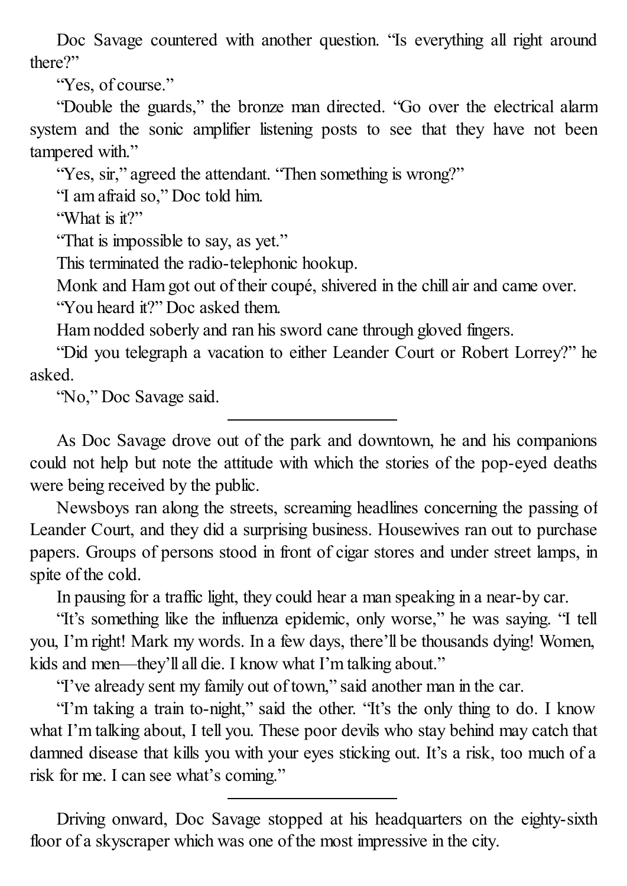Doc Savage countered with another question. "Is everything all right around there?"

"Yes, of course."

"Double the guards," the bronze man directed. "Go over the electrical alarm system and the sonic amplifier listening posts to see that they have not been tampered with."

"Yes, sir," agreed the attendant. "Then something is wrong?"

"I am afraid so," Doc told him.

"What is it?"

"That is impossible to say, as yet."

This terminated the radio-telephonic hookup.

Monk and Ham got out of their coupé, shivered in the chill air and came over.

"You heard it?" Doc asked them.

Ham nodded soberly and ran his sword cane through gloved fingers.

"Did you telegraph a vacation to either Leander Court or Robert Lorrey?" he asked.

"No," Doc Savage said.

---

As Doc Savage drove out of the park and downtown, he and his companions could not help but note the attitude with which the stories of the pop-eyed deaths were being received by the public.

Newsboys ran along the streets, screaming headlines concerning the passing of Leander Court, and they did a surprising business. Housewives ran out to purchase papers. Groups of persons stood in front of cigar stores and under street lamps, in spite of the cold.

In pausing for a traffic light, they could hear a man speaking in a near-by car.

"It's something like the influenza epidemic, only worse," he was saying. "I tell you, I'm right! Mark my words. In a few days, there'll be thousands dying! Women, kids and men—they'll all die. I know what I'm talking about."

"I've already sent my family out of town," said another man in the car.

"I'm taking a train to-night," said the other. "It's the only thing to do. I know what I'm talking about, I tell you. These poor devils who stay behind may catch that damned disease that kills you with your eyes sticking out. It's a risk, too much of a risk for me. I can see what's coming."

---

Driving onward, Doc Savage stopped at his headquarters on the eighty-sixth floor of a skyscraper which was one of the most impressive in the city.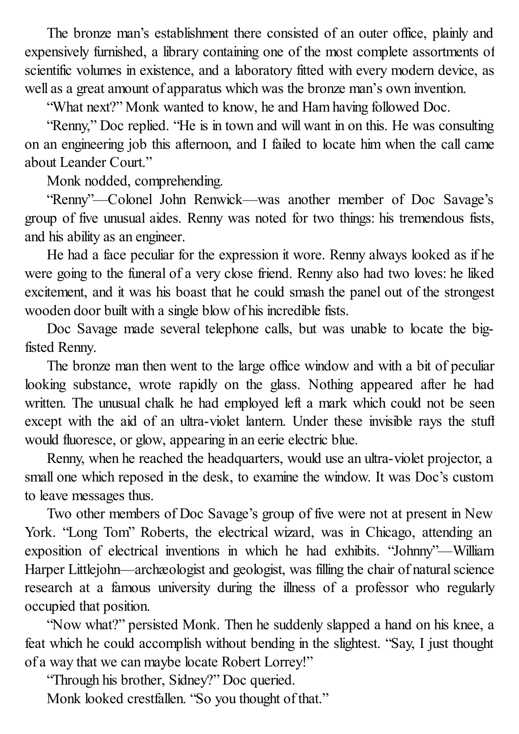The bronze man's establishment there consisted of an outer office, plainly and expensively furnished, a library containing one of the most complete assortments of scientific volumes in existence, and a laboratory fitted with every modern device, as well as a great amount of apparatus which was the bronze man's own invention.

"What next?" Monk wanted to know, he and Ham having followed Doc.

"Renny," Doc replied. "He is in town and will want in on this. He was consulting on an engineering job this afternoon, and I failed to locate him when the call came about Leander Court."

Monk nodded, comprehending.

"Renny"—Colonel John Renwick—was another member of Doc Savage's group of five unusual aides. Renny was noted for two things: his tremendous fists, and his ability as an engineer.

He had a face peculiar for the expression it wore. Renny always looked as if he were going to the funeral of a very close friend. Renny also had two loves: he liked excitement, and it was his boast that he could smash the panel out of the strongest wooden door built with a single blow of his incredible fists.

Doc Savage made several telephone calls, but was unable to locate the big-fisted Renny.

The bronze man then went to the large office window and with a bit of peculiar looking substance, wrote rapidly on the glass. Nothing appeared after he had written. The unusual chalk he had employed left a mark which could not be seen except with the aid of an ultra-violet lantern. Under these invisible rays the stuff would fluoresce, or glow, appearing in an eerie electric blue.

Renny, when he reached the headquarters, would use an ultra-violet projector, a small one which reposed in the desk, to examine the window. It was Doc's custom to leave messages thus.

Two other members of Doc Savage's group of five were not at present in New York. "Long Tom" Roberts, the electrical wizard, was in Chicago, attending an exposition of electrical inventions in which he had exhibits. "Johnny"—William Harper Littlejohn—archæologist and geologist, was filling the chair of natural science research at a famous university during the illness of a professor who regularly occupied that position.

"Now what?" persisted Monk. Then he suddenly slapped a hand on his knee, a feat which he could accomplish without bending in the slightest. "Say, I just thought of a way that we can maybe locate Robert Lorrey!"

"Through his brother, Sidney?" Doc queried.

Monk looked crestfallen. "So you thought of that."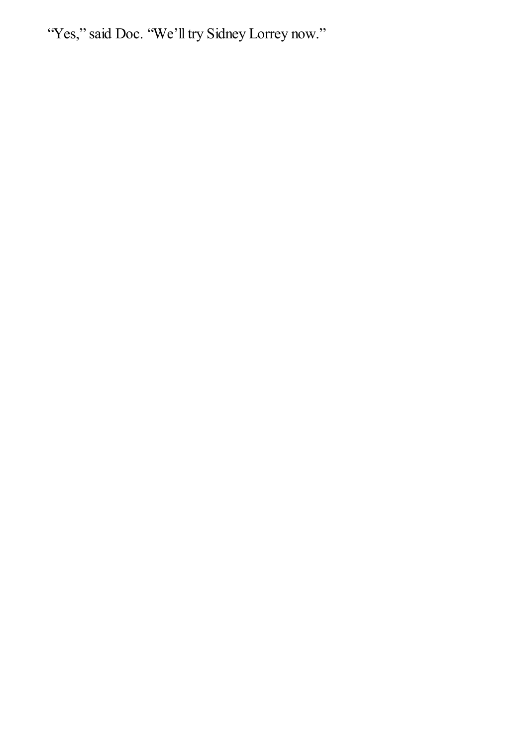"Yes," said Doc. "We'll try Sidney Lorrey now."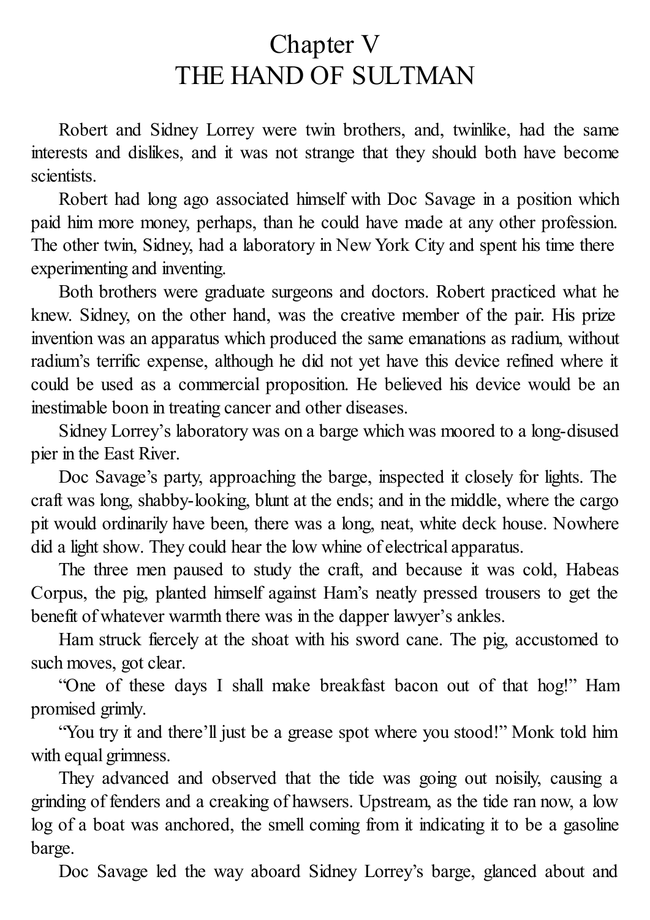# Chapter V
# THE HAND OF SULTMAN

Robert and Sidney Lorrey were twin brothers, and, twinlike, had the same interests and dislikes, and it was not strange that they should both have become scientists.

Robert had long ago associated himself with Doc Savage in a position which paid him more money, perhaps, than he could have made at any other profession. The other twin, Sidney, had a laboratory in New York City and spent his time there experimenting and inventing.

Both brothers were graduate surgeons and doctors. Robert practiced what he knew. Sidney, on the other hand, was the creative member of the pair. His prize invention was an apparatus which produced the same emanations as radium, without radium's terrific expense, although he did not yet have this device refined where it could be used as a commercial proposition. He believed his device would be an inestimable boon in treating cancer and other diseases.

Sidney Lorrey's laboratory was on a barge which was moored to a long-disused pier in the East River.

Doc Savage's party, approaching the barge, inspected it closely for lights. The craft was long, shabby-looking, blunt at the ends; and in the middle, where the cargo pit would ordinarily have been, there was a long, neat, white deck house. Nowhere did a light show. They could hear the low whine of electrical apparatus.

The three men paused to study the craft, and because it was cold, Habeas Corpus, the pig, planted himself against Ham's neatly pressed trousers to get the benefit of whatever warmth there was in the dapper lawyer's ankles.

Ham struck fiercely at the shoat with his sword cane. The pig, accustomed to such moves, got clear.

"One of these days I shall make breakfast bacon out of that hog!" Ham promised grimly.

"You try it and there'll just be a grease spot where you stood!" Monk told him with equal grimness.

They advanced and observed that the tide was going out noisily, causing a grinding of fenders and a creaking of hawsers. Upstream, as the tide ran now, a low log of a boat was anchored, the smell coming from it indicating it to be a gasoline barge.

Doc Savage led the way aboard Sidney Lorrey's barge, glanced about and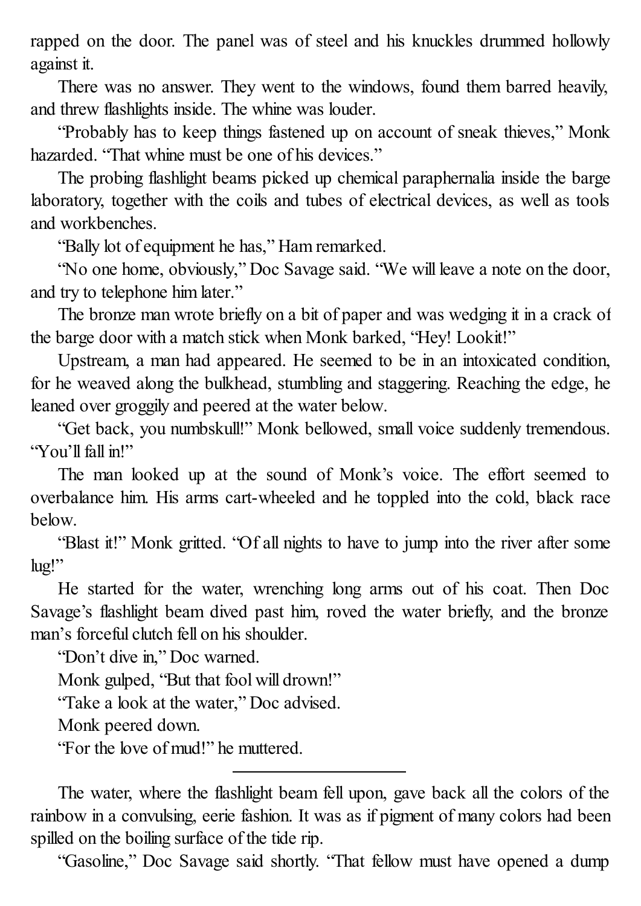rapped on the door. The panel was of steel and his knuckles drummed hollowly against it.

There was no answer. They went to the windows, found them barred heavily, and threw flashlights inside. The whine was louder.

"Probably has to keep things fastened up on account of sneak thieves," Monk hazarded. "That whine must be one of his devices."

The probing flashlight beams picked up chemical paraphernalia inside the barge laboratory, together with the coils and tubes of electrical devices, as well as tools and workbenches.

"Bally lot of equipment he has," Ham remarked.

"No one home, obviously," Doc Savage said. "We will leave a note on the door, and try to telephone him later."

The bronze man wrote briefly on a bit of paper and was wedging it in a crack of the barge door with a match stick when Monk barked, "Hey! Lookit!"

Upstream, a man had appeared. He seemed to be in an intoxicated condition, for he weaved along the bulkhead, stumbling and staggering. Reaching the edge, he leaned over groggily and peered at the water below.

"Get back, you numbskull!" Monk bellowed, small voice suddenly tremendous. "You'll fall in!"

The man looked up at the sound of Monk's voice. The effort seemed to overbalance him. His arms cart-wheeled and he toppled into the cold, black race below.

"Blast it!" Monk gritted. "Of all nights to have to jump into the river after some lug!"

He started for the water, wrenching long arms out of his coat. Then Doc Savage's flashlight beam dived past him, roved the water briefly, and the bronze man's forceful clutch fell on his shoulder.

"Don't dive in," Doc warned.

Monk gulped, "But that fool will drown!"

"Take a look at the water," Doc advised.

Monk peered down.

"For the love of mud!" he muttered.

---

The water, where the flashlight beam fell upon, gave back all the colors of the rainbow in a convulsing, eerie fashion. It was as if pigment of many colors had been spilled on the boiling surface of the tide rip.

"Gasoline," Doc Savage said shortly. "That fellow must have opened a dump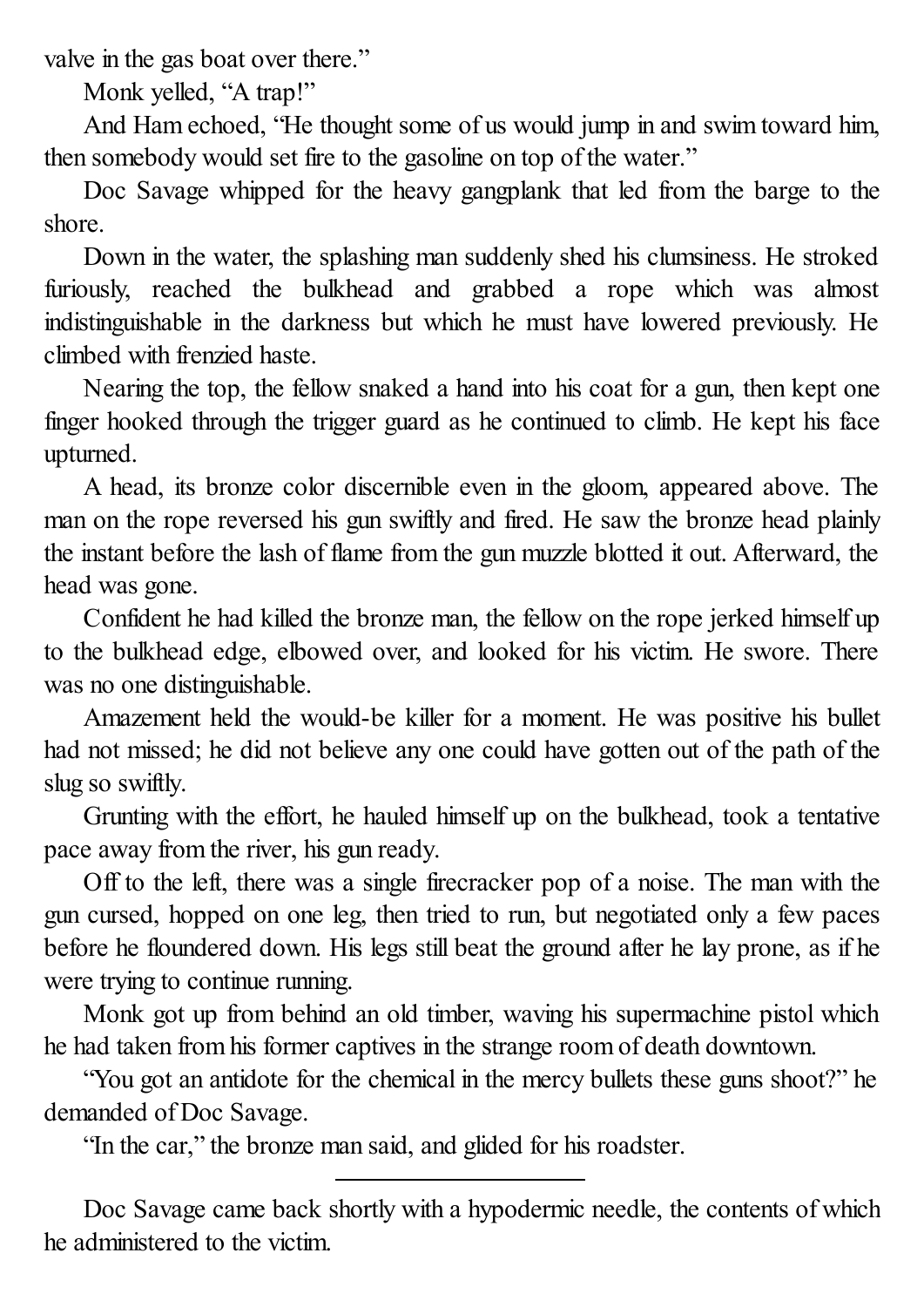valve in the gas boat over there."

Monk yelled, "A trap!"

And Ham echoed, "He thought some of us would jump in and swim toward him, then somebody would set fire to the gasoline on top of the water."

Doc Savage whipped for the heavy gangplank that led from the barge to the shore.

Down in the water, the splashing man suddenly shed his clumsiness. He stroked furiously, reached the bulkhead and grabbed a rope which was almost indistinguishable in the darkness but which he must have lowered previously. He climbed with frenzied haste.

Nearing the top, the fellow snaked a hand into his coat for a gun, then kept one finger hooked through the trigger guard as he continued to climb. He kept his face upturned.

A head, its bronze color discernible even in the gloom, appeared above. The man on the rope reversed his gun swiftly and fired. He saw the bronze head plainly the instant before the lash of flame from the gun muzzle blotted it out. Afterward, the head was gone.

Confident he had killed the bronze man, the fellow on the rope jerked himself up to the bulkhead edge, elbowed over, and looked for his victim. He swore. There was no one distinguishable.

Amazement held the would-be killer for a moment. He was positive his bullet had not missed; he did not believe any one could have gotten out of the path of the slug so swiftly.

Grunting with the effort, he hauled himself up on the bulkhead, took a tentative pace away from the river, his gun ready.

Off to the left, there was a single firecracker pop of a noise. The man with the gun cursed, hopped on one leg, then tried to run, but negotiated only a few paces before he floundered down. His legs still beat the ground after he lay prone, as if he were trying to continue running.

Monk got up from behind an old timber, waving his supermachine pistol which he had taken from his former captives in the strange room of death downtown.

"You got an antidote for the chemical in the mercy bullets these guns shoot?" he demanded of Doc Savage.

"In the car," the bronze man said, and glided for his roadster.

---

Doc Savage came back shortly with a hypodermic needle, the contents of which he administered to the victim.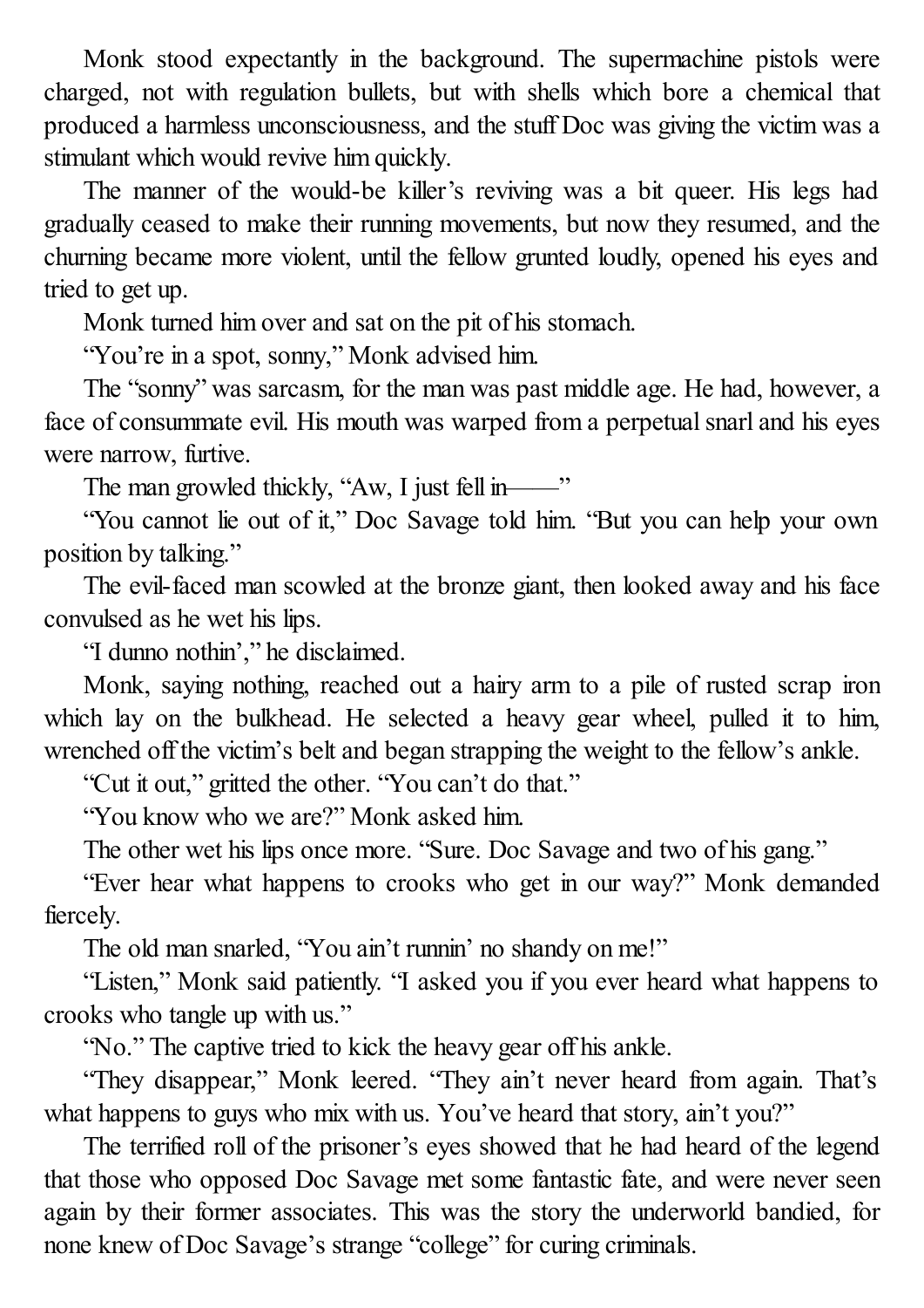Monk stood expectantly in the background. The supermachine pistols were charged, not with regulation bullets, but with shells which bore a chemical that produced a harmless unconsciousness, and the stuff Doc was giving the victim was a stimulant which would revive him quickly.

The manner of the would-be killer's reviving was a bit queer. His legs had gradually ceased to make their running movements, but now they resumed, and the churning became more violent, until the fellow grunted loudly, opened his eyes and tried to get up.

Monk turned him over and sat on the pit of his stomach.

"You're in a spot, sonny," Monk advised him.

The "sonny" was sarcasm, for the man was past middle age. He had, however, a face of consummate evil. His mouth was warped from a perpetual snarl and his eyes were narrow, furtive.

The man growled thickly, "Aw, I just fell in——"

"You cannot lie out of it," Doc Savage told him. "But you can help your own position by talking."

The evil-faced man scowled at the bronze giant, then looked away and his face convulsed as he wet his lips.

"I dunno nothin'," he disclaimed.

Monk, saying nothing, reached out a hairy arm to a pile of rusted scrap iron which lay on the bulkhead. He selected a heavy gear wheel, pulled it to him, wrenched off the victim's belt and began strapping the weight to the fellow's ankle.

"Cut it out," gritted the other. "You can't do that."

"You know who we are?" Monk asked him.

The other wet his lips once more. "Sure. Doc Savage and two of his gang."

"Ever hear what happens to crooks who get in our way?" Monk demanded fiercely.

The old man snarled, "You ain't runnin' no shandy on me!"

"Listen," Monk said patiently. "I asked you if you ever heard what happens to crooks who tangle up with us."

"No." The captive tried to kick the heavy gear off his ankle.

"They disappear," Monk leered. "They ain't never heard from again. That's what happens to guys who mix with us. You've heard that story, ain't you?"

The terrified roll of the prisoner's eyes showed that he had heard of the legend that those who opposed Doc Savage met some fantastic fate, and were never seen again by their former associates. This was the story the underworld bandied, for none knew of Doc Savage's strange "college" for curing criminals.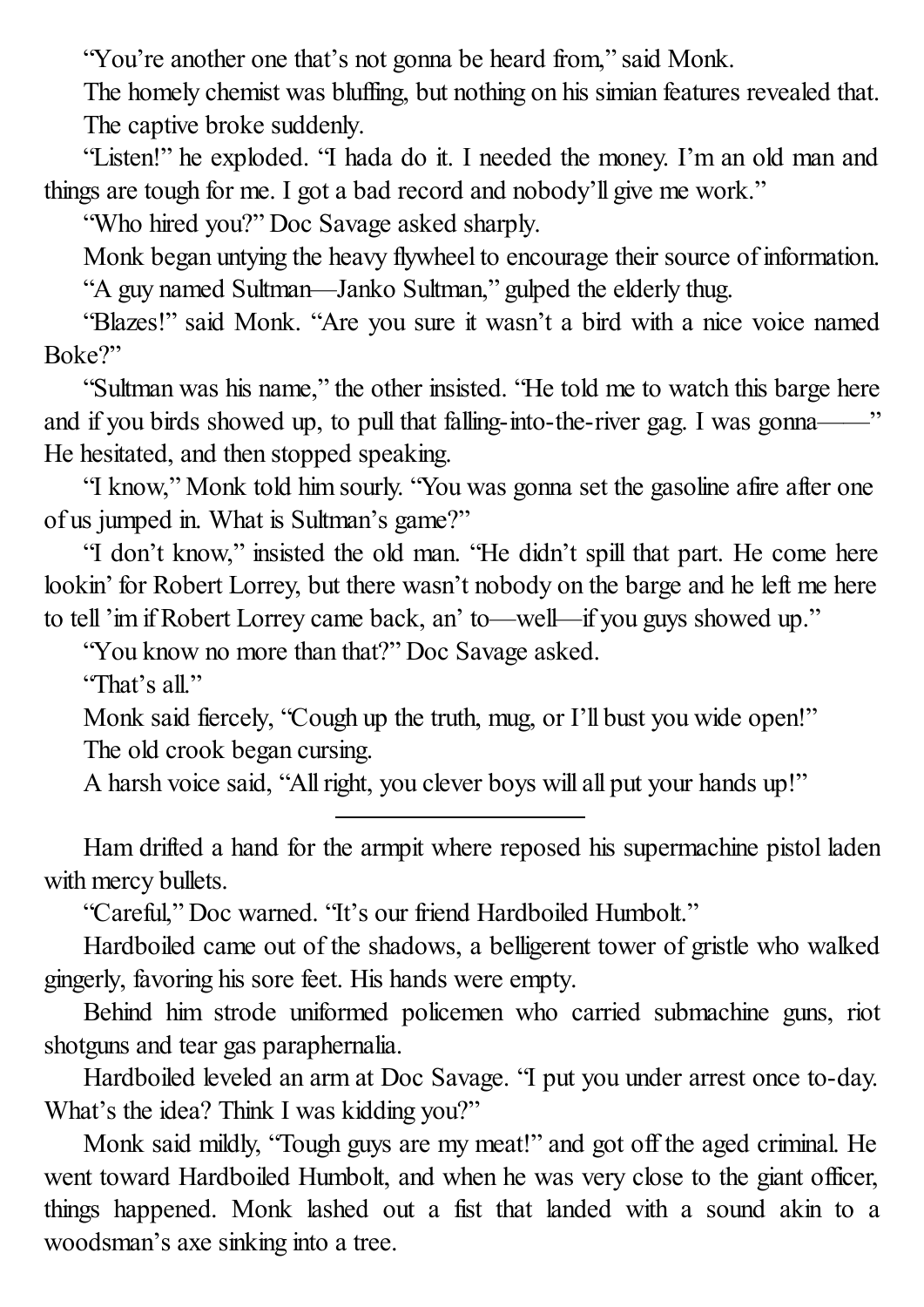"You're another one that's not gonna be heard from," said Monk.

The homely chemist was bluffing, but nothing on his simian features revealed that.

The captive broke suddenly.

"Listen!" he exploded. "I hada do it. I needed the money. I'm an old man and things are tough for me. I got a bad record and nobody'll give me work."

"Who hired you?" Doc Savage asked sharply.

Monk began untying the heavy flywheel to encourage their source of information.

"A guy named Sultman—Janko Sultman," gulped the elderly thug.

"Blazes!" said Monk. "Are you sure it wasn't a bird with a nice voice named Boke?"

"Sultman was his name," the other insisted. "He told me to watch this barge here and if you birds showed up, to pull that falling-into-the-river gag. I was gonna——" He hesitated, and then stopped speaking.

"I know," Monk told him sourly. "You was gonna set the gasoline afire after one of us jumped in. What is Sultman's game?"

"I don't know," insisted the old man. "He didn't spill that part. He come here lookin' for Robert Lorrey, but there wasn't nobody on the barge and he left me here to tell 'im if Robert Lorrey came back, an' to—well—if you guys showed up."

"You know no more than that?" Doc Savage asked.

"That's all."

Monk said fiercely, "Cough up the truth, mug, or I'll bust you wide open!"

The old crook began cursing.

A harsh voice said, "All right, you clever boys will all put your hands up!"

---

Ham drifted a hand for the armpit where reposed his supermachine pistol laden with mercy bullets.

"Careful," Doc warned. "It's our friend Hardboiled Humbolt."

Hardboiled came out of the shadows, a belligerent tower of gristle who walked gingerly, favoring his sore feet. His hands were empty.

Behind him strode uniformed policemen who carried submachine guns, riot shotguns and tear gas paraphernalia.

Hardboiled leveled an arm at Doc Savage. "I put you under arrest once to-day. What's the idea? Think I was kidding you?"

Monk said mildly, "Tough guys are my meat!" and got off the aged criminal. He went toward Hardboiled Humbolt, and when he was very close to the giant officer, things happened. Monk lashed out a fist that landed with a sound akin to a woodsman's axe sinking into a tree.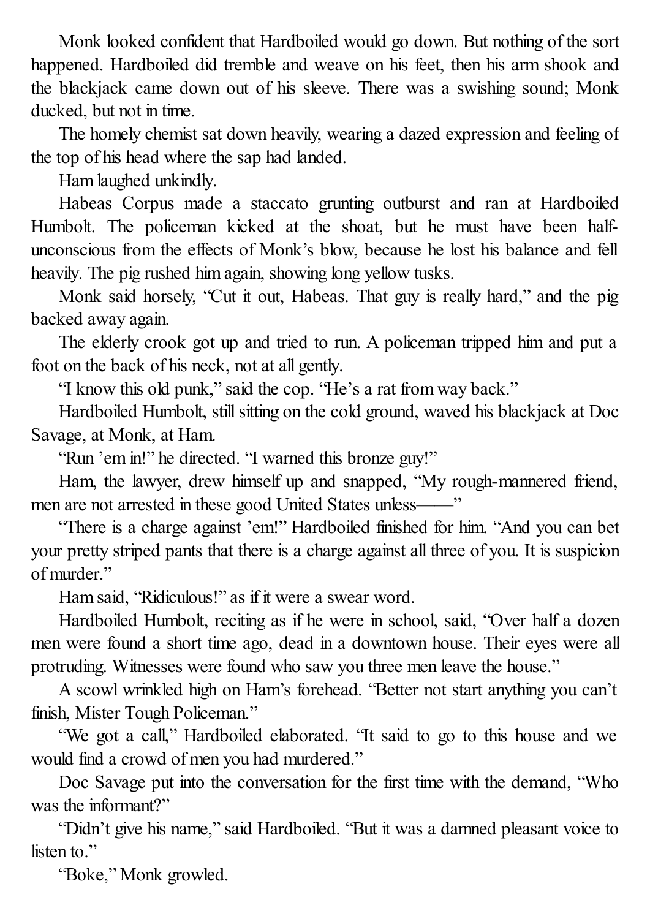Monk looked confident that Hardboiled would go down. But nothing of the sort happened. Hardboiled did tremble and weave on his feet, then his arm shook and the blackjack came down out of his sleeve. There was a swishing sound; Monk ducked, but not in time.

The homely chemist sat down heavily, wearing a dazed expression and feeling of the top of his head where the sap had landed.

Ham laughed unkindly.

Habeas Corpus made a staccato grunting outburst and ran at Hardboiled Humbolt. The policeman kicked at the shoat, but he must have been half-unconscious from the effects of Monk's blow, because he lost his balance and fell heavily. The pig rushed him again, showing long yellow tusks.

Monk said horsely, "Cut it out, Habeas. That guy is really hard," and the pig backed away again.

The elderly crook got up and tried to run. A policeman tripped him and put a foot on the back of his neck, not at all gently.

"I know this old punk," said the cop. "He's a rat from way back."

Hardboiled Humbolt, still sitting on the cold ground, waved his blackjack at Doc Savage, at Monk, at Ham.

"Run 'em in!" he directed. "I warned this bronze guy!"

Ham, the lawyer, drew himself up and snapped, "My rough-mannered friend, men are not arrested in these good United States unless——"

"There is a charge against 'em!" Hardboiled finished for him. "And you can bet your pretty striped pants that there is a charge against all three of you. It is suspicion of murder."

Ham said, "Ridiculous!" as if it were a swear word.

Hardboiled Humbolt, reciting as if he were in school, said, "Over half a dozen men were found a short time ago, dead in a downtown house. Their eyes were all protruding. Witnesses were found who saw you three men leave the house."

A scowl wrinkled high on Ham's forehead. "Better not start anything you can't finish, Mister Tough Policeman."

"We got a call," Hardboiled elaborated. "It said to go to this house and we would find a crowd of men you had murdered."

Doc Savage put into the conversation for the first time with the demand, "Who was the informant?"

"Didn't give his name," said Hardboiled. "But it was a damned pleasant voice to listen to."

"Boke," Monk growled.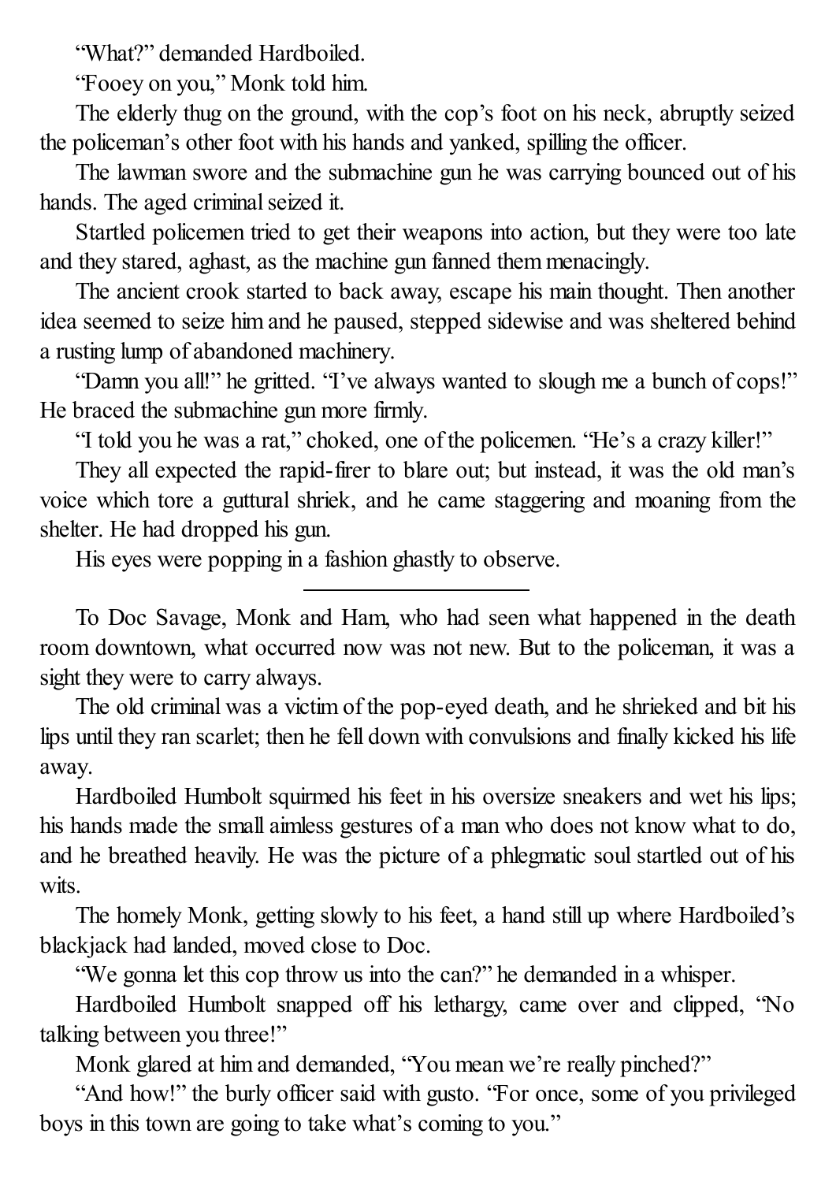"What?" demanded Hardboiled.

"Fooey on you," Monk told him.

The elderly thug on the ground, with the cop's foot on his neck, abruptly seized the policeman's other foot with his hands and yanked, spilling the officer.

The lawman swore and the submachine gun he was carrying bounced out of his hands. The aged criminal seized it.

Startled policemen tried to get their weapons into action, but they were too late and they stared, aghast, as the machine gun fanned them menacingly.

The ancient crook started to back away, escape his main thought. Then another idea seemed to seize him and he paused, stepped sidewise and was sheltered behind a rusting lump of abandoned machinery.

"Damn you all!" he gritted. "I've always wanted to slough me a bunch of cops!" He braced the submachine gun more firmly.

"I told you he was a rat," choked, one of the policemen. "He's a crazy killer!"

They all expected the rapid-firer to blare out; but instead, it was the old man's voice which tore a guttural shriek, and he came staggering and moaning from the shelter. He had dropped his gun.

His eyes were popping in a fashion ghastly to observe.

---

To Doc Savage, Monk and Ham, who had seen what happened in the death room downtown, what occurred now was not new. But to the policeman, it was a sight they were to carry always.

The old criminal was a victim of the pop-eyed death, and he shrieked and bit his lips until they ran scarlet; then he fell down with convulsions and finally kicked his life away.

Hardboiled Humbolt squirmed his feet in his oversize sneakers and wet his lips; his hands made the small aimless gestures of a man who does not know what to do, and he breathed heavily. He was the picture of a phlegmatic soul startled out of his wits.

The homely Monk, getting slowly to his feet, a hand still up where Hardboiled's blackjack had landed, moved close to Doc.

"We gonna let this cop throw us into the can?" he demanded in a whisper.

Hardboiled Humbolt snapped off his lethargy, came over and clipped, "No talking between you three!"

Monk glared at him and demanded, "You mean we're really pinched?"

"And how!" the burly officer said with gusto. "For once, some of you privileged boys in this town are going to take what's coming to you."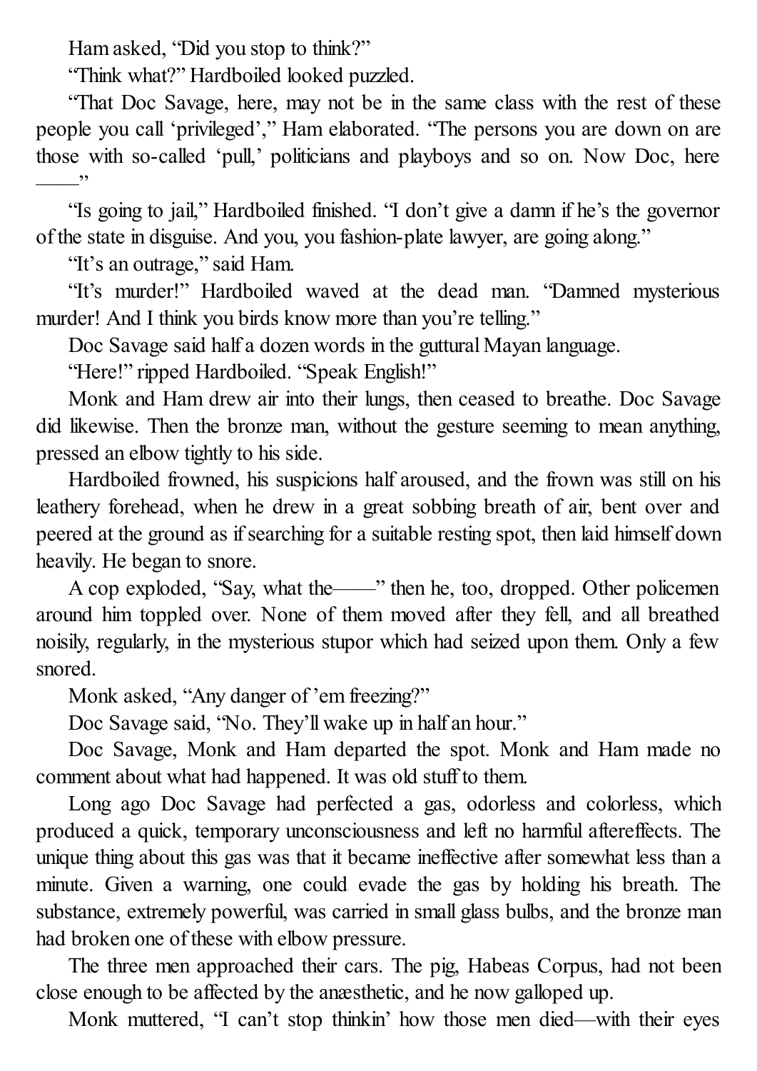Ham asked, “Did you stop to think?”

“Think what?” Hardboiled looked puzzled.

“That Doc Savage, here, may not be in the same class with the rest of these people you call ‘privileged’,” Ham elaborated. “The persons you are down on are those with so-called ‘pull,’ politicians and playboys and so on. Now Doc, here ——”

“Is going to jail,” Hardboiled finished. “I don’t give a damn if he’s the governor of the state in disguise. And you, you fashion-plate lawyer, are going along.”

“It’s an outrage,” said Ham.

“It’s murder!” Hardboiled waved at the dead man. “Damned mysterious murder! And I think you birds know more than you’re telling.”

Doc Savage said half a dozen words in the guttural Mayan language.

“Here!” ripped Hardboiled. “Speak English!”

Monk and Ham drew air into their lungs, then ceased to breathe. Doc Savage did likewise. Then the bronze man, without the gesture seeming to mean anything, pressed an elbow tightly to his side.

Hardboiled frowned, his suspicions half aroused, and the frown was still on his leathery forehead, when he drew in a great sobbing breath of air, bent over and peered at the ground as if searching for a suitable resting spot, then laid himself down heavily. He began to snore.

A cop exploded, “Say, what the——” then he, too, dropped. Other policemen around him toppled over. None of them moved after they fell, and all breathed noisily, regularly, in the mysterious stupor which had seized upon them. Only a few snored.

Monk asked, “Any danger of ’em freezing?”

Doc Savage said, “No. They’ll wake up in half an hour.”

Doc Savage, Monk and Ham departed the spot. Monk and Ham made no comment about what had happened. It was old stuff to them.

Long ago Doc Savage had perfected a gas, odorless and colorless, which produced a quick, temporary unconsciousness and left no harmful aftereffects. The unique thing about this gas was that it became ineffective after somewhat less than a minute. Given a warning, one could evade the gas by holding his breath. The substance, extremely powerful, was carried in small glass bulbs, and the bronze man had broken one of these with elbow pressure.

The three men approached their cars. The pig, Habeas Corpus, had not been close enough to be affected by the anæsthetic, and he now galloped up.

Monk muttered, “I can’t stop thinkin’ how those men died—with their eyes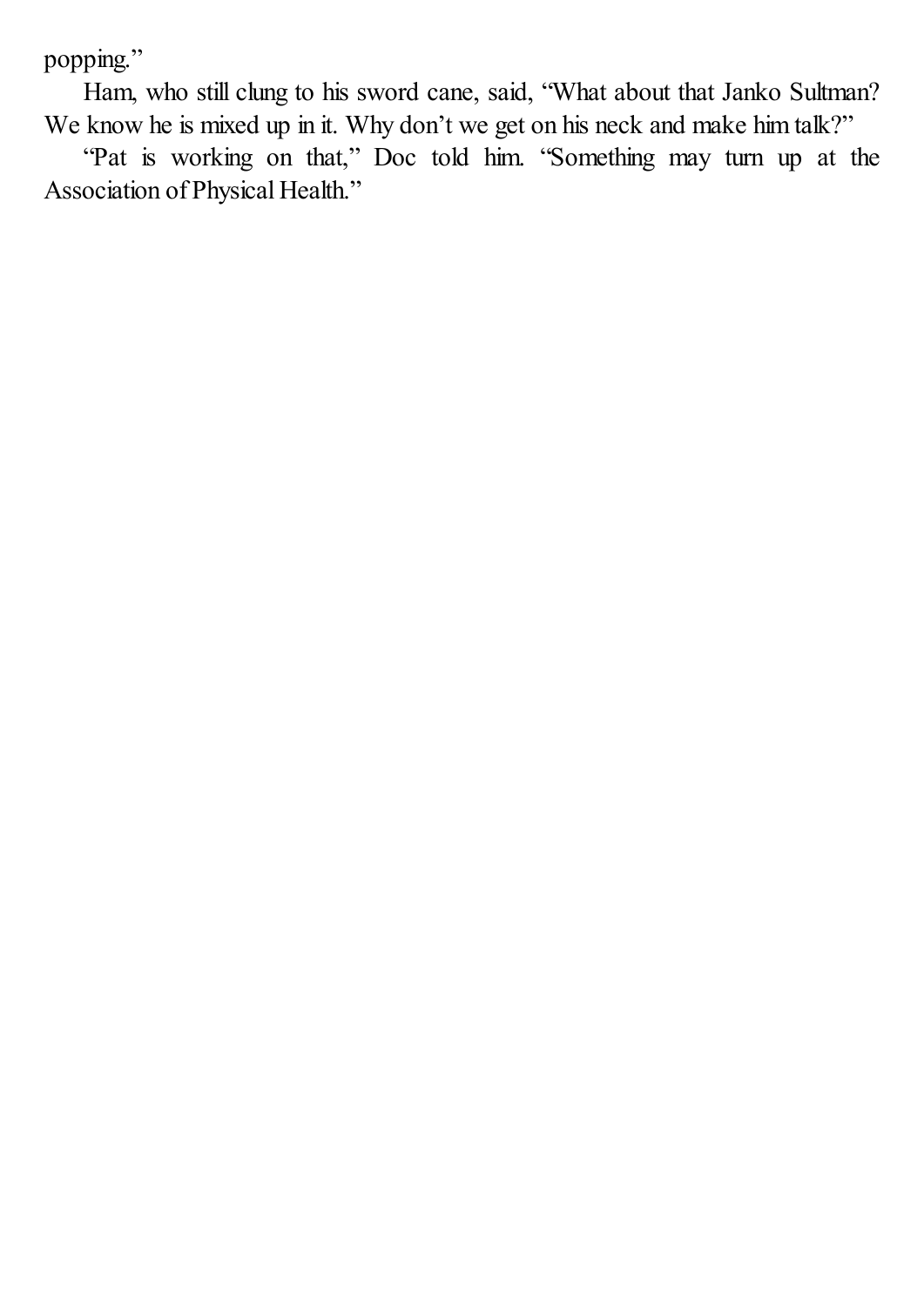popping."

Ham, who still clung to his sword cane, said, "What about that Janko Sultman? We know he is mixed up in it. Why don't we get on his neck and make him talk?"

"Pat is working on that," Doc told him. "Something may turn up at the Association of Physical Health."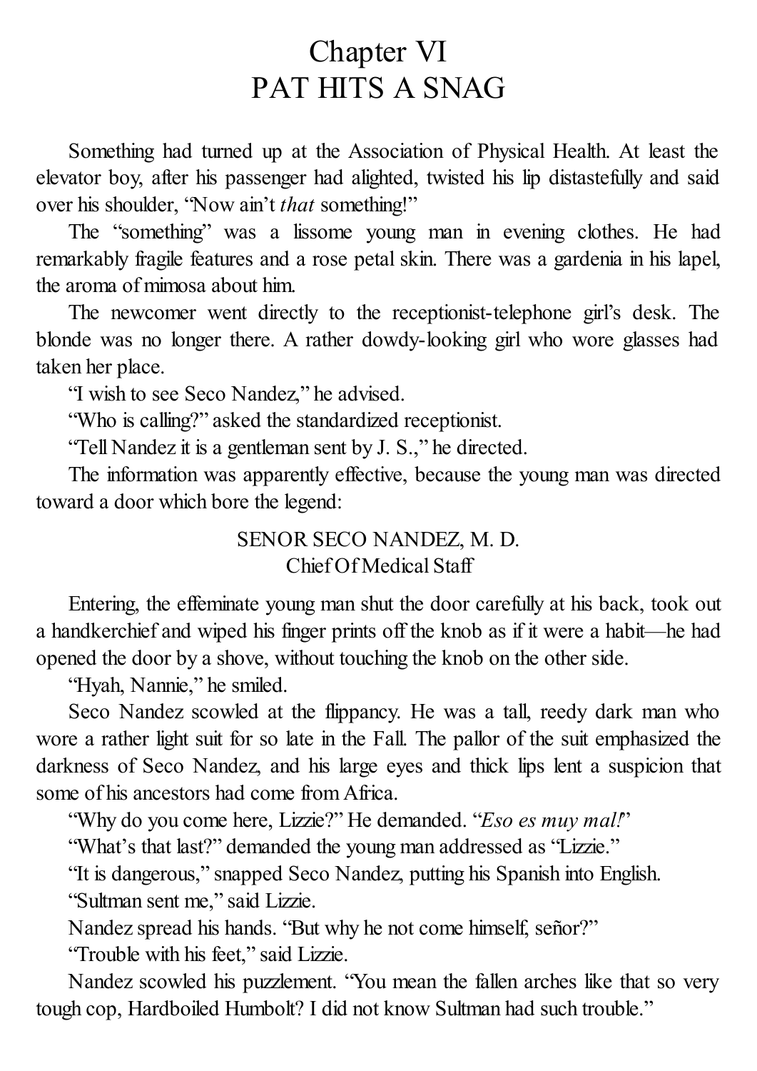# Chapter VI
# PAT HITS A SNAG

Something had turned up at the Association of Physical Health. At least the elevator boy, after his passenger had alighted, twisted his lip distastefully and said over his shoulder, "Now ain't *that* something!"

The "something" was a lissome young man in evening clothes. He had remarkably fragile features and a rose petal skin. There was a gardenia in his lapel, the aroma of mimosa about him.

The newcomer went directly to the receptionist-telephone girl's desk. The blonde was no longer there. A rather dowdy-looking girl who wore glasses had taken her place.

"I wish to see Seco Nandez," he advised.

"Who is calling?" asked the standardized receptionist.

"Tell Nandez it is a gentleman sent by J. S.," he directed.

The information was apparently effective, because the young man was directed toward a door which bore the legend:

SENOR SECO NANDEZ, M. D.
Chief Of Medical Staff

Entering, the effeminate young man shut the door carefully at his back, took out a handkerchief and wiped his finger prints off the knob as if it were a habit—he had opened the door by a shove, without touching the knob on the other side.

"Hyah, Nannie," he smiled.

Seco Nandez scowled at the flippancy. He was a tall, reedy dark man who wore a rather light suit for so late in the Fall. The pallor of the suit emphasized the darkness of Seco Nandez, and his large eyes and thick lips lent a suspicion that some of his ancestors had come from Africa.

"Why do you come here, Lizzie?" He demanded. "*Eso es muy mal!*"

"What's that last?" demanded the young man addressed as "Lizzie."

"It is dangerous," snapped Seco Nandez, putting his Spanish into English.

"Sultman sent me," said Lizzie.

Nandez spread his hands. "But why he not come himself, señor?"

"Trouble with his feet," said Lizzie.

Nandez scowled his puzzlement. "You mean the fallen arches like that so very tough cop, Hardboiled Humbolt? I did not know Sultman had such trouble."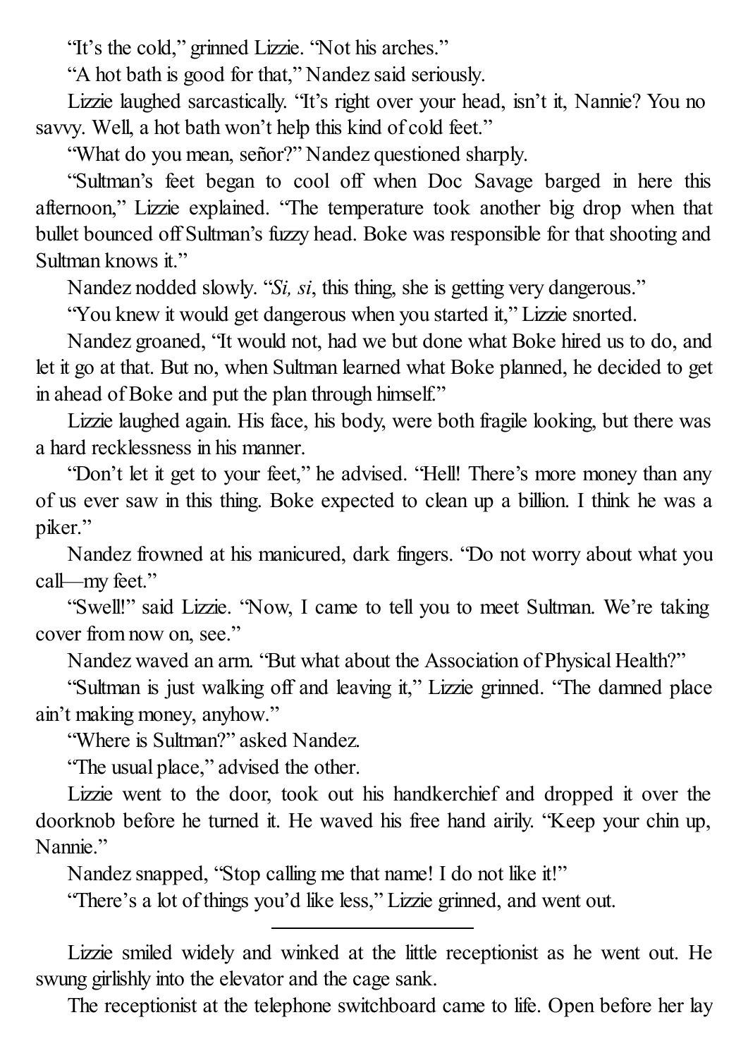"It's the cold," grinned Lizzie. "Not his arches."

"A hot bath is good for that," Nandez said seriously.

Lizzie laughed sarcastically. "It's right over your head, isn't it, Nannie? You no savvy. Well, a hot bath won't help this kind of cold feet."

"What do you mean, señor?" Nandez questioned sharply.

"Sultman's feet began to cool off when Doc Savage barged in here this afternoon," Lizzie explained. "The temperature took another big drop when that bullet bounced off Sultman's fuzzy head. Boke was responsible for that shooting and Sultman knows it."

Nandez nodded slowly. "*Si, si*, this thing, she is getting very dangerous."

"You knew it would get dangerous when you started it," Lizzie snorted.

Nandez groaned, "It would not, had we but done what Boke hired us to do, and let it go at that. But no, when Sultman learned what Boke planned, he decided to get in ahead of Boke and put the plan through himself."

Lizzie laughed again. His face, his body, were both fragile looking, but there was a hard recklessness in his manner.

"Don't let it get to your feet," he advised. "Hell! There's more money than any of us ever saw in this thing. Boke expected to clean up a billion. I think he was a piker."

Nandez frowned at his manicured, dark fingers. "Do not worry about what you call—my feet."

"Swell!" said Lizzie. "Now, I came to tell you to meet Sultman. We're taking cover from now on, see."

Nandez waved an arm. "But what about the Association of Physical Health?"

"Sultman is just walking off and leaving it," Lizzie grinned. "The damned place ain't making money, anyhow."

"Where is Sultman?" asked Nandez.

"The usual place," advised the other.

Lizzie went to the door, took out his handkerchief and dropped it over the doorknob before he turned it. He waved his free hand airily. "Keep your chin up, Nannie."

Nandez snapped, "Stop calling me that name! I do not like it!"

"There's a lot of things you'd like less," Lizzie grinned, and went out.

---

Lizzie smiled widely and winked at the little receptionist as he went out. He swung girlishly into the elevator and the cage sank.

The receptionist at the telephone switchboard came to life. Open before her lay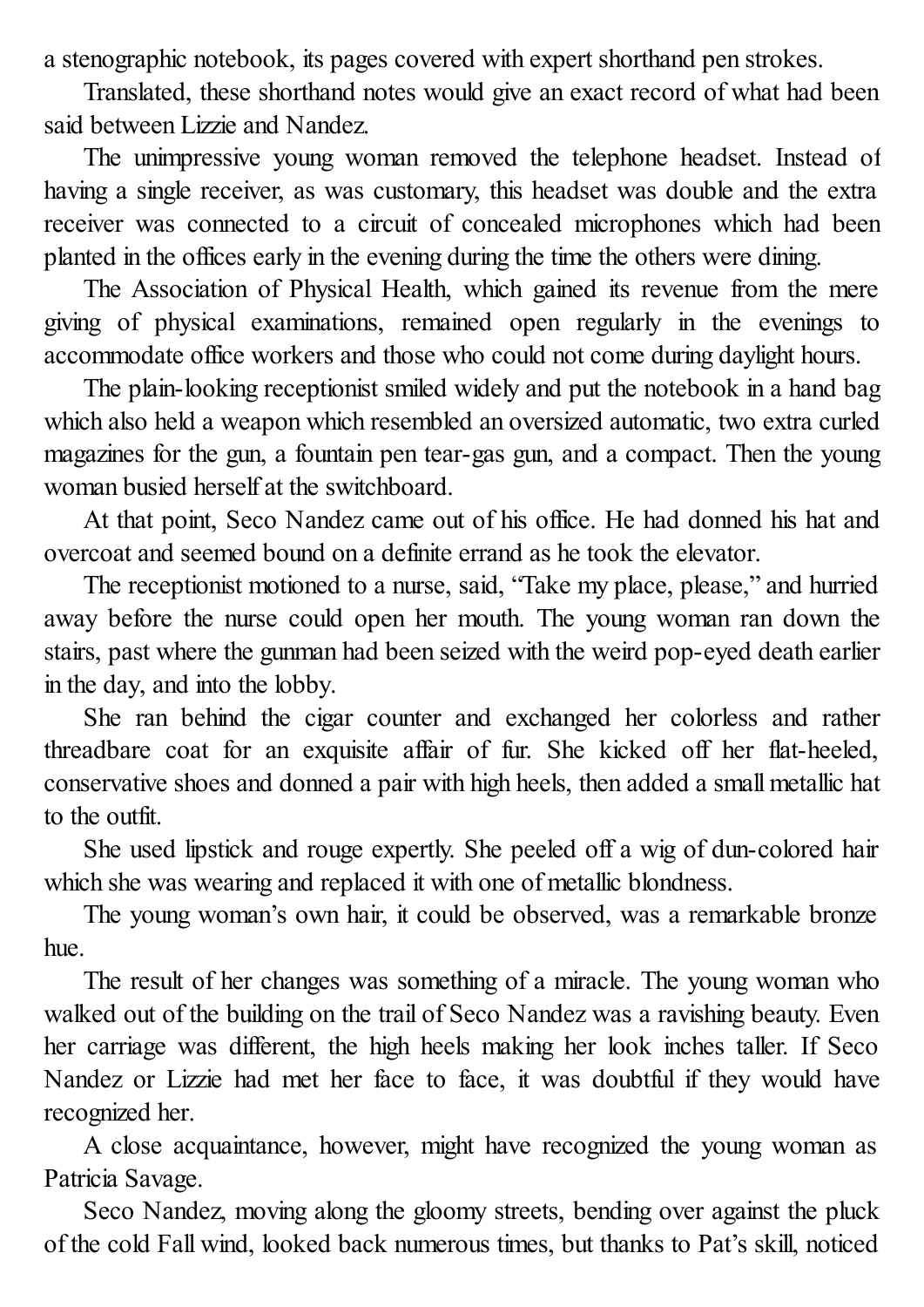a stenographic notebook, its pages covered with expert shorthand pen strokes.

Translated, these shorthand notes would give an exact record of what had been said between Lizzie and Nandez.

The unimpressive young woman removed the telephone headset. Instead of having a single receiver, as was customary, this headset was double and the extra receiver was connected to a circuit of concealed microphones which had been planted in the offices early in the evening during the time the others were dining.

The Association of Physical Health, which gained its revenue from the mere giving of physical examinations, remained open regularly in the evenings to accommodate office workers and those who could not come during daylight hours.

The plain-looking receptionist smiled widely and put the notebook in a hand bag which also held a weapon which resembled an oversized automatic, two extra curled magazines for the gun, a fountain pen tear-gas gun, and a compact. Then the young woman busied herself at the switchboard.

At that point, Seco Nandez came out of his office. He had donned his hat and overcoat and seemed bound on a definite errand as he took the elevator.

The receptionist motioned to a nurse, said, "Take my place, please," and hurried away before the nurse could open her mouth. The young woman ran down the stairs, past where the gunman had been seized with the weird pop-eyed death earlier in the day, and into the lobby.

She ran behind the cigar counter and exchanged her colorless and rather threadbare coat for an exquisite affair of fur. She kicked off her flat-heeled, conservative shoes and donned a pair with high heels, then added a small metallic hat to the outfit.

She used lipstick and rouge expertly. She peeled off a wig of dun-colored hair which she was wearing and replaced it with one of metallic blondness.

The young woman's own hair, it could be observed, was a remarkable bronze hue.

The result of her changes was something of a miracle. The young woman who walked out of the building on the trail of Seco Nandez was a ravishing beauty. Even her carriage was different, the high heels making her look inches taller. If Seco Nandez or Lizzie had met her face to face, it was doubtful if they would have recognized her.

A close acquaintance, however, might have recognized the young woman as Patricia Savage.

Seco Nandez, moving along the gloomy streets, bending over against the pluck of the cold Fall wind, looked back numerous times, but thanks to Pat's skill, noticed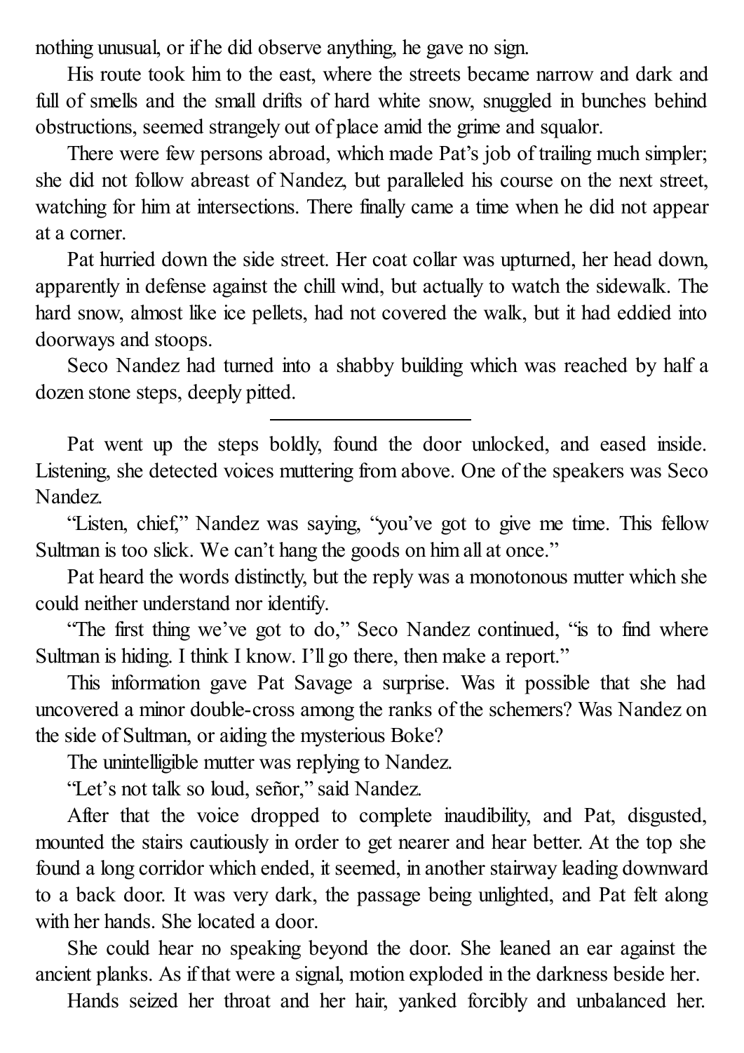nothing unusual, or if he did observe anything, he gave no sign.

His route took him to the east, where the streets became narrow and dark and full of smells and the small drifts of hard white snow, snuggled in bunches behind obstructions, seemed strangely out of place amid the grime and squalor.

There were few persons abroad, which made Pat's job of trailing much simpler; she did not follow abreast of Nandez, but paralleled his course on the next street, watching for him at intersections. There finally came a time when he did not appear at a corner.

Pat hurried down the side street. Her coat collar was upturned, her head down, apparently in defense against the chill wind, but actually to watch the sidewalk. The hard snow, almost like ice pellets, had not covered the walk, but it had eddied into doorways and stoops.

Seco Nandez had turned into a shabby building which was reached by half a dozen stone steps, deeply pitted.

---

Pat went up the steps boldly, found the door unlocked, and eased inside. Listening, she detected voices muttering from above. One of the speakers was Seco Nandez.

"Listen, chief," Nandez was saying, "you've got to give me time. This fellow Sultman is too slick. We can't hang the goods on him all at once."

Pat heard the words distinctly, but the reply was a monotonous mutter which she could neither understand nor identify.

"The first thing we've got to do," Seco Nandez continued, "is to find where Sultman is hiding. I think I know. I'll go there, then make a report."

This information gave Pat Savage a surprise. Was it possible that she had uncovered a minor double-cross among the ranks of the schemers? Was Nandez on the side of Sultman, or aiding the mysterious Boke?

The unintelligible mutter was replying to Nandez.

"Let's not talk so loud, señor," said Nandez.

After that the voice dropped to complete inaudibility, and Pat, disgusted, mounted the stairs cautiously in order to get nearer and hear better. At the top she found a long corridor which ended, it seemed, in another stairway leading downward to a back door. It was very dark, the passage being unlighted, and Pat felt along with her hands. She located a door.

She could hear no speaking beyond the door. She leaned an ear against the ancient planks. As if that were a signal, motion exploded in the darkness beside her.

Hands seized her throat and her hair, yanked forcibly and unbalanced her.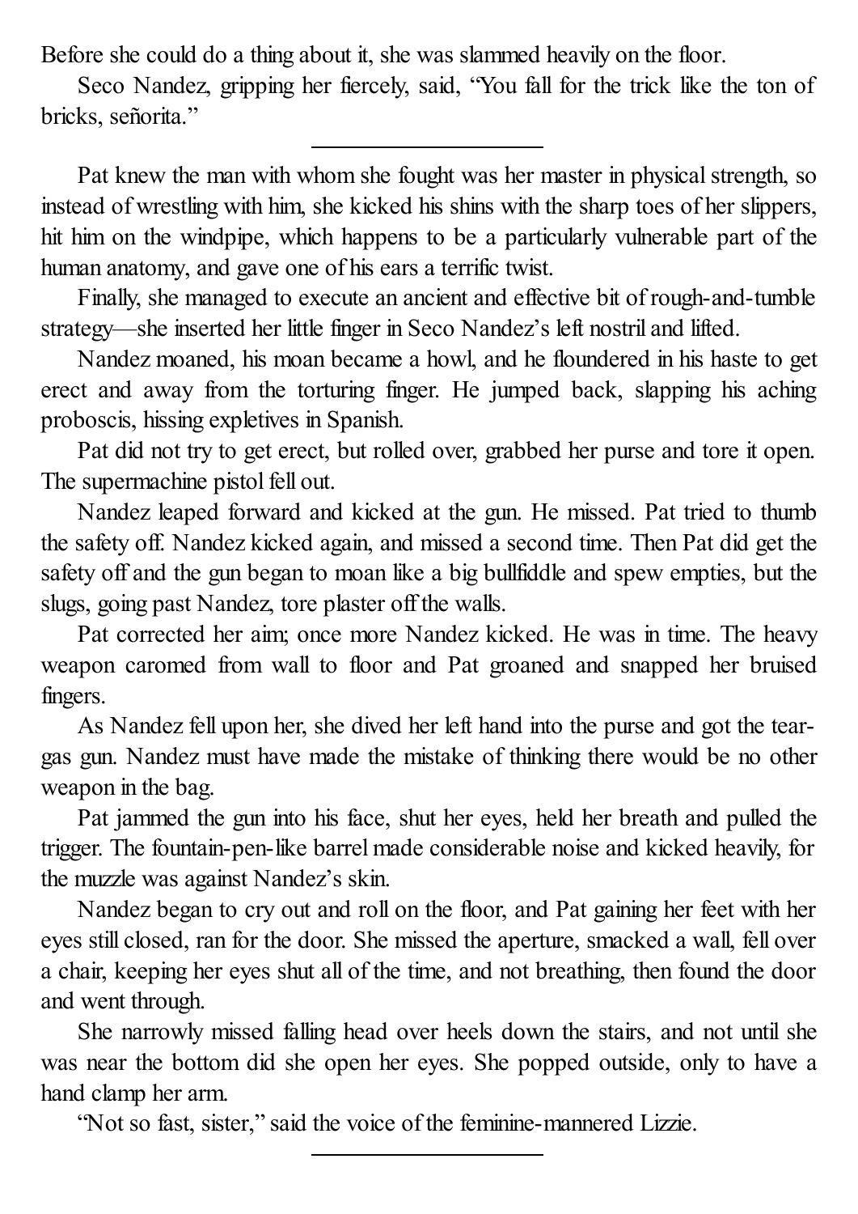Before she could do a thing about it, she was slammed heavily on the floor.

Seco Nandez, gripping her fiercely, said, “You fall for the trick like the ton of bricks, señorita.”

---

Pat knew the man with whom she fought was her master in physical strength, so instead of wrestling with him, she kicked his shins with the sharp toes of her slippers, hit him on the windpipe, which happens to be a particularly vulnerable part of the human anatomy, and gave one of his ears a terrific twist.

Finally, she managed to execute an ancient and effective bit of rough-and-tumble strategy—she inserted her little finger in Seco Nandez’s left nostril and lifted.

Nandez moaned, his moan became a howl, and he floundered in his haste to get erect and away from the torturing finger. He jumped back, slapping his aching proboscis, hissing expletives in Spanish.

Pat did not try to get erect, but rolled over, grabbed her purse and tore it open. The supermachine pistol fell out.

Nandez leaped forward and kicked at the gun. He missed. Pat tried to thumb the safety off. Nandez kicked again, and missed a second time. Then Pat did get the safety off and the gun began to moan like a big bullfiddle and spew empties, but the slugs, going past Nandez, tore plaster off the walls.

Pat corrected her aim; once more Nandez kicked. He was in time. The heavy weapon caromed from wall to floor and Pat groaned and snapped her bruised fingers.

As Nandez fell upon her, she dived her left hand into the purse and got the tear-gas gun. Nandez must have made the mistake of thinking there would be no other weapon in the bag.

Pat jammed the gun into his face, shut her eyes, held her breath and pulled the trigger. The fountain-pen-like barrel made considerable noise and kicked heavily, for the muzzle was against Nandez’s skin.

Nandez began to cry out and roll on the floor, and Pat gaining her feet with her eyes still closed, ran for the door. She missed the aperture, smacked a wall, fell over a chair, keeping her eyes shut all of the time, and not breathing, then found the door and went through.

She narrowly missed falling head over heels down the stairs, and not until she was near the bottom did she open her eyes. She popped outside, only to have a hand clamp her arm.

“Not so fast, sister,” said the voice of the feminine-mannered Lizzie.

---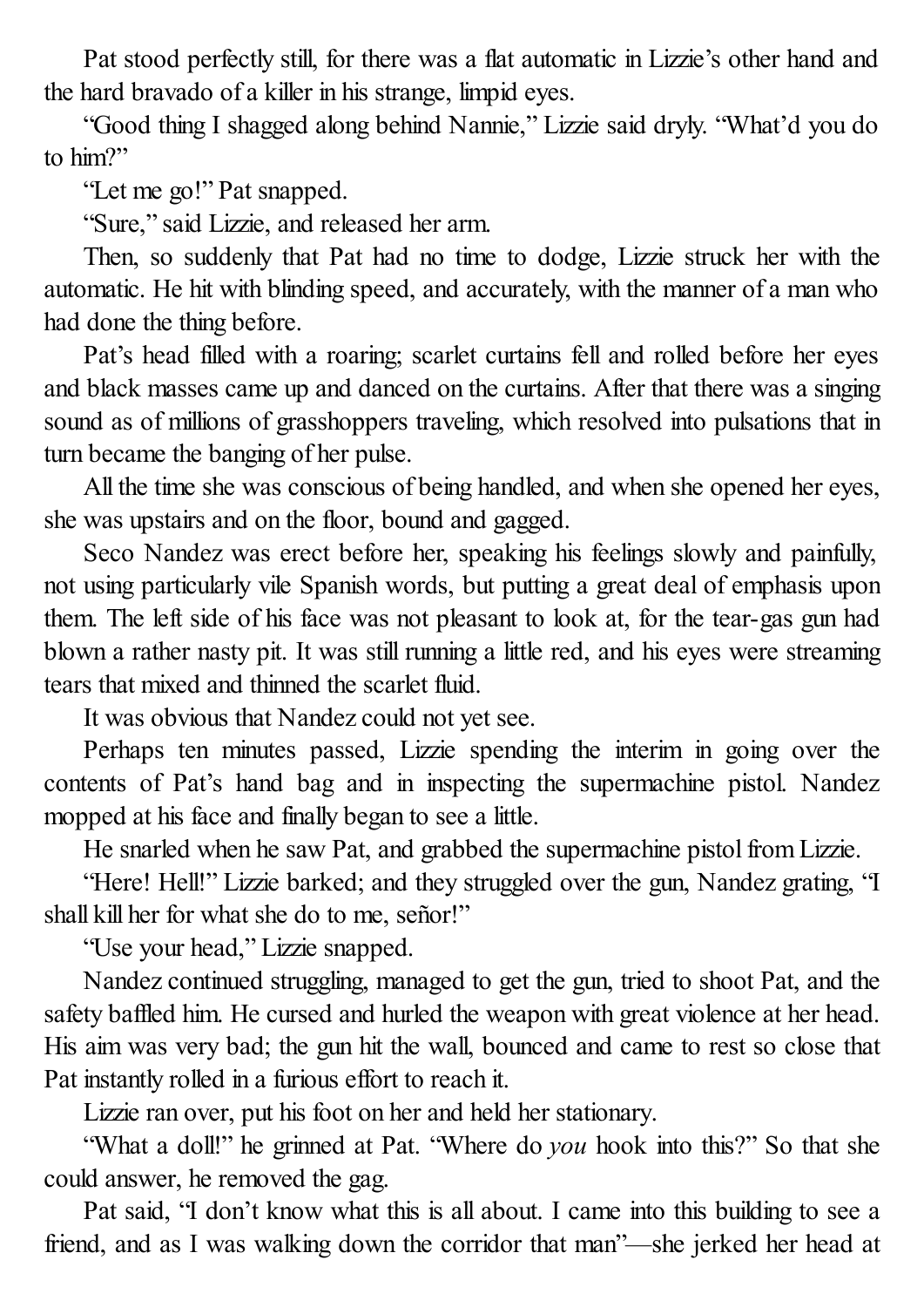Pat stood perfectly still, for there was a flat automatic in Lizzie's other hand and the hard bravado of a killer in his strange, limpid eyes.

"Good thing I shagged along behind Nannie," Lizzie said dryly. "What'd you do to him?"

"Let me go!" Pat snapped.

"Sure," said Lizzie, and released her arm.

Then, so suddenly that Pat had no time to dodge, Lizzie struck her with the automatic. He hit with blinding speed, and accurately, with the manner of a man who had done the thing before.

Pat's head filled with a roaring; scarlet curtains fell and rolled before her eyes and black masses came up and danced on the curtains. After that there was a singing sound as of millions of grasshoppers traveling, which resolved into pulsations that in turn became the banging of her pulse.

All the time she was conscious of being handled, and when she opened her eyes, she was upstairs and on the floor, bound and gagged.

Seco Nandez was erect before her, speaking his feelings slowly and painfully, not using particularly vile Spanish words, but putting a great deal of emphasis upon them. The left side of his face was not pleasant to look at, for the tear-gas gun had blown a rather nasty pit. It was still running a little red, and his eyes were streaming tears that mixed and thinned the scarlet fluid.

It was obvious that Nandez could not yet see.

Perhaps ten minutes passed, Lizzie spending the interim in going over the contents of Pat's hand bag and in inspecting the supermachine pistol. Nandez mopped at his face and finally began to see a little.

He snarled when he saw Pat, and grabbed the supermachine pistol from Lizzie.

"Here! Hell!" Lizzie barked; and they struggled over the gun, Nandez grating, "I shall kill her for what she do to me, señor!"

"Use your head," Lizzie snapped.

Nandez continued struggling, managed to get the gun, tried to shoot Pat, and the safety baffled him. He cursed and hurled the weapon with great violence at her head. His aim was very bad; the gun hit the wall, bounced and came to rest so close that Pat instantly rolled in a furious effort to reach it.

Lizzie ran over, put his foot on her and held her stationary.

"What a doll!" he grinned at Pat. "Where do *you* hook into this?" So that she could answer, he removed the gag.

Pat said, "I don't know what this is all about. I came into this building to see a friend, and as I was walking down the corridor that man"—she jerked her head at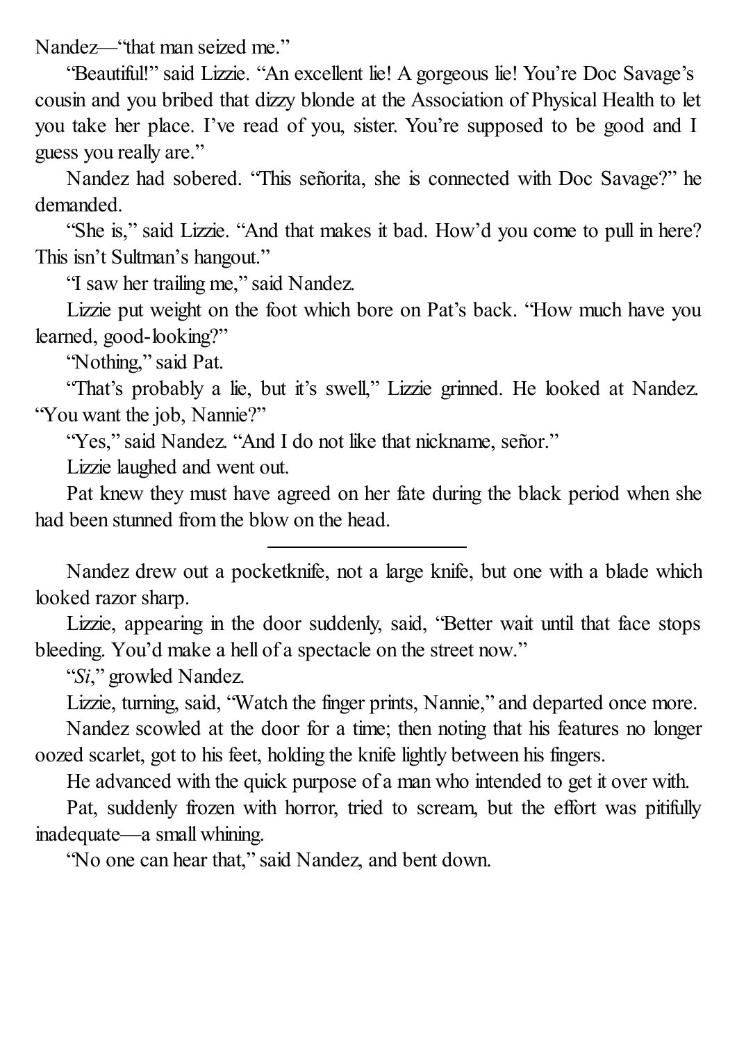Nandez—"that man seized me."

"Beautiful!" said Lizzie. "An excellent lie! A gorgeous lie! You're Doc Savage's cousin and you bribed that dizzy blonde at the Association of Physical Health to let you take her place. I've read of you, sister. You're supposed to be good and I guess you really are."

Nandez had sobered. "This señorita, she is connected with Doc Savage?" he demanded.

"She is," said Lizzie. "And that makes it bad. How'd you come to pull in here? This isn't Sultman's hangout."

"I saw her trailing me," said Nandez.

Lizzie put weight on the foot which bore on Pat's back. "How much have you learned, good-looking?"

"Nothing," said Pat.

"That's probably a lie, but it's swell," Lizzie grinned. He looked at Nandez. "You want the job, Nannie?"

"Yes," said Nandez. "And I do not like that nickname, señor."

Lizzie laughed and went out.

Pat knew they must have agreed on her fate during the black period when she had been stunned from the blow on the head.

---

Nandez drew out a pocketknife, not a large knife, but one with a blade which looked razor sharp.

Lizzie, appearing in the door suddenly, said, "Better wait until that face stops bleeding. You'd make a hell of a spectacle on the street now."

"*Si*," growled Nandez.

Lizzie, turning, said, "Watch the finger prints, Nannie," and departed once more.

Nandez scowled at the door for a time; then noting that his features no longer oozed scarlet, got to his feet, holding the knife lightly between his fingers.

He advanced with the quick purpose of a man who intended to get it over with.

Pat, suddenly frozen with horror, tried to scream, but the effort was pitifully inadequate—a small whining.

"No one can hear that," said Nandez, and bent down.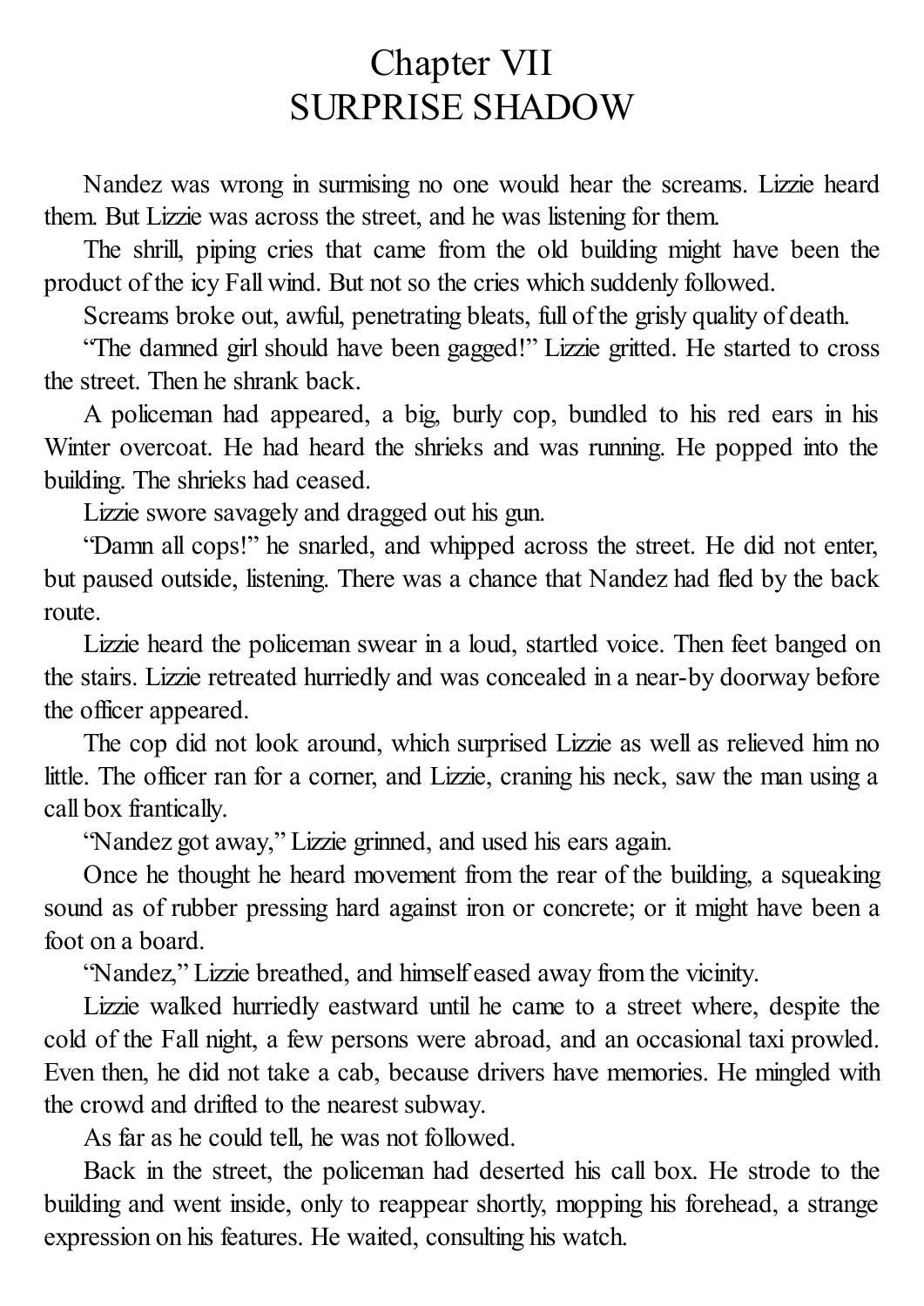# Chapter VII
# SURPRISE SHADOW

Nandez was wrong in surmising no one would hear the screams. Lizzie heard them. But Lizzie was across the street, and he was listening for them.

The shrill, piping cries that came from the old building might have been the product of the icy Fall wind. But not so the cries which suddenly followed.

Screams broke out, awful, penetrating bleats, full of the grisly quality of death.

"The damned girl should have been gagged!" Lizzie gritted. He started to cross the street. Then he shrank back.

A policeman had appeared, a big, burly cop, bundled to his red ears in his Winter overcoat. He had heard the shrieks and was running. He popped into the building. The shrieks had ceased.

Lizzie swore savagely and dragged out his gun.

"Damn all cops!" he snarled, and whipped across the street. He did not enter, but paused outside, listening. There was a chance that Nandez had fled by the back route.

Lizzie heard the policeman swear in a loud, startled voice. Then feet banged on the stairs. Lizzie retreated hurriedly and was concealed in a near-by doorway before the officer appeared.

The cop did not look around, which surprised Lizzie as well as relieved him no little. The officer ran for a corner, and Lizzie, craning his neck, saw the man using a call box frantically.

"Nandez got away," Lizzie grinned, and used his ears again.

Once he thought he heard movement from the rear of the building, a squeaking sound as of rubber pressing hard against iron or concrete; or it might have been a foot on a board.

"Nandez," Lizzie breathed, and himself eased away from the vicinity.

Lizzie walked hurriedly eastward until he came to a street where, despite the cold of the Fall night, a few persons were abroad, and an occasional taxi prowled. Even then, he did not take a cab, because drivers have memories. He mingled with the crowd and drifted to the nearest subway.

As far as he could tell, he was not followed.

Back in the street, the policeman had deserted his call box. He strode to the building and went inside, only to reappear shortly, mopping his forehead, a strange expression on his features. He waited, consulting his watch.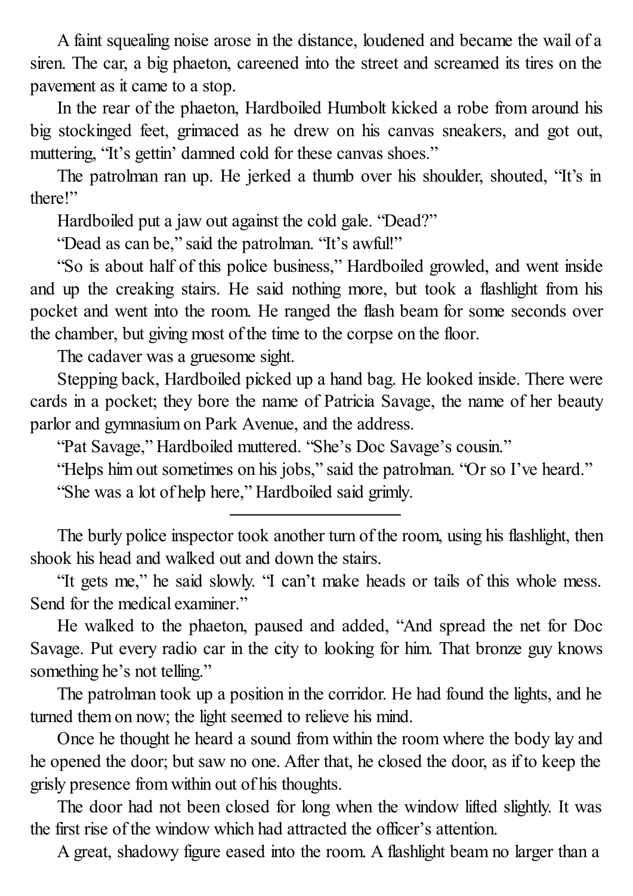A faint squealing noise arose in the distance, loudened and became the wail of a siren. The car, a big phaeton, careened into the street and screamed its tires on the pavement as it came to a stop.

In the rear of the phaeton, Hardboiled Humbolt kicked a robe from around his big stockinged feet, grimaced as he drew on his canvas sneakers, and got out, muttering, "It's gettin' damned cold for these canvas shoes."

The patrolman ran up. He jerked a thumb over his shoulder, shouted, "It's in there!"

Hardboiled put a jaw out against the cold gale. "Dead?"

"Dead as can be," said the patrolman. "It's awful!"

"So is about half of this police business," Hardboiled growled, and went inside and up the creaking stairs. He said nothing more, but took a flashlight from his pocket and went into the room. He ranged the flash beam for some seconds over the chamber, but giving most of the time to the corpse on the floor.

The cadaver was a gruesome sight.

Stepping back, Hardboiled picked up a hand bag. He looked inside. There were cards in a pocket; they bore the name of Patricia Savage, the name of her beauty parlor and gymnasium on Park Avenue, and the address.

"Pat Savage," Hardboiled muttered. "She's Doc Savage's cousin."

"Helps him out sometimes on his jobs," said the patrolman. "Or so I've heard."

"She was a lot of help here," Hardboiled said grimly.

---

The burly police inspector took another turn of the room, using his flashlight, then shook his head and walked out and down the stairs.

"It gets me," he said slowly. "I can't make heads or tails of this whole mess. Send for the medical examiner."

He walked to the phaeton, paused and added, "And spread the net for Doc Savage. Put every radio car in the city to looking for him. That bronze guy knows something he's not telling."

The patrolman took up a position in the corridor. He had found the lights, and he turned them on now; the light seemed to relieve his mind.

Once he thought he heard a sound from within the room where the body lay and he opened the door; but saw no one. After that, he closed the door, as if to keep the grisly presence from within out of his thoughts.

The door had not been closed for long when the window lifted slightly. It was the first rise of the window which had attracted the officer's attention.

A great, shadowy figure eased into the room. A flashlight beam no larger than a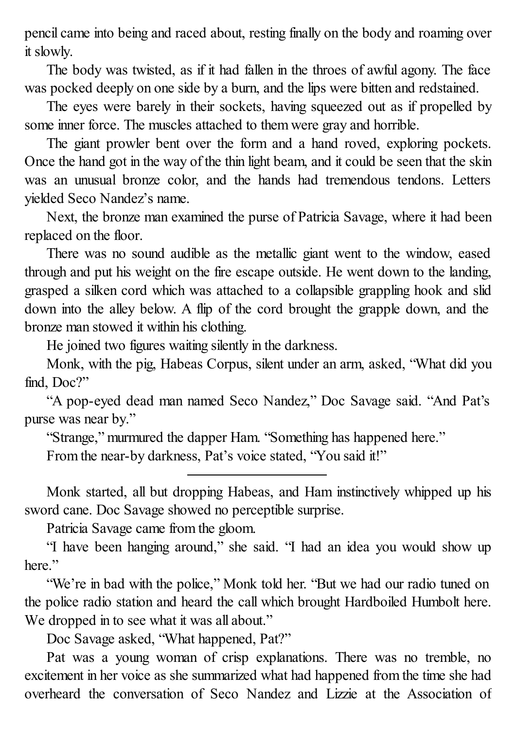pencil came into being and raced about, resting finally on the body and roaming over it slowly.

The body was twisted, as if it had fallen in the throes of awful agony. The face was pocked deeply on one side by a burn, and the lips were bitten and redstained.

The eyes were barely in their sockets, having squeezed out as if propelled by some inner force. The muscles attached to them were gray and horrible.

The giant prowler bent over the form and a hand roved, exploring pockets. Once the hand got in the way of the thin light beam, and it could be seen that the skin was an unusual bronze color, and the hands had tremendous tendons. Letters yielded Seco Nandez's name.

Next, the bronze man examined the purse of Patricia Savage, where it had been replaced on the floor.

There was no sound audible as the metallic giant went to the window, eased through and put his weight on the fire escape outside. He went down to the landing, grasped a silken cord which was attached to a collapsible grappling hook and slid down into the alley below. A flip of the cord brought the grapple down, and the bronze man stowed it within his clothing.

He joined two figures waiting silently in the darkness.

Monk, with the pig, Habeas Corpus, silent under an arm, asked, "What did you find, Doc?"

"A pop-eyed dead man named Seco Nandez," Doc Savage said. "And Pat's purse was near by."

"Strange," murmured the dapper Ham. "Something has happened here."

From the near-by darkness, Pat's voice stated, "You said it!"

---

Monk started, all but dropping Habeas, and Ham instinctively whipped up his sword cane. Doc Savage showed no perceptible surprise.

Patricia Savage came from the gloom.

"I have been hanging around," she said. "I had an idea you would show up here."

"We're in bad with the police," Monk told her. "But we had our radio tuned on the police radio station and heard the call which brought Hardboiled Humbolt here. We dropped in to see what it was all about."

Doc Savage asked, "What happened, Pat?"

Pat was a young woman of crisp explanations. There was no tremble, no excitement in her voice as she summarized what had happened from the time she had overheard the conversation of Seco Nandez and Lizzie at the Association of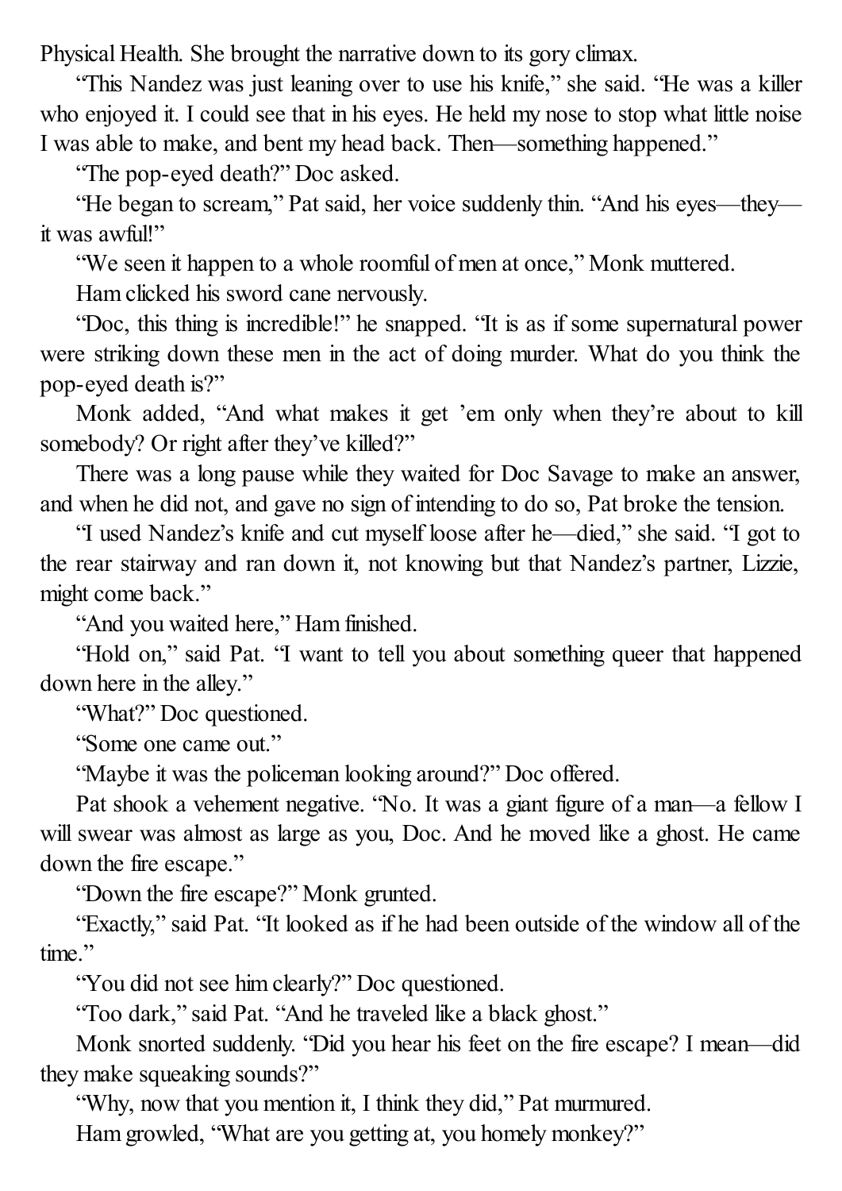Physical Health. She brought the narrative down to its gory climax.

"This Nandez was just leaning over to use his knife," she said. "He was a killer who enjoyed it. I could see that in his eyes. He held my nose to stop what little noise I was able to make, and bent my head back. Then—something happened."

"The pop-eyed death?" Doc asked.

"He began to scream," Pat said, her voice suddenly thin. "And his eyes—they—it was awful!"

"We seen it happen to a whole roomful of men at once," Monk muttered.

Ham clicked his sword cane nervously.

"Doc, this thing is incredible!" he snapped. "It is as if some supernatural power were striking down these men in the act of doing murder. What do you think the pop-eyed death is?"

Monk added, "And what makes it get 'em only when they're about to kill somebody? Or right after they've killed?"

There was a long pause while they waited for Doc Savage to make an answer, and when he did not, and gave no sign of intending to do so, Pat broke the tension.

"I used Nandez's knife and cut myself loose after he—died," she said. "I got to the rear stairway and ran down it, not knowing but that Nandez's partner, Lizzie, might come back."

"And you waited here," Ham finished.

"Hold on," said Pat. "I want to tell you about something queer that happened down here in the alley."

"What?" Doc questioned.

"Some one came out."

"Maybe it was the policeman looking around?" Doc offered.

Pat shook a vehement negative. "No. It was a giant figure of a man—a fellow I will swear was almost as large as you, Doc. And he moved like a ghost. He came down the fire escape."

"Down the fire escape?" Monk grunted.

"Exactly," said Pat. "It looked as if he had been outside of the window all of the time."

"You did not see him clearly?" Doc questioned.

"Too dark," said Pat. "And he traveled like a black ghost."

Monk snorted suddenly. "Did you hear his feet on the fire escape? I mean—did they make squeaking sounds?"

"Why, now that you mention it, I think they did," Pat murmured.

Ham growled, "What are you getting at, you homely monkey?"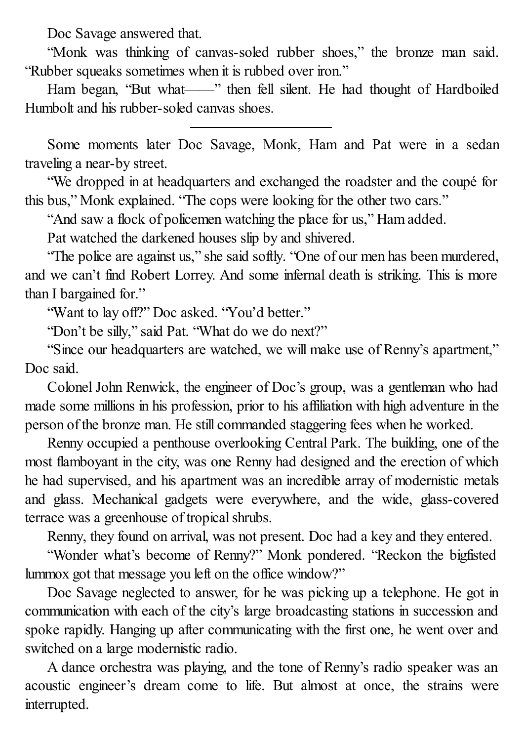Doc Savage answered that.

"Monk was thinking of canvas-soled rubber shoes," the bronze man said. "Rubber squeaks sometimes when it is rubbed over iron."

Ham began, "But what——" then fell silent. He had thought of Hardboiled Humbolt and his rubber-soled canvas shoes.

---

Some moments later Doc Savage, Monk, Ham and Pat were in a sedan traveling a near-by street.

"We dropped in at headquarters and exchanged the roadster and the coupé for this bus," Monk explained. "The cops were looking for the other two cars."

"And saw a flock of policemen watching the place for us," Ham added.

Pat watched the darkened houses slip by and shivered.

"The police are against us," she said softly. "One of our men has been murdered, and we can't find Robert Lorrey. And some infernal death is striking. This is more than I bargained for."

"Want to lay off?" Doc asked. "You'd better."

"Don't be silly," said Pat. "What do we do next?"

"Since our headquarters are watched, we will make use of Renny's apartment," Doc said.

Colonel John Renwick, the engineer of Doc's group, was a gentleman who had made some millions in his profession, prior to his affiliation with high adventure in the person of the bronze man. He still commanded staggering fees when he worked.

Renny occupied a penthouse overlooking Central Park. The building, one of the most flamboyant in the city, was one Renny had designed and the erection of which he had supervised, and his apartment was an incredible array of modernistic metals and glass. Mechanical gadgets were everywhere, and the wide, glass-covered terrace was a greenhouse of tropical shrubs.

Renny, they found on arrival, was not present. Doc had a key and they entered.

"Wonder what's become of Renny?" Monk pondered. "Reckon the bigfisted lummox got that message you left on the office window?"

Doc Savage neglected to answer, for he was picking up a telephone. He got in communication with each of the city's large broadcasting stations in succession and spoke rapidly. Hanging up after communicating with the first one, he went over and switched on a large modernistic radio.

A dance orchestra was playing, and the tone of Renny's radio speaker was an acoustic engineer's dream come to life. But almost at once, the strains were interrupted.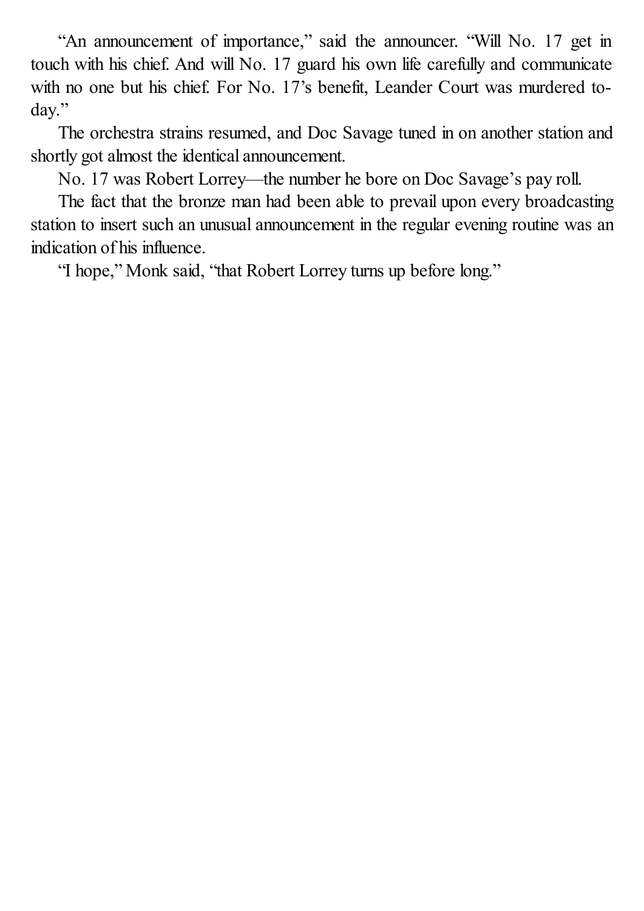"An announcement of importance," said the announcer. "Will No. 17 get in touch with his chief. And will No. 17 guard his own life carefully and communicate with no one but his chief. For No. 17's benefit, Leander Court was murdered to-day."

The orchestra strains resumed, and Doc Savage tuned in on another station and shortly got almost the identical announcement.

No. 17 was Robert Lorrey—the number he bore on Doc Savage's pay roll.

The fact that the bronze man had been able to prevail upon every broadcasting station to insert such an unusual announcement in the regular evening routine was an indication of his influence.

"I hope," Monk said, "that Robert Lorrey turns up before long."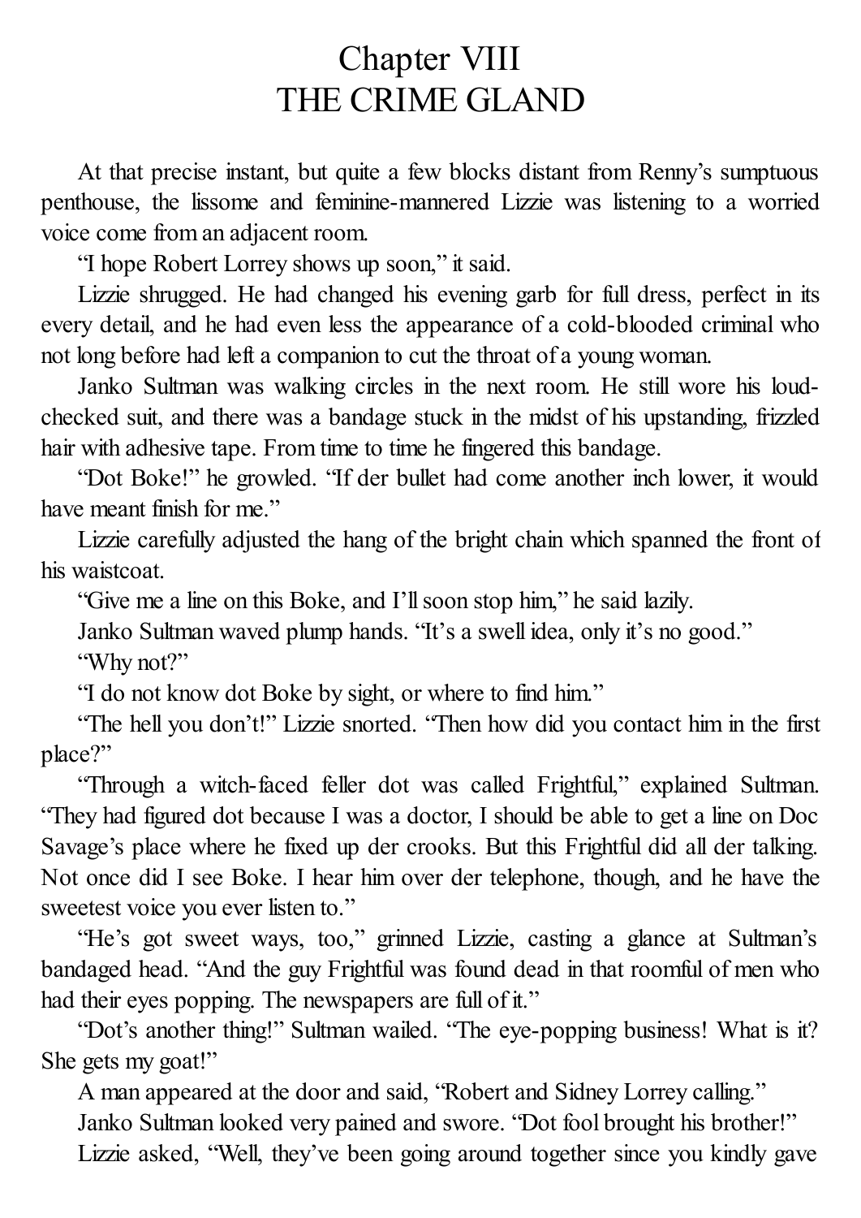# Chapter VIII
# THE CRIME GLAND

At that precise instant, but quite a few blocks distant from Renny's sumptuous penthouse, the lissome and feminine-mannered Lizzie was listening to a worried voice come from an adjacent room.

"I hope Robert Lorrey shows up soon," it said.

Lizzie shrugged. He had changed his evening garb for full dress, perfect in its every detail, and he had even less the appearance of a cold-blooded criminal who not long before had left a companion to cut the throat of a young woman.

Janko Sultman was walking circles in the next room. He still wore his loud-checked suit, and there was a bandage stuck in the midst of his upstanding, frizzled hair with adhesive tape. From time to time he fingered this bandage.

"Dot Boke!" he growled. "If der bullet had come another inch lower, it would have meant finish for me."

Lizzie carefully adjusted the hang of the bright chain which spanned the front of his waistcoat.

"Give me a line on this Boke, and I'll soon stop him," he said lazily.

Janko Sultman waved plump hands. "It's a swell idea, only it's no good."

"Why not?"

"I do not know dot Boke by sight, or where to find him."

"The hell you don't!" Lizzie snorted. "Then how did you contact him in the first place?"

"Through a witch-faced feller dot was called Frightful," explained Sultman. "They had figured dot because I was a doctor, I should be able to get a line on Doc Savage's place where he fixed up der crooks. But this Frightful did all der talking. Not once did I see Boke. I hear him over der telephone, though, and he have the sweetest voice you ever listen to."

"He's got sweet ways, too," grinned Lizzie, casting a glance at Sultman's bandaged head. "And the guy Frightful was found dead in that roomful of men who had their eyes popping. The newspapers are full of it."

"Dot's another thing!" Sultman wailed. "The eye-popping business! What is it? She gets my goat!"

A man appeared at the door and said, "Robert and Sidney Lorrey calling."

Janko Sultman looked very pained and swore. "Dot fool brought his brother!"

Lizzie asked, "Well, they've been going around together since you kindly gave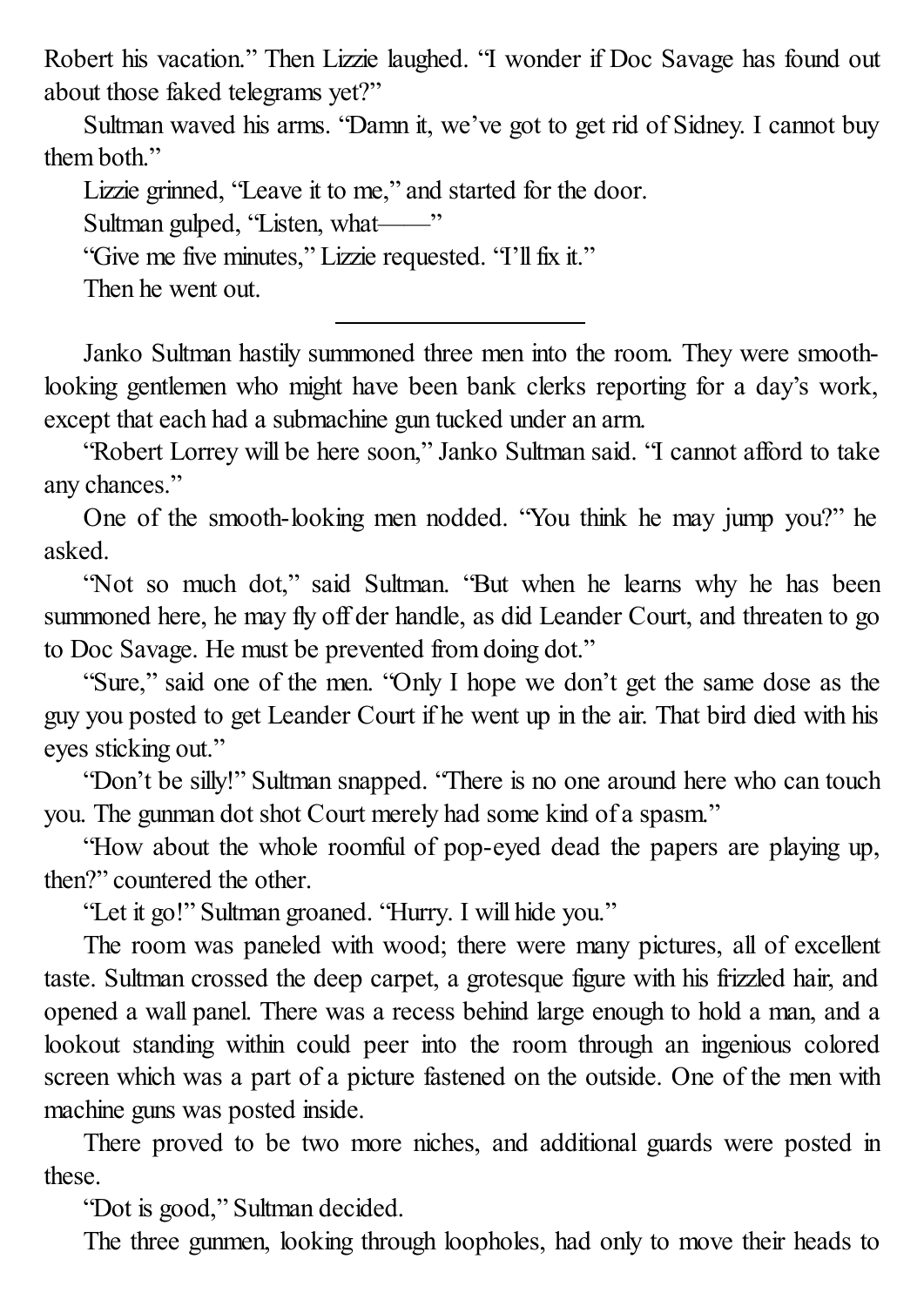Robert his vacation." Then Lizzie laughed. "I wonder if Doc Savage has found out about those faked telegrams yet?"

Sultman waved his arms. "Damn it, we've got to get rid of Sidney. I cannot buy them both."

Lizzie grinned, "Leave it to me," and started for the door.

Sultman gulped, "Listen, what——"

"Give me five minutes," Lizzie requested. "I'll fix it."

Then he went out.

---

Janko Sultman hastily summoned three men into the room. They were smooth-looking gentlemen who might have been bank clerks reporting for a day's work, except that each had a submachine gun tucked under an arm.

"Robert Lorrey will be here soon," Janko Sultman said. "I cannot afford to take any chances."

One of the smooth-looking men nodded. "You think he may jump you?" he asked.

"Not so much dot," said Sultman. "But when he learns why he has been summoned here, he may fly off der handle, as did Leander Court, and threaten to go to Doc Savage. He must be prevented from doing dot."

"Sure," said one of the men. "Only I hope we don't get the same dose as the guy you posted to get Leander Court if he went up in the air. That bird died with his eyes sticking out."

"Don't be silly!" Sultman snapped. "There is no one around here who can touch you. The gunman dot shot Court merely had some kind of a spasm."

"How about the whole roomful of pop-eyed dead the papers are playing up, then?" countered the other.

"Let it go!" Sultman groaned. "Hurry. I will hide you."

The room was paneled with wood; there were many pictures, all of excellent taste. Sultman crossed the deep carpet, a grotesque figure with his frizzled hair, and opened a wall panel. There was a recess behind large enough to hold a man, and a lookout standing within could peer into the room through an ingenious colored screen which was a part of a picture fastened on the outside. One of the men with machine guns was posted inside.

There proved to be two more niches, and additional guards were posted in these.

"Dot is good," Sultman decided.

The three gunmen, looking through loopholes, had only to move their heads to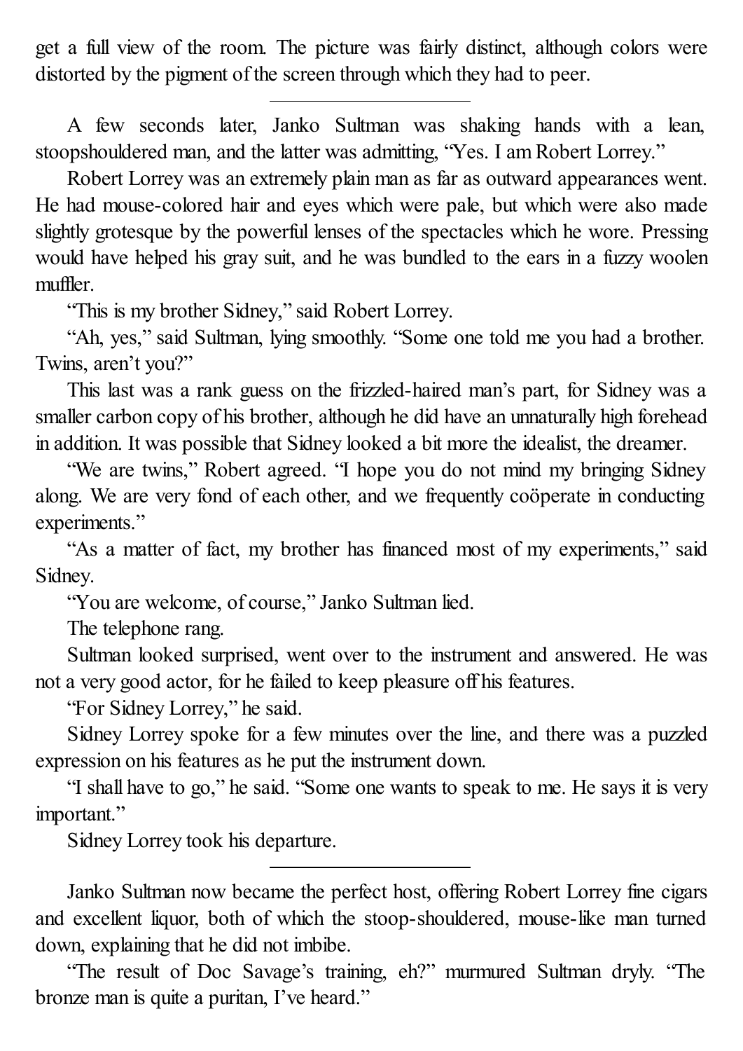get a full view of the room. The picture was fairly distinct, although colors were distorted by the pigment of the screen through which they had to peer.

---

A few seconds later, Janko Sultman was shaking hands with a lean, stoopshouldered man, and the latter was admitting, "Yes. I am Robert Lorrey."

Robert Lorrey was an extremely plain man as far as outward appearances went. He had mouse-colored hair and eyes which were pale, but which were also made slightly grotesque by the powerful lenses of the spectacles which he wore. Pressing would have helped his gray suit, and he was bundled to the ears in a fuzzy woolen muffler.

"This is my brother Sidney," said Robert Lorrey.

"Ah, yes," said Sultman, lying smoothly. "Some one told me you had a brother. Twins, aren't you?"

This last was a rank guess on the frizzled-haired man's part, for Sidney was a smaller carbon copy of his brother, although he did have an unnaturally high forehead in addition. It was possible that Sidney looked a bit more the idealist, the dreamer.

"We are twins," Robert agreed. "I hope you do not mind my bringing Sidney along. We are very fond of each other, and we frequently coöperate in conducting experiments."

"As a matter of fact, my brother has financed most of my experiments," said Sidney.

"You are welcome, of course," Janko Sultman lied.

The telephone rang.

Sultman looked surprised, went over to the instrument and answered. He was not a very good actor, for he failed to keep pleasure off his features.

"For Sidney Lorrey," he said.

Sidney Lorrey spoke for a few minutes over the line, and there was a puzzled expression on his features as he put the instrument down.

"I shall have to go," he said. "Some one wants to speak to me. He says it is very important."

Sidney Lorrey took his departure.

---

Janko Sultman now became the perfect host, offering Robert Lorrey fine cigars and excellent liquor, both of which the stoop-shouldered, mouse-like man turned down, explaining that he did not imbibe.

"The result of Doc Savage's training, eh?" murmured Sultman dryly. "The bronze man is quite a puritan, I've heard."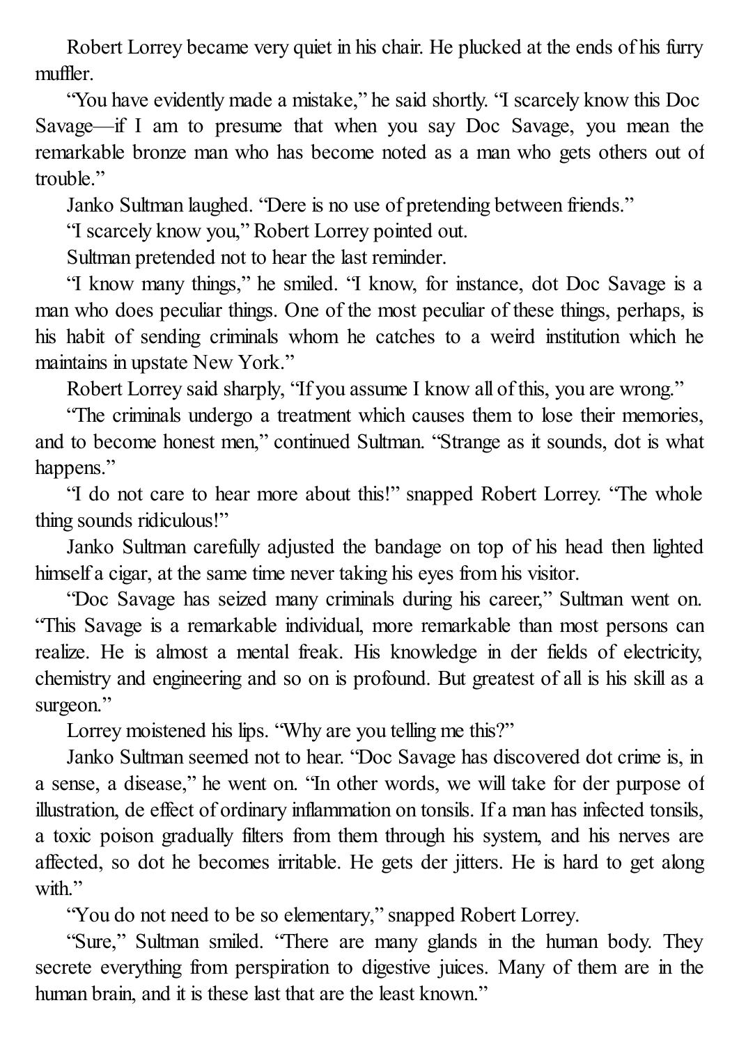Robert Lorrey became very quiet in his chair. He plucked at the ends of his furry muffler.

"You have evidently made a mistake," he said shortly. "I scarcely know this Doc Savage—if I am to presume that when you say Doc Savage, you mean the remarkable bronze man who has become noted as a man who gets others out of trouble."

Janko Sultman laughed. "Dere is no use of pretending between friends."

"I scarcely know you," Robert Lorrey pointed out.

Sultman pretended not to hear the last reminder.

"I know many things," he smiled. "I know, for instance, dot Doc Savage is a man who does peculiar things. One of the most peculiar of these things, perhaps, is his habit of sending criminals whom he catches to a weird institution which he maintains in upstate New York."

Robert Lorrey said sharply, "If you assume I know all of this, you are wrong."

"The criminals undergo a treatment which causes them to lose their memories, and to become honest men," continued Sultman. "Strange as it sounds, dot is what happens."

"I do not care to hear more about this!" snapped Robert Lorrey. "The whole thing sounds ridiculous!"

Janko Sultman carefully adjusted the bandage on top of his head then lighted himself a cigar, at the same time never taking his eyes from his visitor.

"Doc Savage has seized many criminals during his career," Sultman went on. "This Savage is a remarkable individual, more remarkable than most persons can realize. He is almost a mental freak. His knowledge in der fields of electricity, chemistry and engineering and so on is profound. But greatest of all is his skill as a surgeon."

Lorrey moistened his lips. "Why are you telling me this?"

Janko Sultman seemed not to hear. "Doc Savage has discovered dot crime is, in a sense, a disease," he went on. "In other words, we will take for der purpose of illustration, de effect of ordinary inflammation on tonsils. If a man has infected tonsils, a toxic poison gradually filters from them through his system, and his nerves are affected, so dot he becomes irritable. He gets der jitters. He is hard to get along with."

"You do not need to be so elementary," snapped Robert Lorrey.

"Sure," Sultman smiled. "There are many glands in the human body. They secrete everything from perspiration to digestive juices. Many of them are in the human brain, and it is these last that are the least known."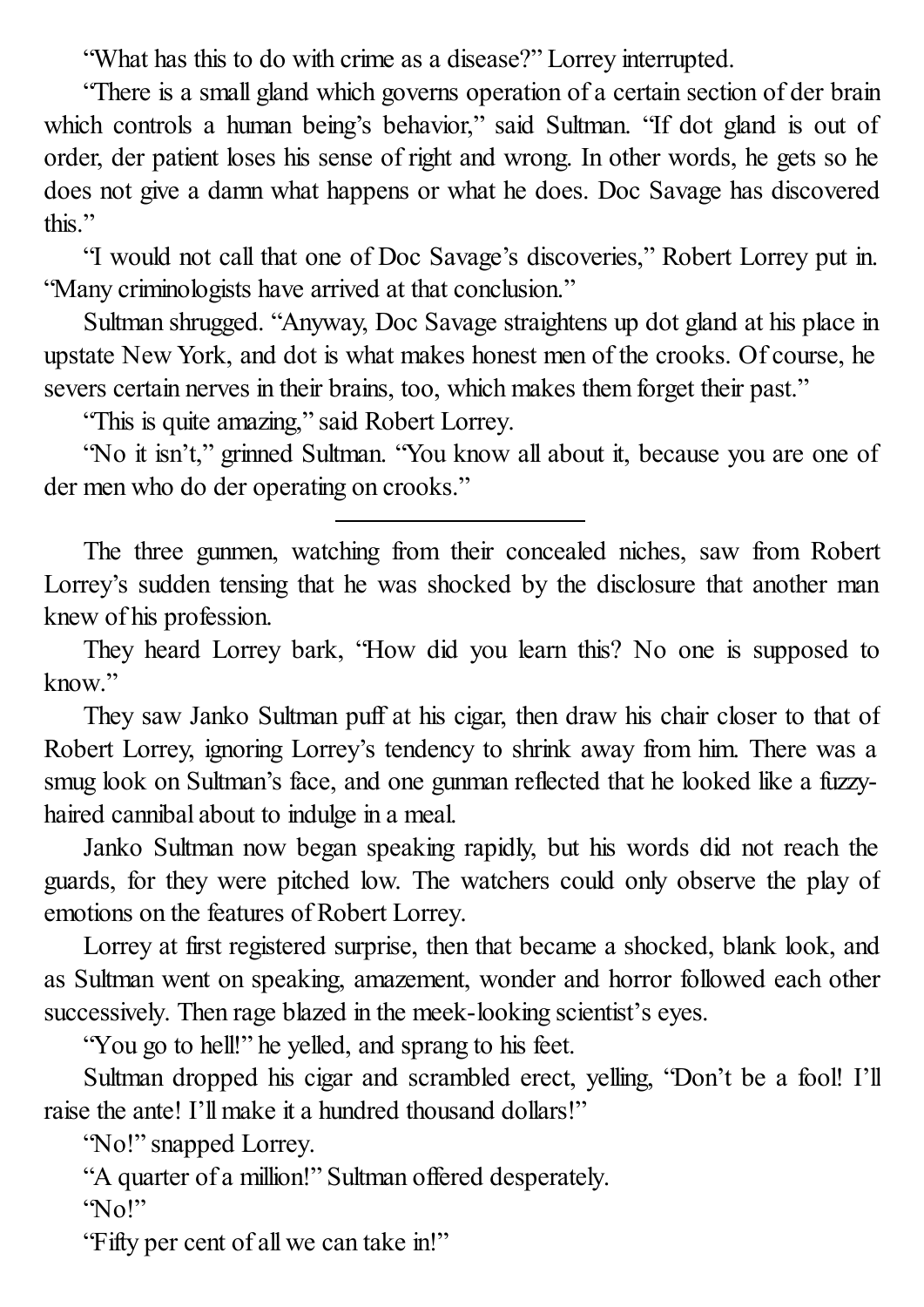"What has this to do with crime as a disease?" Lorrey interrupted.

"There is a small gland which governs operation of a certain section of der brain which controls a human being's behavior," said Sultman. "If dot gland is out of order, der patient loses his sense of right and wrong. In other words, he gets so he does not give a damn what happens or what he does. Doc Savage has discovered this."

"I would not call that one of Doc Savage's discoveries," Robert Lorrey put in. "Many criminologists have arrived at that conclusion."

Sultman shrugged. "Anyway, Doc Savage straightens up dot gland at his place in upstate New York, and dot is what makes honest men of the crooks. Of course, he severs certain nerves in their brains, too, which makes them forget their past."

"This is quite amazing," said Robert Lorrey.

"No it isn't," grinned Sultman. "You know all about it, because you are one of der men who do der operating on crooks."

---

The three gunmen, watching from their concealed niches, saw from Robert Lorrey's sudden tensing that he was shocked by the disclosure that another man knew of his profession.

They heard Lorrey bark, "How did you learn this? No one is supposed to know."

They saw Janko Sultman puff at his cigar, then draw his chair closer to that of Robert Lorrey, ignoring Lorrey's tendency to shrink away from him. There was a smug look on Sultman's face, and one gunman reflected that he looked like a fuzzy-haired cannibal about to indulge in a meal.

Janko Sultman now began speaking rapidly, but his words did not reach the guards, for they were pitched low. The watchers could only observe the play of emotions on the features of Robert Lorrey.

Lorrey at first registered surprise, then that became a shocked, blank look, and as Sultman went on speaking, amazement, wonder and horror followed each other successively. Then rage blazed in the meek-looking scientist's eyes.

"You go to hell!" he yelled, and sprang to his feet.

Sultman dropped his cigar and scrambled erect, yelling, "Don't be a fool! I'll raise the ante! I'll make it a hundred thousand dollars!"

"No!" snapped Lorrey.

"A quarter of a million!" Sultman offered desperately.

"No!"

"Fifty per cent of all we can take in!"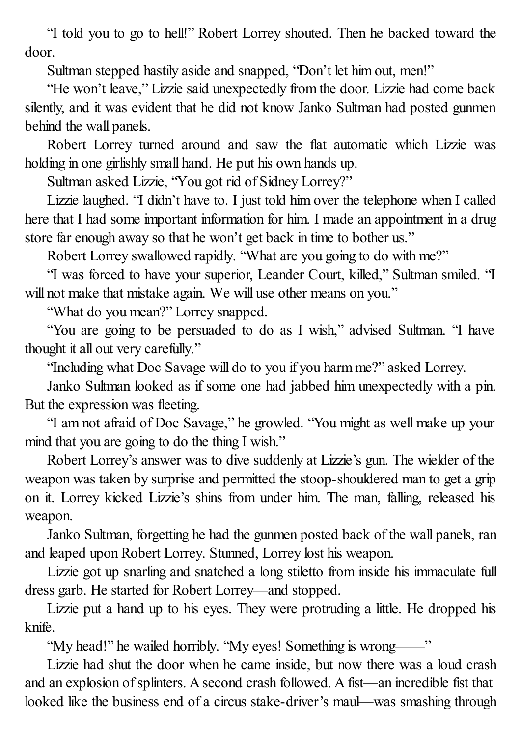"I told you to go to hell!" Robert Lorrey shouted. Then he backed toward the door.

Sultman stepped hastily aside and snapped, "Don't let him out, men!"

"He won't leave," Lizzie said unexpectedly from the door. Lizzie had come back silently, and it was evident that he did not know Janko Sultman had posted gunmen behind the wall panels.

Robert Lorrey turned around and saw the flat automatic which Lizzie was holding in one girlishly small hand. He put his own hands up.

Sultman asked Lizzie, "You got rid of Sidney Lorrey?"

Lizzie laughed. "I didn't have to. I just told him over the telephone when I called here that I had some important information for him. I made an appointment in a drug store far enough away so that he won't get back in time to bother us."

Robert Lorrey swallowed rapidly. "What are you going to do with me?"

"I was forced to have your superior, Leander Court, killed," Sultman smiled. "I will not make that mistake again. We will use other means on you."

"What do you mean?" Lorrey snapped.

"You are going to be persuaded to do as I wish," advised Sultman. "I have thought it all out very carefully."

"Including what Doc Savage will do to you if you harm me?" asked Lorrey.

Janko Sultman looked as if some one had jabbed him unexpectedly with a pin. But the expression was fleeting.

"I am not afraid of Doc Savage," he growled. "You might as well make up your mind that you are going to do the thing I wish."

Robert Lorrey's answer was to dive suddenly at Lizzie's gun. The wielder of the weapon was taken by surprise and permitted the stoop-shouldered man to get a grip on it. Lorrey kicked Lizzie's shins from under him. The man, falling, released his weapon.

Janko Sultman, forgetting he had the gunmen posted back of the wall panels, ran and leaped upon Robert Lorrey. Stunned, Lorrey lost his weapon.

Lizzie got up snarling and snatched a long stiletto from inside his immaculate full dress garb. He started for Robert Lorrey—and stopped.

Lizzie put a hand up to his eyes. They were protruding a little. He dropped his knife.

"My head!" he wailed horribly. "My eyes! Something is wrong——"

Lizzie had shut the door when he came inside, but now there was a loud crash and an explosion of splinters. A second crash followed. A fist—an incredible fist that looked like the business end of a circus stake-driver's maul—was smashing through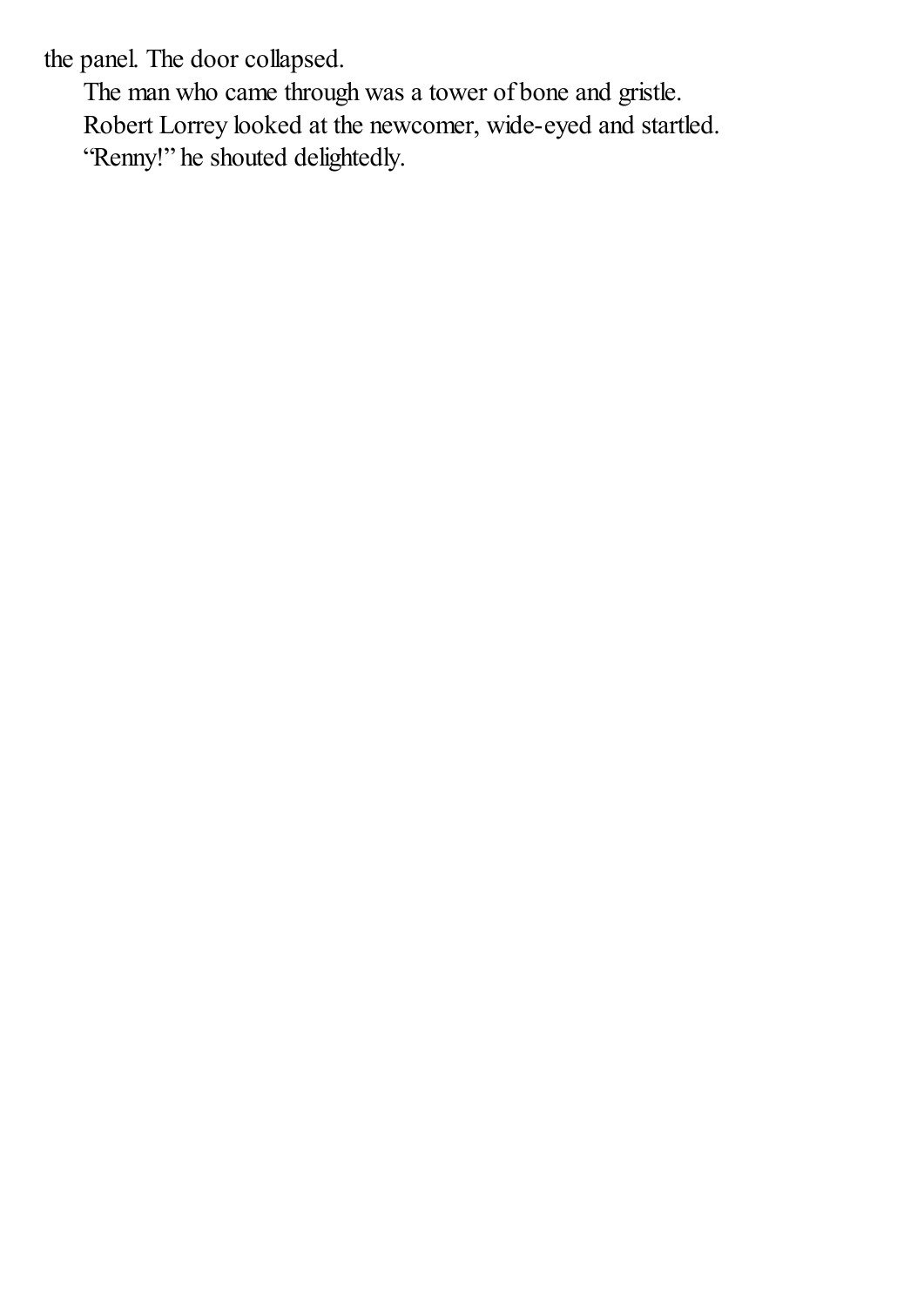the panel. The door collapsed.

The man who came through was a tower of bone and gristle.

Robert Lorrey looked at the newcomer, wide-eyed and startled.

"Renny!" he shouted delightedly.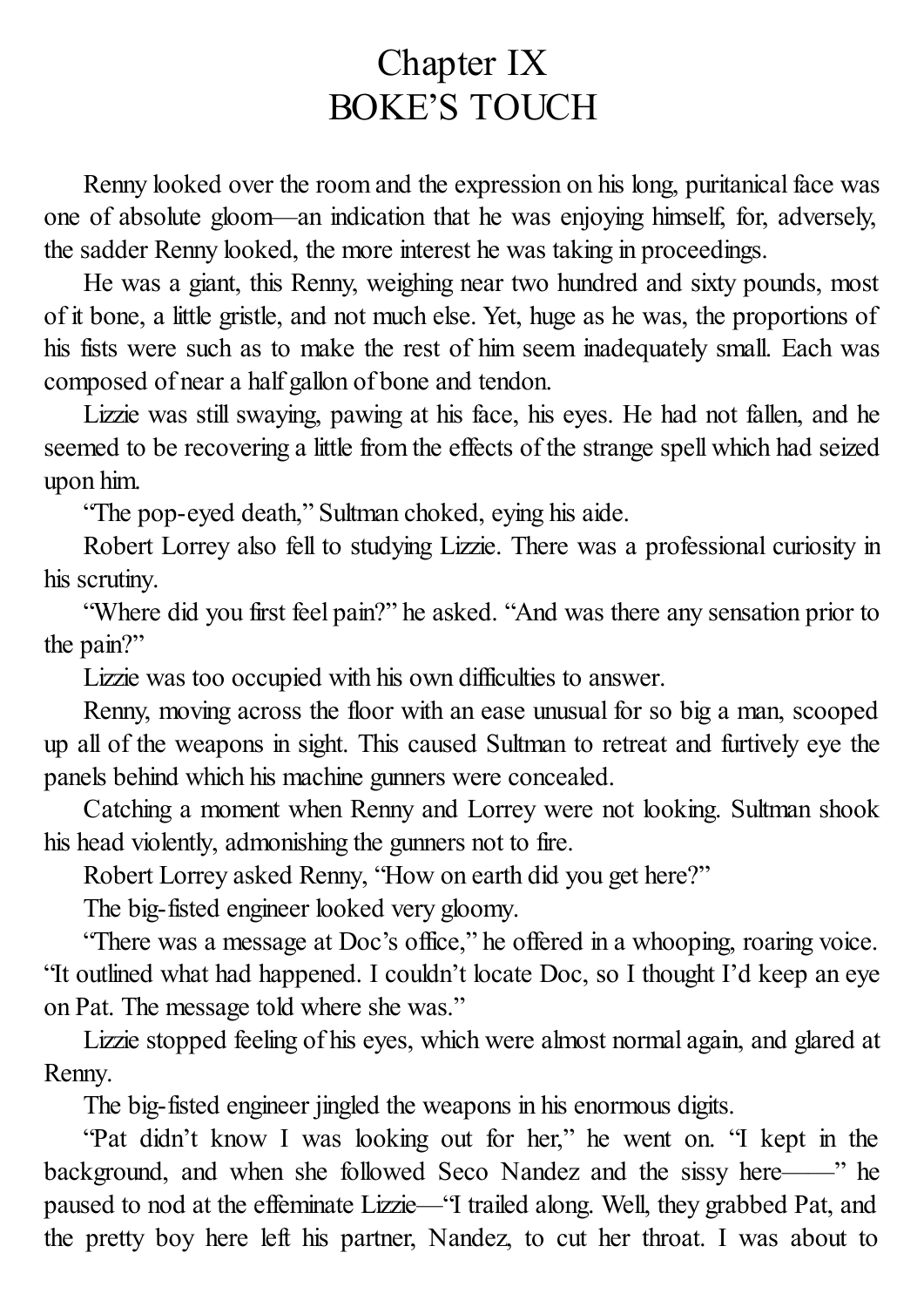# Chapter IX
# BOKE'S TOUCH

Renny looked over the room and the expression on his long, puritanical face was one of absolute gloom—an indication that he was enjoying himself, for, adversely, the sadder Renny looked, the more interest he was taking in proceedings.

He was a giant, this Renny, weighing near two hundred and sixty pounds, most of it bone, a little gristle, and not much else. Yet, huge as he was, the proportions of his fists were such as to make the rest of him seem inadequately small. Each was composed of near a half gallon of bone and tendon.

Lizzie was still swaying, pawing at his face, his eyes. He had not fallen, and he seemed to be recovering a little from the effects of the strange spell which had seized upon him.

"The pop-eyed death," Sultman choked, eying his aide.

Robert Lorrey also fell to studying Lizzie. There was a professional curiosity in his scrutiny.

"Where did you first feel pain?" he asked. "And was there any sensation prior to the pain?"

Lizzie was too occupied with his own difficulties to answer.

Renny, moving across the floor with an ease unusual for so big a man, scooped up all of the weapons in sight. This caused Sultman to retreat and furtively eye the panels behind which his machine gunners were concealed.

Catching a moment when Renny and Lorrey were not looking. Sultman shook his head violently, admonishing the gunners not to fire.

Robert Lorrey asked Renny, "How on earth did you get here?"

The big-fisted engineer looked very gloomy.

"There was a message at Doc's office," he offered in a whooping, roaring voice. "It outlined what had happened. I couldn't locate Doc, so I thought I'd keep an eye on Pat. The message told where she was."

Lizzie stopped feeling of his eyes, which were almost normal again, and glared at Renny.

The big-fisted engineer jingled the weapons in his enormous digits.

"Pat didn't know I was looking out for her," he went on. "I kept in the background, and when she followed Seco Nandez and the sissy here——" he paused to nod at the effeminate Lizzie—"I trailed along. Well, they grabbed Pat, and the pretty boy here left his partner, Nandez, to cut her throat. I was about to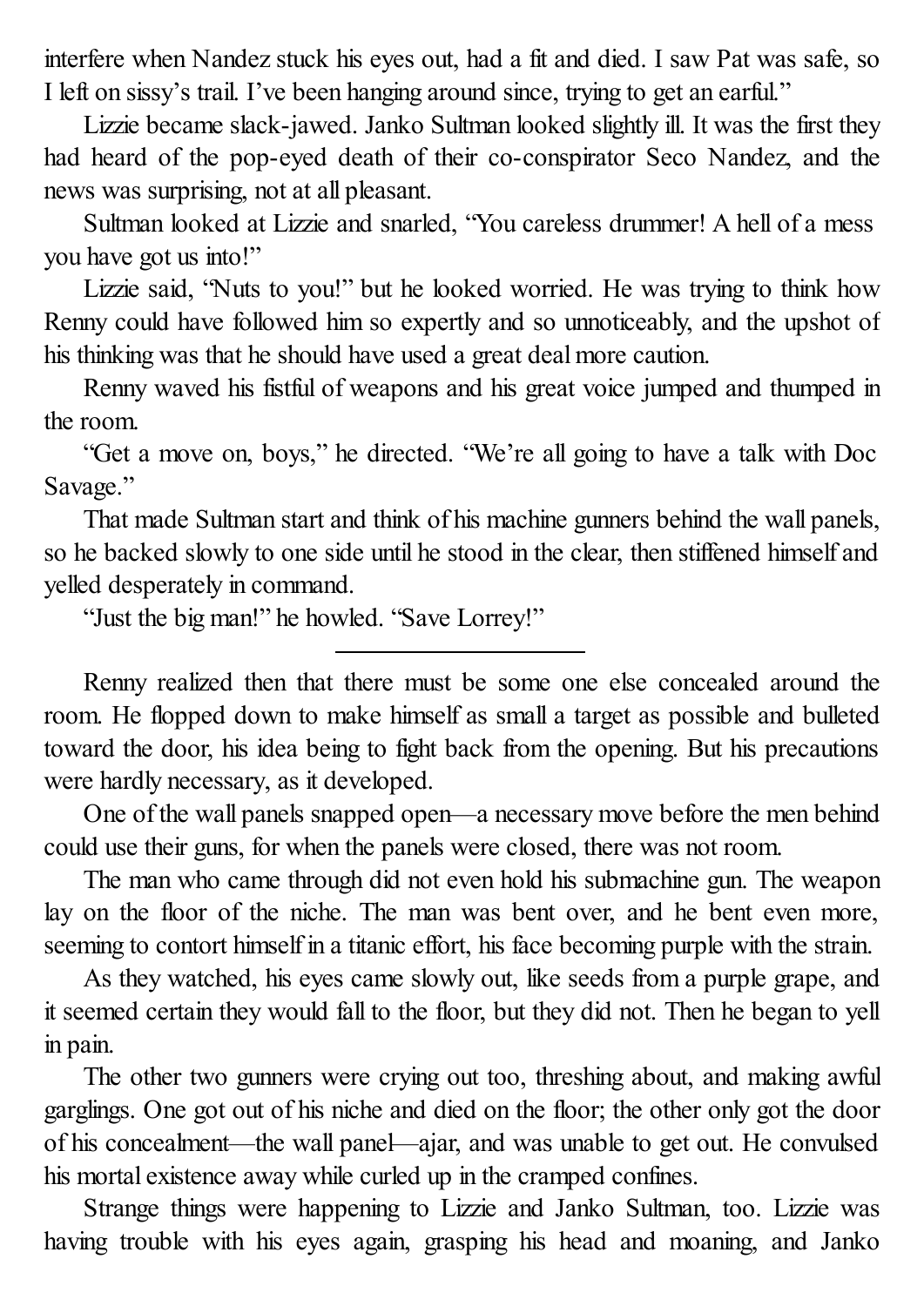interfere when Nandez stuck his eyes out, had a fit and died. I saw Pat was safe, so I left on sissy's trail. I've been hanging around since, trying to get an earful."

Lizzie became slack-jawed. Janko Sultman looked slightly ill. It was the first they had heard of the pop-eyed death of their co-conspirator Seco Nandez, and the news was surprising, not at all pleasant.

Sultman looked at Lizzie and snarled, "You careless drummer! A hell of a mess you have got us into!"

Lizzie said, "Nuts to you!" but he looked worried. He was trying to think how Renny could have followed him so expertly and so unnoticeably, and the upshot of his thinking was that he should have used a great deal more caution.

Renny waved his fistful of weapons and his great voice jumped and thumped in the room.

"Get a move on, boys," he directed. "We're all going to have a talk with Doc Savage."

That made Sultman start and think of his machine gunners behind the wall panels, so he backed slowly to one side until he stood in the clear, then stiffened himself and yelled desperately in command.

"Just the big man!" he howled. "Save Lorrey!"

---

Renny realized then that there must be some one else concealed around the room. He flopped down to make himself as small a target as possible and bulleted toward the door, his idea being to fight back from the opening. But his precautions were hardly necessary, as it developed.

One of the wall panels snapped open—a necessary move before the men behind could use their guns, for when the panels were closed, there was not room.

The man who came through did not even hold his submachine gun. The weapon lay on the floor of the niche. The man was bent over, and he bent even more, seeming to contort himself in a titanic effort, his face becoming purple with the strain.

As they watched, his eyes came slowly out, like seeds from a purple grape, and it seemed certain they would fall to the floor, but they did not. Then he began to yell in pain.

The other two gunners were crying out too, threshing about, and making awful garglings. One got out of his niche and died on the floor; the other only got the door of his concealment—the wall panel—ajar, and was unable to get out. He convulsed his mortal existence away while curled up in the cramped confines.

Strange things were happening to Lizzie and Janko Sultman, too. Lizzie was having trouble with his eyes again, grasping his head and moaning, and Janko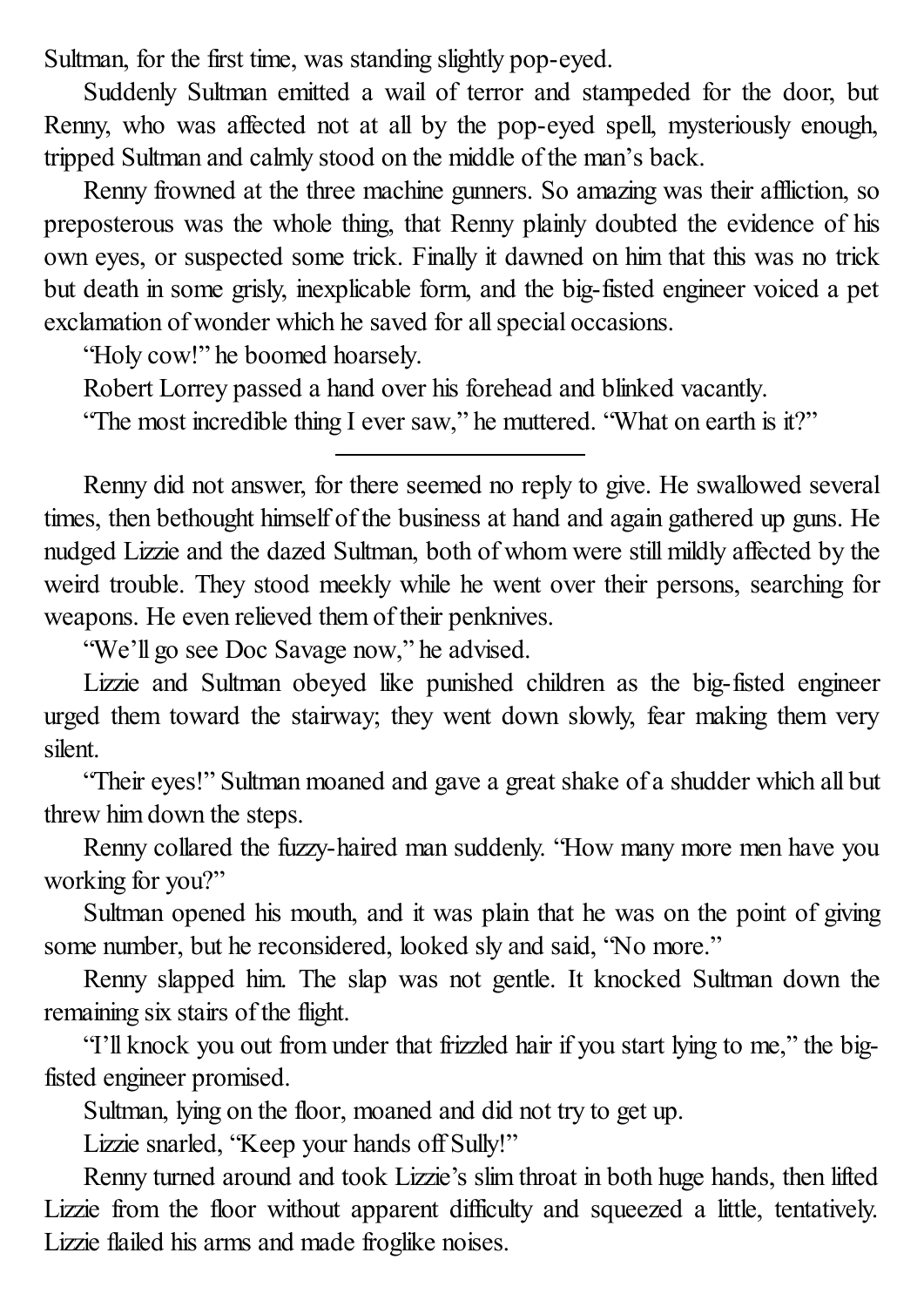Sultman, for the first time, was standing slightly pop-eyed.

Suddenly Sultman emitted a wail of terror and stampeded for the door, but Renny, who was affected not at all by the pop-eyed spell, mysteriously enough, tripped Sultman and calmly stood on the middle of the man's back.

Renny frowned at the three machine gunners. So amazing was their affliction, so preposterous was the whole thing, that Renny plainly doubted the evidence of his own eyes, or suspected some trick. Finally it dawned on him that this was no trick but death in some grisly, inexplicable form, and the big-fisted engineer voiced a pet exclamation of wonder which he saved for all special occasions.

"Holy cow!" he boomed hoarsely.

Robert Lorrey passed a hand over his forehead and blinked vacantly.

"The most incredible thing I ever saw," he muttered. "What on earth is it?"

---

Renny did not answer, for there seemed no reply to give. He swallowed several times, then bethought himself of the business at hand and again gathered up guns. He nudged Lizzie and the dazed Sultman, both of whom were still mildly affected by the weird trouble. They stood meekly while he went over their persons, searching for weapons. He even relieved them of their penknives.

"We'll go see Doc Savage now," he advised.

Lizzie and Sultman obeyed like punished children as the big-fisted engineer urged them toward the stairway; they went down slowly, fear making them very silent.

"Their eyes!" Sultman moaned and gave a great shake of a shudder which all but threw him down the steps.

Renny collared the fuzzy-haired man suddenly. "How many more men have you working for you?"

Sultman opened his mouth, and it was plain that he was on the point of giving some number, but he reconsidered, looked sly and said, "No more."

Renny slapped him. The slap was not gentle. It knocked Sultman down the remaining six stairs of the flight.

"I'll knock you out from under that frizzled hair if you start lying to me," the big-fisted engineer promised.

Sultman, lying on the floor, moaned and did not try to get up.

Lizzie snarled, "Keep your hands off Sully!"

Renny turned around and took Lizzie's slim throat in both huge hands, then lifted Lizzie from the floor without apparent difficulty and squeezed a little, tentatively. Lizzie flailed his arms and made froglike noises.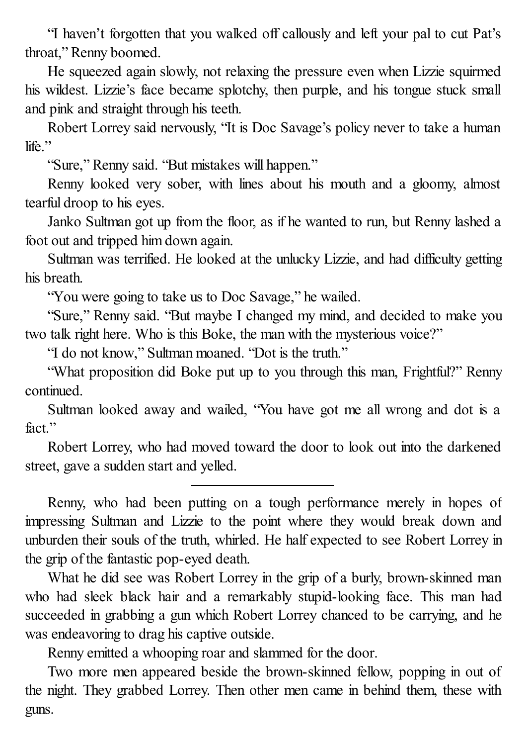"I haven't forgotten that you walked off callously and left your pal to cut Pat's throat," Renny boomed.

He squeezed again slowly, not relaxing the pressure even when Lizzie squirmed his wildest. Lizzie's face became splotchy, then purple, and his tongue stuck small and pink and straight through his teeth.

Robert Lorrey said nervously, "It is Doc Savage's policy never to take a human life."

"Sure," Renny said. "But mistakes will happen."

Renny looked very sober, with lines about his mouth and a gloomy, almost tearful droop to his eyes.

Janko Sultman got up from the floor, as if he wanted to run, but Renny lashed a foot out and tripped him down again.

Sultman was terrified. He looked at the unlucky Lizzie, and had difficulty getting his breath.

"You were going to take us to Doc Savage," he wailed.

"Sure," Renny said. "But maybe I changed my mind, and decided to make you two talk right here. Who is this Boke, the man with the mysterious voice?"

"I do not know," Sultman moaned. "Dot is the truth."

"What proposition did Boke put up to you through this man, Frightful?" Renny continued.

Sultman looked away and wailed, "You have got me all wrong and dot is a fact."

Robert Lorrey, who had moved toward the door to look out into the darkened street, gave a sudden start and yelled.

---

Renny, who had been putting on a tough performance merely in hopes of impressing Sultman and Lizzie to the point where they would break down and unburden their souls of the truth, whirled. He half expected to see Robert Lorrey in the grip of the fantastic pop-eyed death.

What he did see was Robert Lorrey in the grip of a burly, brown-skinned man who had sleek black hair and a remarkably stupid-looking face. This man had succeeded in grabbing a gun which Robert Lorrey chanced to be carrying, and he was endeavoring to drag his captive outside.

Renny emitted a whooping roar and slammed for the door.

Two more men appeared beside the brown-skinned fellow, popping in out of the night. They grabbed Lorrey. Then other men came in behind them, these with guns.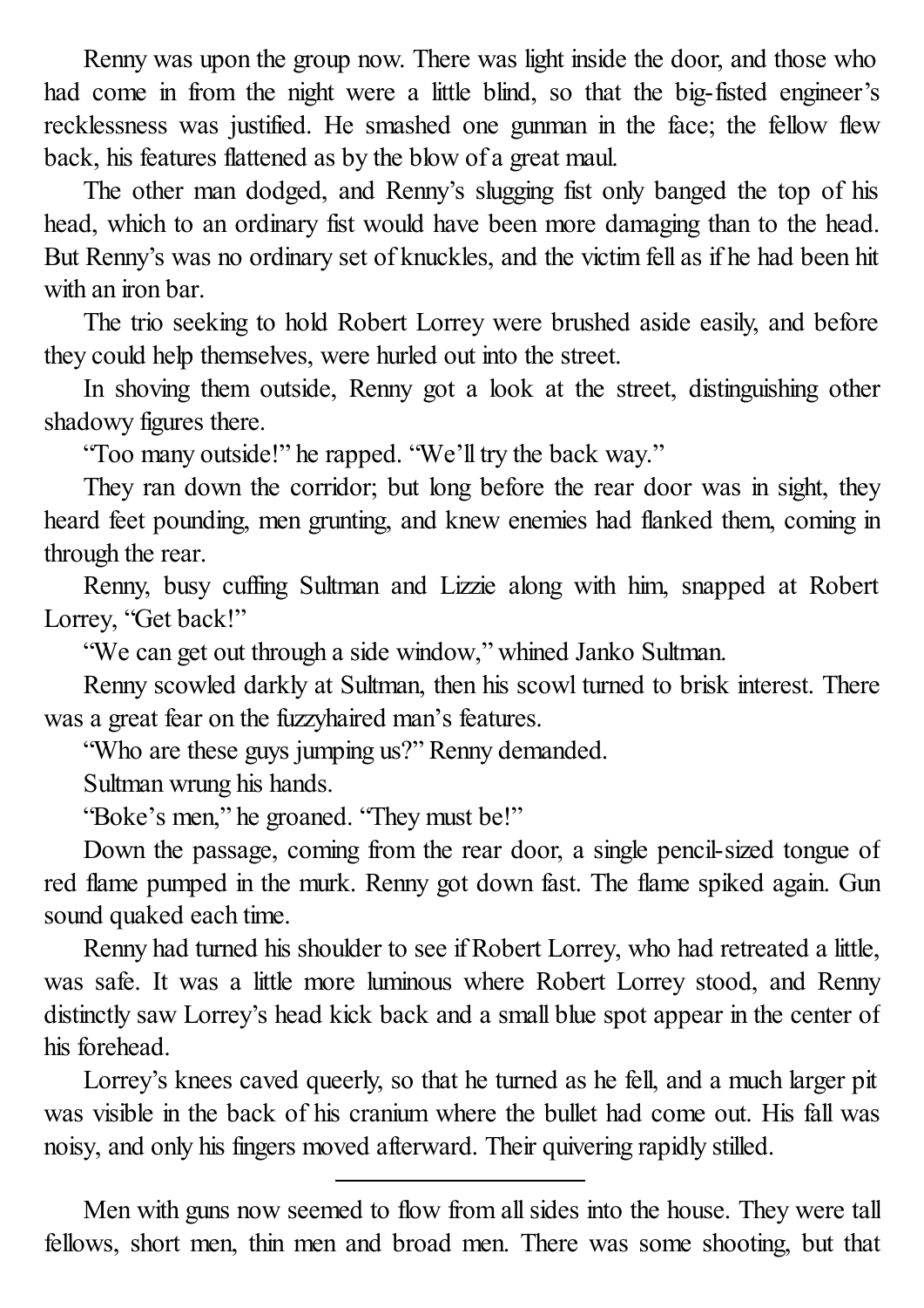Renny was upon the group now. There was light inside the door, and those who had come in from the night were a little blind, so that the big-fisted engineer's recklessness was justified. He smashed one gunman in the face; the fellow flew back, his features flattened as by the blow of a great maul.

The other man dodged, and Renny's slugging fist only banged the top of his head, which to an ordinary fist would have been more damaging than to the head. But Renny's was no ordinary set of knuckles, and the victim fell as if he had been hit with an iron bar.

The trio seeking to hold Robert Lorrey were brushed aside easily, and before they could help themselves, were hurled out into the street.

In shoving them outside, Renny got a look at the street, distinguishing other shadowy figures there.

"Too many outside!" he rapped. "We'll try the back way."

They ran down the corridor; but long before the rear door was in sight, they heard feet pounding, men grunting, and knew enemies had flanked them, coming in through the rear.

Renny, busy cuffing Sultman and Lizzie along with him, snapped at Robert Lorrey, "Get back!"

"We can get out through a side window," whined Janko Sultman.

Renny scowled darkly at Sultman, then his scowl turned to brisk interest. There was a great fear on the fuzzyhaired man's features.

"Who are these guys jumping us?" Renny demanded.

Sultman wrung his hands.

"Boke's men," he groaned. "They must be!"

Down the passage, coming from the rear door, a single pencil-sized tongue of red flame pumped in the murk. Renny got down fast. The flame spiked again. Gun sound quaked each time.

Renny had turned his shoulder to see if Robert Lorrey, who had retreated a little, was safe. It was a little more luminous where Robert Lorrey stood, and Renny distinctly saw Lorrey's head kick back and a small blue spot appear in the center of his forehead.

Lorrey's knees caved queerly, so that he turned as he fell, and a much larger pit was visible in the back of his cranium where the bullet had come out. His fall was noisy, and only his fingers moved afterward. Their quivering rapidly stilled.

---

Men with guns now seemed to flow from all sides into the house. They were tall fellows, short men, thin men and broad men. There was some shooting, but that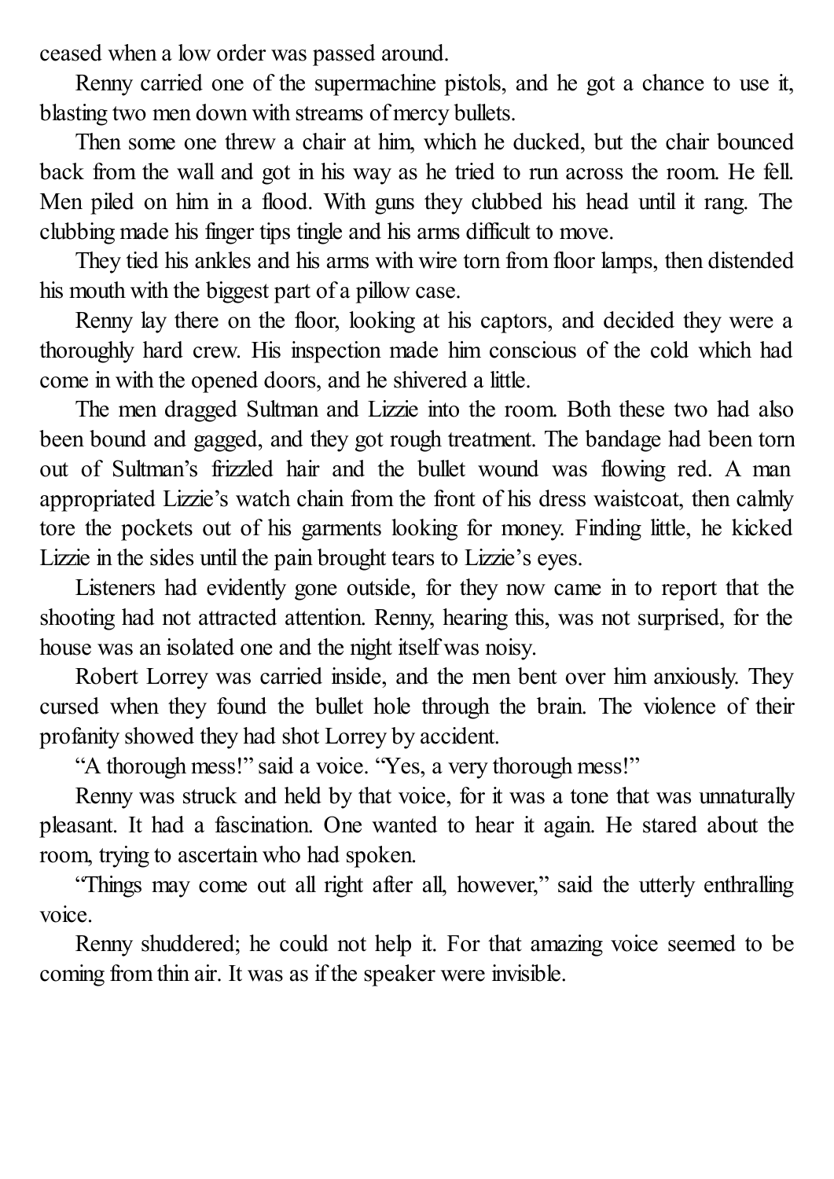ceased when a low order was passed around.

Renny carried one of the supermachine pistols, and he got a chance to use it, blasting two men down with streams of mercy bullets.

Then some one threw a chair at him, which he ducked, but the chair bounced back from the wall and got in his way as he tried to run across the room. He fell. Men piled on him in a flood. With guns they clubbed his head until it rang. The clubbing made his finger tips tingle and his arms difficult to move.

They tied his ankles and his arms with wire torn from floor lamps, then distended his mouth with the biggest part of a pillow case.

Renny lay there on the floor, looking at his captors, and decided they were a thoroughly hard crew. His inspection made him conscious of the cold which had come in with the opened doors, and he shivered a little.

The men dragged Sultman and Lizzie into the room. Both these two had also been bound and gagged, and they got rough treatment. The bandage had been torn out of Sultman's frizzled hair and the bullet wound was flowing red. A man appropriated Lizzie's watch chain from the front of his dress waistcoat, then calmly tore the pockets out of his garments looking for money. Finding little, he kicked Lizzie in the sides until the pain brought tears to Lizzie's eyes.

Listeners had evidently gone outside, for they now came in to report that the shooting had not attracted attention. Renny, hearing this, was not surprised, for the house was an isolated one and the night itself was noisy.

Robert Lorrey was carried inside, and the men bent over him anxiously. They cursed when they found the bullet hole through the brain. The violence of their profanity showed they had shot Lorrey by accident.

"A thorough mess!" said a voice. "Yes, a very thorough mess!"

Renny was struck and held by that voice, for it was a tone that was unnaturally pleasant. It had a fascination. One wanted to hear it again. He stared about the room, trying to ascertain who had spoken.

"Things may come out all right after all, however," said the utterly enthralling voice.

Renny shuddered; he could not help it. For that amazing voice seemed to be coming from thin air. It was as if the speaker were invisible.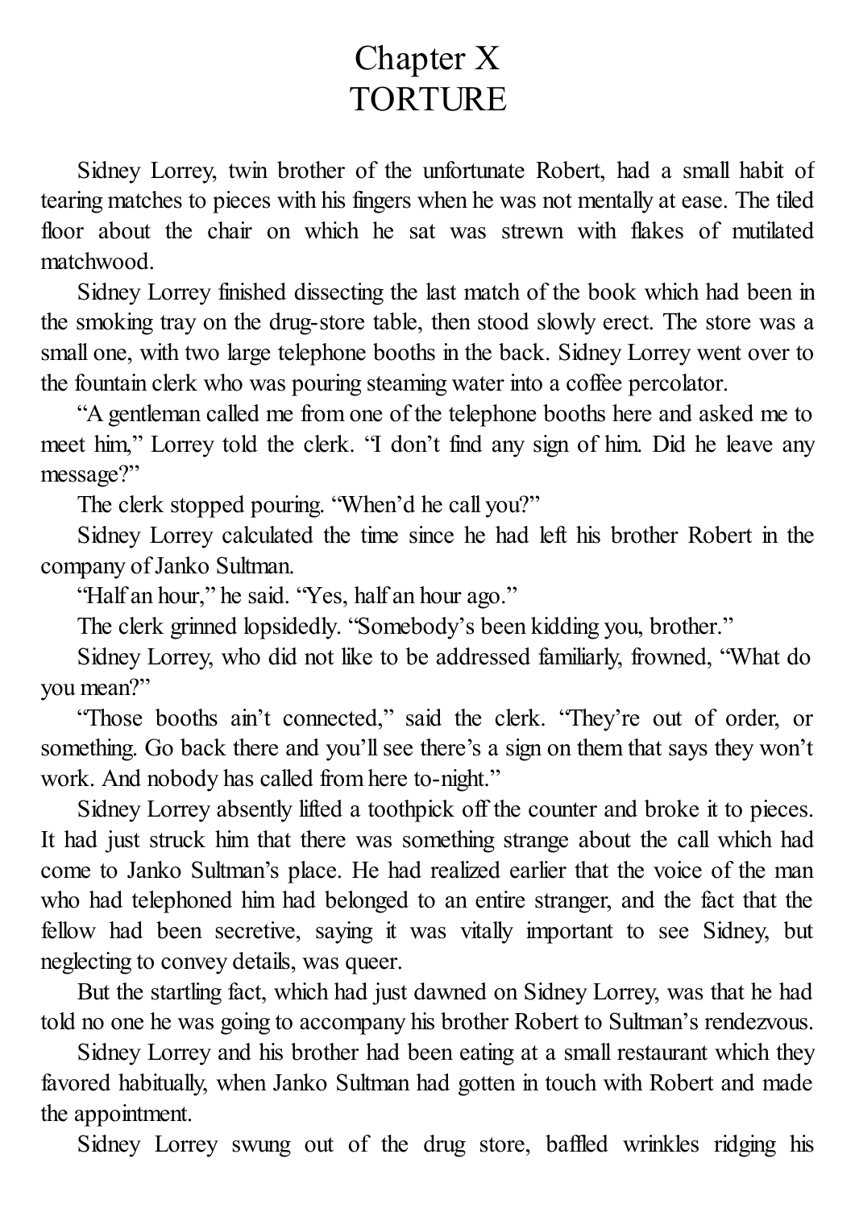# Chapter X
# TORTURE

Sidney Lorrey, twin brother of the unfortunate Robert, had a small habit of tearing matches to pieces with his fingers when he was not mentally at ease. The tiled floor about the chair on which he sat was strewn with flakes of mutilated matchwood.

Sidney Lorrey finished dissecting the last match of the book which had been in the smoking tray on the drug-store table, then stood slowly erect. The store was a small one, with two large telephone booths in the back. Sidney Lorrey went over to the fountain clerk who was pouring steaming water into a coffee percolator.

"A gentleman called me from one of the telephone booths here and asked me to meet him," Lorrey told the clerk. "I don't find any sign of him. Did he leave any message?"

The clerk stopped pouring. "When'd he call you?"

Sidney Lorrey calculated the time since he had left his brother Robert in the company of Janko Sultman.

"Half an hour," he said. "Yes, half an hour ago."

The clerk grinned lopsidedly. "Somebody's been kidding you, brother."

Sidney Lorrey, who did not like to be addressed familiarly, frowned, "What do you mean?"

"Those booths ain't connected," said the clerk. "They're out of order, or something. Go back there and you'll see there's a sign on them that says they won't work. And nobody has called from here to-night."

Sidney Lorrey absently lifted a toothpick off the counter and broke it to pieces. It had just struck him that there was something strange about the call which had come to Janko Sultman's place. He had realized earlier that the voice of the man who had telephoned him had belonged to an entire stranger, and the fact that the fellow had been secretive, saying it was vitally important to see Sidney, but neglecting to convey details, was queer.

But the startling fact, which had just dawned on Sidney Lorrey, was that he had told no one he was going to accompany his brother Robert to Sultman's rendezvous.

Sidney Lorrey and his brother had been eating at a small restaurant which they favored habitually, when Janko Sultman had gotten in touch with Robert and made the appointment.

Sidney Lorrey swung out of the drug store, baffled wrinkles ridging his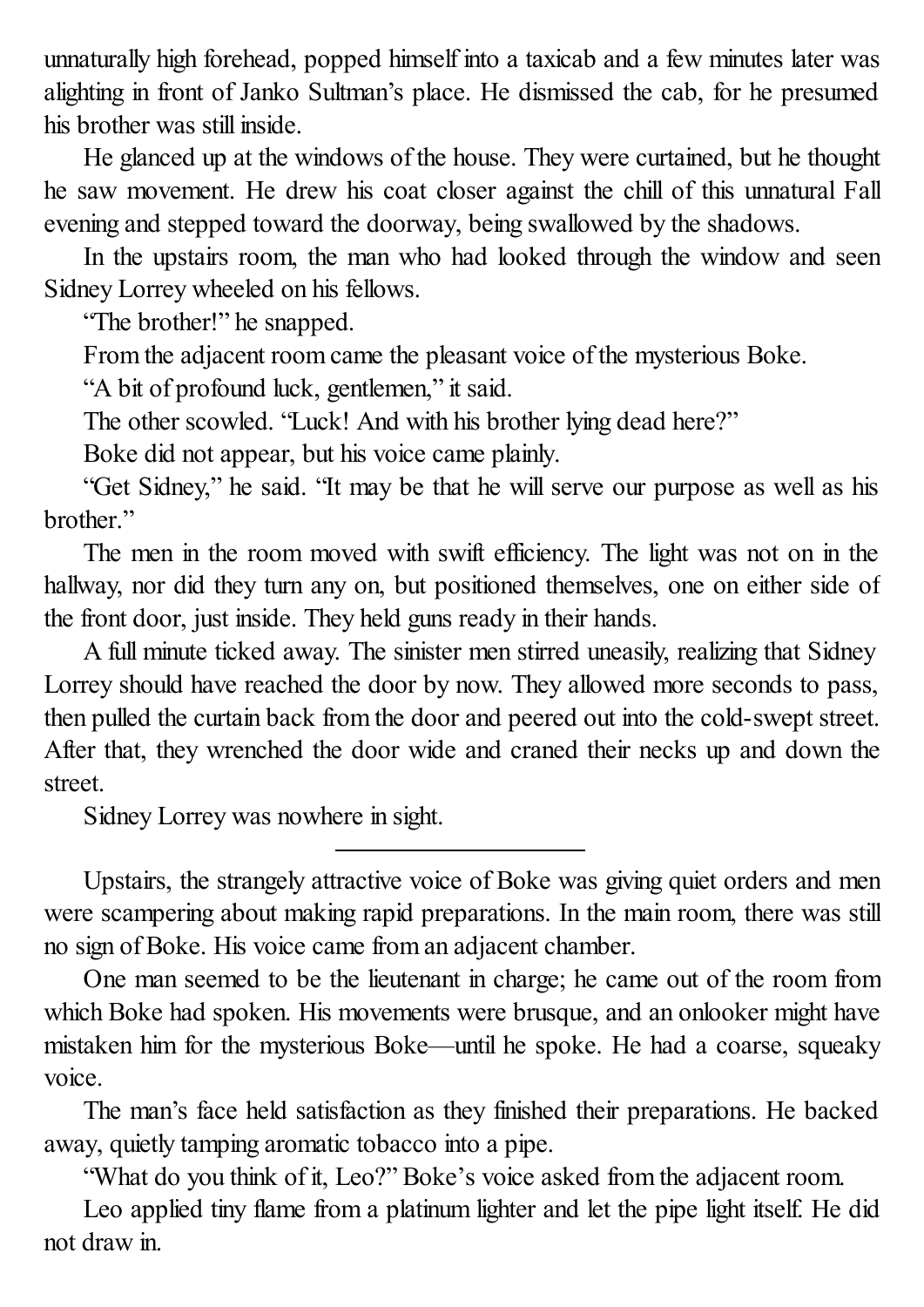unnaturally high forehead, popped himself into a taxicab and a few minutes later was alighting in front of Janko Sultman's place. He dismissed the cab, for he presumed his brother was still inside.

He glanced up at the windows of the house. They were curtained, but he thought he saw movement. He drew his coat closer against the chill of this unnatural Fall evening and stepped toward the doorway, being swallowed by the shadows.

In the upstairs room, the man who had looked through the window and seen Sidney Lorrey wheeled on his fellows.

"The brother!" he snapped.

From the adjacent room came the pleasant voice of the mysterious Boke.

"A bit of profound luck, gentlemen," it said.

The other scowled. "Luck! And with his brother lying dead here?"

Boke did not appear, but his voice came plainly.

"Get Sidney," he said. "It may be that he will serve our purpose as well as his brother."

The men in the room moved with swift efficiency. The light was not on in the hallway, nor did they turn any on, but positioned themselves, one on either side of the front door, just inside. They held guns ready in their hands.

A full minute ticked away. The sinister men stirred uneasily, realizing that Sidney Lorrey should have reached the door by now. They allowed more seconds to pass, then pulled the curtain back from the door and peered out into the cold-swept street. After that, they wrenched the door wide and craned their necks up and down the street.

Sidney Lorrey was nowhere in sight.

---

Upstairs, the strangely attractive voice of Boke was giving quiet orders and men were scampering about making rapid preparations. In the main room, there was still no sign of Boke. His voice came from an adjacent chamber.

One man seemed to be the lieutenant in charge; he came out of the room from which Boke had spoken. His movements were brusque, and an onlooker might have mistaken him for the mysterious Boke—until he spoke. He had a coarse, squeaky voice.

The man's face held satisfaction as they finished their preparations. He backed away, quietly tamping aromatic tobacco into a pipe.

"What do you think of it, Leo?" Boke's voice asked from the adjacent room.

Leo applied tiny flame from a platinum lighter and let the pipe light itself. He did not draw in.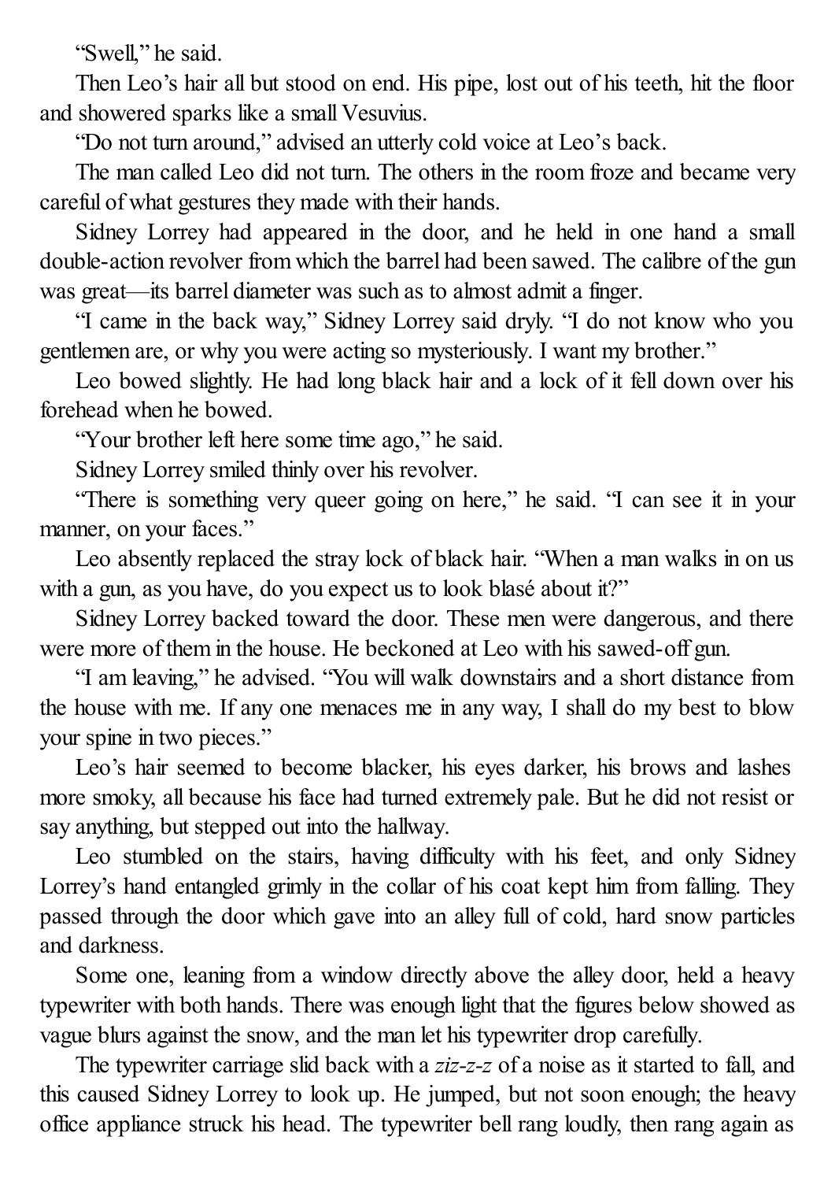"Swell," he said.

Then Leo's hair all but stood on end. His pipe, lost out of his teeth, hit the floor and showered sparks like a small Vesuvius.

"Do not turn around," advised an utterly cold voice at Leo's back.

The man called Leo did not turn. The others in the room froze and became very careful of what gestures they made with their hands.

Sidney Lorrey had appeared in the door, and he held in one hand a small double-action revolver from which the barrel had been sawed. The calibre of the gun was great—its barrel diameter was such as to almost admit a finger.

"I came in the back way," Sidney Lorrey said dryly. "I do not know who you gentlemen are, or why you were acting so mysteriously. I want my brother."

Leo bowed slightly. He had long black hair and a lock of it fell down over his forehead when he bowed.

"Your brother left here some time ago," he said.

Sidney Lorrey smiled thinly over his revolver.

"There is something very queer going on here," he said. "I can see it in your manner, on your faces."

Leo absently replaced the stray lock of black hair. "When a man walks in on us with a gun, as you have, do you expect us to look blasé about it?"

Sidney Lorrey backed toward the door. These men were dangerous, and there were more of them in the house. He beckoned at Leo with his sawed-off gun.

"I am leaving," he advised. "You will walk downstairs and a short distance from the house with me. If any one menaces me in any way, I shall do my best to blow your spine in two pieces."

Leo's hair seemed to become blacker, his eyes darker, his brows and lashes more smoky, all because his face had turned extremely pale. But he did not resist or say anything, but stepped out into the hallway.

Leo stumbled on the stairs, having difficulty with his feet, and only Sidney Lorrey's hand entangled grimly in the collar of his coat kept him from falling. They passed through the door which gave into an alley full of cold, hard snow particles and darkness.

Some one, leaning from a window directly above the alley door, held a heavy typewriter with both hands. There was enough light that the figures below showed as vague blurs against the snow, and the man let his typewriter drop carefully.

The typewriter carriage slid back with a *ziz-z-z* of a noise as it started to fall, and this caused Sidney Lorrey to look up. He jumped, but not soon enough; the heavy office appliance struck his head. The typewriter bell rang loudly, then rang again as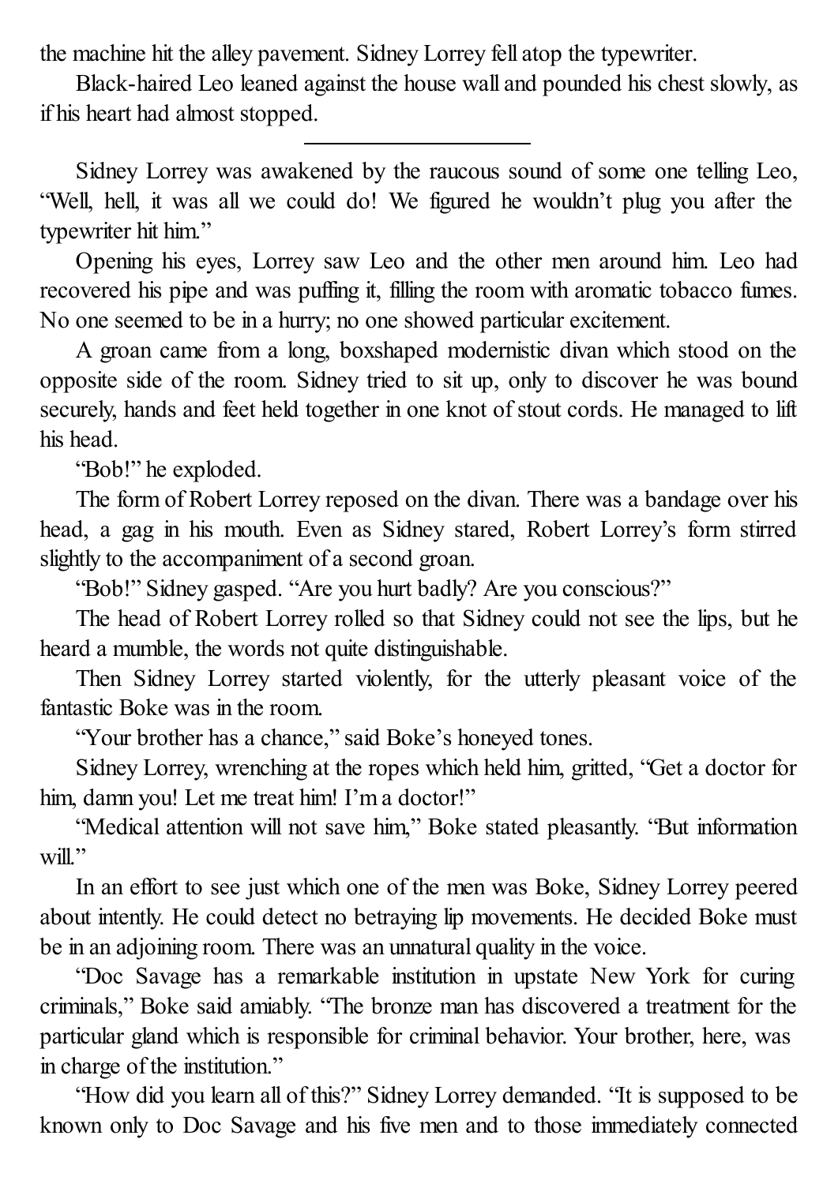the machine hit the alley pavement. Sidney Lorrey fell atop the typewriter.

Black-haired Leo leaned against the house wall and pounded his chest slowly, as if his heart had almost stopped.

---

Sidney Lorrey was awakened by the raucous sound of some one telling Leo, "Well, hell, it was all we could do! We figured he wouldn't plug you after the typewriter hit him."

Opening his eyes, Lorrey saw Leo and the other men around him. Leo had recovered his pipe and was puffing it, filling the room with aromatic tobacco fumes. No one seemed to be in a hurry; no one showed particular excitement.

A groan came from a long, boxshaped modernistic divan which stood on the opposite side of the room. Sidney tried to sit up, only to discover he was bound securely, hands and feet held together in one knot of stout cords. He managed to lift his head.

"Bob!" he exploded.

The form of Robert Lorrey reposed on the divan. There was a bandage over his head, a gag in his mouth. Even as Sidney stared, Robert Lorrey's form stirred slightly to the accompaniment of a second groan.

"Bob!" Sidney gasped. "Are you hurt badly? Are you conscious?"

The head of Robert Lorrey rolled so that Sidney could not see the lips, but he heard a mumble, the words not quite distinguishable.

Then Sidney Lorrey started violently, for the utterly pleasant voice of the fantastic Boke was in the room.

"Your brother has a chance," said Boke's honeyed tones.

Sidney Lorrey, wrenching at the ropes which held him, gritted, "Get a doctor for him, damn you! Let me treat him! I'm a doctor!"

"Medical attention will not save him," Boke stated pleasantly. "But information will."

In an effort to see just which one of the men was Boke, Sidney Lorrey peered about intently. He could detect no betraying lip movements. He decided Boke must be in an adjoining room. There was an unnatural quality in the voice.

"Doc Savage has a remarkable institution in upstate New York for curing criminals," Boke said amiably. "The bronze man has discovered a treatment for the particular gland which is responsible for criminal behavior. Your brother, here, was in charge of the institution."

"How did you learn all of this?" Sidney Lorrey demanded. "It is supposed to be known only to Doc Savage and his five men and to those immediately connected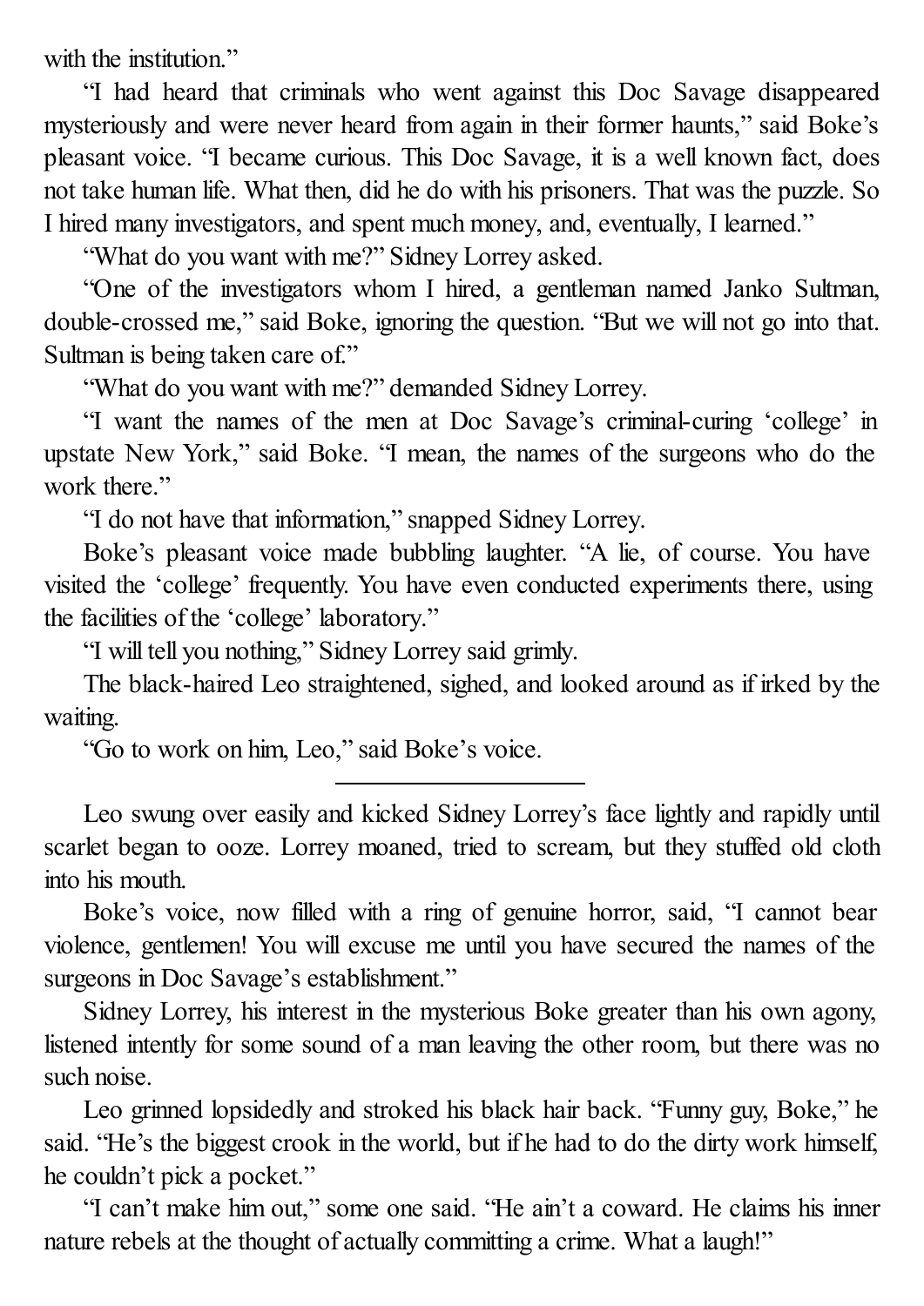with the institution."

"I had heard that criminals who went against this Doc Savage disappeared mysteriously and were never heard from again in their former haunts," said Boke's pleasant voice. "I became curious. This Doc Savage, it is a well known fact, does not take human life. What then, did he do with his prisoners. That was the puzzle. So I hired many investigators, and spent much money, and, eventually, I learned."

"What do you want with me?" Sidney Lorrey asked.

"One of the investigators whom I hired, a gentleman named Janko Sultman, double-crossed me," said Boke, ignoring the question. "But we will not go into that. Sultman is being taken care of."

"What do you want with me?" demanded Sidney Lorrey.

"I want the names of the men at Doc Savage's criminal-curing 'college' in upstate New York," said Boke. "I mean, the names of the surgeons who do the work there."

"I do not have that information," snapped Sidney Lorrey.

Boke's pleasant voice made bubbling laughter. "A lie, of course. You have visited the 'college' frequently. You have even conducted experiments there, using the facilities of the 'college' laboratory."

"I will tell you nothing," Sidney Lorrey said grimly.

The black-haired Leo straightened, sighed, and looked around as if irked by the waiting.

"Go to work on him, Leo," said Boke's voice.

---

Leo swung over easily and kicked Sidney Lorrey's face lightly and rapidly until scarlet began to ooze. Lorrey moaned, tried to scream, but they stuffed old cloth into his mouth.

Boke's voice, now filled with a ring of genuine horror, said, "I cannot bear violence, gentlemen! You will excuse me until you have secured the names of the surgeons in Doc Savage's establishment."

Sidney Lorrey, his interest in the mysterious Boke greater than his own agony, listened intently for some sound of a man leaving the other room, but there was no such noise.

Leo grinned lopsidedly and stroked his black hair back. "Funny guy, Boke," he said. "He's the biggest crook in the world, but if he had to do the dirty work himself, he couldn't pick a pocket."

"I can't make him out," some one said. "He ain't a coward. He claims his inner nature rebels at the thought of actually committing a crime. What a laugh!"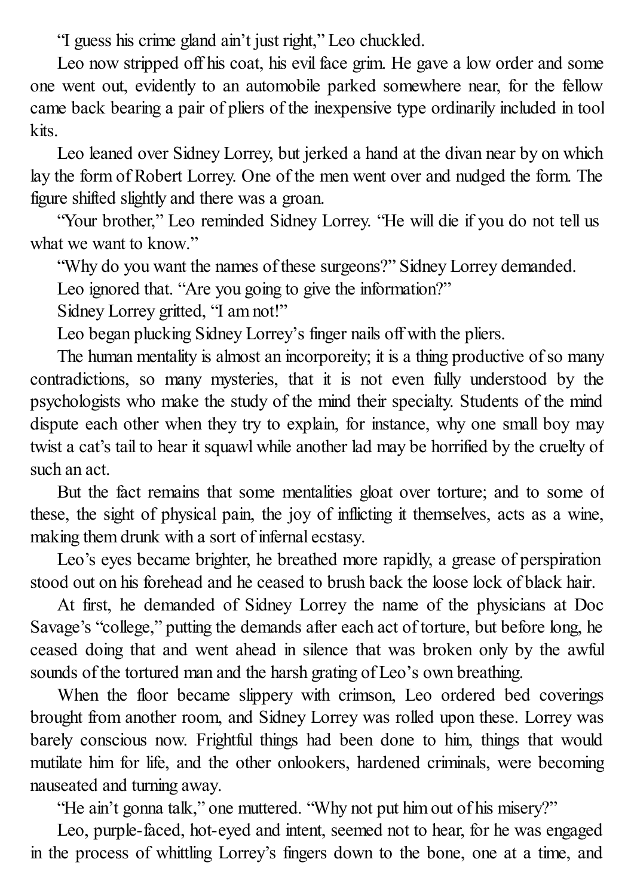"I guess his crime gland ain't just right," Leo chuckled.

Leo now stripped off his coat, his evil face grim. He gave a low order and some one went out, evidently to an automobile parked somewhere near, for the fellow came back bearing a pair of pliers of the inexpensive type ordinarily included in tool kits.

Leo leaned over Sidney Lorrey, but jerked a hand at the divan near by on which lay the form of Robert Lorrey. One of the men went over and nudged the form. The figure shifted slightly and there was a groan.

"Your brother," Leo reminded Sidney Lorrey. "He will die if you do not tell us what we want to know."

"Why do you want the names of these surgeons?" Sidney Lorrey demanded.

Leo ignored that. "Are you going to give the information?"

Sidney Lorrey gritted, "I am not!"

Leo began plucking Sidney Lorrey's finger nails off with the pliers.

The human mentality is almost an incorporeity; it is a thing productive of so many contradictions, so many mysteries, that it is not even fully understood by the psychologists who make the study of the mind their specialty. Students of the mind dispute each other when they try to explain, for instance, why one small boy may twist a cat's tail to hear it squawl while another lad may be horrified by the cruelty of such an act.

But the fact remains that some mentalities gloat over torture; and to some of these, the sight of physical pain, the joy of inflicting it themselves, acts as a wine, making them drunk with a sort of infernal ecstasy.

Leo's eyes became brighter, he breathed more rapidly, a grease of perspiration stood out on his forehead and he ceased to brush back the loose lock of black hair.

At first, he demanded of Sidney Lorrey the name of the physicians at Doc Savage's "college," putting the demands after each act of torture, but before long, he ceased doing that and went ahead in silence that was broken only by the awful sounds of the tortured man and the harsh grating of Leo's own breathing.

When the floor became slippery with crimson, Leo ordered bed coverings brought from another room, and Sidney Lorrey was rolled upon these. Lorrey was barely conscious now. Frightful things had been done to him, things that would mutilate him for life, and the other onlookers, hardened criminals, were becoming nauseated and turning away.

"He ain't gonna talk," one muttered. "Why not put him out of his misery?"

Leo, purple-faced, hot-eyed and intent, seemed not to hear, for he was engaged in the process of whittling Lorrey's fingers down to the bone, one at a time, and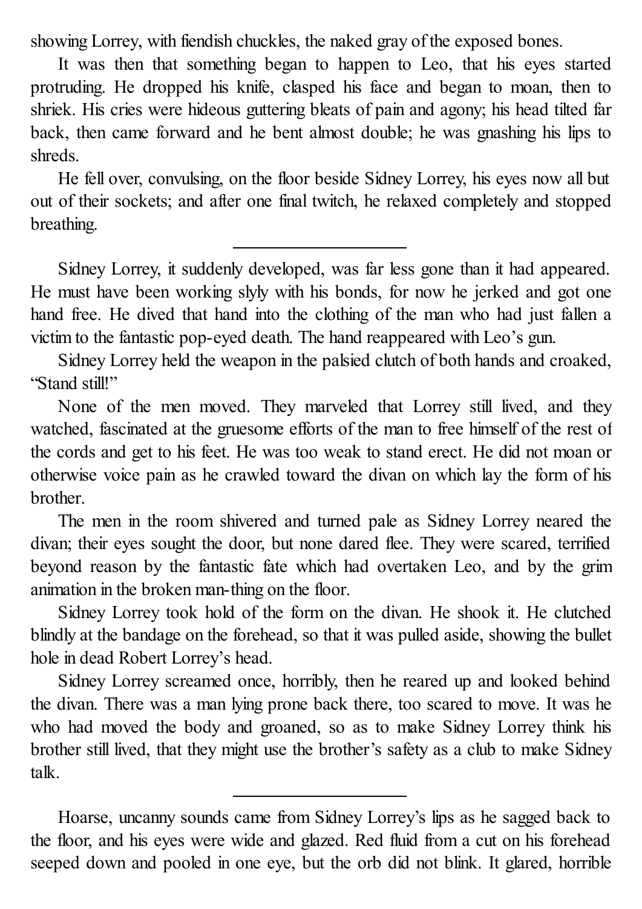showing Lorrey, with fiendish chuckles, the naked gray of the exposed bones.

It was then that something began to happen to Leo, that his eyes started protruding. He dropped his knife, clasped his face and began to moan, then to shriek. His cries were hideous guttering bleats of pain and agony; his head tilted far back, then came forward and he bent almost double; he was gnashing his lips to shreds.

He fell over, convulsing, on the floor beside Sidney Lorrey, his eyes now all but out of their sockets; and after one final twitch, he relaxed completely and stopped breathing.

---

Sidney Lorrey, it suddenly developed, was far less gone than it had appeared. He must have been working slyly with his bonds, for now he jerked and got one hand free. He dived that hand into the clothing of the man who had just fallen a victim to the fantastic pop-eyed death. The hand reappeared with Leo's gun.

Sidney Lorrey held the weapon in the palsied clutch of both hands and croaked, "Stand still!"

None of the men moved. They marveled that Lorrey still lived, and they watched, fascinated at the gruesome efforts of the man to free himself of the rest of the cords and get to his feet. He was too weak to stand erect. He did not moan or otherwise voice pain as he crawled toward the divan on which lay the form of his brother.

The men in the room shivered and turned pale as Sidney Lorrey neared the divan; their eyes sought the door, but none dared flee. They were scared, terrified beyond reason by the fantastic fate which had overtaken Leo, and by the grim animation in the broken man-thing on the floor.

Sidney Lorrey took hold of the form on the divan. He shook it. He clutched blindly at the bandage on the forehead, so that it was pulled aside, showing the bullet hole in dead Robert Lorrey's head.

Sidney Lorrey screamed once, horribly, then he reared up and looked behind the divan. There was a man lying prone back there, too scared to move. It was he who had moved the body and groaned, so as to make Sidney Lorrey think his brother still lived, that they might use the brother's safety as a club to make Sidney talk.

---

Hoarse, uncanny sounds came from Sidney Lorrey's lips as he sagged back to the floor, and his eyes were wide and glazed. Red fluid from a cut on his forehead seeped down and pooled in one eye, but the orb did not blink. It glared, horrible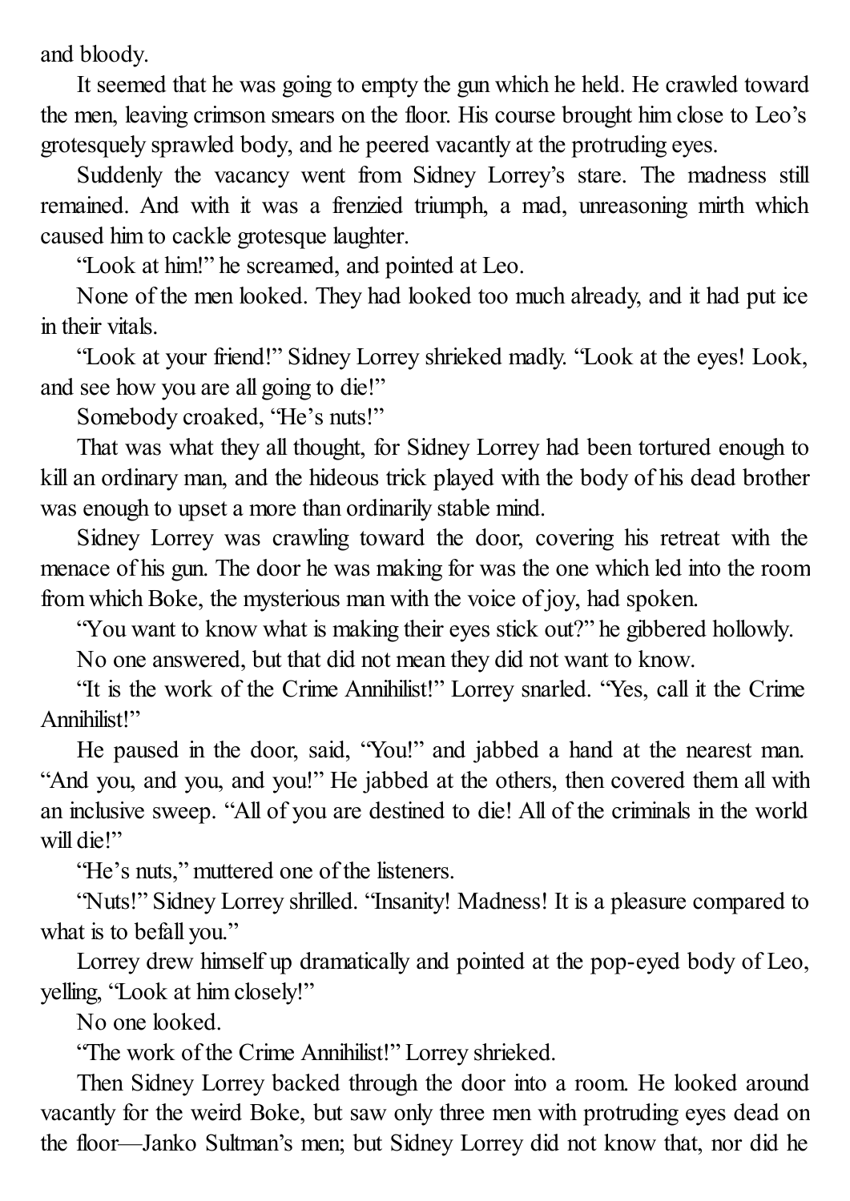and bloody.

It seemed that he was going to empty the gun which he held. He crawled toward the men, leaving crimson smears on the floor. His course brought him close to Leo's grotesquely sprawled body, and he peered vacantly at the protruding eyes.

Suddenly the vacancy went from Sidney Lorrey's stare. The madness still remained. And with it was a frenzied triumph, a mad, unreasoning mirth which caused him to cackle grotesque laughter.

"Look at him!" he screamed, and pointed at Leo.

None of the men looked. They had looked too much already, and it had put ice in their vitals.

"Look at your friend!" Sidney Lorrey shrieked madly. "Look at the eyes! Look, and see how you are all going to die!"

Somebody croaked, "He's nuts!"

That was what they all thought, for Sidney Lorrey had been tortured enough to kill an ordinary man, and the hideous trick played with the body of his dead brother was enough to upset a more than ordinarily stable mind.

Sidney Lorrey was crawling toward the door, covering his retreat with the menace of his gun. The door he was making for was the one which led into the room from which Boke, the mysterious man with the voice of joy, had spoken.

"You want to know what is making their eyes stick out?" he gibbered hollowly.

No one answered, but that did not mean they did not want to know.

"It is the work of the Crime Annihilist!" Lorrey snarled. "Yes, call it the Crime Annihilist!"

He paused in the door, said, "You!" and jabbed a hand at the nearest man. "And you, and you, and you!" He jabbed at the others, then covered them all with an inclusive sweep. "All of you are destined to die! All of the criminals in the world will die!"

"He's nuts," muttered one of the listeners.

"Nuts!" Sidney Lorrey shrilled. "Insanity! Madness! It is a pleasure compared to what is to befall you."

Lorrey drew himself up dramatically and pointed at the pop-eyed body of Leo, yelling, "Look at him closely!"

No one looked.

"The work of the Crime Annihilist!" Lorrey shrieked.

Then Sidney Lorrey backed through the door into a room. He looked around vacantly for the weird Boke, but saw only three men with protruding eyes dead on the floor—Janko Sultman's men; but Sidney Lorrey did not know that, nor did he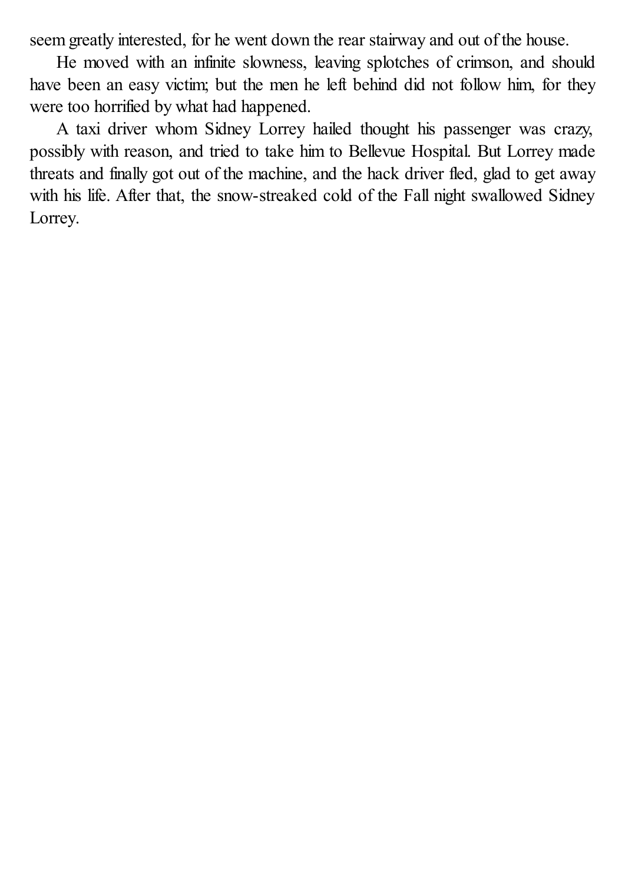seem greatly interested, for he went down the rear stairway and out of the house.

He moved with an infinite slowness, leaving splotches of crimson, and should have been an easy victim; but the men he left behind did not follow him, for they were too horrified by what had happened.

A taxi driver whom Sidney Lorrey hailed thought his passenger was crazy, possibly with reason, and tried to take him to Bellevue Hospital. But Lorrey made threats and finally got out of the machine, and the hack driver fled, glad to get away with his life. After that, the snow-streaked cold of the Fall night swallowed Sidney Lorrey.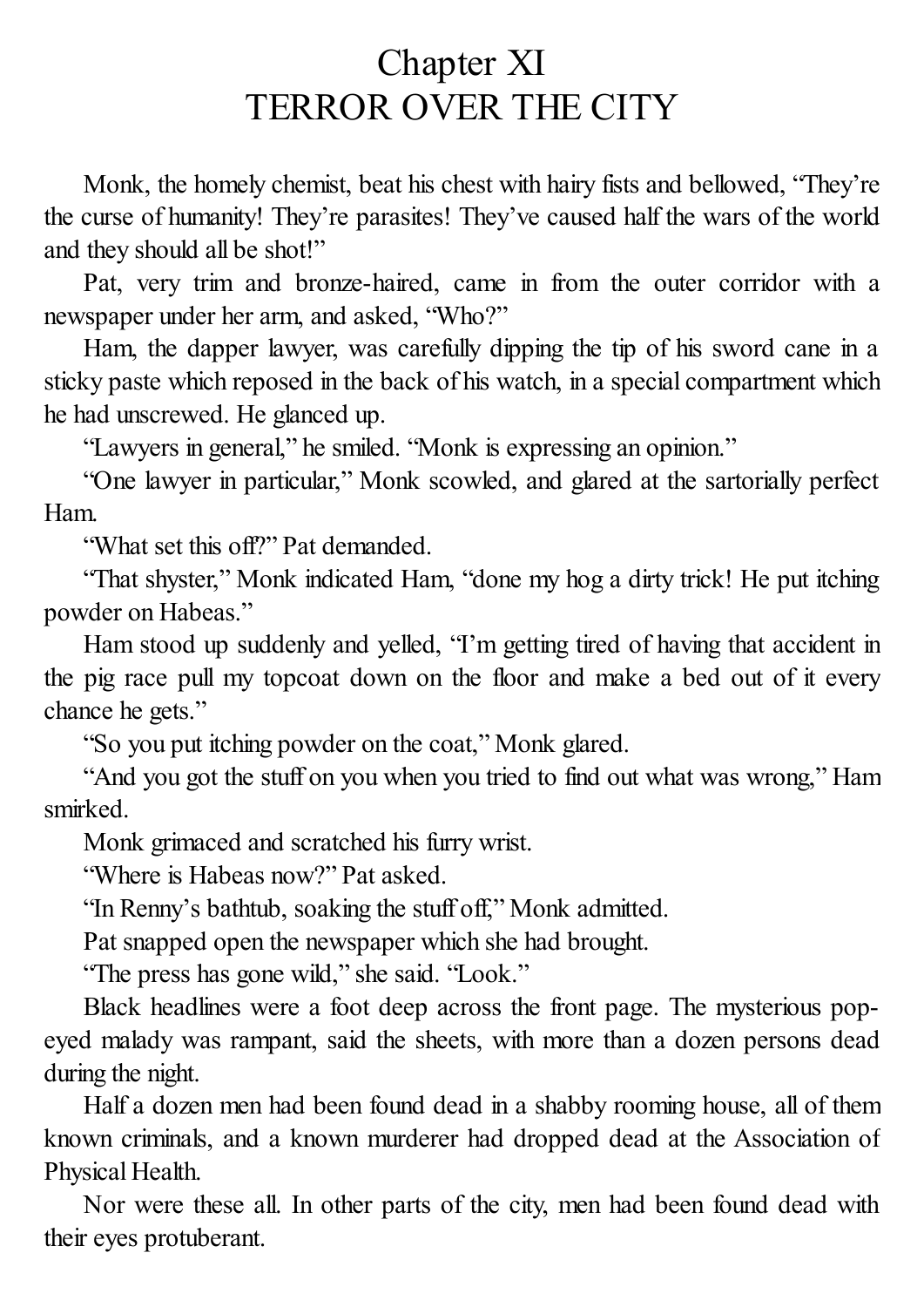# Chapter XI
# TERROR OVER THE CITY

Monk, the homely chemist, beat his chest with hairy fists and bellowed, "They're the curse of humanity! They're parasites! They've caused half the wars of the world and they should all be shot!"

Pat, very trim and bronze-haired, came in from the outer corridor with a newspaper under her arm, and asked, "Who?"

Ham, the dapper lawyer, was carefully dipping the tip of his sword cane in a sticky paste which reposed in the back of his watch, in a special compartment which he had unscrewed. He glanced up.

"Lawyers in general," he smiled. "Monk is expressing an opinion."

"One lawyer in particular," Monk scowled, and glared at the sartorially perfect Ham.

"What set this off?" Pat demanded.

"That shyster," Monk indicated Ham, "done my hog a dirty trick! He put itching powder on Habeas."

Ham stood up suddenly and yelled, "I'm getting tired of having that accident in the pig race pull my topcoat down on the floor and make a bed out of it every chance he gets."

"So you put itching powder on the coat," Monk glared.

"And you got the stuff on you when you tried to find out what was wrong," Ham smirked.

Monk grimaced and scratched his furry wrist.

"Where is Habeas now?" Pat asked.

"In Renny's bathtub, soaking the stuff off," Monk admitted.

Pat snapped open the newspaper which she had brought.

"The press has gone wild," she said. "Look."

Black headlines were a foot deep across the front page. The mysterious pop-eyed malady was rampant, said the sheets, with more than a dozen persons dead during the night.

Half a dozen men had been found dead in a shabby rooming house, all of them known criminals, and a known murderer had dropped dead at the Association of Physical Health.

Nor were these all. In other parts of the city, men had been found dead with their eyes protuberant.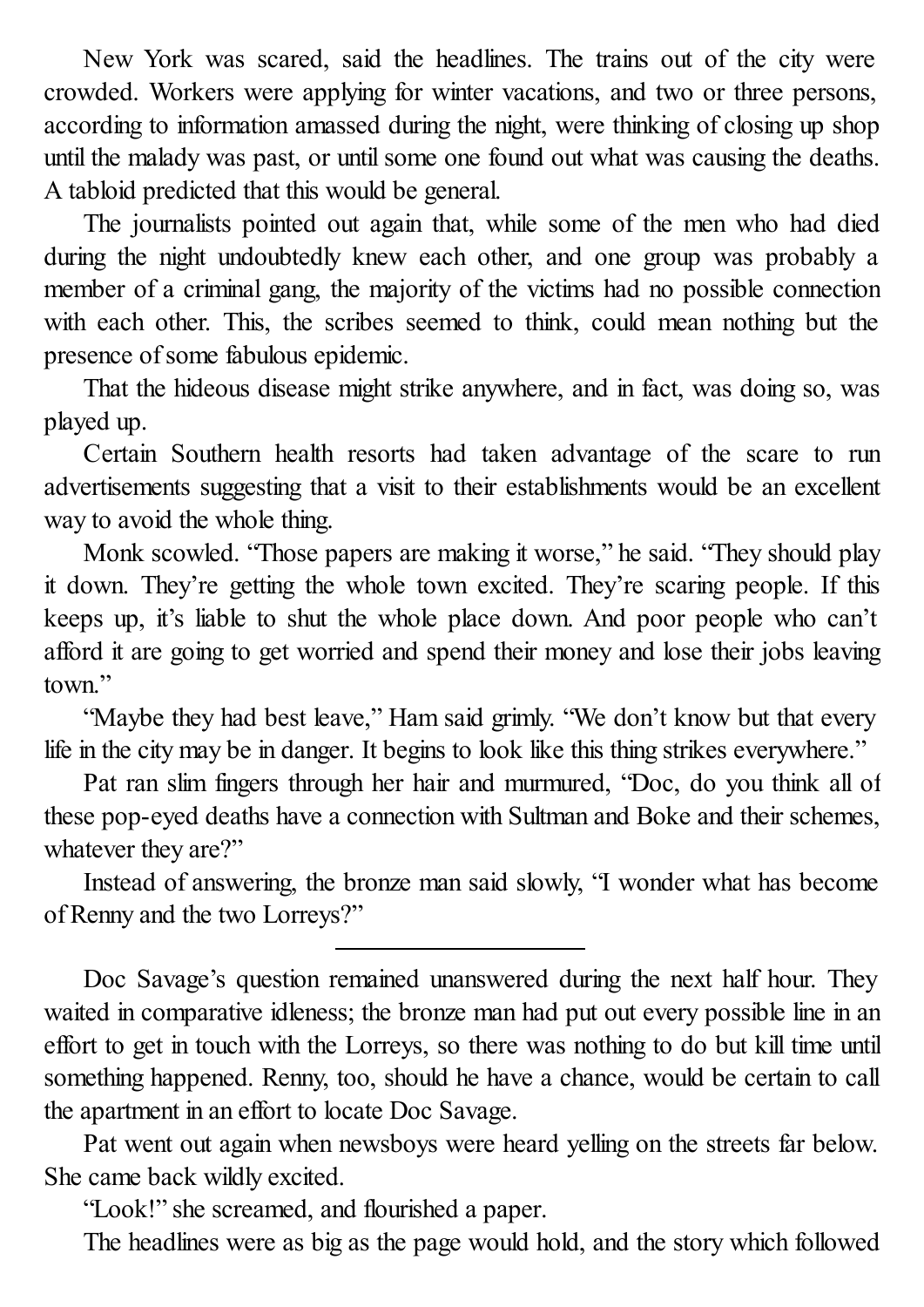New York was scared, said the headlines. The trains out of the city were crowded. Workers were applying for winter vacations, and two or three persons, according to information amassed during the night, were thinking of closing up shop until the malady was past, or until some one found out what was causing the deaths. A tabloid predicted that this would be general.

The journalists pointed out again that, while some of the men who had died during the night undoubtedly knew each other, and one group was probably a member of a criminal gang, the majority of the victims had no possible connection with each other. This, the scribes seemed to think, could mean nothing but the presence of some fabulous epidemic.

That the hideous disease might strike anywhere, and in fact, was doing so, was played up.

Certain Southern health resorts had taken advantage of the scare to run advertisements suggesting that a visit to their establishments would be an excellent way to avoid the whole thing.

Monk scowled. “Those papers are making it worse,” he said. “They should play it down. They’re getting the whole town excited. They’re scaring people. If this keeps up, it’s liable to shut the whole place down. And poor people who can’t afford it are going to get worried and spend their money and lose their jobs leaving town.”

“Maybe they had best leave,” Ham said grimly. “We don’t know but that every life in the city may be in danger. It begins to look like this thing strikes everywhere.”

Pat ran slim fingers through her hair and murmured, “Doc, do you think all of these pop-eyed deaths have a connection with Sultman and Boke and their schemes, whatever they are?”

Instead of answering, the bronze man said slowly, “I wonder what has become of Renny and the two Lorreys?”

---

Doc Savage’s question remained unanswered during the next half hour. They waited in comparative idleness; the bronze man had put out every possible line in an effort to get in touch with the Lorreys, so there was nothing to do but kill time until something happened. Renny, too, should he have a chance, would be certain to call the apartment in an effort to locate Doc Savage.

Pat went out again when newsboys were heard yelling on the streets far below. She came back wildly excited.

“Look!” she screamed, and flourished a paper.

The headlines were as big as the page would hold, and the story which followed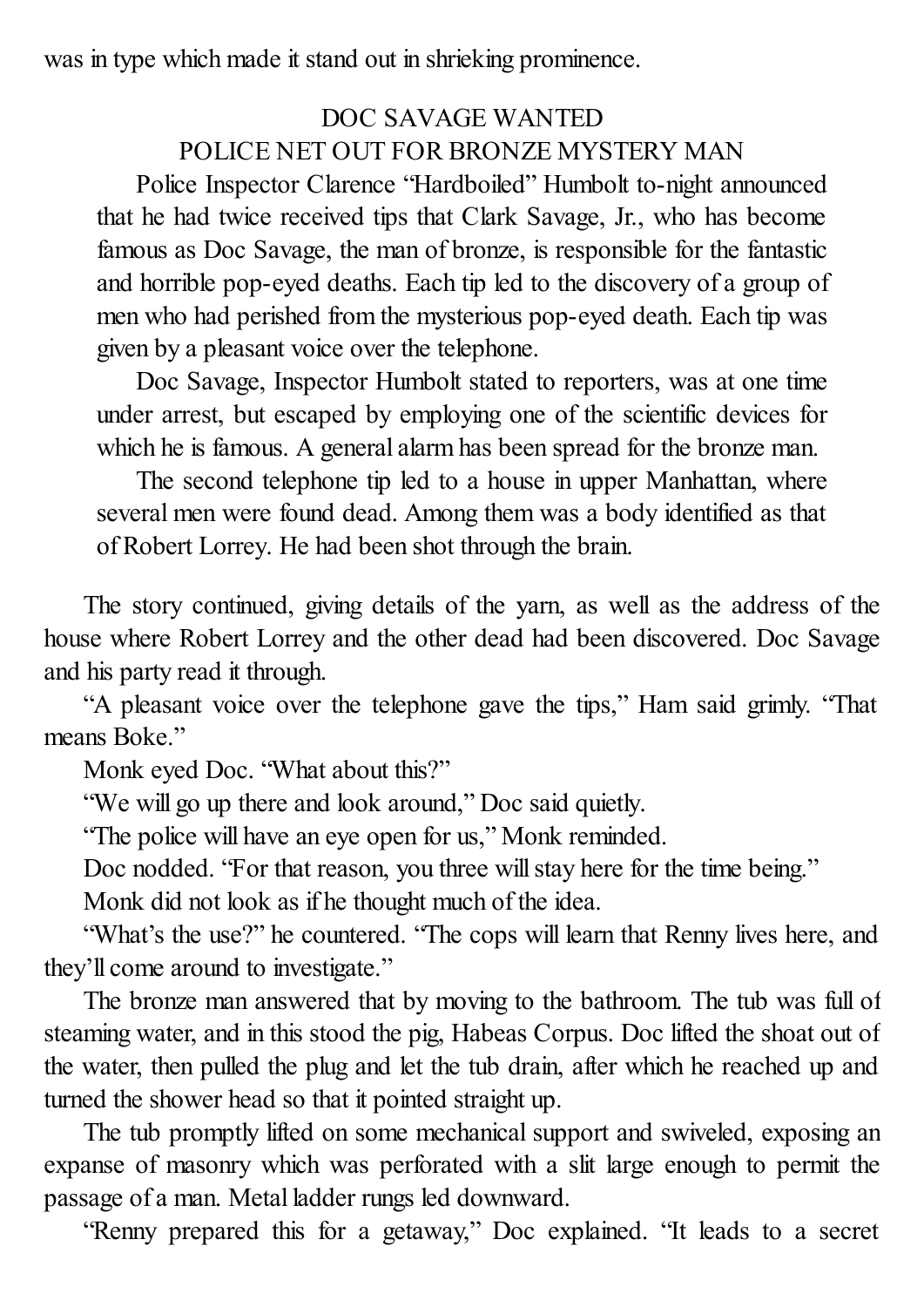was in type which made it stand out in shrieking prominence.

> DOC SAVAGE WANTED
>
> POLICE NET OUT FOR BRONZE MYSTERY MAN
>
> Police Inspector Clarence "Hardboiled" Humbolt to-night announced that he had twice received tips that Clark Savage, Jr., who has become famous as Doc Savage, the man of bronze, is responsible for the fantastic and horrible pop-eyed deaths. Each tip led to the discovery of a group of men who had perished from the mysterious pop-eyed death. Each tip was given by a pleasant voice over the telephone.
>
> Doc Savage, Inspector Humbolt stated to reporters, was at one time under arrest, but escaped by employing one of the scientific devices for which he is famous. A general alarm has been spread for the bronze man.
>
> The second telephone tip led to a house in upper Manhattan, where several men were found dead. Among them was a body identified as that of Robert Lorrey. He had been shot through the brain.

The story continued, giving details of the yarn, as well as the address of the house where Robert Lorrey and the other dead had been discovered. Doc Savage and his party read it through.

"A pleasant voice over the telephone gave the tips," Ham said grimly. "That means Boke."

Monk eyed Doc. "What about this?"

"We will go up there and look around," Doc said quietly.

"The police will have an eye open for us," Monk reminded.

Doc nodded. "For that reason, you three will stay here for the time being."

Monk did not look as if he thought much of the idea.

"What's the use?" he countered. "The cops will learn that Renny lives here, and they'll come around to investigate."

The bronze man answered that by moving to the bathroom. The tub was full of steaming water, and in this stood the pig, Habeas Corpus. Doc lifted the shoat out of the water, then pulled the plug and let the tub drain, after which he reached up and turned the shower head so that it pointed straight up.

The tub promptly lifted on some mechanical support and swiveled, exposing an expanse of masonry which was perforated with a slit large enough to permit the passage of a man. Metal ladder rungs led downward.

"Renny prepared this for a getaway," Doc explained. "It leads to a secret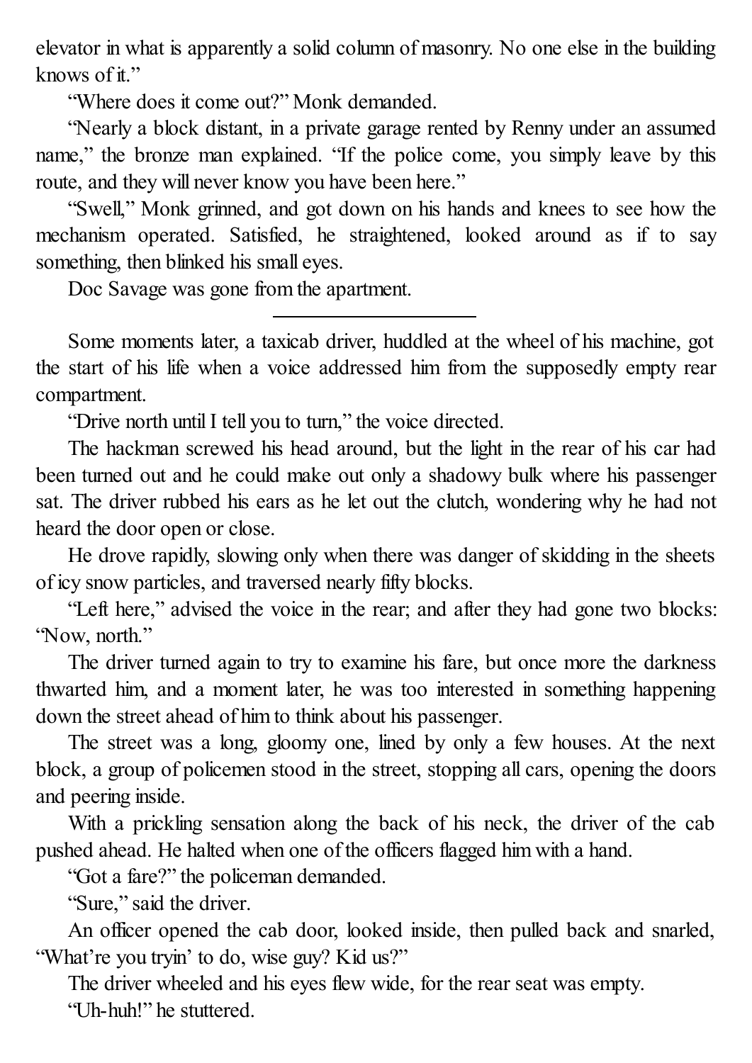elevator in what is apparently a solid column of masonry. No one else in the building knows of it."

"Where does it come out?" Monk demanded.

"Nearly a block distant, in a private garage rented by Renny under an assumed name," the bronze man explained. "If the police come, you simply leave by this route, and they will never know you have been here."

"Swell," Monk grinned, and got down on his hands and knees to see how the mechanism operated. Satisfied, he straightened, looked around as if to say something, then blinked his small eyes.

Doc Savage was gone from the apartment.

---

Some moments later, a taxicab driver, huddled at the wheel of his machine, got the start of his life when a voice addressed him from the supposedly empty rear compartment.

"Drive north until I tell you to turn," the voice directed.

The hackman screwed his head around, but the light in the rear of his car had been turned out and he could make out only a shadowy bulk where his passenger sat. The driver rubbed his ears as he let out the clutch, wondering why he had not heard the door open or close.

He drove rapidly, slowing only when there was danger of skidding in the sheets of icy snow particles, and traversed nearly fifty blocks.

"Left here," advised the voice in the rear; and after they had gone two blocks: "Now, north."

The driver turned again to try to examine his fare, but once more the darkness thwarted him, and a moment later, he was too interested in something happening down the street ahead of him to think about his passenger.

The street was a long, gloomy one, lined by only a few houses. At the next block, a group of policemen stood in the street, stopping all cars, opening the doors and peering inside.

With a prickling sensation along the back of his neck, the driver of the cab pushed ahead. He halted when one of the officers flagged him with a hand.

"Got a fare?" the policeman demanded.

"Sure," said the driver.

An officer opened the cab door, looked inside, then pulled back and snarled, "What're you tryin' to do, wise guy? Kid us?"

The driver wheeled and his eyes flew wide, for the rear seat was empty.

"Uh-huh!" he stuttered.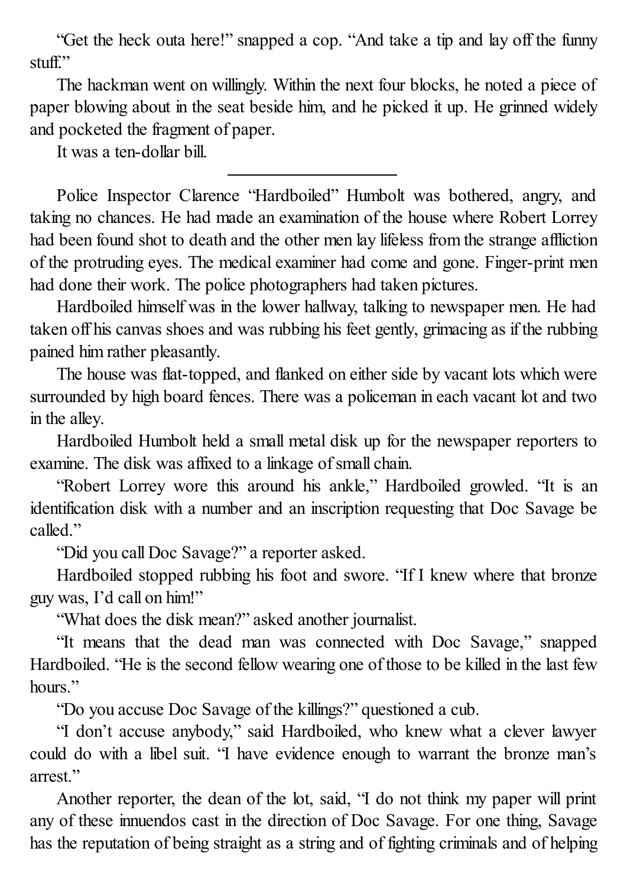"Get the heck outa here!" snapped a cop. "And take a tip and lay off the funny stuff."

The hackman went on willingly. Within the next four blocks, he noted a piece of paper blowing about in the seat beside him, and he picked it up. He grinned widely and pocketed the fragment of paper.

It was a ten-dollar bill.

---

Police Inspector Clarence "Hardboiled" Humbolt was bothered, angry, and taking no chances. He had made an examination of the house where Robert Lorrey had been found shot to death and the other men lay lifeless from the strange affliction of the protruding eyes. The medical examiner had come and gone. Finger-print men had done their work. The police photographers had taken pictures.

Hardboiled himself was in the lower hallway, talking to newspaper men. He had taken off his canvas shoes and was rubbing his feet gently, grimacing as if the rubbing pained him rather pleasantly.

The house was flat-topped, and flanked on either side by vacant lots which were surrounded by high board fences. There was a policeman in each vacant lot and two in the alley.

Hardboiled Humbolt held a small metal disk up for the newspaper reporters to examine. The disk was affixed to a linkage of small chain.

"Robert Lorrey wore this around his ankle," Hardboiled growled. "It is an identification disk with a number and an inscription requesting that Doc Savage be called."

"Did you call Doc Savage?" a reporter asked.

Hardboiled stopped rubbing his foot and swore. "If I knew where that bronze guy was, I'd call on him!"

"What does the disk mean?" asked another journalist.

"It means that the dead man was connected with Doc Savage," snapped Hardboiled. "He is the second fellow wearing one of those to be killed in the last few hours."

"Do you accuse Doc Savage of the killings?" questioned a cub.

"I don't accuse anybody," said Hardboiled, who knew what a clever lawyer could do with a libel suit. "I have evidence enough to warrant the bronze man's arrest."

Another reporter, the dean of the lot, said, "I do not think my paper will print any of these innuendos cast in the direction of Doc Savage. For one thing, Savage has the reputation of being straight as a string and of fighting criminals and of helping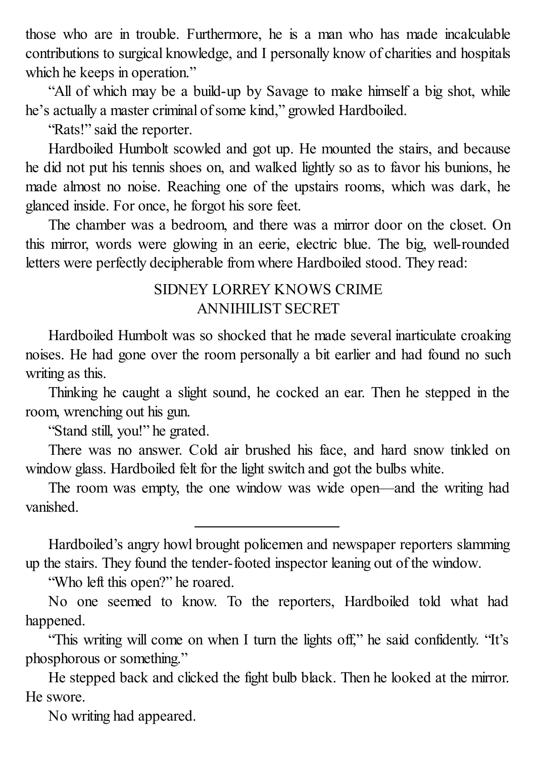those who are in trouble. Furthermore, he is a man who has made incalculable contributions to surgical knowledge, and I personally know of charities and hospitals which he keeps in operation."

"All of which may be a build-up by Savage to make himself a big shot, while he's actually a master criminal of some kind," growled Hardboiled.

"Rats!" said the reporter.

Hardboiled Humbolt scowled and got up. He mounted the stairs, and because he did not put his tennis shoes on, and walked lightly so as to favor his bunions, he made almost no noise. Reaching one of the upstairs rooms, which was dark, he glanced inside. For once, he forgot his sore feet.

The chamber was a bedroom, and there was a mirror door on the closet. On this mirror, words were glowing in an eerie, electric blue. The big, well-rounded letters were perfectly decipherable from where Hardboiled stood. They read:

SIDNEY LORREY KNOWS CRIME
ANNIHILIST SECRET

Hardboiled Humbolt was so shocked that he made several inarticulate croaking noises. He had gone over the room personally a bit earlier and had found no such writing as this.

Thinking he caught a slight sound, he cocked an ear. Then he stepped in the room, wrenching out his gun.

"Stand still, you!" he grated.

There was no answer. Cold air brushed his face, and hard snow tinkled on window glass. Hardboiled felt for the light switch and got the bulbs white.

The room was empty, the one window was wide open—and the writing had vanished.

---

Hardboiled's angry howl brought policemen and newspaper reporters slamming up the stairs. They found the tender-footed inspector leaning out of the window.

"Who left this open?" he roared.

No one seemed to know. To the reporters, Hardboiled told what had happened.

"This writing will come on when I turn the lights off," he said confidently. "It's phosphorous or something."

He stepped back and clicked the fight bulb black. Then he looked at the mirror. He swore.

No writing had appeared.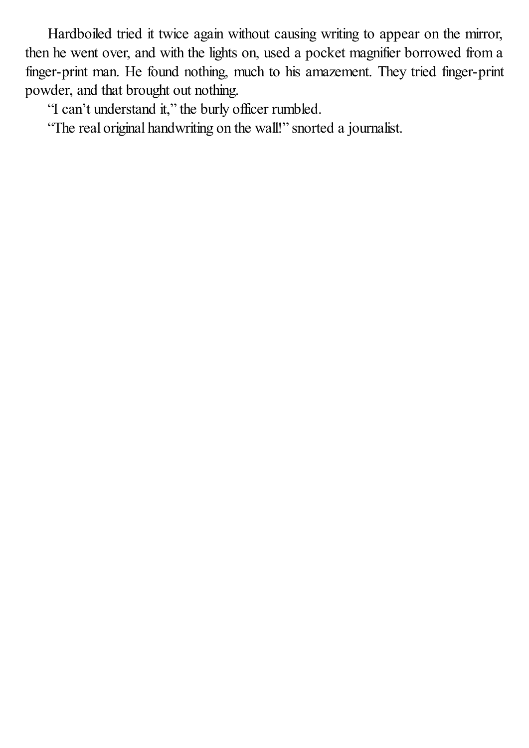Hardboiled tried it twice again without causing writing to appear on the mirror, then he went over, and with the lights on, used a pocket magnifier borrowed from a finger-print man. He found nothing, much to his amazement. They tried finger-print powder, and that brought out nothing.

"I can't understand it," the burly officer rumbled.

"The real original handwriting on the wall!" snorted a journalist.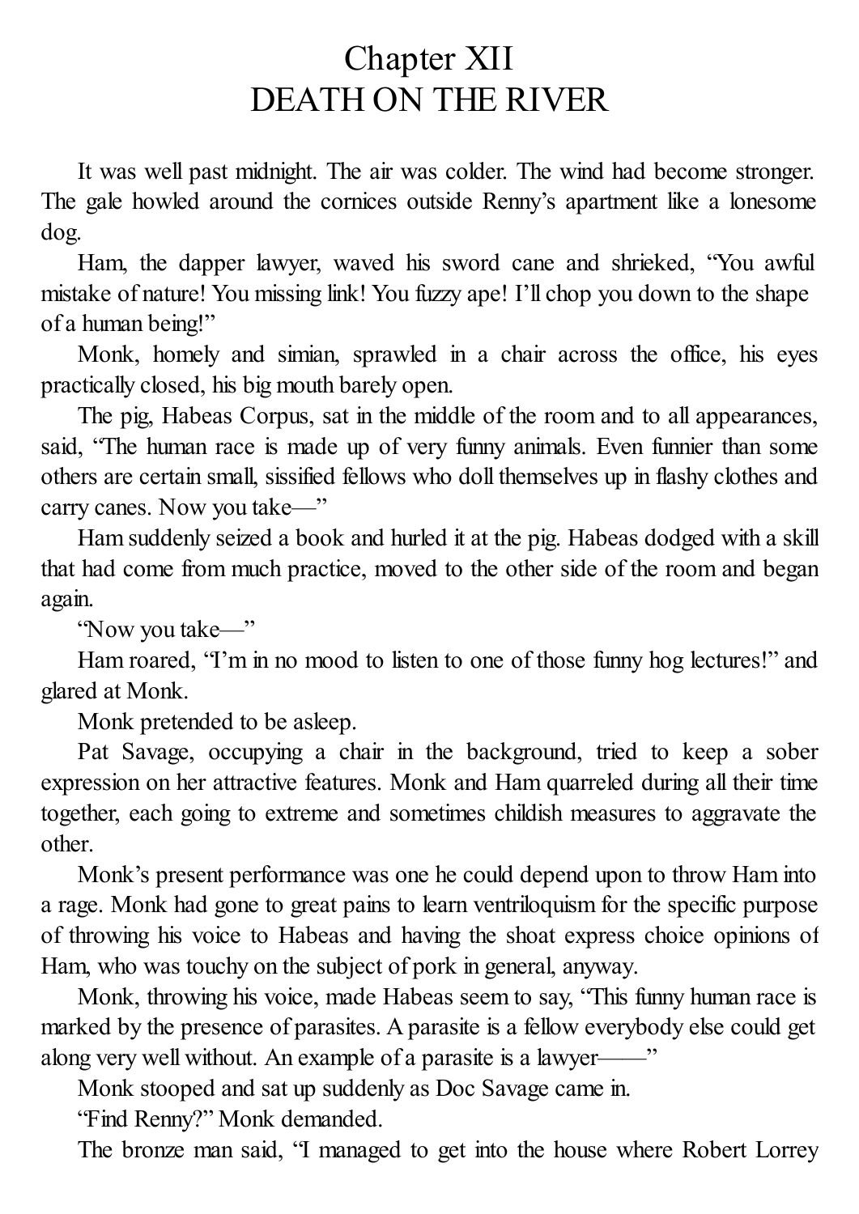# Chapter XII
# DEATH ON THE RIVER

It was well past midnight. The air was colder. The wind had become stronger. The gale howled around the cornices outside Renny's apartment like a lonesome dog.

Ham, the dapper lawyer, waved his sword cane and shrieked, "You awful mistake of nature! You missing link! You fuzzy ape! I'll chop you down to the shape of a human being!"

Monk, homely and simian, sprawled in a chair across the office, his eyes practically closed, his big mouth barely open.

The pig, Habeas Corpus, sat in the middle of the room and to all appearances, said, "The human race is made up of very funny animals. Even funnier than some others are certain small, sissified fellows who doll themselves up in flashy clothes and carry canes. Now you take—"

Ham suddenly seized a book and hurled it at the pig. Habeas dodged with a skill that had come from much practice, moved to the other side of the room and began again.

"Now you take—"

Ham roared, "I'm in no mood to listen to one of those funny hog lectures!" and glared at Monk.

Monk pretended to be asleep.

Pat Savage, occupying a chair in the background, tried to keep a sober expression on her attractive features. Monk and Ham quarreled during all their time together, each going to extreme and sometimes childish measures to aggravate the other.

Monk's present performance was one he could depend upon to throw Ham into a rage. Monk had gone to great pains to learn ventriloquism for the specific purpose of throwing his voice to Habeas and having the shoat express choice opinions of Ham, who was touchy on the subject of pork in general, anyway.

Monk, throwing his voice, made Habeas seem to say, "This funny human race is marked by the presence of parasites. A parasite is a fellow everybody else could get along very well without. An example of a parasite is a lawyer——"

Monk stooped and sat up suddenly as Doc Savage came in.

"Find Renny?" Monk demanded.

The bronze man said, "I managed to get into the house where Robert Lorrey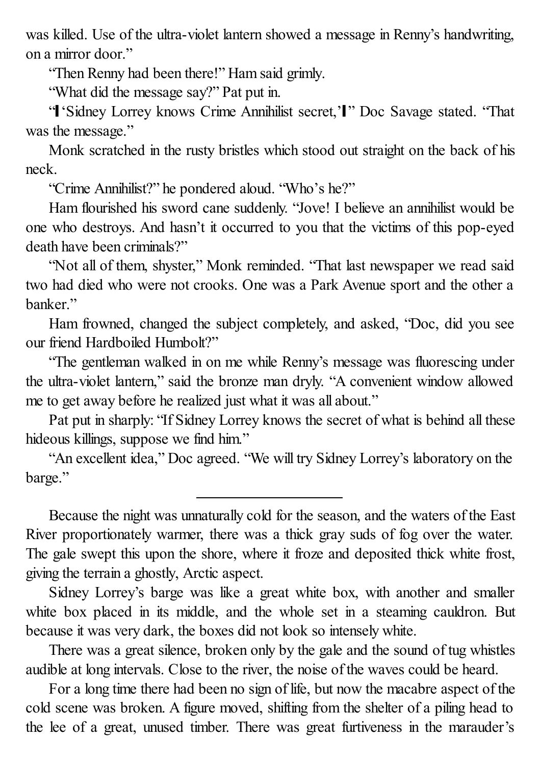was killed. Use of the ultra-violet lantern showed a message in Renny's handwriting, on a mirror door."

"Then Renny had been there!" Ham said grimly.

"What did the message say?" Pat put in.

"'Sidney Lorrey knows Crime Annihilist secret,'" Doc Savage stated. "That was the message."

Monk scratched in the rusty bristles which stood out straight on the back of his neck.

"Crime Annihilist?" he pondered aloud. "Who's he?"

Ham flourished his sword cane suddenly. "Jove! I believe an annihilist would be one who destroys. And hasn't it occurred to you that the victims of this pop-eyed death have been criminals?"

"Not all of them, shyster," Monk reminded. "That last newspaper we read said two had died who were not crooks. One was a Park Avenue sport and the other a banker."

Ham frowned, changed the subject completely, and asked, "Doc, did you see our friend Hardboiled Humbolt?"

"The gentleman walked in on me while Renny's message was fluorescing under the ultra-violet lantern," said the bronze man dryly. "A convenient window allowed me to get away before he realized just what it was all about."

Pat put in sharply: "If Sidney Lorrey knows the secret of what is behind all these hideous killings, suppose we find him."

"An excellent idea," Doc agreed. "We will try Sidney Lorrey's laboratory on the barge."

---

Because the night was unnaturally cold for the season, and the waters of the East River proportionately warmer, there was a thick gray suds of fog over the water. The gale swept this upon the shore, where it froze and deposited thick white frost, giving the terrain a ghostly, Arctic aspect.

Sidney Lorrey's barge was like a great white box, with another and smaller white box placed in its middle, and the whole set in a steaming cauldron. But because it was very dark, the boxes did not look so intensely white.

There was a great silence, broken only by the gale and the sound of tug whistles audible at long intervals. Close to the river, the noise of the waves could be heard.

For a long time there had been no sign of life, but now the macabre aspect of the cold scene was broken. A figure moved, shifting from the shelter of a piling head to the lee of a great, unused timber. There was great furtiveness in the marauder's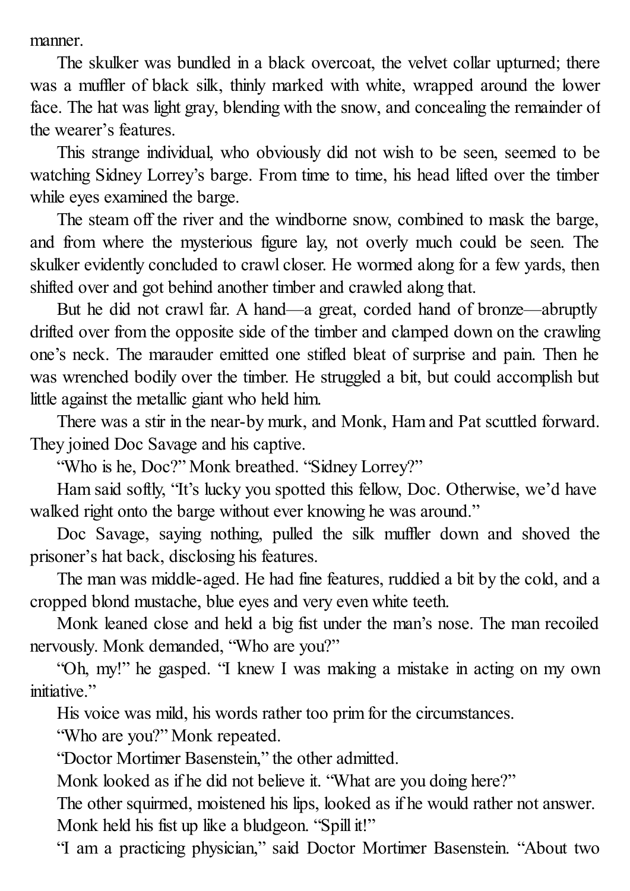manner.

The skulker was bundled in a black overcoat, the velvet collar upturned; there was a muffler of black silk, thinly marked with white, wrapped around the lower face. The hat was light gray, blending with the snow, and concealing the remainder of the wearer's features.

This strange individual, who obviously did not wish to be seen, seemed to be watching Sidney Lorrey's barge. From time to time, his head lifted over the timber while eyes examined the barge.

The steam off the river and the windborne snow, combined to mask the barge, and from where the mysterious figure lay, not overly much could be seen. The skulker evidently concluded to crawl closer. He wormed along for a few yards, then shifted over and got behind another timber and crawled along that.

But he did not crawl far. A hand—a great, corded hand of bronze—abruptly drifted over from the opposite side of the timber and clamped down on the crawling one's neck. The marauder emitted one stifled bleat of surprise and pain. Then he was wrenched bodily over the timber. He struggled a bit, but could accomplish but little against the metallic giant who held him.

There was a stir in the near-by murk, and Monk, Ham and Pat scuttled forward. They joined Doc Savage and his captive.

"Who is he, Doc?" Monk breathed. "Sidney Lorrey?"

Ham said softly, "It's lucky you spotted this fellow, Doc. Otherwise, we'd have walked right onto the barge without ever knowing he was around."

Doc Savage, saying nothing, pulled the silk muffler down and shoved the prisoner's hat back, disclosing his features.

The man was middle-aged. He had fine features, ruddied a bit by the cold, and a cropped blond mustache, blue eyes and very even white teeth.

Monk leaned close and held a big fist under the man's nose. The man recoiled nervously. Monk demanded, "Who are you?"

"Oh, my!" he gasped. "I knew I was making a mistake in acting on my own initiative."

His voice was mild, his words rather too prim for the circumstances.

"Who are you?" Monk repeated.

"Doctor Mortimer Basenstein," the other admitted.

Monk looked as if he did not believe it. "What are you doing here?"

The other squirmed, moistened his lips, looked as if he would rather not answer.

Monk held his fist up like a bludgeon. "Spill it!"

"I am a practicing physician," said Doctor Mortimer Basenstein. "About two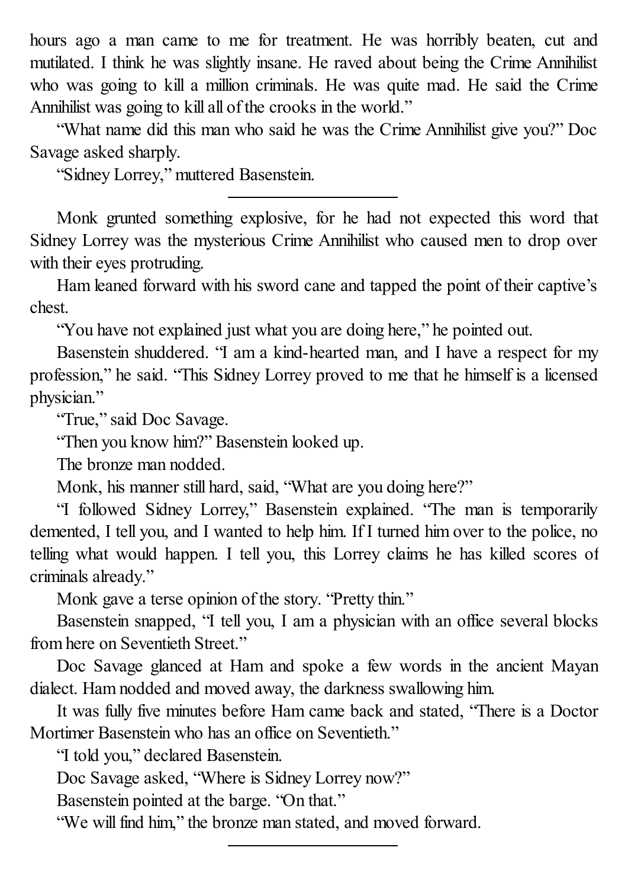hours ago a man came to me for treatment. He was horribly beaten, cut and mutilated. I think he was slightly insane. He raved about being the Crime Annihilist who was going to kill a million criminals. He was quite mad. He said the Crime Annihilist was going to kill all of the crooks in the world."

"What name did this man who said he was the Crime Annihilist give you?" Doc Savage asked sharply.

"Sidney Lorrey," muttered Basenstein.

---

Monk grunted something explosive, for he had not expected this word that Sidney Lorrey was the mysterious Crime Annihilist who caused men to drop over with their eyes protruding.

Ham leaned forward with his sword cane and tapped the point of their captive's chest.

"You have not explained just what you are doing here," he pointed out.

Basenstein shuddered. "I am a kind-hearted man, and I have a respect for my profession," he said. "This Sidney Lorrey proved to me that he himself is a licensed physician."

"True," said Doc Savage.

"Then you know him?" Basenstein looked up.

The bronze man nodded.

Monk, his manner still hard, said, "What are you doing here?"

"I followed Sidney Lorrey," Basenstein explained. "The man is temporarily demented, I tell you, and I wanted to help him. If I turned him over to the police, no telling what would happen. I tell you, this Lorrey claims he has killed scores of criminals already."

Monk gave a terse opinion of the story. "Pretty thin."

Basenstein snapped, "I tell you, I am a physician with an office several blocks from here on Seventieth Street."

Doc Savage glanced at Ham and spoke a few words in the ancient Mayan dialect. Ham nodded and moved away, the darkness swallowing him.

It was fully five minutes before Ham came back and stated, "There is a Doctor Mortimer Basenstein who has an office on Seventieth."

"I told you," declared Basenstein.

Doc Savage asked, "Where is Sidney Lorrey now?"

Basenstein pointed at the barge. "On that."

"We will find him," the bronze man stated, and moved forward.

---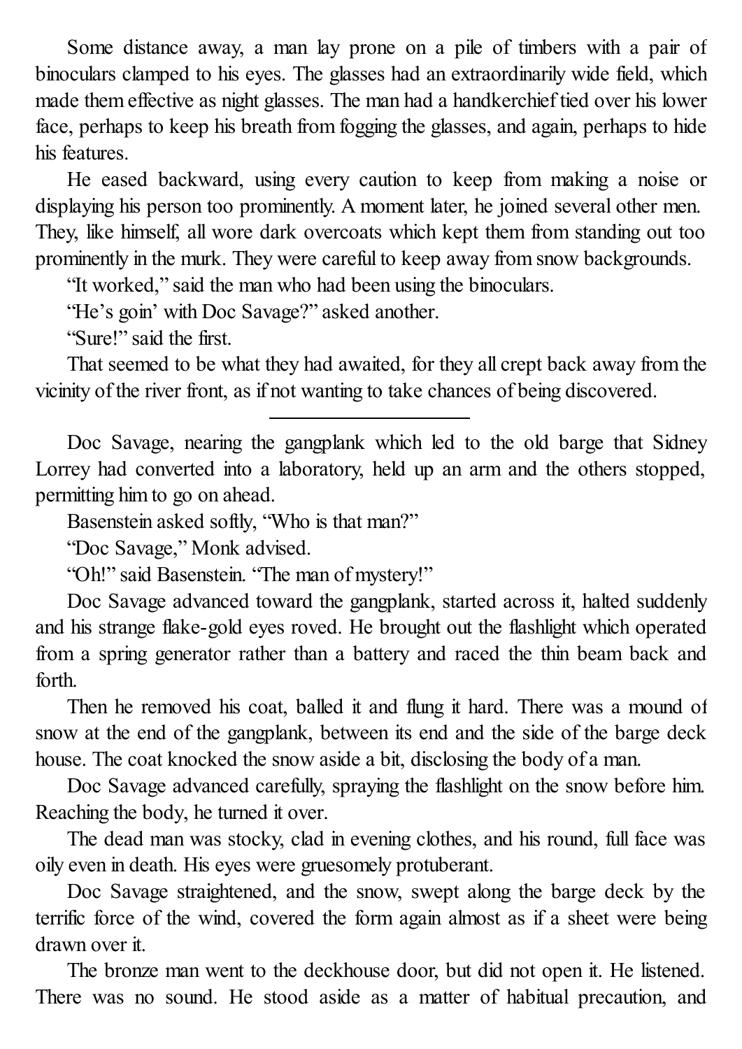Some distance away, a man lay prone on a pile of timbers with a pair of binoculars clamped to his eyes. The glasses had an extraordinarily wide field, which made them effective as night glasses. The man had a handkerchief tied over his lower face, perhaps to keep his breath from fogging the glasses, and again, perhaps to hide his features.

He eased backward, using every caution to keep from making a noise or displaying his person too prominently. A moment later, he joined several other men. They, like himself, all wore dark overcoats which kept them from standing out too prominently in the murk. They were careful to keep away from snow backgrounds.

"It worked," said the man who had been using the binoculars.

"He's goin' with Doc Savage?" asked another.

"Sure!" said the first.

That seemed to be what they had awaited, for they all crept back away from the vicinity of the river front, as if not wanting to take chances of being discovered.

---

Doc Savage, nearing the gangplank which led to the old barge that Sidney Lorrey had converted into a laboratory, held up an arm and the others stopped, permitting him to go on ahead.

Basenstein asked softly, "Who is that man?"

"Doc Savage," Monk advised.

"Oh!" said Basenstein. "The man of mystery!"

Doc Savage advanced toward the gangplank, started across it, halted suddenly and his strange flake-gold eyes roved. He brought out the flashlight which operated from a spring generator rather than a battery and raced the thin beam back and forth.

Then he removed his coat, balled it and flung it hard. There was a mound of snow at the end of the gangplank, between its end and the side of the barge deck house. The coat knocked the snow aside a bit, disclosing the body of a man.

Doc Savage advanced carefully, spraying the flashlight on the snow before him. Reaching the body, he turned it over.

The dead man was stocky, clad in evening clothes, and his round, full face was oily even in death. His eyes were gruesomely protuberant.

Doc Savage straightened, and the snow, swept along the barge deck by the terrific force of the wind, covered the form again almost as if a sheet were being drawn over it.

The bronze man went to the deckhouse door, but did not open it. He listened. There was no sound. He stood aside as a matter of habitual precaution, and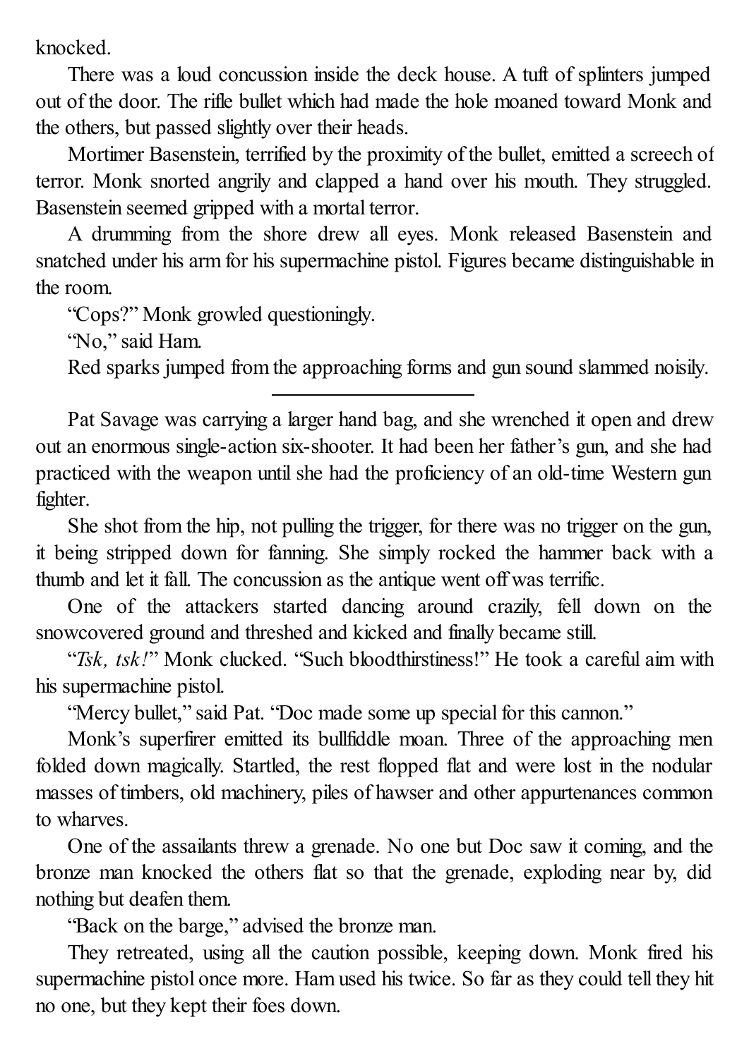knocked.

There was a loud concussion inside the deck house. A tuft of splinters jumped out of the door. The rifle bullet which had made the hole moaned toward Monk and the others, but passed slightly over their heads.

Mortimer Basenstein, terrified by the proximity of the bullet, emitted a screech of terror. Monk snorted angrily and clapped a hand over his mouth. They struggled. Basenstein seemed gripped with a mortal terror.

A drumming from the shore drew all eyes. Monk released Basenstein and snatched under his arm for his supermachine pistol. Figures became distinguishable in the room.

"Cops?" Monk growled questioningly.

"No," said Ham.

Red sparks jumped from the approaching forms and gun sound slammed noisily.

---

Pat Savage was carrying a larger hand bag, and she wrenched it open and drew out an enormous single-action six-shooter. It had been her father's gun, and she had practiced with the weapon until she had the proficiency of an old-time Western gun fighter.

She shot from the hip, not pulling the trigger, for there was no trigger on the gun, it being stripped down for fanning. She simply rocked the hammer back with a thumb and let it fall. The concussion as the antique went off was terrific.

One of the attackers started dancing around crazily, fell down on the snowcovered ground and threshed and kicked and finally became still.

"*Tsk, tsk!*" Monk clucked. "Such bloodthirstiness!" He took a careful aim with his supermachine pistol.

"Mercy bullet," said Pat. "Doc made some up special for this cannon."

Monk's superfirer emitted its bullfiddle moan. Three of the approaching men folded down magically. Startled, the rest flopped flat and were lost in the nodular masses of timbers, old machinery, piles of hawser and other appurtenances common to wharves.

One of the assailants threw a grenade. No one but Doc saw it coming, and the bronze man knocked the others flat so that the grenade, exploding near by, did nothing but deafen them.

"Back on the barge," advised the bronze man.

They retreated, using all the caution possible, keeping down. Monk fired his supermachine pistol once more. Ham used his twice. So far as they could tell they hit no one, but they kept their foes down.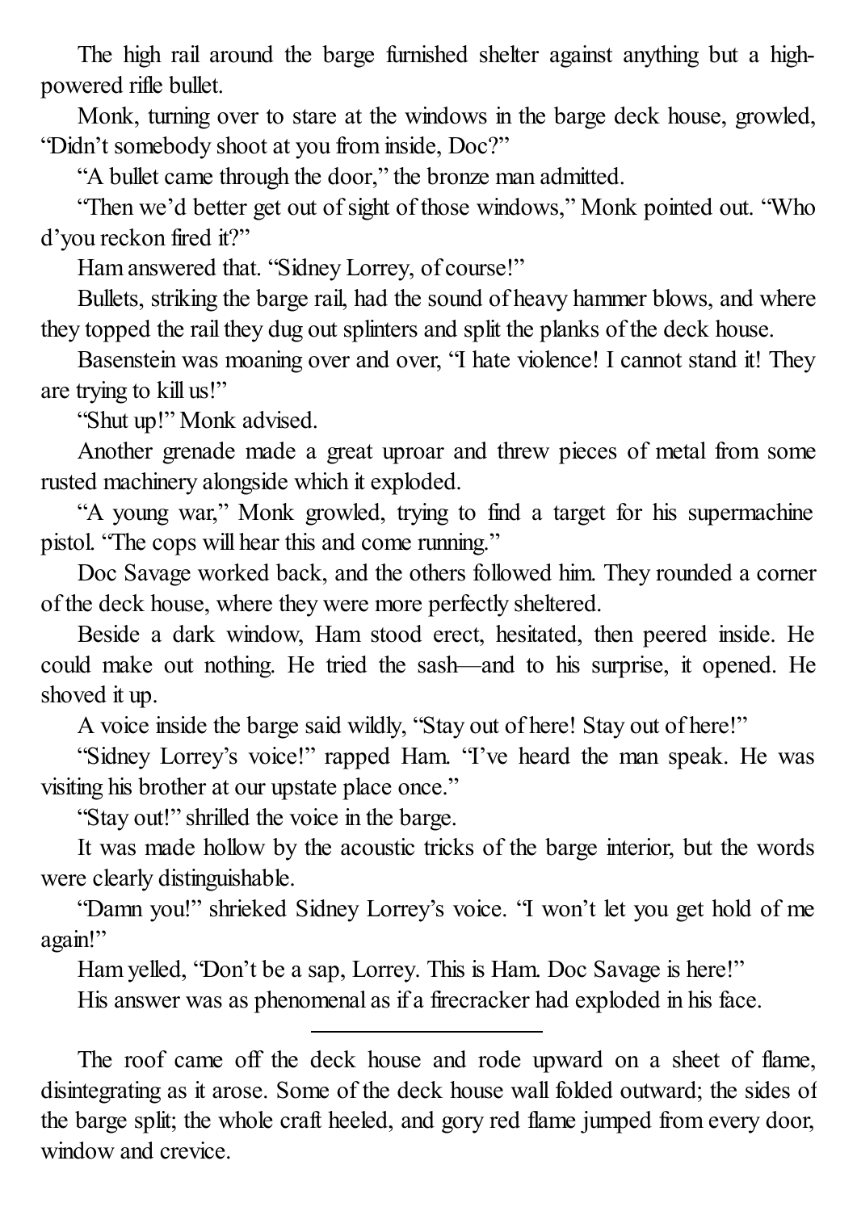The high rail around the barge furnished shelter against anything but a high-powered rifle bullet.

Monk, turning over to stare at the windows in the barge deck house, growled, "Didn't somebody shoot at you from inside, Doc?"

"A bullet came through the door," the bronze man admitted.

"Then we'd better get out of sight of those windows," Monk pointed out. "Who d'you reckon fired it?"

Ham answered that. "Sidney Lorrey, of course!"

Bullets, striking the barge rail, had the sound of heavy hammer blows, and where they topped the rail they dug out splinters and split the planks of the deck house.

Basenstein was moaning over and over, "I hate violence! I cannot stand it! They are trying to kill us!"

"Shut up!" Monk advised.

Another grenade made a great uproar and threw pieces of metal from some rusted machinery alongside which it exploded.

"A young war," Monk growled, trying to find a target for his supermachine pistol. "The cops will hear this and come running."

Doc Savage worked back, and the others followed him. They rounded a corner of the deck house, where they were more perfectly sheltered.

Beside a dark window, Ham stood erect, hesitated, then peered inside. He could make out nothing. He tried the sash—and to his surprise, it opened. He shoved it up.

A voice inside the barge said wildly, "Stay out of here! Stay out of here!"

"Sidney Lorrey's voice!" rapped Ham. "I've heard the man speak. He was visiting his brother at our upstate place once."

"Stay out!" shrilled the voice in the barge.

It was made hollow by the acoustic tricks of the barge interior, but the words were clearly distinguishable.

"Damn you!" shrieked Sidney Lorrey's voice. "I won't let you get hold of me again!"

Ham yelled, "Don't be a sap, Lorrey. This is Ham. Doc Savage is here!"

His answer was as phenomenal as if a firecracker had exploded in his face.

---

The roof came off the deck house and rode upward on a sheet of flame, disintegrating as it arose. Some of the deck house wall folded outward; the sides of the barge split; the whole craft heeled, and gory red flame jumped from every door, window and crevice.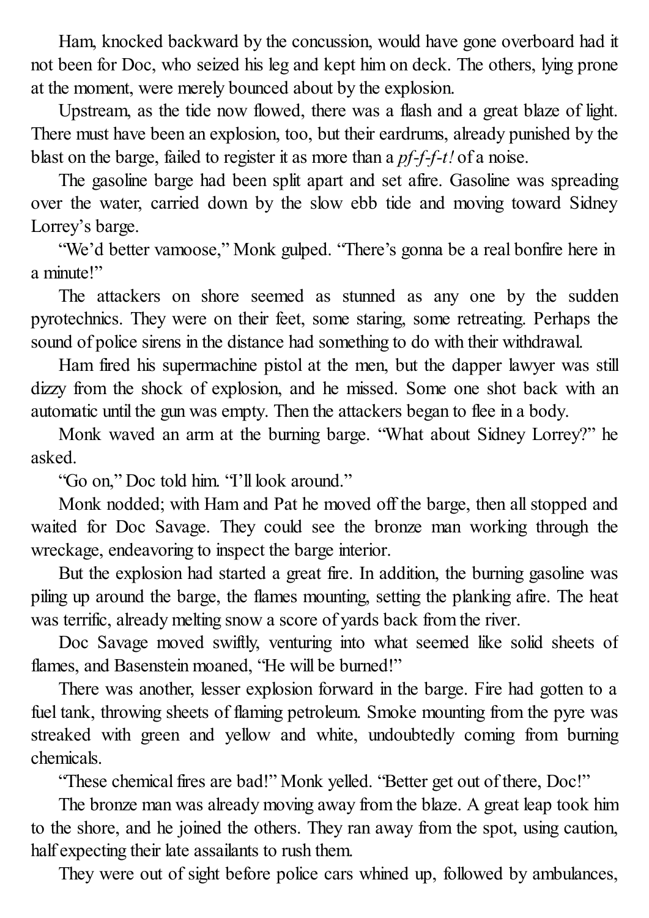Ham, knocked backward by the concussion, would have gone overboard had it not been for Doc, who seized his leg and kept him on deck. The others, lying prone at the moment, were merely bounced about by the explosion.

Upstream, as the tide now flowed, there was a flash and a great blaze of light. There must have been an explosion, too, but their eardrums, already punished by the blast on the barge, failed to register it as more than a *pf-f-f-t!* of a noise.

The gasoline barge had been split apart and set afire. Gasoline was spreading over the water, carried down by the slow ebb tide and moving toward Sidney Lorrey's barge.

"We'd better vamoose," Monk gulped. "There's gonna be a real bonfire here in a minute!"

The attackers on shore seemed as stunned as any one by the sudden pyrotechnics. They were on their feet, some staring, some retreating. Perhaps the sound of police sirens in the distance had something to do with their withdrawal.

Ham fired his supermachine pistol at the men, but the dapper lawyer was still dizzy from the shock of explosion, and he missed. Some one shot back with an automatic until the gun was empty. Then the attackers began to flee in a body.

Monk waved an arm at the burning barge. "What about Sidney Lorrey?" he asked.

"Go on," Doc told him. "I'll look around."

Monk nodded; with Ham and Pat he moved off the barge, then all stopped and waited for Doc Savage. They could see the bronze man working through the wreckage, endeavoring to inspect the barge interior.

But the explosion had started a great fire. In addition, the burning gasoline was piling up around the barge, the flames mounting, setting the planking afire. The heat was terrific, already melting snow a score of yards back from the river.

Doc Savage moved swiftly, venturing into what seemed like solid sheets of flames, and Basenstein moaned, "He will be burned!"

There was another, lesser explosion forward in the barge. Fire had gotten to a fuel tank, throwing sheets of flaming petroleum. Smoke mounting from the pyre was streaked with green and yellow and white, undoubtedly coming from burning chemicals.

"These chemical fires are bad!" Monk yelled. "Better get out of there, Doc!"

The bronze man was already moving away from the blaze. A great leap took him to the shore, and he joined the others. They ran away from the spot, using caution, half expecting their late assailants to rush them.

They were out of sight before police cars whined up, followed by ambulances,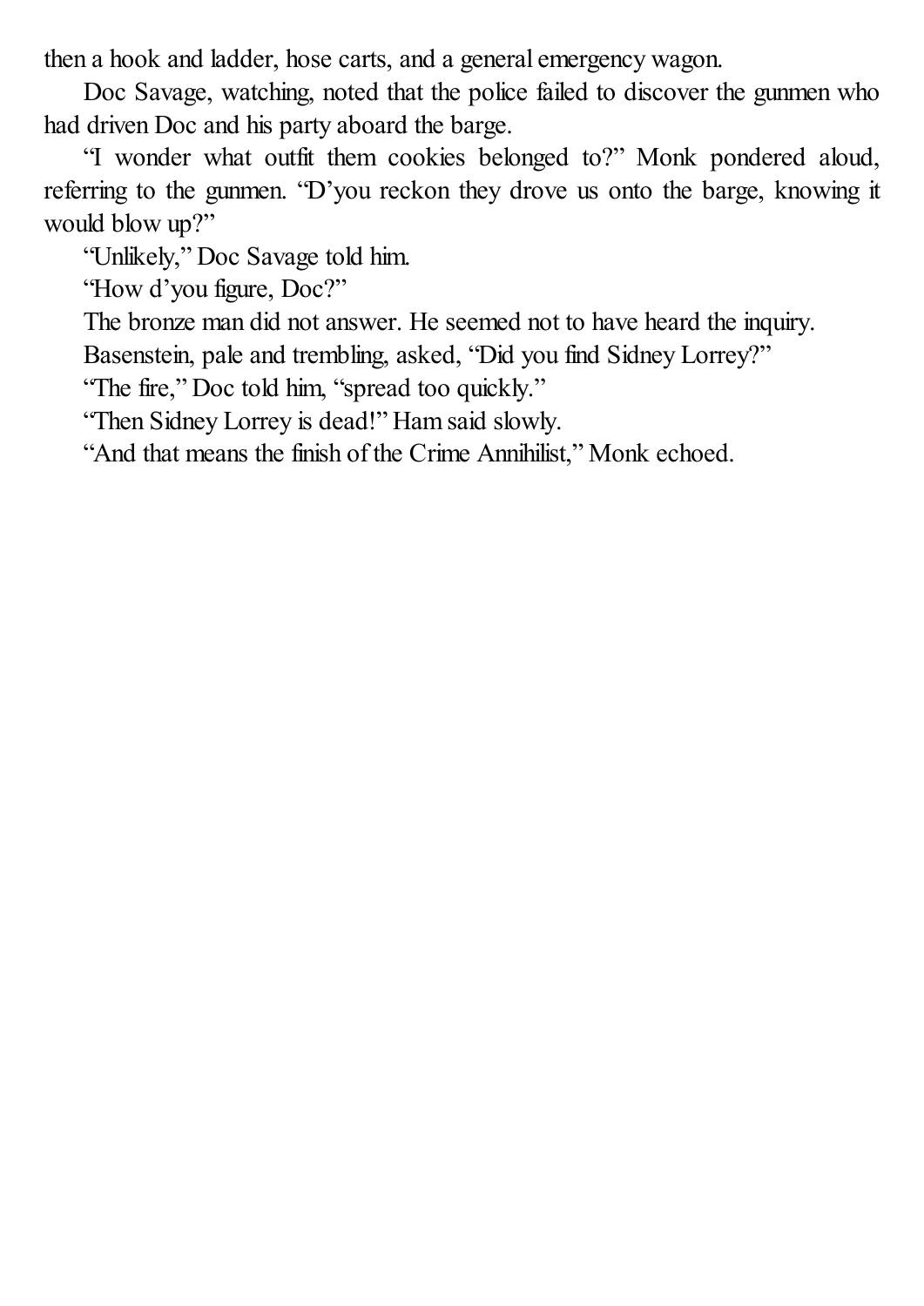then a hook and ladder, hose carts, and a general emergency wagon.

Doc Savage, watching, noted that the police failed to discover the gunmen who had driven Doc and his party aboard the barge.

"I wonder what outfit them cookies belonged to?" Monk pondered aloud, referring to the gunmen. "D'you reckon they drove us onto the barge, knowing it would blow up?"

"Unlikely," Doc Savage told him.

"How d'you figure, Doc?"

The bronze man did not answer. He seemed not to have heard the inquiry.

Basenstein, pale and trembling, asked, "Did you find Sidney Lorrey?"

"The fire," Doc told him, "spread too quickly."

"Then Sidney Lorrey is dead!" Ham said slowly.

"And that means the finish of the Crime Annihilist," Monk echoed.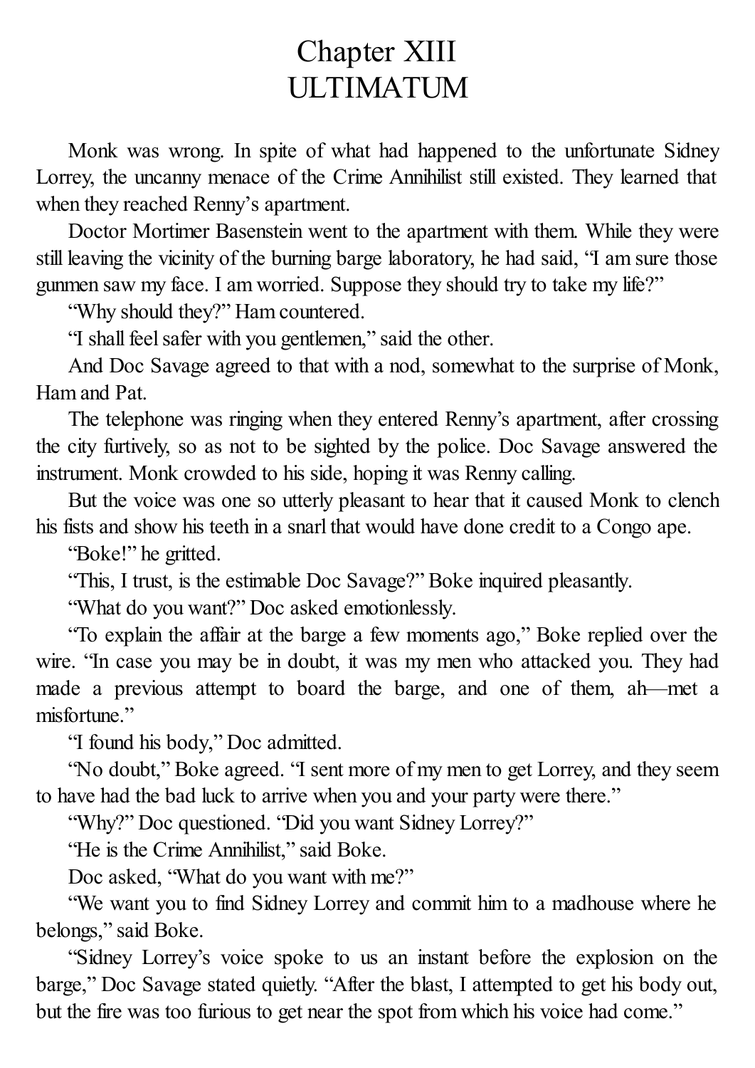# Chapter XIII
# ULTIMATUM

Monk was wrong. In spite of what had happened to the unfortunate Sidney Lorrey, the uncanny menace of the Crime Annihilist still existed. They learned that when they reached Renny's apartment.

Doctor Mortimer Basenstein went to the apartment with them. While they were still leaving the vicinity of the burning barge laboratory, he had said, "I am sure those gunmen saw my face. I am worried. Suppose they should try to take my life?"

"Why should they?" Ham countered.

"I shall feel safer with you gentlemen," said the other.

And Doc Savage agreed to that with a nod, somewhat to the surprise of Monk, Ham and Pat.

The telephone was ringing when they entered Renny's apartment, after crossing the city furtively, so as not to be sighted by the police. Doc Savage answered the instrument. Monk crowded to his side, hoping it was Renny calling.

But the voice was one so utterly pleasant to hear that it caused Monk to clench his fists and show his teeth in a snarl that would have done credit to a Congo ape.

"Boke!" he gritted.

"This, I trust, is the estimable Doc Savage?" Boke inquired pleasantly.

"What do you want?" Doc asked emotionlessly.

"To explain the affair at the barge a few moments ago," Boke replied over the wire. "In case you may be in doubt, it was my men who attacked you. They had made a previous attempt to board the barge, and one of them, ah—met a misfortune."

"I found his body," Doc admitted.

"No doubt," Boke agreed. "I sent more of my men to get Lorrey, and they seem to have had the bad luck to arrive when you and your party were there."

"Why?" Doc questioned. "Did you want Sidney Lorrey?"

"He is the Crime Annihilist," said Boke.

Doc asked, "What do you want with me?"

"We want you to find Sidney Lorrey and commit him to a madhouse where he belongs," said Boke.

"Sidney Lorrey's voice spoke to us an instant before the explosion on the barge," Doc Savage stated quietly. "After the blast, I attempted to get his body out, but the fire was too furious to get near the spot from which his voice had come."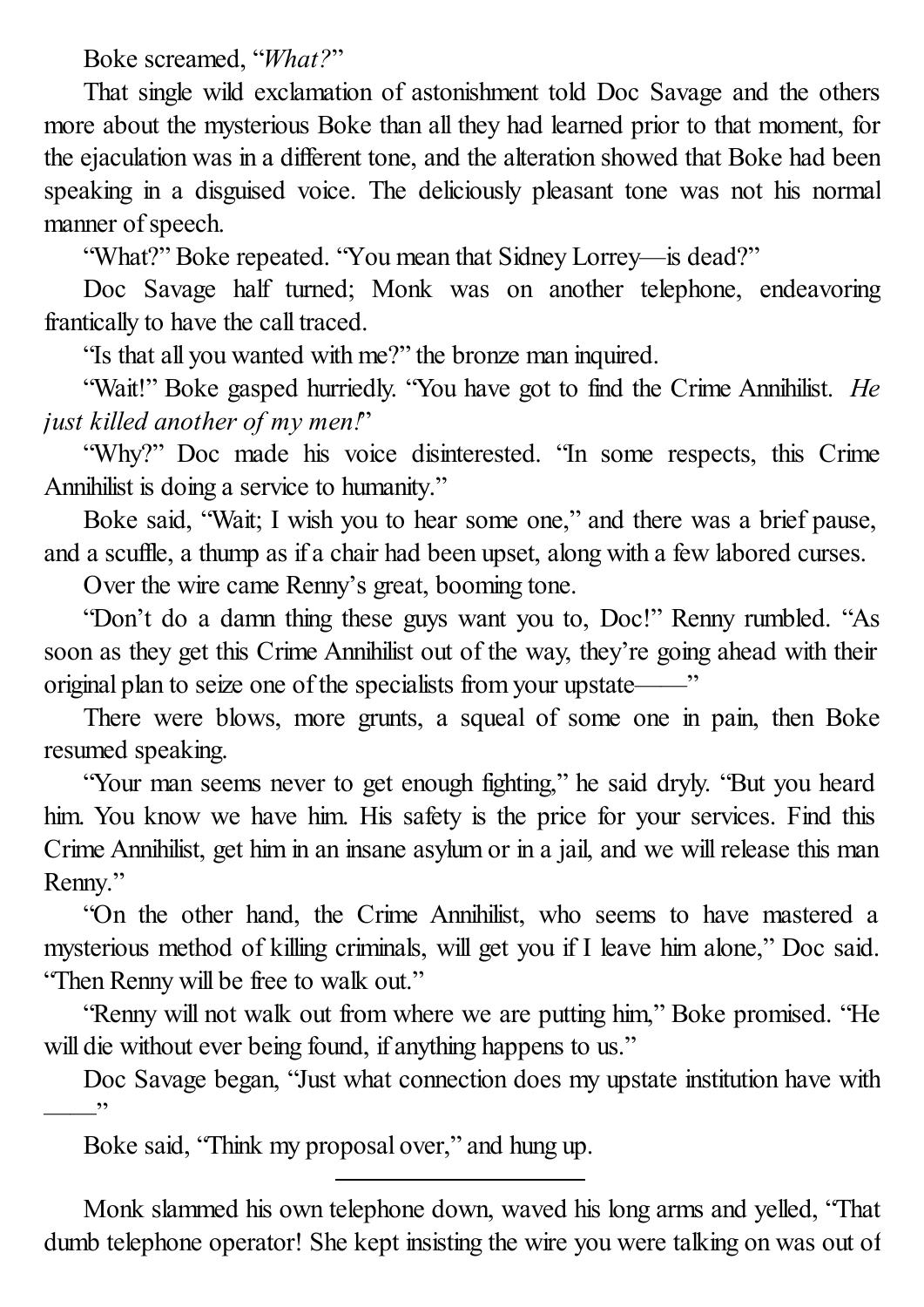Boke screamed, “*What?*”

That single wild exclamation of astonishment told Doc Savage and the others more about the mysterious Boke than all they had learned prior to that moment, for the ejaculation was in a different tone, and the alteration showed that Boke had been speaking in a disguised voice. The deliciously pleasant tone was not his normal manner of speech.

“What?” Boke repeated. “You mean that Sidney Lorrey—is dead?”

Doc Savage half turned; Monk was on another telephone, endeavoring frantically to have the call traced.

“Is that all you wanted with me?” the bronze man inquired.

“Wait!” Boke gasped hurriedly. “You have got to find the Crime Annihilist. *He just killed another of my men!*”

“Why?” Doc made his voice disinterested. “In some respects, this Crime Annihilist is doing a service to humanity.”

Boke said, “Wait; I wish you to hear some one,” and there was a brief pause, and a scuffle, a thump as if a chair had been upset, along with a few labored curses.

Over the wire came Renny’s great, booming tone.

“Don’t do a damn thing these guys want you to, Doc!” Renny rumbled. “As soon as they get this Crime Annihilist out of the way, they’re going ahead with their original plan to seize one of the specialists from your upstate——”

There were blows, more grunts, a squeal of some one in pain, then Boke resumed speaking.

“Your man seems never to get enough fighting,” he said dryly. “But you heard him. You know we have him. His safety is the price for your services. Find this Crime Annihilist, get him in an insane asylum or in a jail, and we will release this man Renny.”

“On the other hand, the Crime Annihilist, who seems to have mastered a mysterious method of killing criminals, will get you if I leave him alone,” Doc said. “Then Renny will be free to walk out.”

“Renny will not walk out from where we are putting him,” Boke promised. “He will die without ever being found, if anything happens to us.”

Doc Savage began, “Just what connection does my upstate institution have with ——”

Boke said, “Think my proposal over,” and hung up.

---

Monk slammed his own telephone down, waved his long arms and yelled, “That dumb telephone operator! She kept insisting the wire you were talking on was out of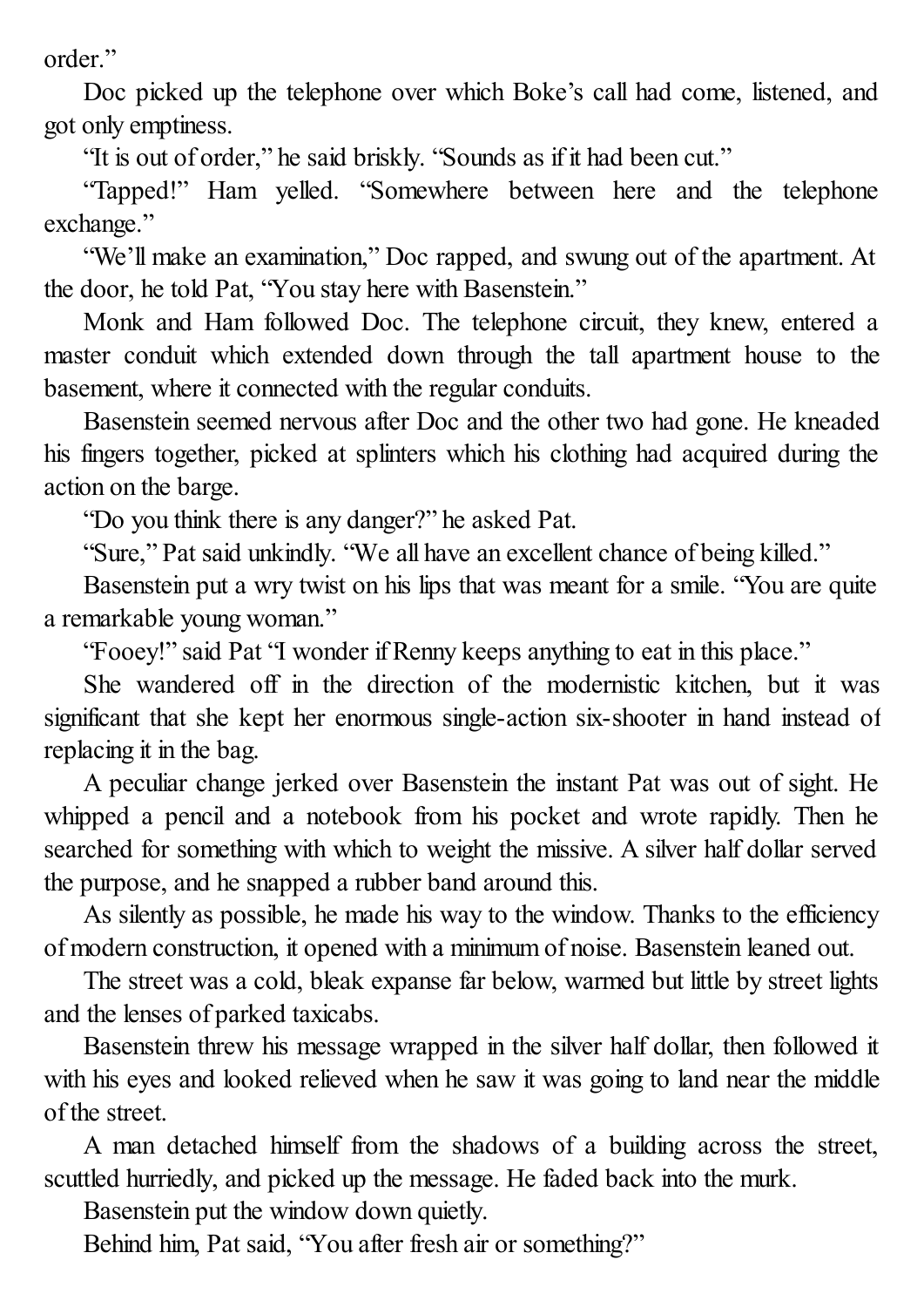order."

Doc picked up the telephone over which Boke's call had come, listened, and got only emptiness.

"It is out of order," he said briskly. "Sounds as if it had been cut."

"Tapped!" Ham yelled. "Somewhere between here and the telephone exchange."

"We'll make an examination," Doc rapped, and swung out of the apartment. At the door, he told Pat, "You stay here with Basenstein."

Monk and Ham followed Doc. The telephone circuit, they knew, entered a master conduit which extended down through the tall apartment house to the basement, where it connected with the regular conduits.

Basenstein seemed nervous after Doc and the other two had gone. He kneaded his fingers together, picked at splinters which his clothing had acquired during the action on the barge.

"Do you think there is any danger?" he asked Pat.

"Sure," Pat said unkindly. "We all have an excellent chance of being killed."

Basenstein put a wry twist on his lips that was meant for a smile. "You are quite a remarkable young woman."

"Fooey!" said Pat "I wonder if Renny keeps anything to eat in this place."

She wandered off in the direction of the modernistic kitchen, but it was significant that she kept her enormous single-action six-shooter in hand instead of replacing it in the bag.

A peculiar change jerked over Basenstein the instant Pat was out of sight. He whipped a pencil and a notebook from his pocket and wrote rapidly. Then he searched for something with which to weight the missive. A silver half dollar served the purpose, and he snapped a rubber band around this.

As silently as possible, he made his way to the window. Thanks to the efficiency of modern construction, it opened with a minimum of noise. Basenstein leaned out.

The street was a cold, bleak expanse far below, warmed but little by street lights and the lenses of parked taxicabs.

Basenstein threw his message wrapped in the silver half dollar, then followed it with his eyes and looked relieved when he saw it was going to land near the middle of the street.

A man detached himself from the shadows of a building across the street, scuttled hurriedly, and picked up the message. He faded back into the murk.

Basenstein put the window down quietly.

Behind him, Pat said, "You after fresh air or something?"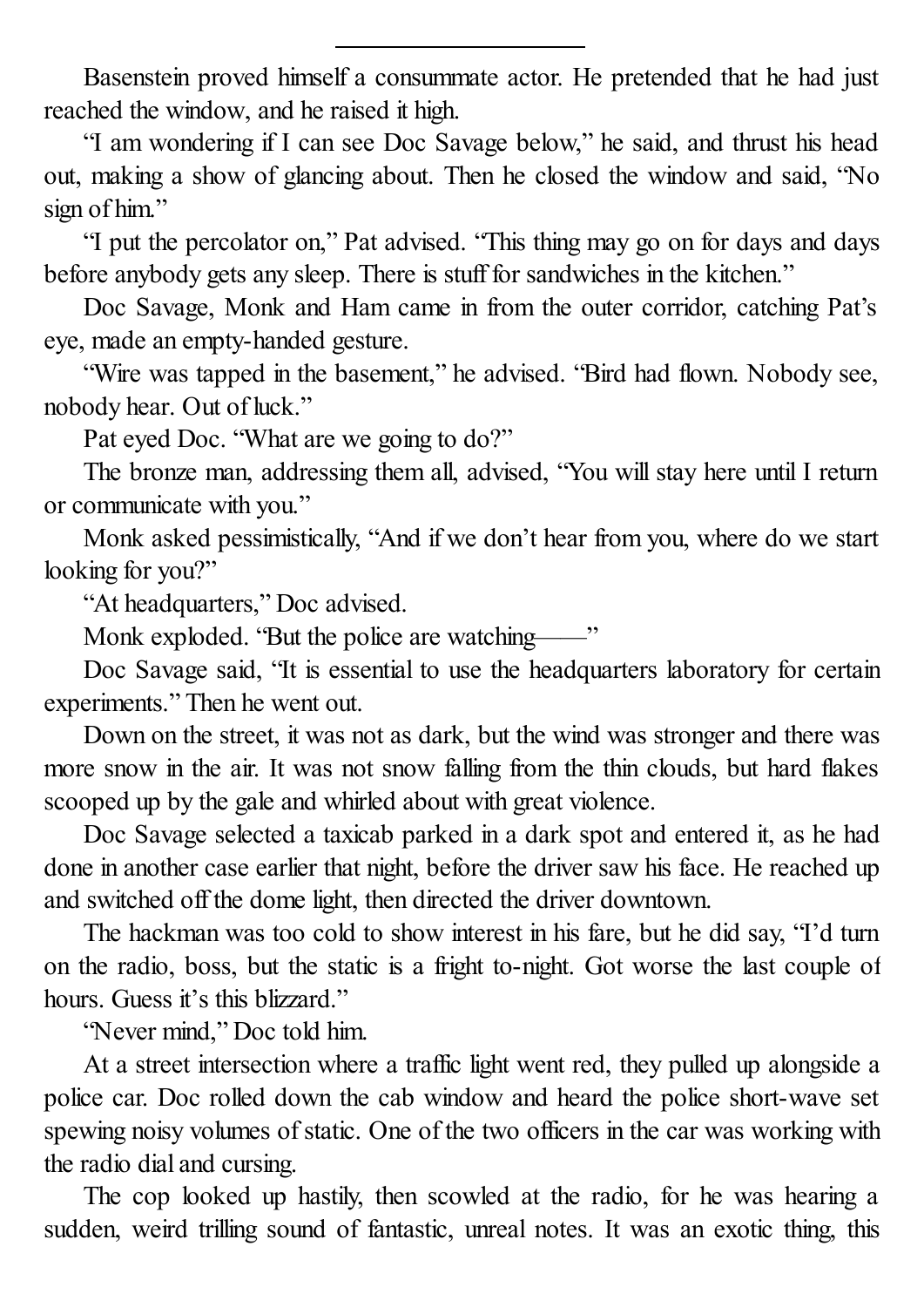---

Basenstein proved himself a consummate actor. He pretended that he had just reached the window, and he raised it high.

"I am wondering if I can see Doc Savage below," he said, and thrust his head out, making a show of glancing about. Then he closed the window and said, "No sign of him."

"I put the percolator on," Pat advised. "This thing may go on for days and days before anybody gets any sleep. There is stuff for sandwiches in the kitchen."

Doc Savage, Monk and Ham came in from the outer corridor, catching Pat's eye, made an empty-handed gesture.

"Wire was tapped in the basement," he advised. "Bird had flown. Nobody see, nobody hear. Out of luck."

Pat eyed Doc. "What are we going to do?"

The bronze man, addressing them all, advised, "You will stay here until I return or communicate with you."

Monk asked pessimistically, "And if we don't hear from you, where do we start looking for you?"

"At headquarters," Doc advised.

Monk exploded. "But the police are watching——"

Doc Savage said, "It is essential to use the headquarters laboratory for certain experiments." Then he went out.

Down on the street, it was not as dark, but the wind was stronger and there was more snow in the air. It was not snow falling from the thin clouds, but hard flakes scooped up by the gale and whirled about with great violence.

Doc Savage selected a taxicab parked in a dark spot and entered it, as he had done in another case earlier that night, before the driver saw his face. He reached up and switched off the dome light, then directed the driver downtown.

The hackman was too cold to show interest in his fare, but he did say, "I'd turn on the radio, boss, but the static is a fright to-night. Got worse the last couple of hours. Guess it's this blizzard."

"Never mind," Doc told him.

At a street intersection where a traffic light went red, they pulled up alongside a police car. Doc rolled down the cab window and heard the police short-wave set spewing noisy volumes of static. One of the two officers in the car was working with the radio dial and cursing.

The cop looked up hastily, then scowled at the radio, for he was hearing a sudden, weird trilling sound of fantastic, unreal notes. It was an exotic thing, this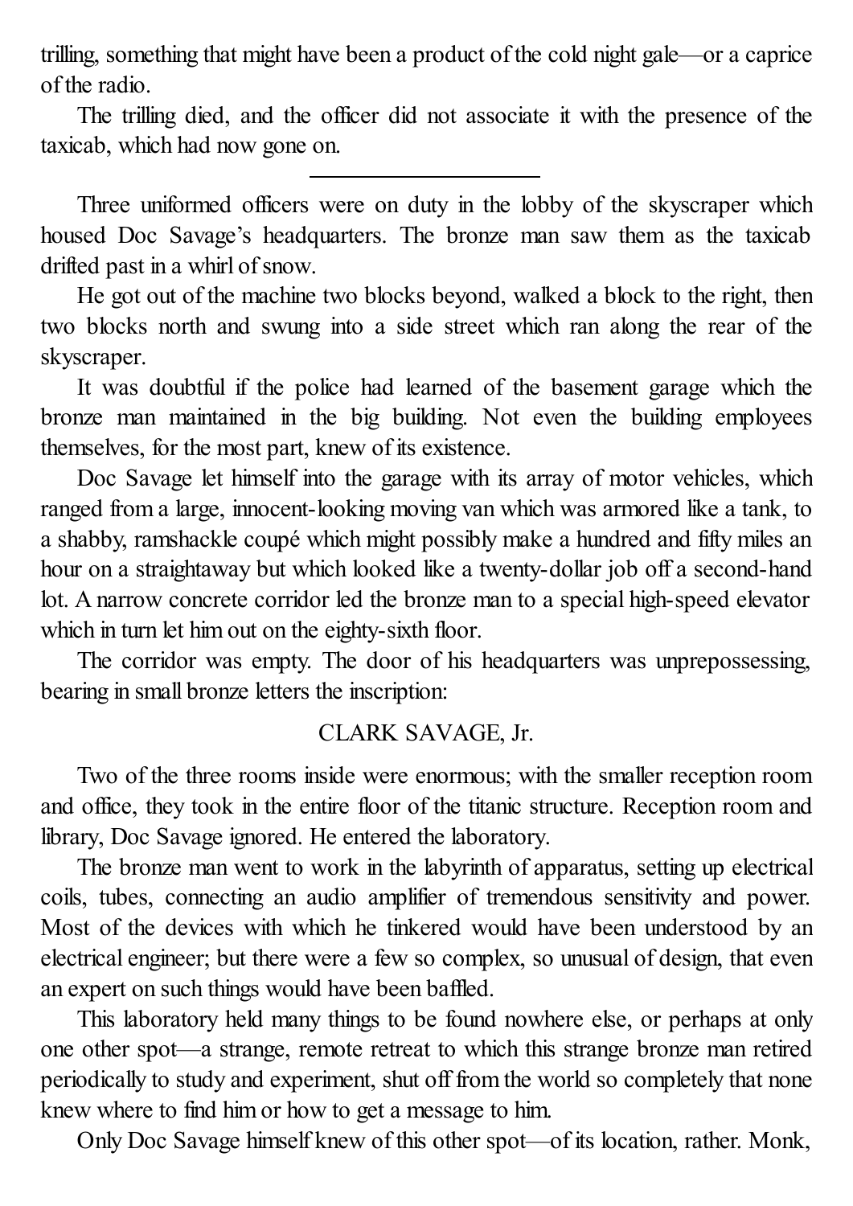trilling, something that might have been a product of the cold night gale—or a caprice of the radio.

The trilling died, and the officer did not associate it with the presence of the taxicab, which had now gone on.

---

Three uniformed officers were on duty in the lobby of the skyscraper which housed Doc Savage's headquarters. The bronze man saw them as the taxicab drifted past in a whirl of snow.

He got out of the machine two blocks beyond, walked a block to the right, then two blocks north and swung into a side street which ran along the rear of the skyscraper.

It was doubtful if the police had learned of the basement garage which the bronze man maintained in the big building. Not even the building employees themselves, for the most part, knew of its existence.

Doc Savage let himself into the garage with its array of motor vehicles, which ranged from a large, innocent-looking moving van which was armored like a tank, to a shabby, ramshackle coupé which might possibly make a hundred and fifty miles an hour on a straightaway but which looked like a twenty-dollar job off a second-hand lot. A narrow concrete corridor led the bronze man to a special high-speed elevator which in turn let him out on the eighty-sixth floor.

The corridor was empty. The door of his headquarters was unprepossessing, bearing in small bronze letters the inscription:

CLARK SAVAGE, Jr.

Two of the three rooms inside were enormous; with the smaller reception room and office, they took in the entire floor of the titanic structure. Reception room and library, Doc Savage ignored. He entered the laboratory.

The bronze man went to work in the labyrinth of apparatus, setting up electrical coils, tubes, connecting an audio amplifier of tremendous sensitivity and power. Most of the devices with which he tinkered would have been understood by an electrical engineer; but there were a few so complex, so unusual of design, that even an expert on such things would have been baffled.

This laboratory held many things to be found nowhere else, or perhaps at only one other spot—a strange, remote retreat to which this strange bronze man retired periodically to study and experiment, shut off from the world so completely that none knew where to find him or how to get a message to him.

Only Doc Savage himself knew of this other spot—of its location, rather. Monk,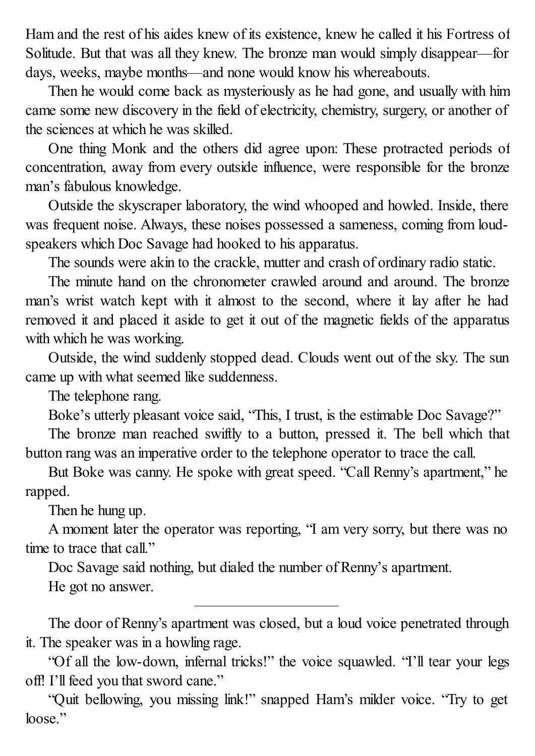Ham and the rest of his aides knew of its existence, knew he called it his Fortress of Solitude. But that was all they knew. The bronze man would simply disappear—for days, weeks, maybe months—and none would know his whereabouts.

Then he would come back as mysteriously as he had gone, and usually with him came some new discovery in the field of electricity, chemistry, surgery, or another of the sciences at which he was skilled.

One thing Monk and the others did agree upon: These protracted periods of concentration, away from every outside influence, were responsible for the bronze man's fabulous knowledge.

Outside the skyscraper laboratory, the wind whooped and howled. Inside, there was frequent noise. Always, these noises possessed a sameness, coming from loud-speakers which Doc Savage had hooked to his apparatus.

The sounds were akin to the crackle, mutter and crash of ordinary radio static.

The minute hand on the chronometer crawled around and around. The bronze man's wrist watch kept with it almost to the second, where it lay after he had removed it and placed it aside to get it out of the magnetic fields of the apparatus with which he was working.

Outside, the wind suddenly stopped dead. Clouds went out of the sky. The sun came up with what seemed like suddenness.

The telephone rang.

Boke's utterly pleasant voice said, "This, I trust, is the estimable Doc Savage?"

The bronze man reached swiftly to a button, pressed it. The bell which that button rang was an imperative order to the telephone operator to trace the call.

But Boke was canny. He spoke with great speed. "Call Renny's apartment," he rapped.

Then he hung up.

A moment later the operator was reporting, "I am very sorry, but there was no time to trace that call."

Doc Savage said nothing, but dialed the number of Renny's apartment.

He got no answer.

---

The door of Renny's apartment was closed, but a loud voice penetrated through it. The speaker was in a howling rage.

"Of all the low-down, infernal tricks!" the voice squawled. "I'll tear your legs off! I'll feed you that sword cane."

"Quit bellowing, you missing link!" snapped Ham's milder voice. "Try to get loose."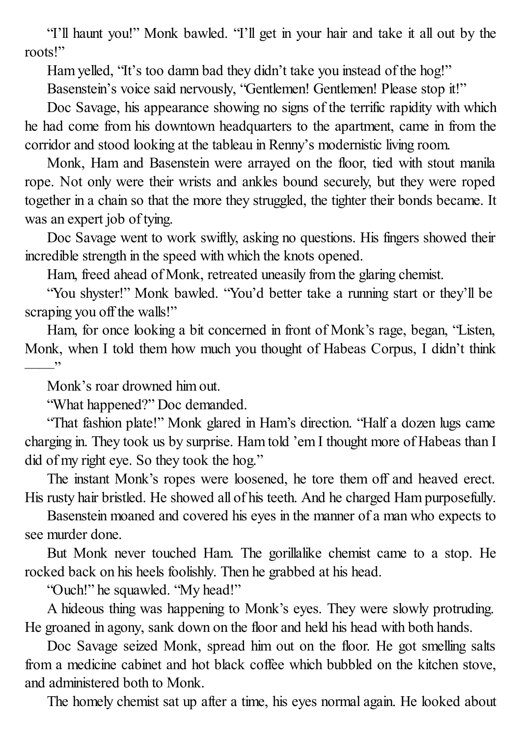"I'll haunt you!" Monk bawled. "I'll get in your hair and take it all out by the roots!"

Ham yelled, "It's too damn bad they didn't take you instead of the hog!"

Basenstein's voice said nervously, "Gentlemen! Gentlemen! Please stop it!"

Doc Savage, his appearance showing no signs of the terrific rapidity with which he had come from his downtown headquarters to the apartment, came in from the corridor and stood looking at the tableau in Renny's modernistic living room.

Monk, Ham and Basenstein were arrayed on the floor, tied with stout manila rope. Not only were their wrists and ankles bound securely, but they were roped together in a chain so that the more they struggled, the tighter their bonds became. It was an expert job of tying.

Doc Savage went to work swiftly, asking no questions. His fingers showed their incredible strength in the speed with which the knots opened.

Ham, freed ahead of Monk, retreated uneasily from the glaring chemist.

"You shyster!" Monk bawled. "You'd better take a running start or they'll be scraping you off the walls!"

Ham, for once looking a bit concerned in front of Monk's rage, began, "Listen, Monk, when I told them how much you thought of Habeas Corpus, I didn't think ——"

Monk's roar drowned him out.

"What happened?" Doc demanded.

"That fashion plate!" Monk glared in Ham's direction. "Half a dozen lugs came charging in. They took us by surprise. Ham told 'em I thought more of Habeas than I did of my right eye. So they took the hog."

The instant Monk's ropes were loosened, he tore them off and heaved erect. His rusty hair bristled. He showed all of his teeth. And he charged Ham purposefully.

Basenstein moaned and covered his eyes in the manner of a man who expects to see murder done.

But Monk never touched Ham. The gorillalike chemist came to a stop. He rocked back on his heels foolishly. Then he grabbed at his head.

"Ouch!" he squawled. "My head!"

A hideous thing was happening to Monk's eyes. They were slowly protruding. He groaned in agony, sank down on the floor and held his head with both hands.

Doc Savage seized Monk, spread him out on the floor. He got smelling salts from a medicine cabinet and hot black coffee which bubbled on the kitchen stove, and administered both to Monk.

The homely chemist sat up after a time, his eyes normal again. He looked about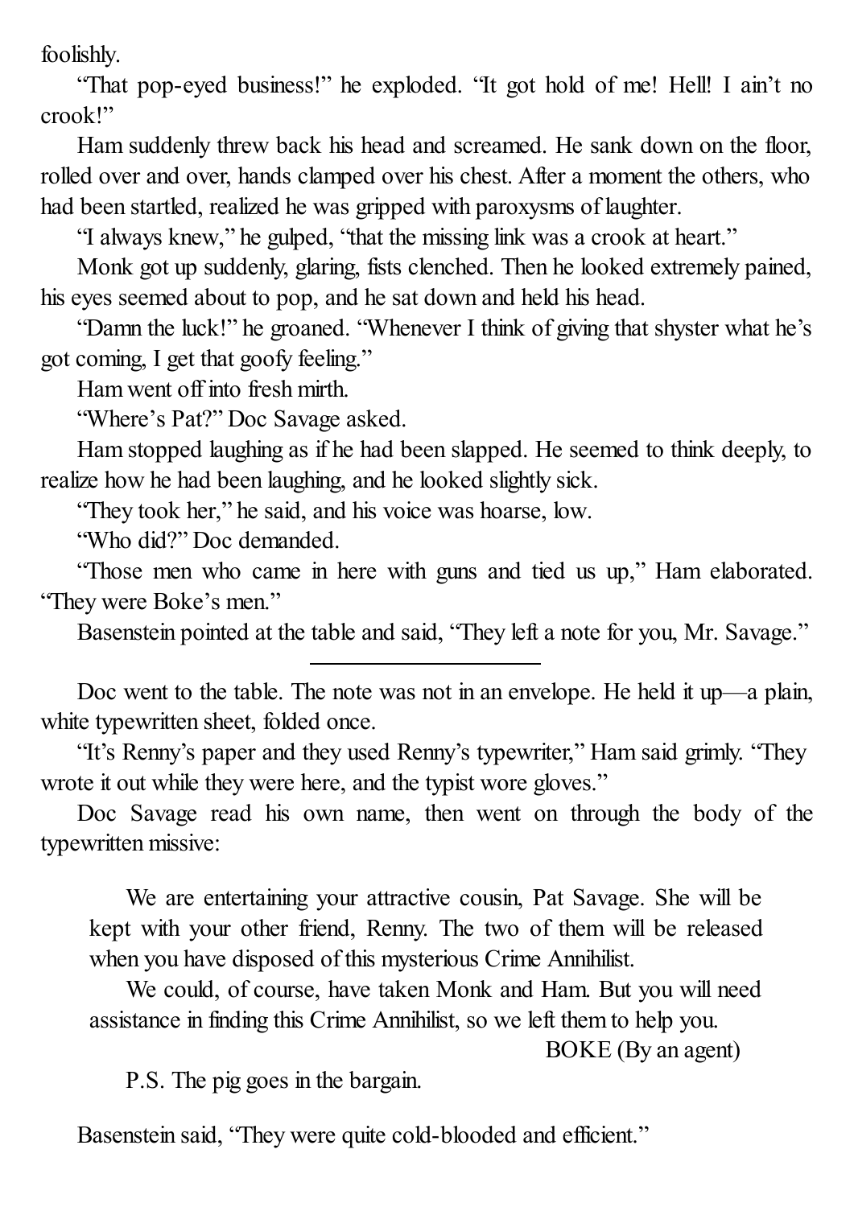foolishly.

"That pop-eyed business!" he exploded. "It got hold of me! Hell! I ain't no crook!"

Ham suddenly threw back his head and screamed. He sank down on the floor, rolled over and over, hands clamped over his chest. After a moment the others, who had been startled, realized he was gripped with paroxysms of laughter.

"I always knew," he gulped, "that the missing link was a crook at heart."

Monk got up suddenly, glaring, fists clenched. Then he looked extremely pained, his eyes seemed about to pop, and he sat down and held his head.

"Damn the luck!" he groaned. "Whenever I think of giving that shyster what he's got coming, I get that goofy feeling."

Ham went off into fresh mirth.

"Where's Pat?" Doc Savage asked.

Ham stopped laughing as if he had been slapped. He seemed to think deeply, to realize how he had been laughing, and he looked slightly sick.

"They took her," he said, and his voice was hoarse, low.

"Who did?" Doc demanded.

"Those men who came in here with guns and tied us up," Ham elaborated. "They were Boke's men."

Basenstein pointed at the table and said, "They left a note for you, Mr. Savage."

---

Doc went to the table. The note was not in an envelope. He held it up—a plain, white typewritten sheet, folded once.

"It's Renny's paper and they used Renny's typewriter," Ham said grimly. "They wrote it out while they were here, and the typist wore gloves."

Doc Savage read his own name, then went on through the body of the typewritten missive:

> We are entertaining your attractive cousin, Pat Savage. She will be kept with your other friend, Renny. The two of them will be released when you have disposed of this mysterious Crime Annihilist.
>
> We could, of course, have taken Monk and Ham. But you will need assistance in finding this Crime Annihilist, so we left them to help you.
>
> BOKE (By an agent)
>
> P.S. The pig goes in the bargain.

Basenstein said, "They were quite cold-blooded and efficient."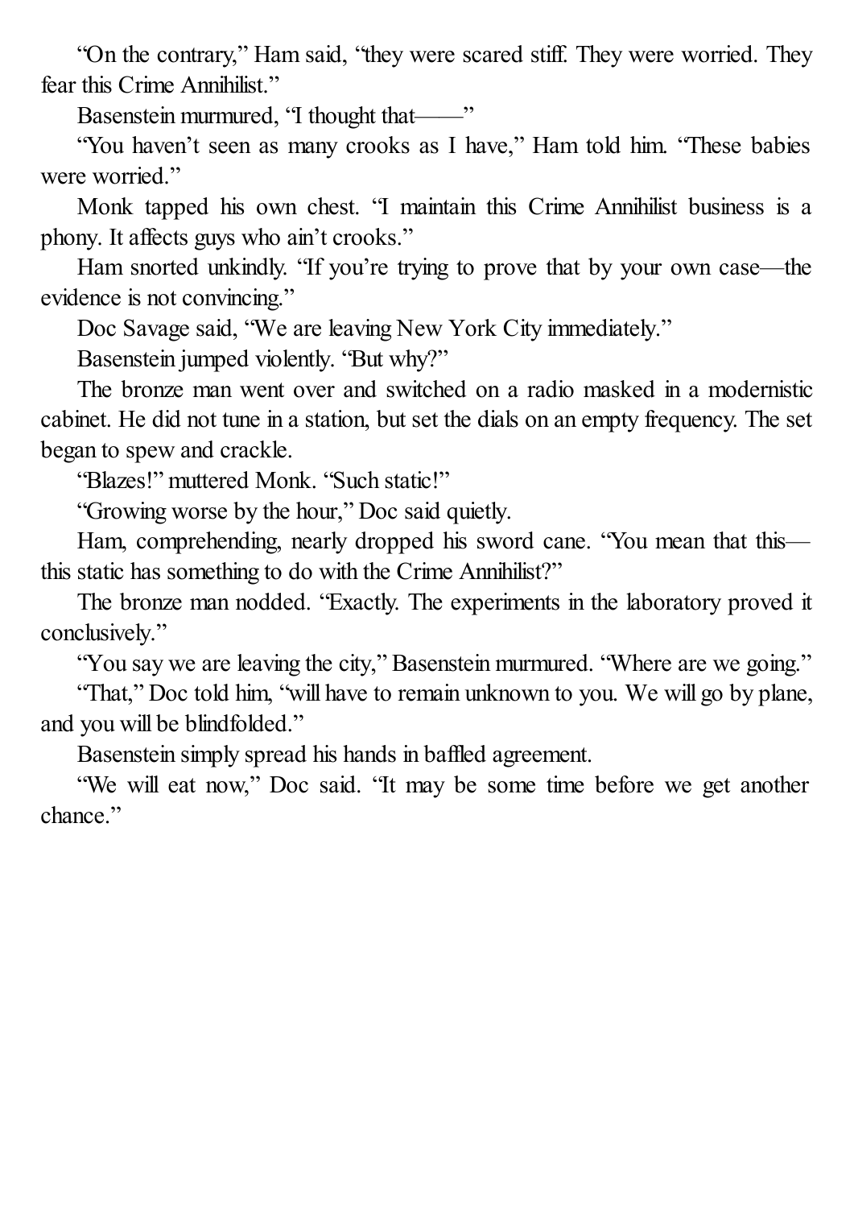"On the contrary," Ham said, "they were scared stiff. They were worried. They fear this Crime Annihilist."

Basenstein murmured, "I thought that——"

"You haven't seen as many crooks as I have," Ham told him. "These babies were worried."

Monk tapped his own chest. "I maintain this Crime Annihilist business is a phony. It affects guys who ain't crooks."

Ham snorted unkindly. "If you're trying to prove that by your own case—the evidence is not convincing."

Doc Savage said, "We are leaving New York City immediately."

Basenstein jumped violently. "But why?"

The bronze man went over and switched on a radio masked in a modernistic cabinet. He did not tune in a station, but set the dials on an empty frequency. The set began to spew and crackle.

"Blazes!" muttered Monk. "Such static!"

"Growing worse by the hour," Doc said quietly.

Ham, comprehending, nearly dropped his sword cane. "You mean that this—this static has something to do with the Crime Annihilist?"

The bronze man nodded. "Exactly. The experiments in the laboratory proved it conclusively."

"You say we are leaving the city," Basenstein murmured. "Where are we going."

"That," Doc told him, "will have to remain unknown to you. We will go by plane, and you will be blindfolded."

Basenstein simply spread his hands in baffled agreement.

"We will eat now," Doc said. "It may be some time before we get another chance."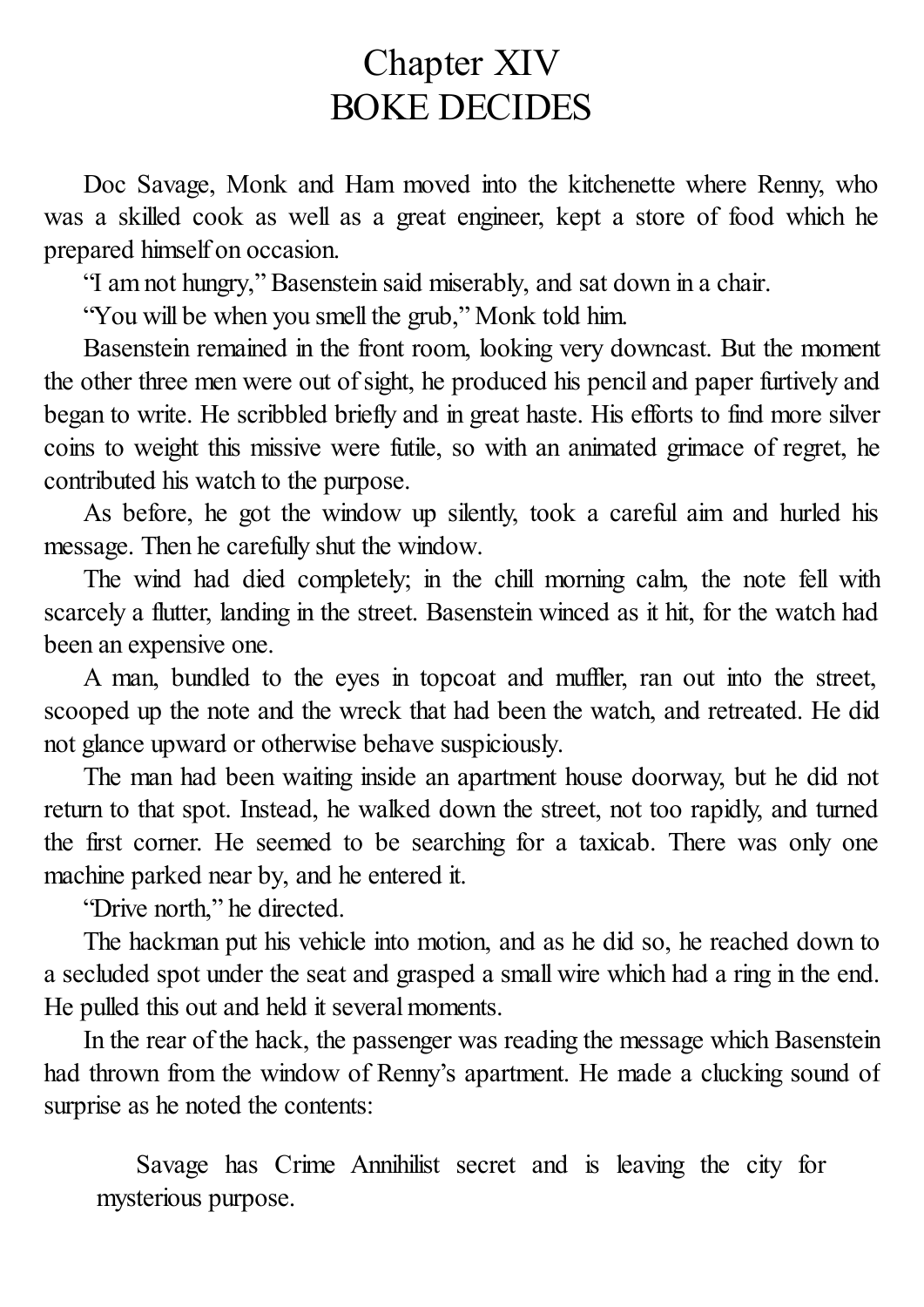# Chapter XIV
# BOKE DECIDES

Doc Savage, Monk and Ham moved into the kitchenette where Renny, who was a skilled cook as well as a great engineer, kept a store of food which he prepared himself on occasion.

"I am not hungry," Basenstein said miserably, and sat down in a chair.

"You will be when you smell the grub," Monk told him.

Basenstein remained in the front room, looking very downcast. But the moment the other three men were out of sight, he produced his pencil and paper furtively and began to write. He scribbled briefly and in great haste. His efforts to find more silver coins to weight this missive were futile, so with an animated grimace of regret, he contributed his watch to the purpose.

As before, he got the window up silently, took a careful aim and hurled his message. Then he carefully shut the window.

The wind had died completely; in the chill morning calm, the note fell with scarcely a flutter, landing in the street. Basenstein winced as it hit, for the watch had been an expensive one.

A man, bundled to the eyes in topcoat and muffler, ran out into the street, scooped up the note and the wreck that had been the watch, and retreated. He did not glance upward or otherwise behave suspiciously.

The man had been waiting inside an apartment house doorway, but he did not return to that spot. Instead, he walked down the street, not too rapidly, and turned the first corner. He seemed to be searching for a taxicab. There was only one machine parked near by, and he entered it.

"Drive north," he directed.

The hackman put his vehicle into motion, and as he did so, he reached down to a secluded spot under the seat and grasped a small wire which had a ring in the end. He pulled this out and held it several moments.

In the rear of the hack, the passenger was reading the message which Basenstein had thrown from the window of Renny's apartment. He made a clucking sound of surprise as he noted the contents:

> Savage has Crime Annihilist secret and is leaving the city for mysterious purpose.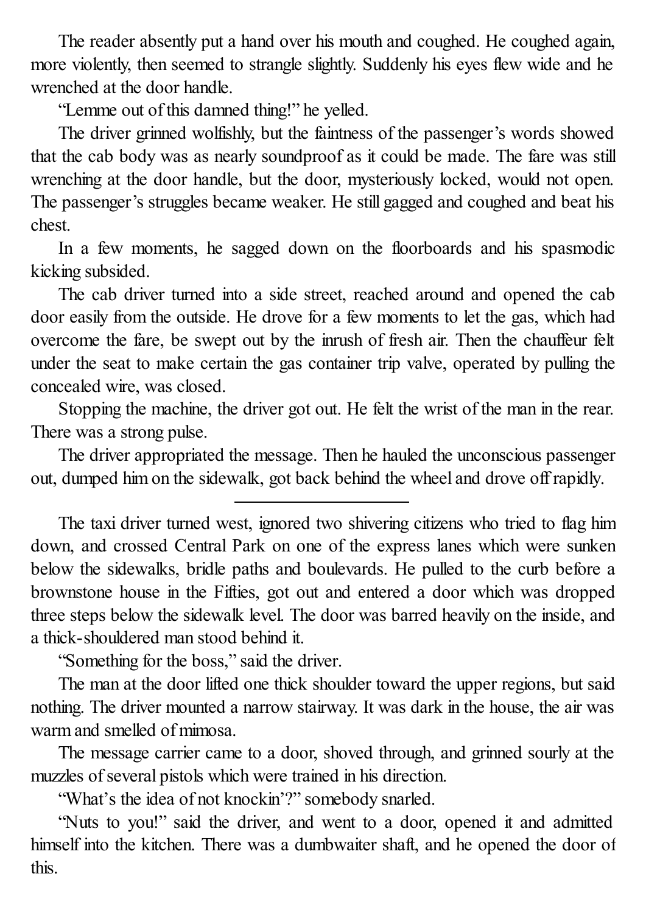The reader absently put a hand over his mouth and coughed. He coughed again, more violently, then seemed to strangle slightly. Suddenly his eyes flew wide and he wrenched at the door handle.

“Lemme out of this damned thing!” he yelled.

The driver grinned wolfishly, but the faintness of the passenger’s words showed that the cab body was as nearly soundproof as it could be made. The fare was still wrenching at the door handle, but the door, mysteriously locked, would not open. The passenger’s struggles became weaker. He still gagged and coughed and beat his chest.

In a few moments, he sagged down on the floorboards and his spasmodic kicking subsided.

The cab driver turned into a side street, reached around and opened the cab door easily from the outside. He drove for a few moments to let the gas, which had overcome the fare, be swept out by the inrush of fresh air. Then the chauffeur felt under the seat to make certain the gas container trip valve, operated by pulling the concealed wire, was closed.

Stopping the machine, the driver got out. He felt the wrist of the man in the rear. There was a strong pulse.

The driver appropriated the message. Then he hauled the unconscious passenger out, dumped him on the sidewalk, got back behind the wheel and drove off rapidly.

---

The taxi driver turned west, ignored two shivering citizens who tried to flag him down, and crossed Central Park on one of the express lanes which were sunken below the sidewalks, bridle paths and boulevards. He pulled to the curb before a brownstone house in the Fifties, got out and entered a door which was dropped three steps below the sidewalk level. The door was barred heavily on the inside, and a thick-shouldered man stood behind it.

“Something for the boss,” said the driver.

The man at the door lifted one thick shoulder toward the upper regions, but said nothing. The driver mounted a narrow stairway. It was dark in the house, the air was warm and smelled of mimosa.

The message carrier came to a door, shoved through, and grinned sourly at the muzzles of several pistols which were trained in his direction.

“What’s the idea of not knockin’?” somebody snarled.

“Nuts to you!” said the driver, and went to a door, opened it and admitted himself into the kitchen. There was a dumbwaiter shaft, and he opened the door of this.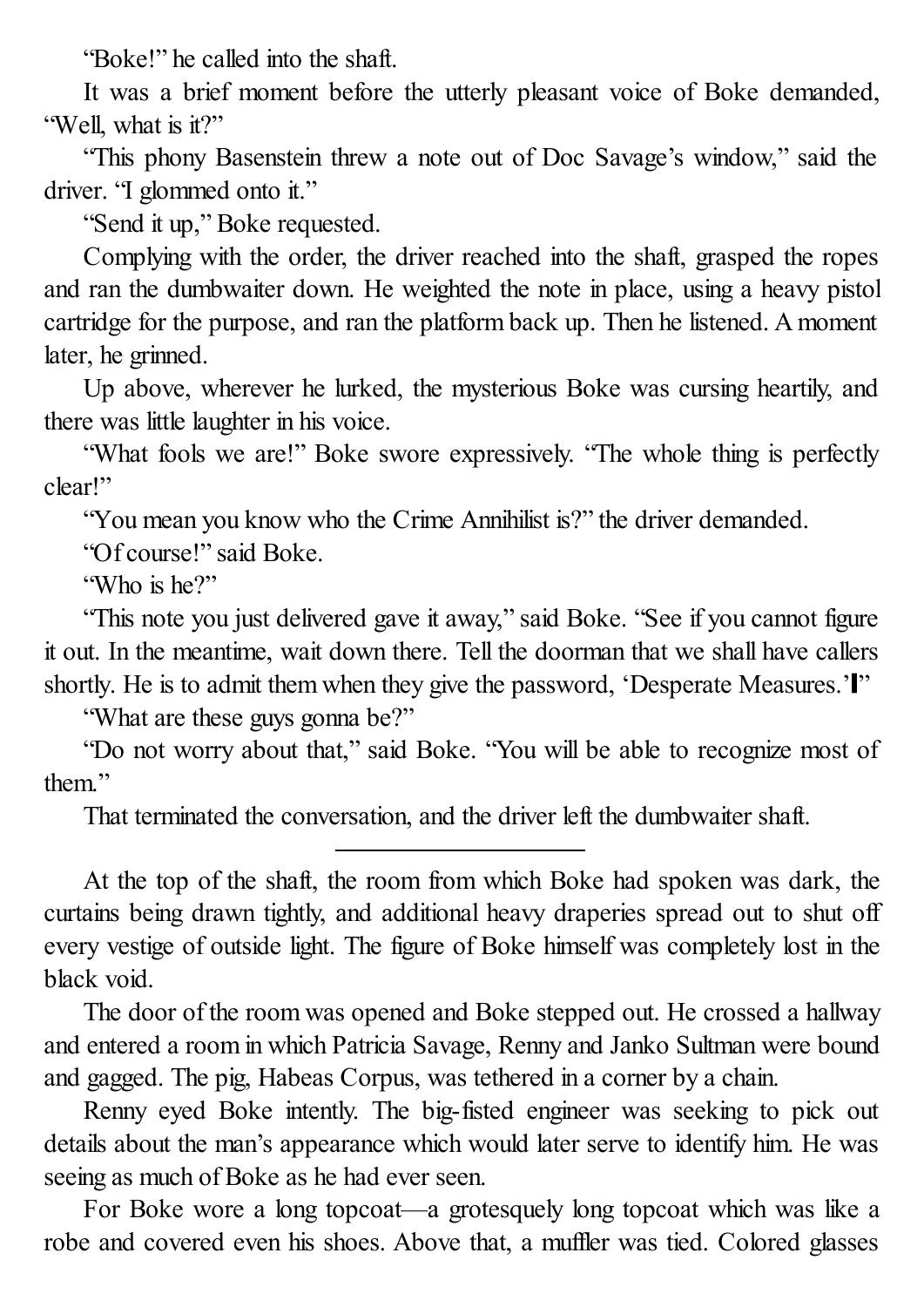"Boke!" he called into the shaft.

It was a brief moment before the utterly pleasant voice of Boke demanded, "Well, what is it?"

"This phony Basenstein threw a note out of Doc Savage's window," said the driver. "I glommed onto it."

"Send it up," Boke requested.

Complying with the order, the driver reached into the shaft, grasped the ropes and ran the dumbwaiter down. He weighted the note in place, using a heavy pistol cartridge for the purpose, and ran the platform back up. Then he listened. A moment later, he grinned.

Up above, wherever he lurked, the mysterious Boke was cursing heartily, and there was little laughter in his voice.

"What fools we are!" Boke swore expressively. "The whole thing is perfectly clear!"

"You mean you know who the Crime Annihilist is?" the driver demanded.

"Of course!" said Boke.

"Who is he?"

"This note you just delivered gave it away," said Boke. "See if you cannot figure it out. In the meantime, wait down there. Tell the doorman that we shall have callers shortly. He is to admit them when they give the password, 'Desperate Measures.'"

"What are these guys gonna be?"

"Do not worry about that," said Boke. "You will be able to recognize most of them."

That terminated the conversation, and the driver left the dumbwaiter shaft.

---

At the top of the shaft, the room from which Boke had spoken was dark, the curtains being drawn tightly, and additional heavy draperies spread out to shut off every vestige of outside light. The figure of Boke himself was completely lost in the black void.

The door of the room was opened and Boke stepped out. He crossed a hallway and entered a room in which Patricia Savage, Renny and Janko Sultman were bound and gagged. The pig, Habeas Corpus, was tethered in a corner by a chain.

Renny eyed Boke intently. The big-fisted engineer was seeking to pick out details about the man's appearance which would later serve to identify him. He was seeing as much of Boke as he had ever seen.

For Boke wore a long topcoat—a grotesquely long topcoat which was like a robe and covered even his shoes. Above that, a muffler was tied. Colored glasses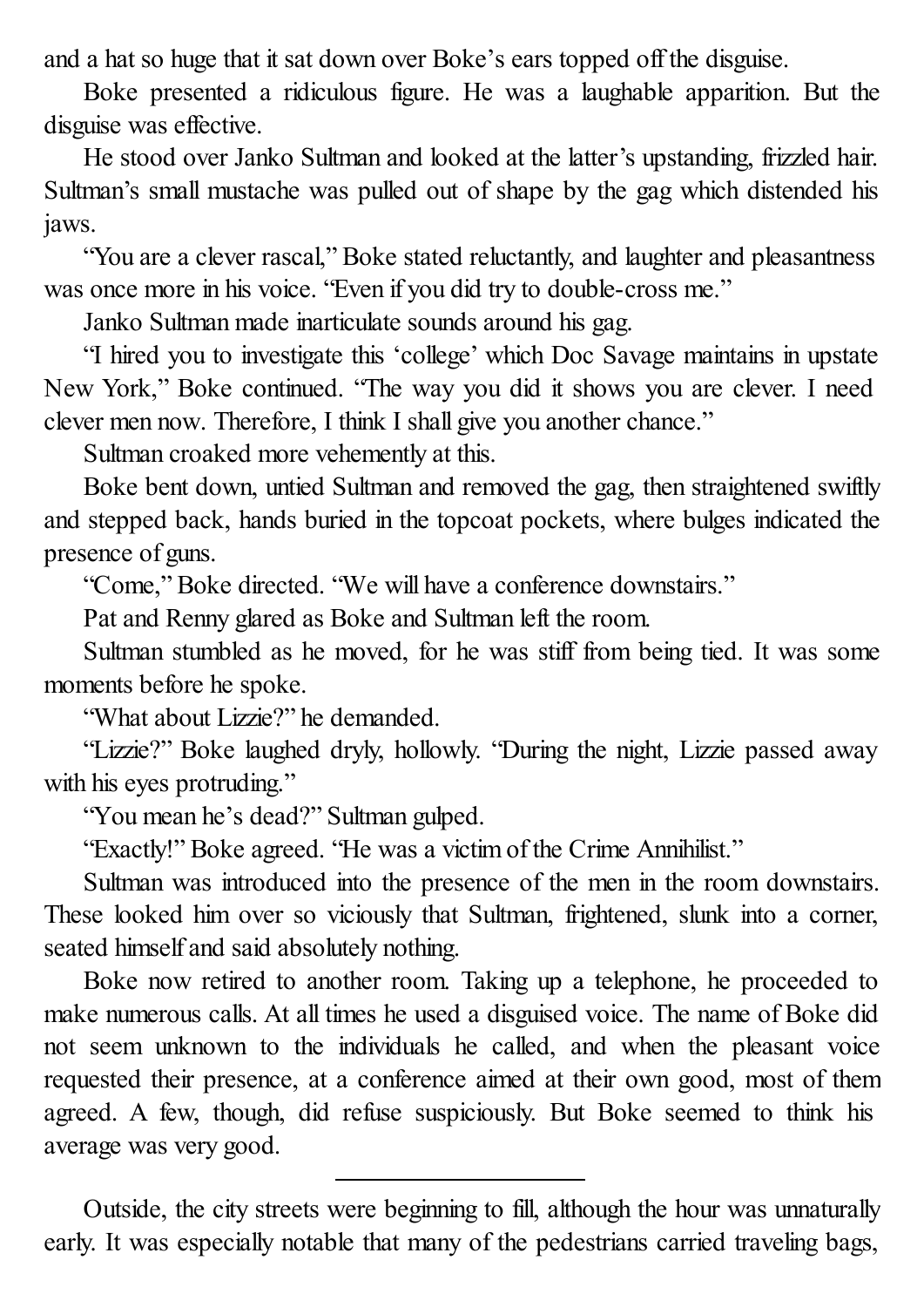and a hat so huge that it sat down over Boke's ears topped off the disguise.

Boke presented a ridiculous figure. He was a laughable apparition. But the disguise was effective.

He stood over Janko Sultman and looked at the latter's upstanding, frizzled hair. Sultman's small mustache was pulled out of shape by the gag which distended his jaws.

"You are a clever rascal," Boke stated reluctantly, and laughter and pleasantness was once more in his voice. "Even if you did try to double-cross me."

Janko Sultman made inarticulate sounds around his gag.

"I hired you to investigate this 'college' which Doc Savage maintains in upstate New York," Boke continued. "The way you did it shows you are clever. I need clever men now. Therefore, I think I shall give you another chance."

Sultman croaked more vehemently at this.

Boke bent down, untied Sultman and removed the gag, then straightened swiftly and stepped back, hands buried in the topcoat pockets, where bulges indicated the presence of guns.

"Come," Boke directed. "We will have a conference downstairs."

Pat and Renny glared as Boke and Sultman left the room.

Sultman stumbled as he moved, for he was stiff from being tied. It was some moments before he spoke.

"What about Lizzie?" he demanded.

"Lizzie?" Boke laughed dryly, hollowly. "During the night, Lizzie passed away with his eyes protruding."

"You mean he's dead?" Sultman gulped.

"Exactly!" Boke agreed. "He was a victim of the Crime Annihilist."

Sultman was introduced into the presence of the men in the room downstairs. These looked him over so viciously that Sultman, frightened, slunk into a corner, seated himself and said absolutely nothing.

Boke now retired to another room. Taking up a telephone, he proceeded to make numerous calls. At all times he used a disguised voice. The name of Boke did not seem unknown to the individuals he called, and when the pleasant voice requested their presence, at a conference aimed at their own good, most of them agreed. A few, though, did refuse suspiciously. But Boke seemed to think his average was very good.

---

Outside, the city streets were beginning to fill, although the hour was unnaturally early. It was especially notable that many of the pedestrians carried traveling bags,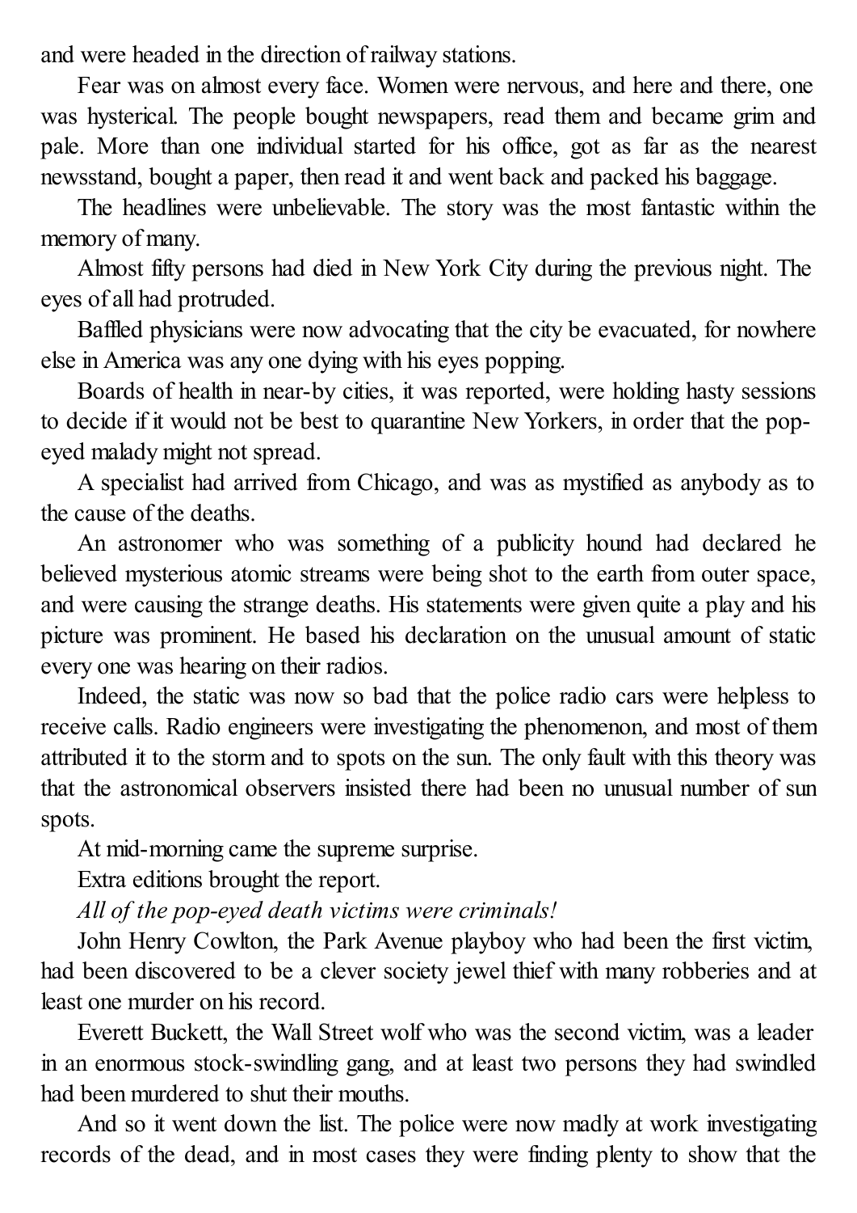and were headed in the direction of railway stations.

Fear was on almost every face. Women were nervous, and here and there, one was hysterical. The people bought newspapers, read them and became grim and pale. More than one individual started for his office, got as far as the nearest newsstand, bought a paper, then read it and went back and packed his baggage.

The headlines were unbelievable. The story was the most fantastic within the memory of many.

Almost fifty persons had died in New York City during the previous night. The eyes of all had protruded.

Baffled physicians were now advocating that the city be evacuated, for nowhere else in America was any one dying with his eyes popping.

Boards of health in near-by cities, it was reported, were holding hasty sessions to decide if it would not be best to quarantine New Yorkers, in order that the pop-eyed malady might not spread.

A specialist had arrived from Chicago, and was as mystified as anybody as to the cause of the deaths.

An astronomer who was something of a publicity hound had declared he believed mysterious atomic streams were being shot to the earth from outer space, and were causing the strange deaths. His statements were given quite a play and his picture was prominent. He based his declaration on the unusual amount of static every one was hearing on their radios.

Indeed, the static was now so bad that the police radio cars were helpless to receive calls. Radio engineers were investigating the phenomenon, and most of them attributed it to the storm and to spots on the sun. The only fault with this theory was that the astronomical observers insisted there had been no unusual number of sun spots.

At mid-morning came the supreme surprise.

Extra editions brought the report.

*All of the pop-eyed death victims were criminals!*

John Henry Cowlton, the Park Avenue playboy who had been the first victim, had been discovered to be a clever society jewel thief with many robberies and at least one murder on his record.

Everett Buckett, the Wall Street wolf who was the second victim, was a leader in an enormous stock-swindling gang, and at least two persons they had swindled had been murdered to shut their mouths.

And so it went down the list. The police were now madly at work investigating records of the dead, and in most cases they were finding plenty to show that the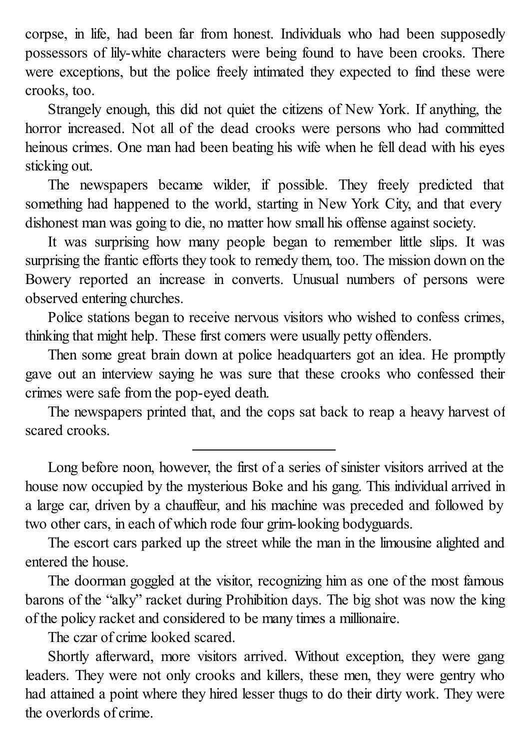corpse, in life, had been far from honest. Individuals who had been supposedly possessors of lily-white characters were being found to have been crooks. There were exceptions, but the police freely intimated they expected to find these were crooks, too.

Strangely enough, this did not quiet the citizens of New York. If anything, the horror increased. Not all of the dead crooks were persons who had committed heinous crimes. One man had been beating his wife when he fell dead with his eyes sticking out.

The newspapers became wilder, if possible. They freely predicted that something had happened to the world, starting in New York City, and that every dishonest man was going to die, no matter how small his offense against society.

It was surprising how many people began to remember little slips. It was surprising the frantic efforts they took to remedy them, too. The mission down on the Bowery reported an increase in converts. Unusual numbers of persons were observed entering churches.

Police stations began to receive nervous visitors who wished to confess crimes, thinking that might help. These first comers were usually petty offenders.

Then some great brain down at police headquarters got an idea. He promptly gave out an interview saying he was sure that these crooks who confessed their crimes were safe from the pop-eyed death.

The newspapers printed that, and the cops sat back to reap a heavy harvest of scared crooks.

---

Long before noon, however, the first of a series of sinister visitors arrived at the house now occupied by the mysterious Boke and his gang. This individual arrived in a large car, driven by a chauffeur, and his machine was preceded and followed by two other cars, in each of which rode four grim-looking bodyguards.

The escort cars parked up the street while the man in the limousine alighted and entered the house.

The doorman goggled at the visitor, recognizing him as one of the most famous barons of the "alky" racket during Prohibition days. The big shot was now the king of the policy racket and considered to be many times a millionaire.

The czar of crime looked scared.

Shortly afterward, more visitors arrived. Without exception, they were gang leaders. They were not only crooks and killers, these men, they were gentry who had attained a point where they hired lesser thugs to do their dirty work. They were the overlords of crime.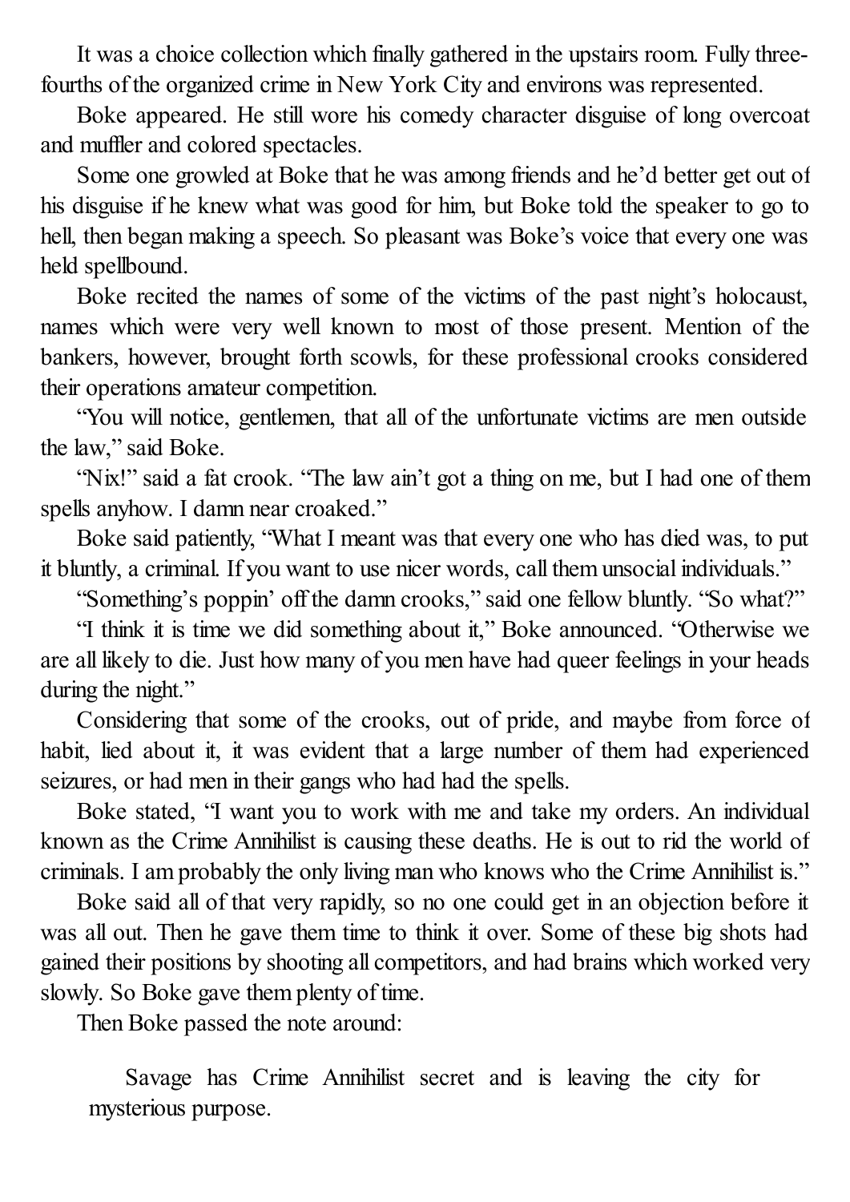It was a choice collection which finally gathered in the upstairs room. Fully three-fourths of the organized crime in New York City and environs was represented.

Boke appeared. He still wore his comedy character disguise of long overcoat and muffler and colored spectacles.

Some one growled at Boke that he was among friends and he'd better get out of his disguise if he knew what was good for him, but Boke told the speaker to go to hell, then began making a speech. So pleasant was Boke's voice that every one was held spellbound.

Boke recited the names of some of the victims of the past night's holocaust, names which were very well known to most of those present. Mention of the bankers, however, brought forth scowls, for these professional crooks considered their operations amateur competition.

"You will notice, gentlemen, that all of the unfortunate victims are men outside the law," said Boke.

"Nix!" said a fat crook. "The law ain't got a thing on me, but I had one of them spells anyhow. I damn near croaked."

Boke said patiently, "What I meant was that every one who has died was, to put it bluntly, a criminal. If you want to use nicer words, call them unsocial individuals."

"Something's poppin' off the damn crooks," said one fellow bluntly. "So what?"

"I think it is time we did something about it," Boke announced. "Otherwise we are all likely to die. Just how many of you men have had queer feelings in your heads during the night."

Considering that some of the crooks, out of pride, and maybe from force of habit, lied about it, it was evident that a large number of them had experienced seizures, or had men in their gangs who had had the spells.

Boke stated, "I want you to work with me and take my orders. An individual known as the Crime Annihilist is causing these deaths. He is out to rid the world of criminals. I am probably the only living man who knows who the Crime Annihilist is."

Boke said all of that very rapidly, so no one could get in an objection before it was all out. Then he gave them time to think it over. Some of these big shots had gained their positions by shooting all competitors, and had brains which worked very slowly. So Boke gave them plenty of time.

Then Boke passed the note around:

> Savage has Crime Annihilist secret and is leaving the city for mysterious purpose.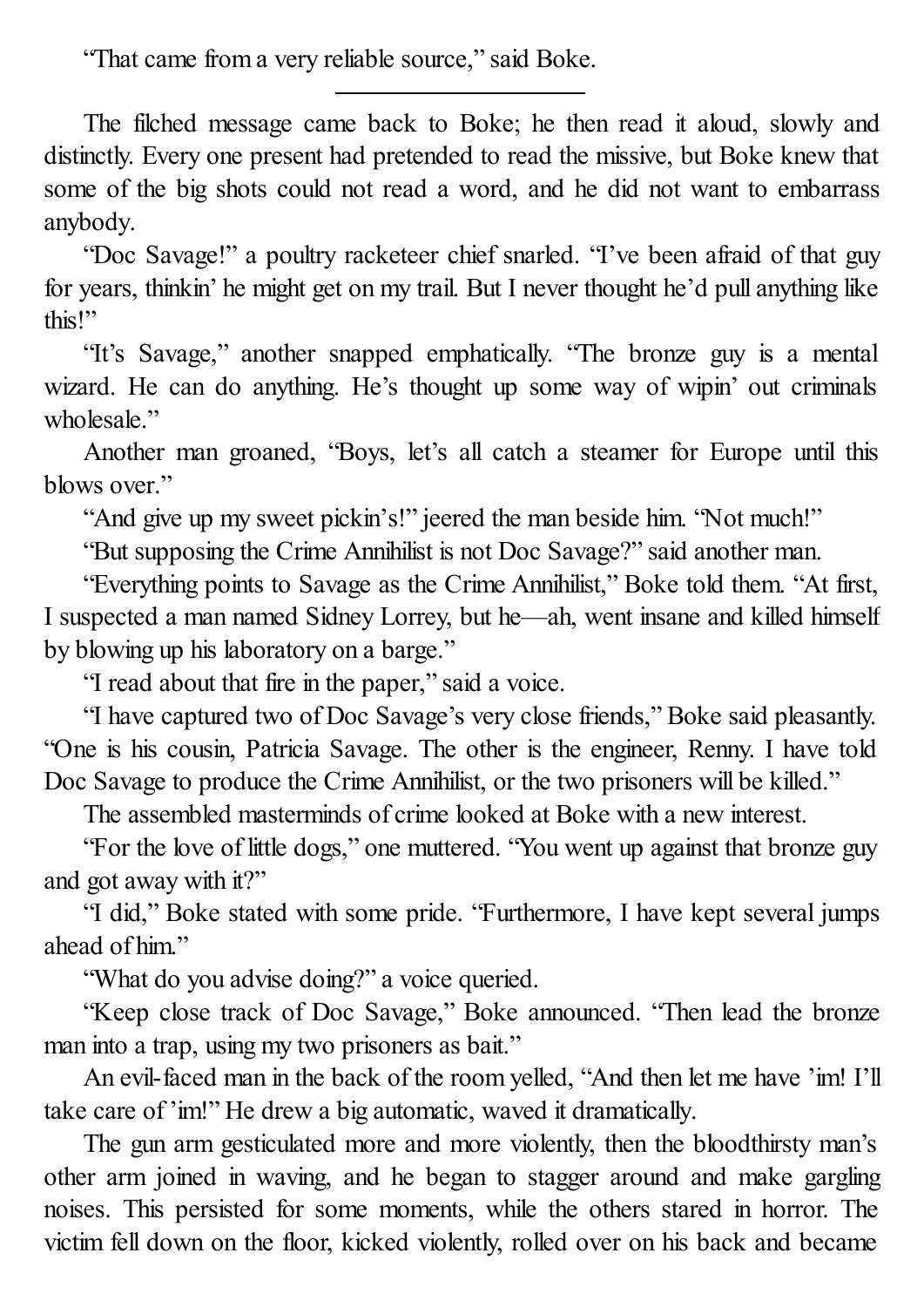"That came from a very reliable source," said Boke.

---

The filched message came back to Boke; he then read it aloud, slowly and distinctly. Every one present had pretended to read the missive, but Boke knew that some of the big shots could not read a word, and he did not want to embarrass anybody.

"Doc Savage!" a poultry racketeer chief snarled. "I've been afraid of that guy for years, thinkin' he might get on my trail. But I never thought he'd pull anything like this!"

"It's Savage," another snapped emphatically. "The bronze guy is a mental wizard. He can do anything. He's thought up some way of wipin' out criminals wholesale."

Another man groaned, "Boys, let's all catch a steamer for Europe until this blows over."

"And give up my sweet pickin's!" jeered the man beside him. "Not much!"

"But supposing the Crime Annihilist is not Doc Savage?" said another man.

"Everything points to Savage as the Crime Annihilist," Boke told them. "At first, I suspected a man named Sidney Lorrey, but he—ah, went insane and killed himself by blowing up his laboratory on a barge."

"I read about that fire in the paper," said a voice.

"I have captured two of Doc Savage's very close friends," Boke said pleasantly. "One is his cousin, Patricia Savage. The other is the engineer, Renny. I have told Doc Savage to produce the Crime Annihilist, or the two prisoners will be killed."

The assembled masterminds of crime looked at Boke with a new interest.

"For the love of little dogs," one muttered. "You went up against that bronze guy and got away with it?"

"I did," Boke stated with some pride. "Furthermore, I have kept several jumps ahead of him."

"What do you advise doing?" a voice queried.

"Keep close track of Doc Savage," Boke announced. "Then lead the bronze man into a trap, using my two prisoners as bait."

An evil-faced man in the back of the room yelled, "And then let me have 'im! I'll take care of 'im!" He drew a big automatic, waved it dramatically.

The gun arm gesticulated more and more violently, then the bloodthirsty man's other arm joined in waving, and he began to stagger around and make gargling noises. This persisted for some moments, while the others stared in horror. The victim fell down on the floor, kicked violently, rolled over on his back and became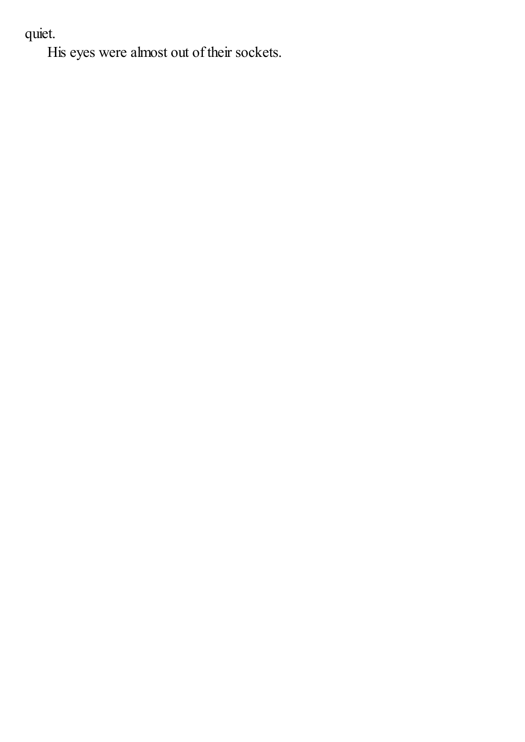quiet.

His eyes were almost out of their sockets.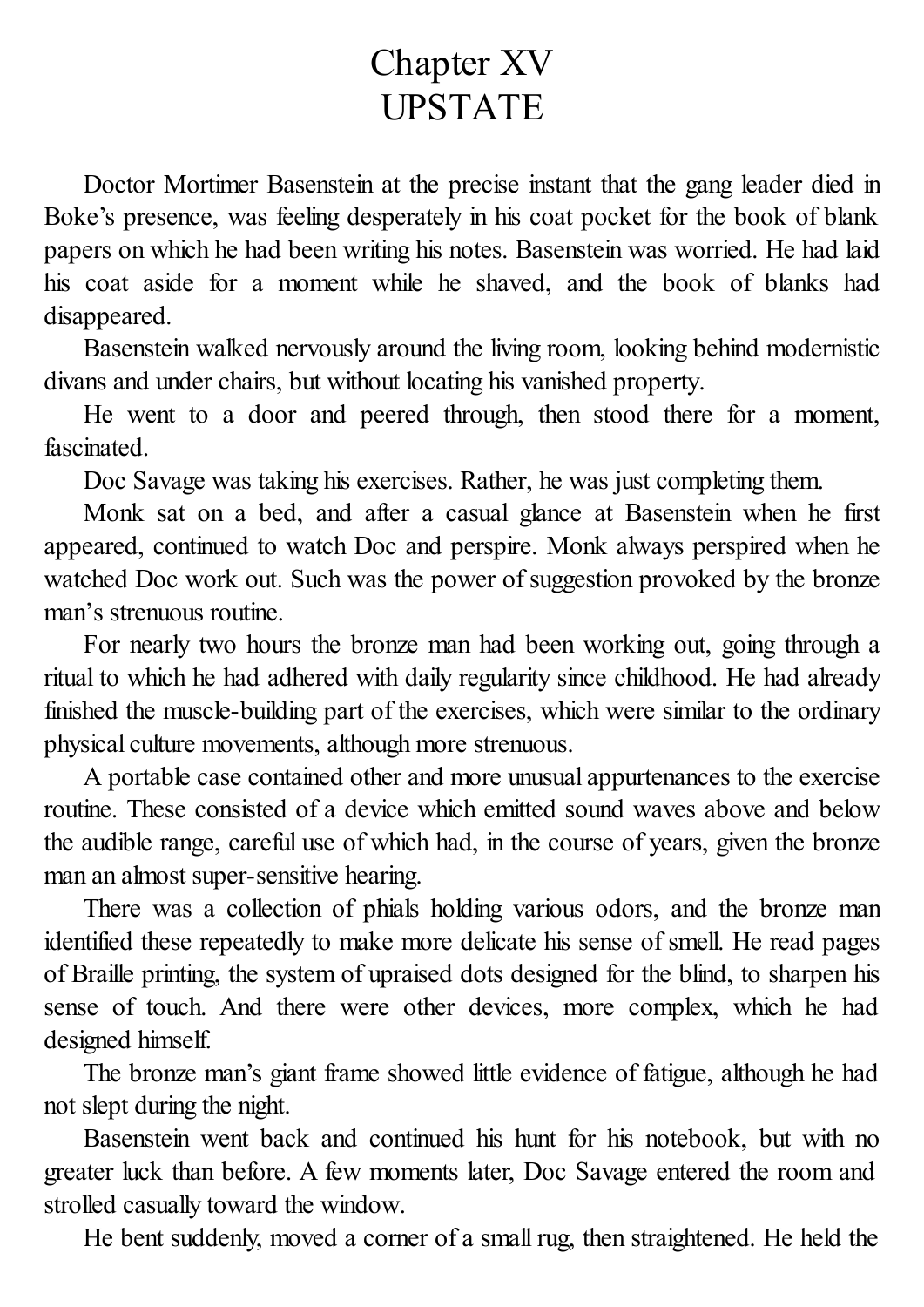# Chapter XV
# UPSTATE

Doctor Mortimer Basenstein at the precise instant that the gang leader died in Boke's presence, was feeling desperately in his coat pocket for the book of blank papers on which he had been writing his notes. Basenstein was worried. He had laid his coat aside for a moment while he shaved, and the book of blanks had disappeared.

Basenstein walked nervously around the living room, looking behind modernistic divans and under chairs, but without locating his vanished property.

He went to a door and peered through, then stood there for a moment, fascinated.

Doc Savage was taking his exercises. Rather, he was just completing them.

Monk sat on a bed, and after a casual glance at Basenstein when he first appeared, continued to watch Doc and perspire. Monk always perspired when he watched Doc work out. Such was the power of suggestion provoked by the bronze man's strenuous routine.

For nearly two hours the bronze man had been working out, going through a ritual to which he had adhered with daily regularity since childhood. He had already finished the muscle-building part of the exercises, which were similar to the ordinary physical culture movements, although more strenuous.

A portable case contained other and more unusual appurtenances to the exercise routine. These consisted of a device which emitted sound waves above and below the audible range, careful use of which had, in the course of years, given the bronze man an almost super-sensitive hearing.

There was a collection of phials holding various odors, and the bronze man identified these repeatedly to make more delicate his sense of smell. He read pages of Braille printing, the system of upraised dots designed for the blind, to sharpen his sense of touch. And there were other devices, more complex, which he had designed himself.

The bronze man's giant frame showed little evidence of fatigue, although he had not slept during the night.

Basenstein went back and continued his hunt for his notebook, but with no greater luck than before. A few moments later, Doc Savage entered the room and strolled casually toward the window.

He bent suddenly, moved a corner of a small rug, then straightened. He held the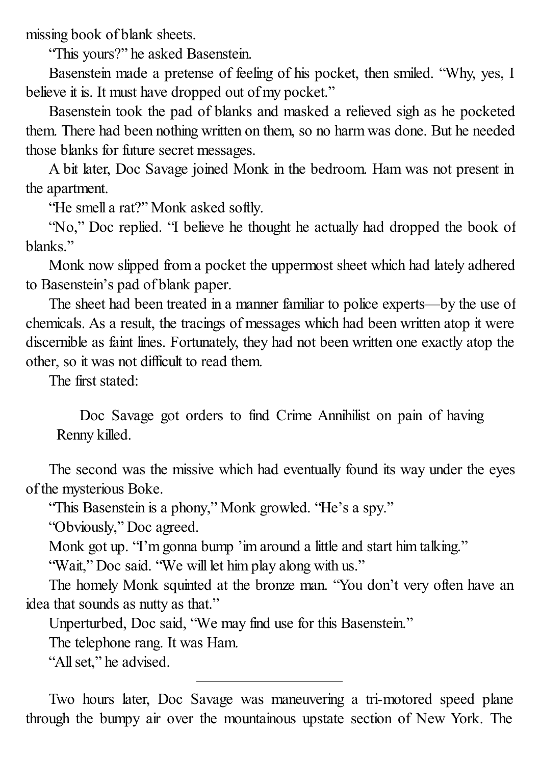missing book of blank sheets.

"This yours?" he asked Basenstein.

Basenstein made a pretense of feeling of his pocket, then smiled. "Why, yes, I believe it is. It must have dropped out of my pocket."

Basenstein took the pad of blanks and masked a relieved sigh as he pocketed them. There had been nothing written on them, so no harm was done. But he needed those blanks for future secret messages.

A bit later, Doc Savage joined Monk in the bedroom. Ham was not present in the apartment.

"He smell a rat?" Monk asked softly.

"No," Doc replied. "I believe he thought he actually had dropped the book of blanks."

Monk now slipped from a pocket the uppermost sheet which had lately adhered to Basenstein's pad of blank paper.

The sheet had been treated in a manner familiar to police experts—by the use of chemicals. As a result, the tracings of messages which had been written atop it were discernible as faint lines. Fortunately, they had not been written one exactly atop the other, so it was not difficult to read them.

The first stated:

> Doc Savage got orders to find Crime Annihilist on pain of having Renny killed.

The second was the missive which had eventually found its way under the eyes of the mysterious Boke.

"This Basenstein is a phony," Monk growled. "He's a spy."

"Obviously," Doc agreed.

Monk got up. "I'm gonna bump 'im around a little and start him talking."

"Wait," Doc said. "We will let him play along with us."

The homely Monk squinted at the bronze man. "You don't very often have an idea that sounds as nutty as that."

Unperturbed, Doc said, "We may find use for this Basenstein."

The telephone rang. It was Ham.

"All set," he advised.

---

Two hours later, Doc Savage was maneuvering a tri-motored speed plane through the bumpy air over the mountainous upstate section of New York. The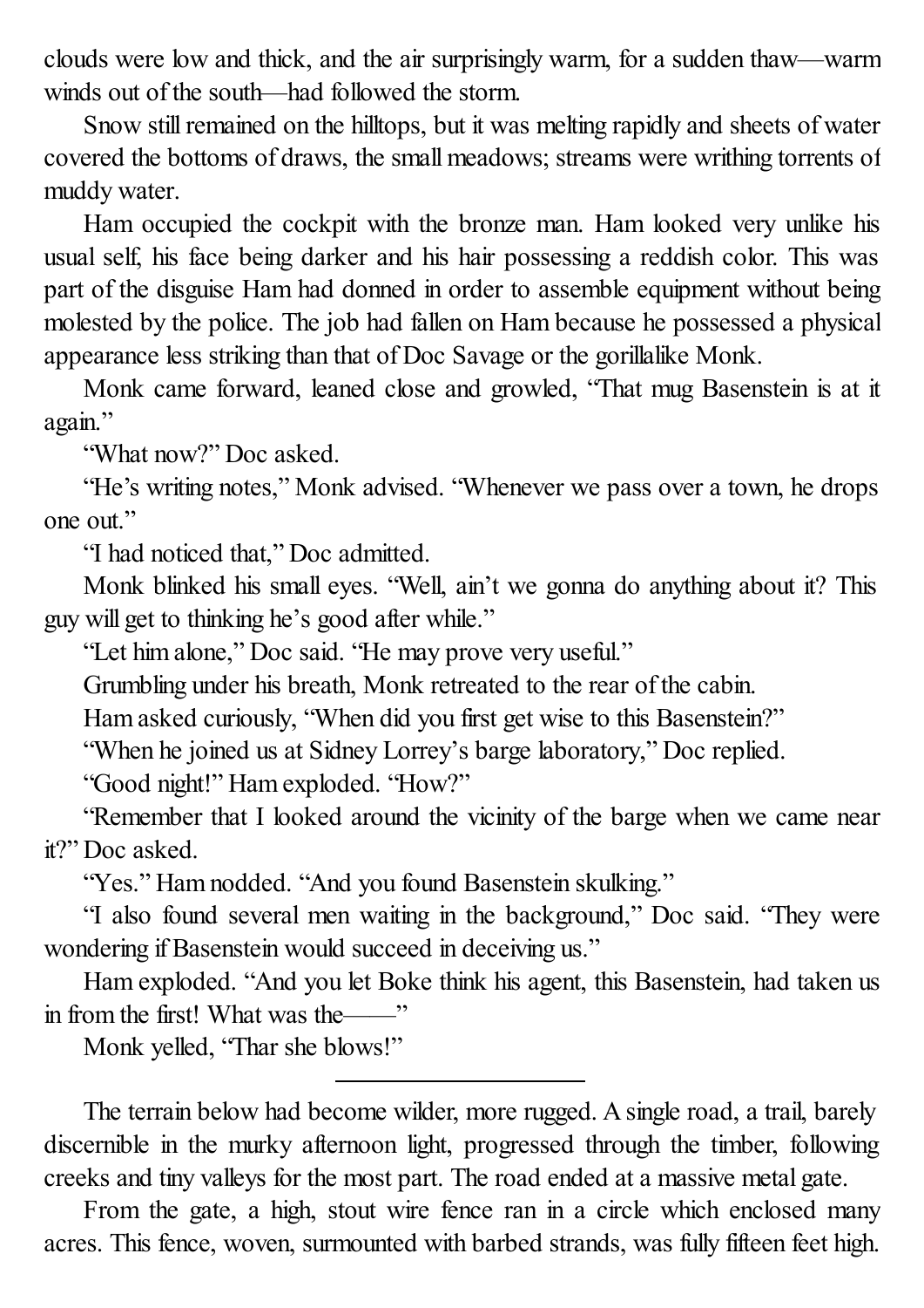clouds were low and thick, and the air surprisingly warm, for a sudden thaw—warm winds out of the south—had followed the storm.

Snow still remained on the hilltops, but it was melting rapidly and sheets of water covered the bottoms of draws, the small meadows; streams were writhing torrents of muddy water.

Ham occupied the cockpit with the bronze man. Ham looked very unlike his usual self, his face being darker and his hair possessing a reddish color. This was part of the disguise Ham had donned in order to assemble equipment without being molested by the police. The job had fallen on Ham because he possessed a physical appearance less striking than that of Doc Savage or the gorillalike Monk.

Monk came forward, leaned close and growled, "That mug Basenstein is at it again."

"What now?" Doc asked.

"He's writing notes," Monk advised. "Whenever we pass over a town, he drops one out."

"I had noticed that," Doc admitted.

Monk blinked his small eyes. "Well, ain't we gonna do anything about it? This guy will get to thinking he's good after while."

"Let him alone," Doc said. "He may prove very useful."

Grumbling under his breath, Monk retreated to the rear of the cabin.

Ham asked curiously, "When did you first get wise to this Basenstein?"

"When he joined us at Sidney Lorrey's barge laboratory," Doc replied.

"Good night!" Ham exploded. "How?"

"Remember that I looked around the vicinity of the barge when we came near it?" Doc asked.

"Yes." Ham nodded. "And you found Basenstein skulking."

"I also found several men waiting in the background," Doc said. "They were wondering if Basenstein would succeed in deceiving us."

Ham exploded. "And you let Boke think his agent, this Basenstein, had taken us in from the first! What was the——"

Monk yelled, "Thar she blows!"

---

The terrain below had become wilder, more rugged. A single road, a trail, barely discernible in the murky afternoon light, progressed through the timber, following creeks and tiny valleys for the most part. The road ended at a massive metal gate.

From the gate, a high, stout wire fence ran in a circle which enclosed many acres. This fence, woven, surmounted with barbed strands, was fully fifteen feet high.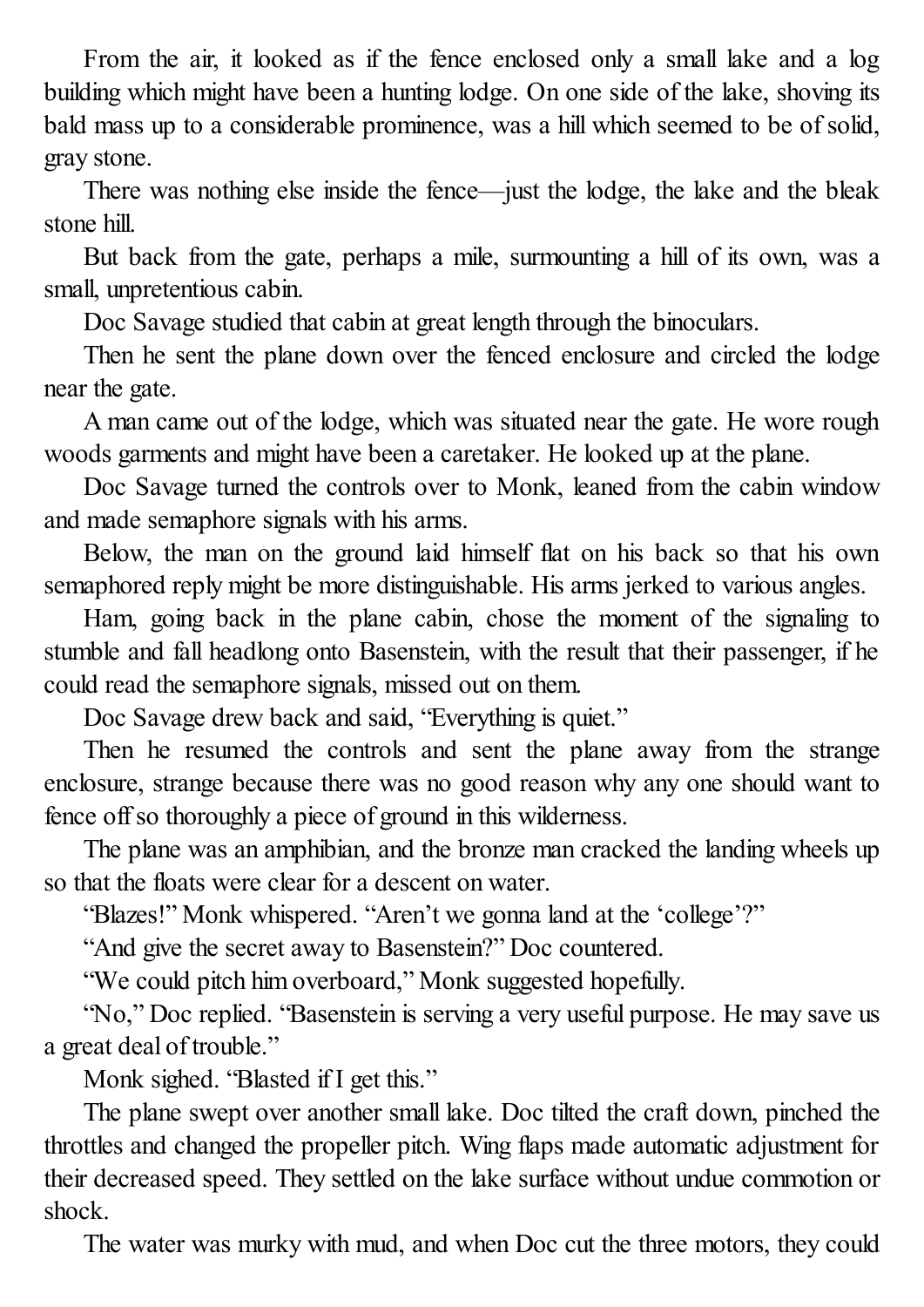From the air, it looked as if the fence enclosed only a small lake and a log building which might have been a hunting lodge. On one side of the lake, shoving its bald mass up to a considerable prominence, was a hill which seemed to be of solid, gray stone.

There was nothing else inside the fence—just the lodge, the lake and the bleak stone hill.

But back from the gate, perhaps a mile, surmounting a hill of its own, was a small, unpretentious cabin.

Doc Savage studied that cabin at great length through the binoculars.

Then he sent the plane down over the fenced enclosure and circled the lodge near the gate.

A man came out of the lodge, which was situated near the gate. He wore rough woods garments and might have been a caretaker. He looked up at the plane.

Doc Savage turned the controls over to Monk, leaned from the cabin window and made semaphore signals with his arms.

Below, the man on the ground laid himself flat on his back so that his own semaphored reply might be more distinguishable. His arms jerked to various angles.

Ham, going back in the plane cabin, chose the moment of the signaling to stumble and fall headlong onto Basenstein, with the result that their passenger, if he could read the semaphore signals, missed out on them.

Doc Savage drew back and said, "Everything is quiet."

Then he resumed the controls and sent the plane away from the strange enclosure, strange because there was no good reason why any one should want to fence off so thoroughly a piece of ground in this wilderness.

The plane was an amphibian, and the bronze man cracked the landing wheels up so that the floats were clear for a descent on water.

"Blazes!" Monk whispered. "Aren't we gonna land at the 'college'?"

"And give the secret away to Basenstein?" Doc countered.

"We could pitch him overboard," Monk suggested hopefully.

"No," Doc replied. "Basenstein is serving a very useful purpose. He may save us a great deal of trouble."

Monk sighed. "Blasted if I get this."

The plane swept over another small lake. Doc tilted the craft down, pinched the throttles and changed the propeller pitch. Wing flaps made automatic adjustment for their decreased speed. They settled on the lake surface without undue commotion or shock.

The water was murky with mud, and when Doc cut the three motors, they could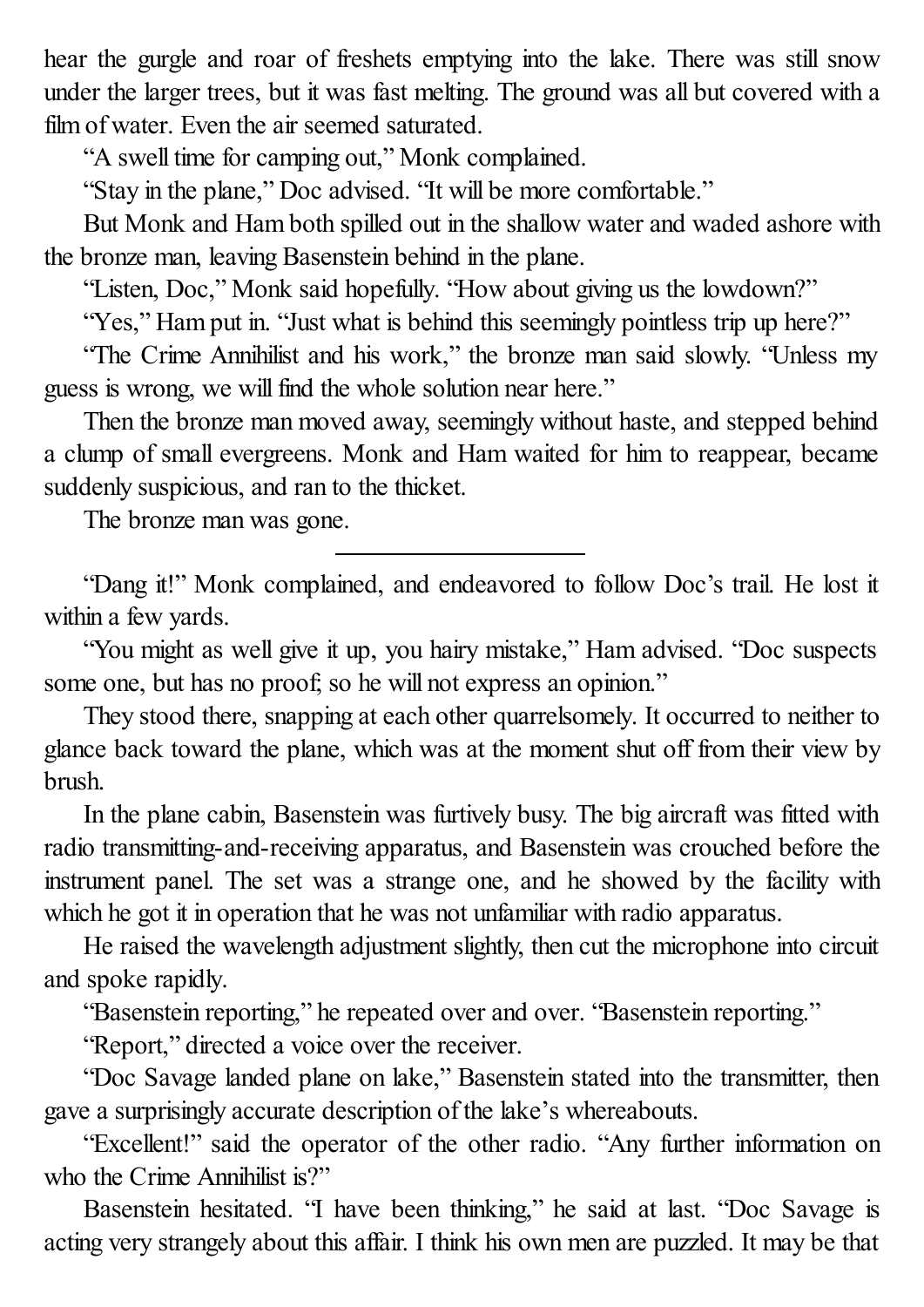hear the gurgle and roar of freshets emptying into the lake. There was still snow under the larger trees, but it was fast melting. The ground was all but covered with a film of water. Even the air seemed saturated.

"A swell time for camping out," Monk complained.

"Stay in the plane," Doc advised. "It will be more comfortable."

But Monk and Ham both spilled out in the shallow water and waded ashore with the bronze man, leaving Basenstein behind in the plane.

"Listen, Doc," Monk said hopefully. "How about giving us the lowdown?"

"Yes," Ham put in. "Just what is behind this seemingly pointless trip up here?"

"The Crime Annihilist and his work," the bronze man said slowly. "Unless my guess is wrong, we will find the whole solution near here."

Then the bronze man moved away, seemingly without haste, and stepped behind a clump of small evergreens. Monk and Ham waited for him to reappear, became suddenly suspicious, and ran to the thicket.

The bronze man was gone.

---

"Dang it!" Monk complained, and endeavored to follow Doc's trail. He lost it within a few yards.

"You might as well give it up, you hairy mistake," Ham advised. "Doc suspects some one, but has no proof; so he will not express an opinion."

They stood there, snapping at each other quarrelsomely. It occurred to neither to glance back toward the plane, which was at the moment shut off from their view by brush.

In the plane cabin, Basenstein was furtively busy. The big aircraft was fitted with radio transmitting-and-receiving apparatus, and Basenstein was crouched before the instrument panel. The set was a strange one, and he showed by the facility with which he got it in operation that he was not unfamiliar with radio apparatus.

He raised the wavelength adjustment slightly, then cut the microphone into circuit and spoke rapidly.

"Basenstein reporting," he repeated over and over. "Basenstein reporting."

"Report," directed a voice over the receiver.

"Doc Savage landed plane on lake," Basenstein stated into the transmitter, then gave a surprisingly accurate description of the lake's whereabouts.

"Excellent!" said the operator of the other radio. "Any further information on who the Crime Annihilist is?"

Basenstein hesitated. "I have been thinking," he said at last. "Doc Savage is acting very strangely about this affair. I think his own men are puzzled. It may be that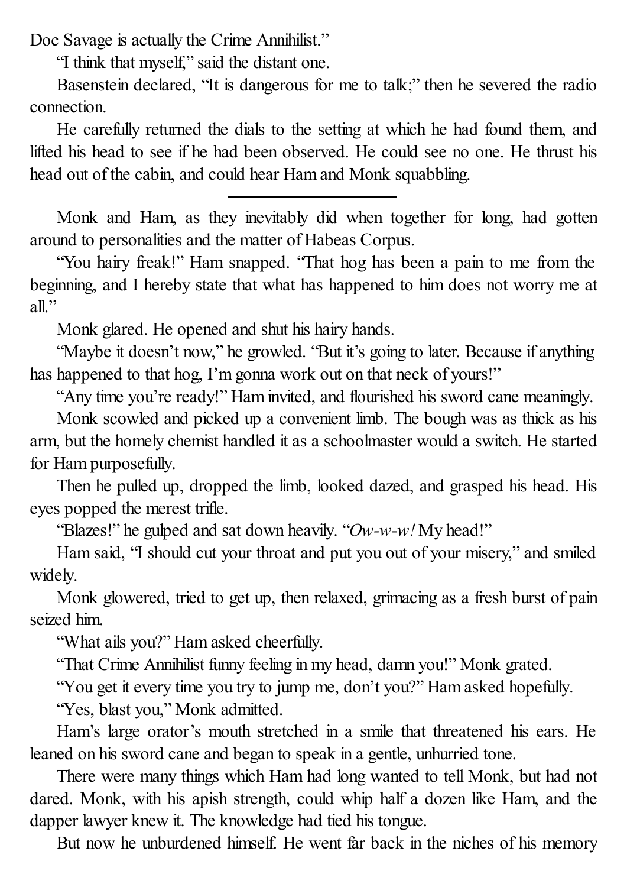Doc Savage is actually the Crime Annihilist."

"I think that myself," said the distant one.

Basenstein declared, "It is dangerous for me to talk;" then he severed the radio connection.

He carefully returned the dials to the setting at which he had found them, and lifted his head to see if he had been observed. He could see no one. He thrust his head out of the cabin, and could hear Ham and Monk squabbling.

---

Monk and Ham, as they inevitably did when together for long, had gotten around to personalities and the matter of Habeas Corpus.

"You hairy freak!" Ham snapped. "That hog has been a pain to me from the beginning, and I hereby state that what has happened to him does not worry me at all."

Monk glared. He opened and shut his hairy hands.

"Maybe it doesn't now," he growled. "But it's going to later. Because if anything has happened to that hog, I'm gonna work out on that neck of yours!"

"Any time you're ready!" Ham invited, and flourished his sword cane meaningly.

Monk scowled and picked up a convenient limb. The bough was as thick as his arm, but the homely chemist handled it as a schoolmaster would a switch. He started for Ham purposefully.

Then he pulled up, dropped the limb, looked dazed, and grasped his head. His eyes popped the merest trifle.

"Blazes!" he gulped and sat down heavily. "*Ow-w-w!* My head!"

Ham said, "I should cut your throat and put you out of your misery," and smiled widely.

Monk glowered, tried to get up, then relaxed, grimacing as a fresh burst of pain seized him.

"What ails you?" Ham asked cheerfully.

"That Crime Annihilist funny feeling in my head, damn you!" Monk grated.

"You get it every time you try to jump me, don't you?" Ham asked hopefully.

"Yes, blast you," Monk admitted.

Ham's large orator's mouth stretched in a smile that threatened his ears. He leaned on his sword cane and began to speak in a gentle, unhurried tone.

There were many things which Ham had long wanted to tell Monk, but had not dared. Monk, with his apish strength, could whip half a dozen like Ham, and the dapper lawyer knew it. The knowledge had tied his tongue.

But now he unburdened himself. He went far back in the niches of his memory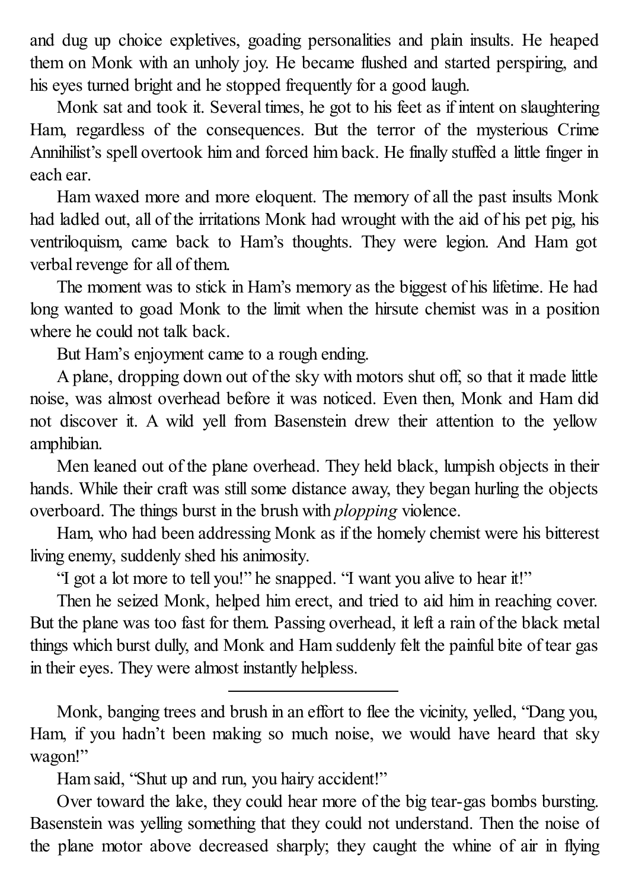and dug up choice expletives, goading personalities and plain insults. He heaped them on Monk with an unholy joy. He became flushed and started perspiring, and his eyes turned bright and he stopped frequently for a good laugh.

Monk sat and took it. Several times, he got to his feet as if intent on slaughtering Ham, regardless of the consequences. But the terror of the mysterious Crime Annihilist's spell overtook him and forced him back. He finally stuffed a little finger in each ear.

Ham waxed more and more eloquent. The memory of all the past insults Monk had ladled out, all of the irritations Monk had wrought with the aid of his pet pig, his ventriloquism, came back to Ham's thoughts. They were legion. And Ham got verbal revenge for all of them.

The moment was to stick in Ham's memory as the biggest of his lifetime. He had long wanted to goad Monk to the limit when the hirsute chemist was in a position where he could not talk back.

But Ham's enjoyment came to a rough ending.

A plane, dropping down out of the sky with motors shut off, so that it made little noise, was almost overhead before it was noticed. Even then, Monk and Ham did not discover it. A wild yell from Basenstein drew their attention to the yellow amphibian.

Men leaned out of the plane overhead. They held black, lumpish objects in their hands. While their craft was still some distance away, they began hurling the objects overboard. The things burst in the brush with *plopping* violence.

Ham, who had been addressing Monk as if the homely chemist were his bitterest living enemy, suddenly shed his animosity.

"I got a lot more to tell you!" he snapped. "I want you alive to hear it!"

Then he seized Monk, helped him erect, and tried to aid him in reaching cover. But the plane was too fast for them. Passing overhead, it left a rain of the black metal things which burst dully, and Monk and Ham suddenly felt the painful bite of tear gas in their eyes. They were almost instantly helpless.

---

Monk, banging trees and brush in an effort to flee the vicinity, yelled, "Dang you, Ham, if you hadn't been making so much noise, we would have heard that sky wagon!"

Ham said, "Shut up and run, you hairy accident!"

Over toward the lake, they could hear more of the big tear-gas bombs bursting. Basenstein was yelling something that they could not understand. Then the noise of the plane motor above decreased sharply; they caught the whine of air in flying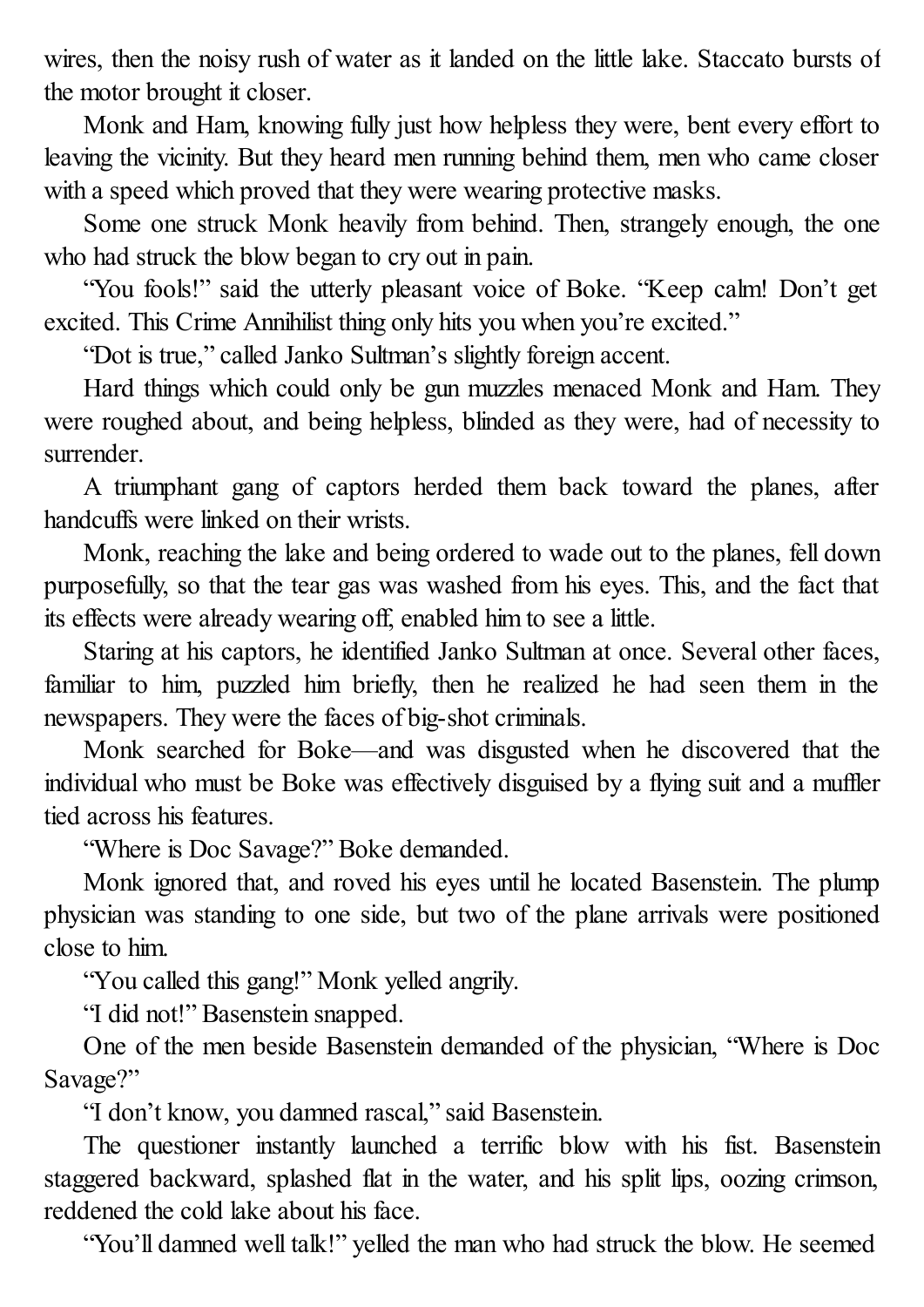wires, then the noisy rush of water as it landed on the little lake. Staccato bursts of the motor brought it closer.

Monk and Ham, knowing fully just how helpless they were, bent every effort to leaving the vicinity. But they heard men running behind them, men who came closer with a speed which proved that they were wearing protective masks.

Some one struck Monk heavily from behind. Then, strangely enough, the one who had struck the blow began to cry out in pain.

"You fools!" said the utterly pleasant voice of Boke. "Keep calm! Don't get excited. This Crime Annihilist thing only hits you when you're excited."

"Dot is true," called Janko Sultman's slightly foreign accent.

Hard things which could only be gun muzzles menaced Monk and Ham. They were roughed about, and being helpless, blinded as they were, had of necessity to surrender.

A triumphant gang of captors herded them back toward the planes, after handcuffs were linked on their wrists.

Monk, reaching the lake and being ordered to wade out to the planes, fell down purposefully, so that the tear gas was washed from his eyes. This, and the fact that its effects were already wearing off, enabled him to see a little.

Staring at his captors, he identified Janko Sultman at once. Several other faces, familiar to him, puzzled him briefly, then he realized he had seen them in the newspapers. They were the faces of big-shot criminals.

Monk searched for Boke—and was disgusted when he discovered that the individual who must be Boke was effectively disguised by a flying suit and a muffler tied across his features.

"Where is Doc Savage?" Boke demanded.

Monk ignored that, and roved his eyes until he located Basenstein. The plump physician was standing to one side, but two of the plane arrivals were positioned close to him.

"You called this gang!" Monk yelled angrily.

"I did not!" Basenstein snapped.

One of the men beside Basenstein demanded of the physician, "Where is Doc Savage?"

"I don't know, you damned rascal," said Basenstein.

The questioner instantly launched a terrific blow with his fist. Basenstein staggered backward, splashed flat in the water, and his split lips, oozing crimson, reddened the cold lake about his face.

"You'll damned well talk!" yelled the man who had struck the blow. He seemed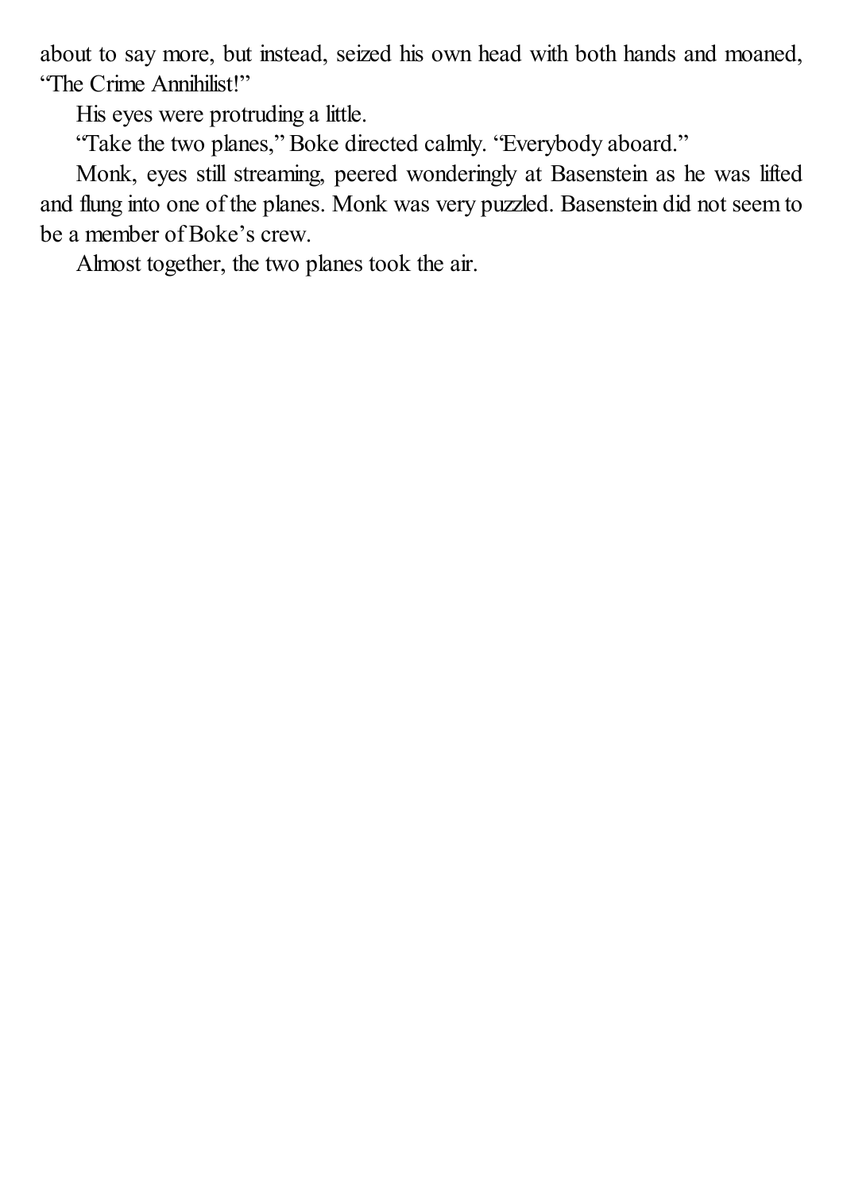about to say more, but instead, seized his own head with both hands and moaned, "The Crime Annihilist!"

His eyes were protruding a little.

"Take the two planes," Boke directed calmly. "Everybody aboard."

Monk, eyes still streaming, peered wonderingly at Basenstein as he was lifted and flung into one of the planes. Monk was very puzzled. Basenstein did not seem to be a member of Boke's crew.

Almost together, the two planes took the air.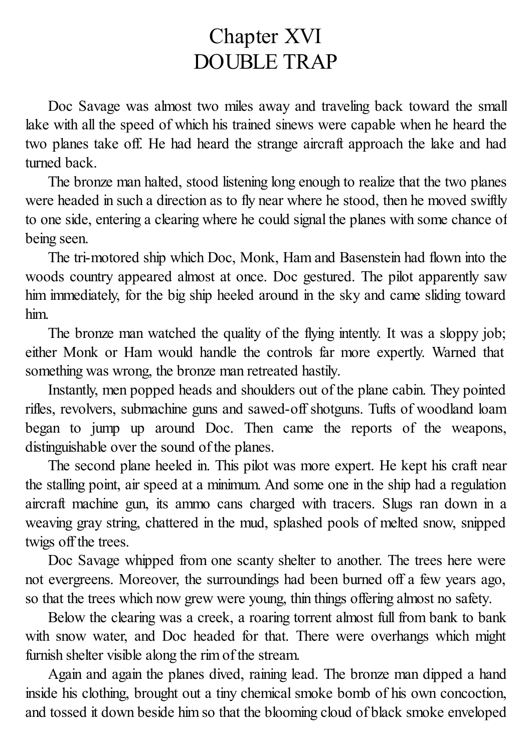# Chapter XVI
# DOUBLE TRAP

Doc Savage was almost two miles away and traveling back toward the small lake with all the speed of which his trained sinews were capable when he heard the two planes take off. He had heard the strange aircraft approach the lake and had turned back.

The bronze man halted, stood listening long enough to realize that the two planes were headed in such a direction as to fly near where he stood, then he moved swiftly to one side, entering a clearing where he could signal the planes with some chance of being seen.

The tri-motored ship which Doc, Monk, Ham and Basenstein had flown into the woods country appeared almost at once. Doc gestured. The pilot apparently saw him immediately, for the big ship heeled around in the sky and came sliding toward him.

The bronze man watched the quality of the flying intently. It was a sloppy job; either Monk or Ham would handle the controls far more expertly. Warned that something was wrong, the bronze man retreated hastily.

Instantly, men popped heads and shoulders out of the plane cabin. They pointed rifles, revolvers, submachine guns and sawed-off shotguns. Tufts of woodland loam began to jump up around Doc. Then came the reports of the weapons, distinguishable over the sound of the planes.

The second plane heeled in. This pilot was more expert. He kept his craft near the stalling point, air speed at a minimum. And some one in the ship had a regulation aircraft machine gun, its ammo cans charged with tracers. Slugs ran down in a weaving gray string, chattered in the mud, splashed pools of melted snow, snipped twigs off the trees.

Doc Savage whipped from one scanty shelter to another. The trees here were not evergreens. Moreover, the surroundings had been burned off a few years ago, so that the trees which now grew were young, thin things offering almost no safety.

Below the clearing was a creek, a roaring torrent almost full from bank to bank with snow water, and Doc headed for that. There were overhangs which might furnish shelter visible along the rim of the stream.

Again and again the planes dived, raining lead. The bronze man dipped a hand inside his clothing, brought out a tiny chemical smoke bomb of his own concoction, and tossed it down beside him so that the blooming cloud of black smoke enveloped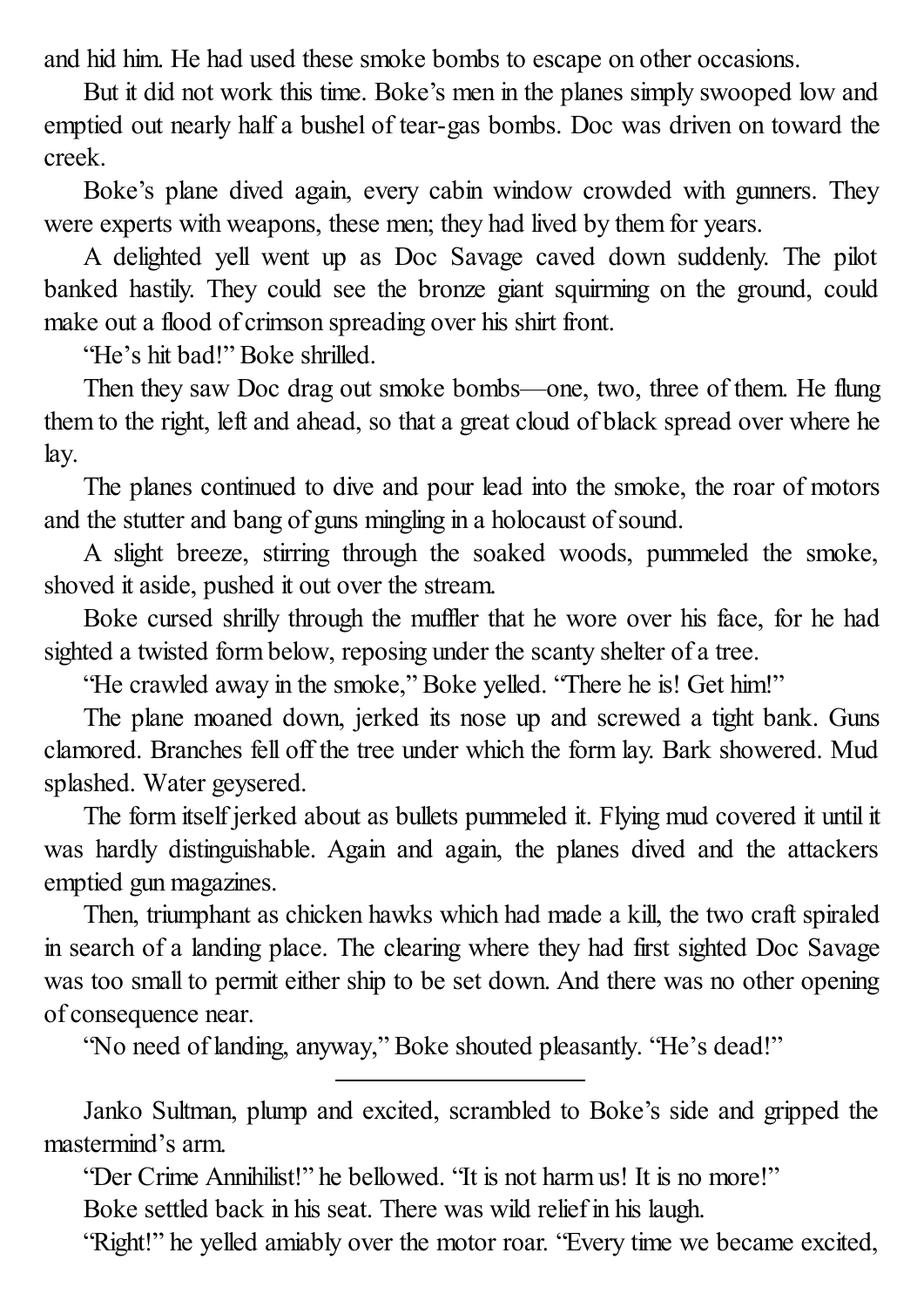and hid him. He had used these smoke bombs to escape on other occasions.

But it did not work this time. Boke's men in the planes simply swooped low and emptied out nearly half a bushel of tear-gas bombs. Doc was driven on toward the creek.

Boke's plane dived again, every cabin window crowded with gunners. They were experts with weapons, these men; they had lived by them for years.

A delighted yell went up as Doc Savage caved down suddenly. The pilot banked hastily. They could see the bronze giant squirming on the ground, could make out a flood of crimson spreading over his shirt front.

"He's hit bad!" Boke shrilled.

Then they saw Doc drag out smoke bombs—one, two, three of them. He flung them to the right, left and ahead, so that a great cloud of black spread over where he lay.

The planes continued to dive and pour lead into the smoke, the roar of motors and the stutter and bang of guns mingling in a holocaust of sound.

A slight breeze, stirring through the soaked woods, pummeled the smoke, shoved it aside, pushed it out over the stream.

Boke cursed shrilly through the muffler that he wore over his face, for he had sighted a twisted form below, reposing under the scanty shelter of a tree.

"He crawled away in the smoke," Boke yelled. "There he is! Get him!"

The plane moaned down, jerked its nose up and screwed a tight bank. Guns clamored. Branches fell off the tree under which the form lay. Bark showered. Mud splashed. Water geysered.

The form itself jerked about as bullets pummeled it. Flying mud covered it until it was hardly distinguishable. Again and again, the planes dived and the attackers emptied gun magazines.

Then, triumphant as chicken hawks which had made a kill, the two craft spiraled in search of a landing place. The clearing where they had first sighted Doc Savage was too small to permit either ship to be set down. And there was no other opening of consequence near.

"No need of landing, anyway," Boke shouted pleasantly. "He's dead!"

---

Janko Sultman, plump and excited, scrambled to Boke's side and gripped the mastermind's arm.

"Der Crime Annihilist!" he bellowed. "It is not harm us! It is no more!"

Boke settled back in his seat. There was wild relief in his laugh.

"Right!" he yelled amiably over the motor roar. "Every time we became excited,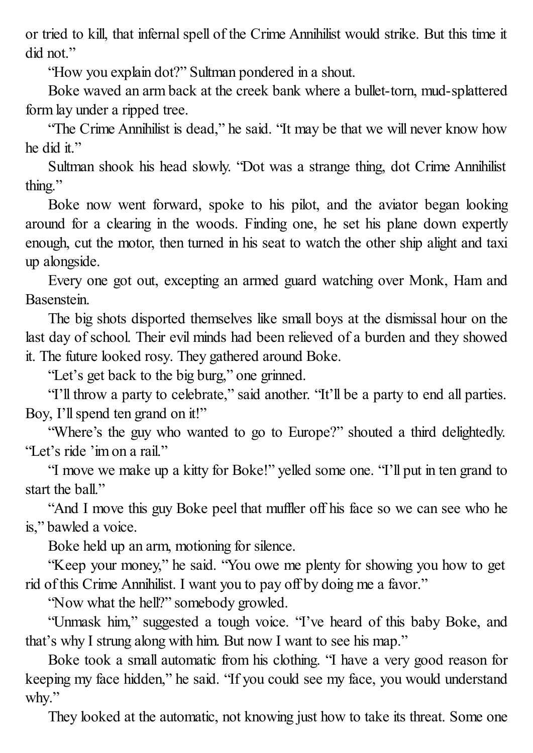or tried to kill, that infernal spell of the Crime Annihilist would strike. But this time it did not."

"How you explain dot?" Sultman pondered in a shout.

Boke waved an arm back at the creek bank where a bullet-torn, mud-splattered form lay under a ripped tree.

"The Crime Annihilist is dead," he said. "It may be that we will never know how he did it."

Sultman shook his head slowly. "Dot was a strange thing, dot Crime Annihilist thing."

Boke now went forward, spoke to his pilot, and the aviator began looking around for a clearing in the woods. Finding one, he set his plane down expertly enough, cut the motor, then turned in his seat to watch the other ship alight and taxi up alongside.

Every one got out, excepting an armed guard watching over Monk, Ham and Basenstein.

The big shots disported themselves like small boys at the dismissal hour on the last day of school. Their evil minds had been relieved of a burden and they showed it. The future looked rosy. They gathered around Boke.

"Let's get back to the big burg," one grinned.

"I'll throw a party to celebrate," said another. "It'll be a party to end all parties. Boy, I'll spend ten grand on it!"

"Where's the guy who wanted to go to Europe?" shouted a third delightedly. "Let's ride 'im on a rail."

"I move we make up a kitty for Boke!" yelled some one. "I'll put in ten grand to start the ball."

"And I move this guy Boke peel that muffler off his face so we can see who he is," bawled a voice.

Boke held up an arm, motioning for silence.

"Keep your money," he said. "You owe me plenty for showing you how to get rid of this Crime Annihilist. I want you to pay off by doing me a favor."

"Now what the hell?" somebody growled.

"Unmask him," suggested a tough voice. "I've heard of this baby Boke, and that's why I strung along with him. But now I want to see his map."

Boke took a small automatic from his clothing. "I have a very good reason for keeping my face hidden," he said. "If you could see my face, you would understand why."

They looked at the automatic, not knowing just how to take its threat. Some one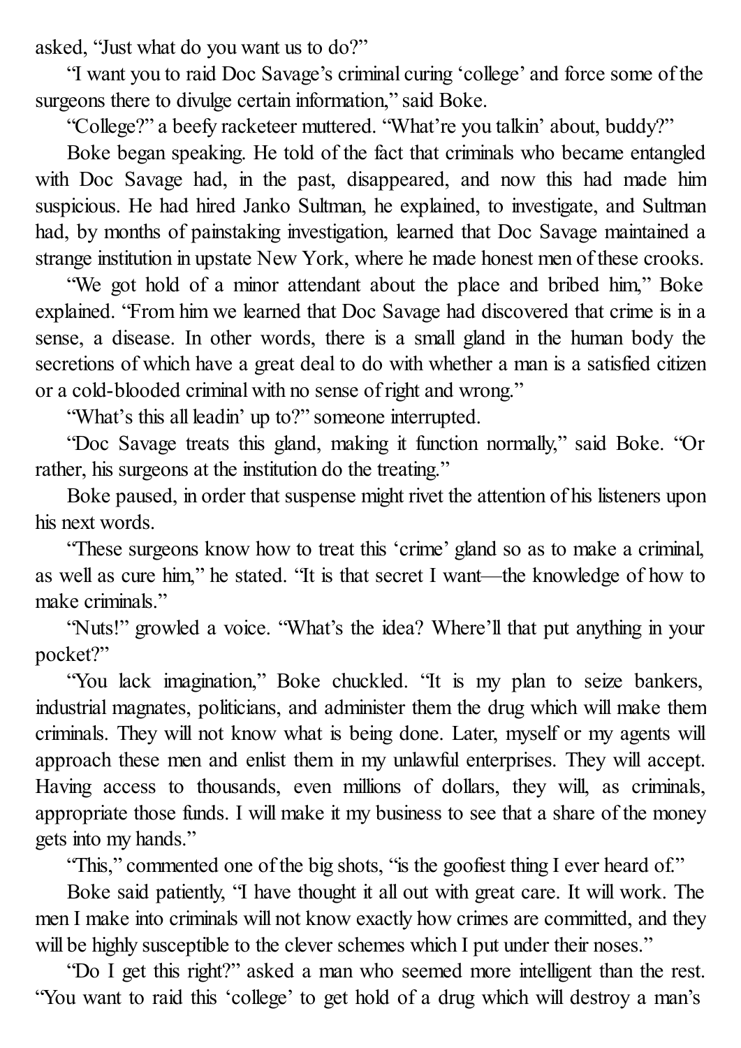asked, "Just what do you want us to do?"

"I want you to raid Doc Savage's criminal curing 'college' and force some of the surgeons there to divulge certain information," said Boke.

"College?" a beefy racketeer muttered. "What're you talkin' about, buddy?"

Boke began speaking. He told of the fact that criminals who became entangled with Doc Savage had, in the past, disappeared, and now this had made him suspicious. He had hired Janko Sultman, he explained, to investigate, and Sultman had, by months of painstaking investigation, learned that Doc Savage maintained a strange institution in upstate New York, where he made honest men of these crooks.

"We got hold of a minor attendant about the place and bribed him," Boke explained. "From him we learned that Doc Savage had discovered that crime is in a sense, a disease. In other words, there is a small gland in the human body the secretions of which have a great deal to do with whether a man is a satisfied citizen or a cold-blooded criminal with no sense of right and wrong."

"What's this all leadin' up to?" someone interrupted.

"Doc Savage treats this gland, making it function normally," said Boke. "Or rather, his surgeons at the institution do the treating."

Boke paused, in order that suspense might rivet the attention of his listeners upon his next words.

"These surgeons know how to treat this 'crime' gland so as to make a criminal, as well as cure him," he stated. "It is that secret I want—the knowledge of how to make criminals."

"Nuts!" growled a voice. "What's the idea? Where'll that put anything in your pocket?"

"You lack imagination," Boke chuckled. "It is my plan to seize bankers, industrial magnates, politicians, and administer them the drug which will make them criminals. They will not know what is being done. Later, myself or my agents will approach these men and enlist them in my unlawful enterprises. They will accept. Having access to thousands, even millions of dollars, they will, as criminals, appropriate those funds. I will make it my business to see that a share of the money gets into my hands."

"This," commented one of the big shots, "is the goofiest thing I ever heard of."

Boke said patiently, "I have thought it all out with great care. It will work. The men I make into criminals will not know exactly how crimes are committed, and they will be highly susceptible to the clever schemes which I put under their noses."

"Do I get this right?" asked a man who seemed more intelligent than the rest. "You want to raid this 'college' to get hold of a drug which will destroy a man's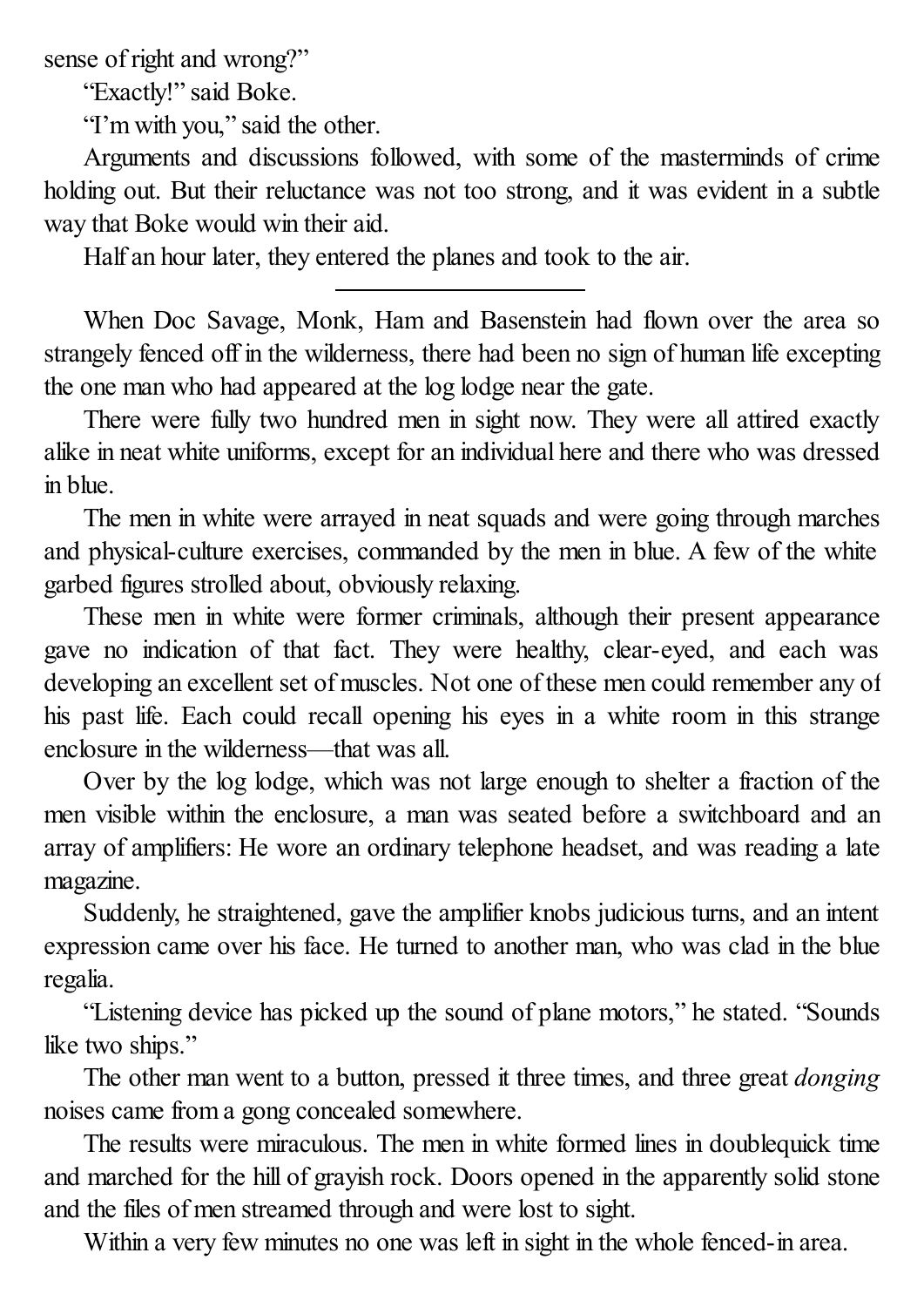sense of right and wrong?"

"Exactly!" said Boke.

"I'm with you," said the other.

Arguments and discussions followed, with some of the masterminds of crime holding out. But their reluctance was not too strong, and it was evident in a subtle way that Boke would win their aid.

Half an hour later, they entered the planes and took to the air.

---

When Doc Savage, Monk, Ham and Basenstein had flown over the area so strangely fenced off in the wilderness, there had been no sign of human life excepting the one man who had appeared at the log lodge near the gate.

There were fully two hundred men in sight now. They were all attired exactly alike in neat white uniforms, except for an individual here and there who was dressed in blue.

The men in white were arrayed in neat squads and were going through marches and physical-culture exercises, commanded by the men in blue. A few of the white garbed figures strolled about, obviously relaxing.

These men in white were former criminals, although their present appearance gave no indication of that fact. They were healthy, clear-eyed, and each was developing an excellent set of muscles. Not one of these men could remember any of his past life. Each could recall opening his eyes in a white room in this strange enclosure in the wilderness—that was all.

Over by the log lodge, which was not large enough to shelter a fraction of the men visible within the enclosure, a man was seated before a switchboard and an array of amplifiers: He wore an ordinary telephone headset, and was reading a late magazine.

Suddenly, he straightened, gave the amplifier knobs judicious turns, and an intent expression came over his face. He turned to another man, who was clad in the blue regalia.

"Listening device has picked up the sound of plane motors," he stated. "Sounds like two ships."

The other man went to a button, pressed it three times, and three great *donging* noises came from a gong concealed somewhere.

The results were miraculous. The men in white formed lines in doublequick time and marched for the hill of grayish rock. Doors opened in the apparently solid stone and the files of men streamed through and were lost to sight.

Within a very few minutes no one was left in sight in the whole fenced-in area.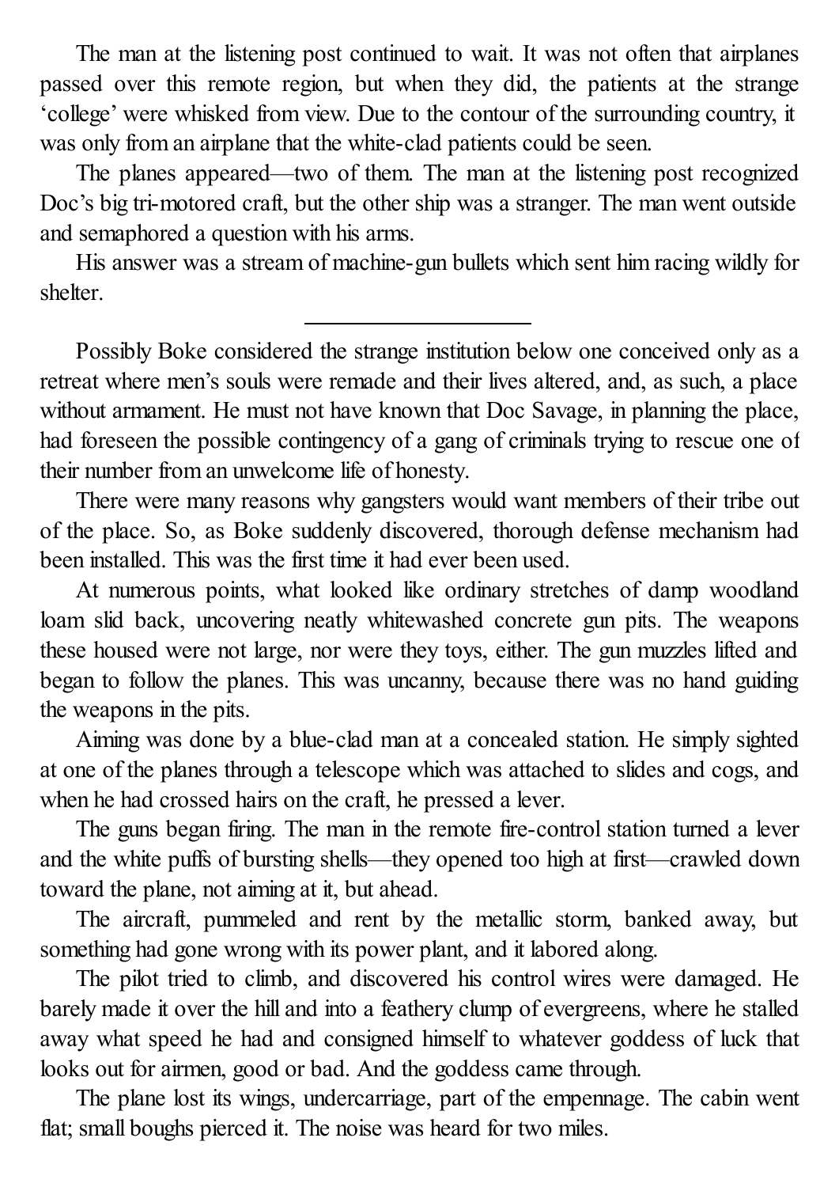The man at the listening post continued to wait. It was not often that airplanes passed over this remote region, but when they did, the patients at the strange 'college' were whisked from view. Due to the contour of the surrounding country, it was only from an airplane that the white-clad patients could be seen.

The planes appeared—two of them. The man at the listening post recognized Doc's big tri-motored craft, but the other ship was a stranger. The man went outside and semaphored a question with his arms.

His answer was a stream of machine-gun bullets which sent him racing wildly for shelter.

---

Possibly Boke considered the strange institution below one conceived only as a retreat where men's souls were remade and their lives altered, and, as such, a place without armament. He must not have known that Doc Savage, in planning the place, had foreseen the possible contingency of a gang of criminals trying to rescue one of their number from an unwelcome life of honesty.

There were many reasons why gangsters would want members of their tribe out of the place. So, as Boke suddenly discovered, thorough defense mechanism had been installed. This was the first time it had ever been used.

At numerous points, what looked like ordinary stretches of damp woodland loam slid back, uncovering neatly whitewashed concrete gun pits. The weapons these housed were not large, nor were they toys, either. The gun muzzles lifted and began to follow the planes. This was uncanny, because there was no hand guiding the weapons in the pits.

Aiming was done by a blue-clad man at a concealed station. He simply sighted at one of the planes through a telescope which was attached to slides and cogs, and when he had crossed hairs on the craft, he pressed a lever.

The guns began firing. The man in the remote fire-control station turned a lever and the white puffs of bursting shells—they opened too high at first—crawled down toward the plane, not aiming at it, but ahead.

The aircraft, pummeled and rent by the metallic storm, banked away, but something had gone wrong with its power plant, and it labored along.

The pilot tried to climb, and discovered his control wires were damaged. He barely made it over the hill and into a feathery clump of evergreens, where he stalled away what speed he had and consigned himself to whatever goddess of luck that looks out for airmen, good or bad. And the goddess came through.

The plane lost its wings, undercarriage, part of the empennage. The cabin went flat; small boughs pierced it. The noise was heard for two miles.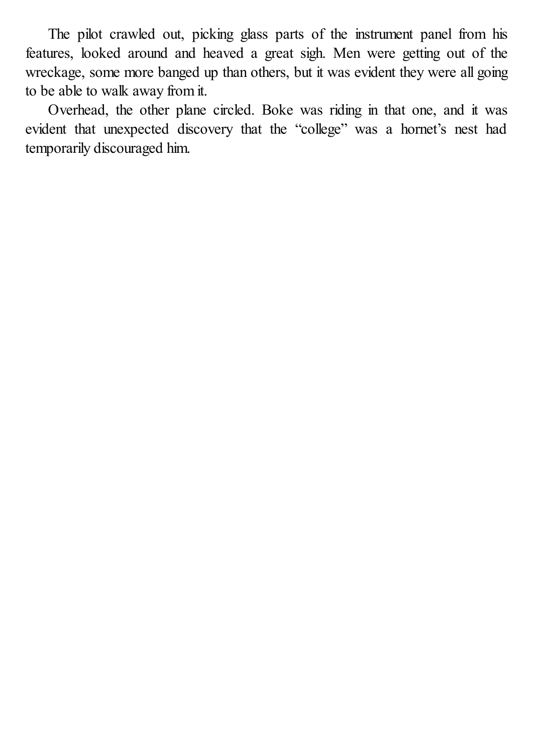The pilot crawled out, picking glass parts of the instrument panel from his features, looked around and heaved a great sigh. Men were getting out of the wreckage, some more banged up than others, but it was evident they were all going to be able to walk away from it.

Overhead, the other plane circled. Boke was riding in that one, and it was evident that unexpected discovery that the "college" was a hornet's nest had temporarily discouraged him.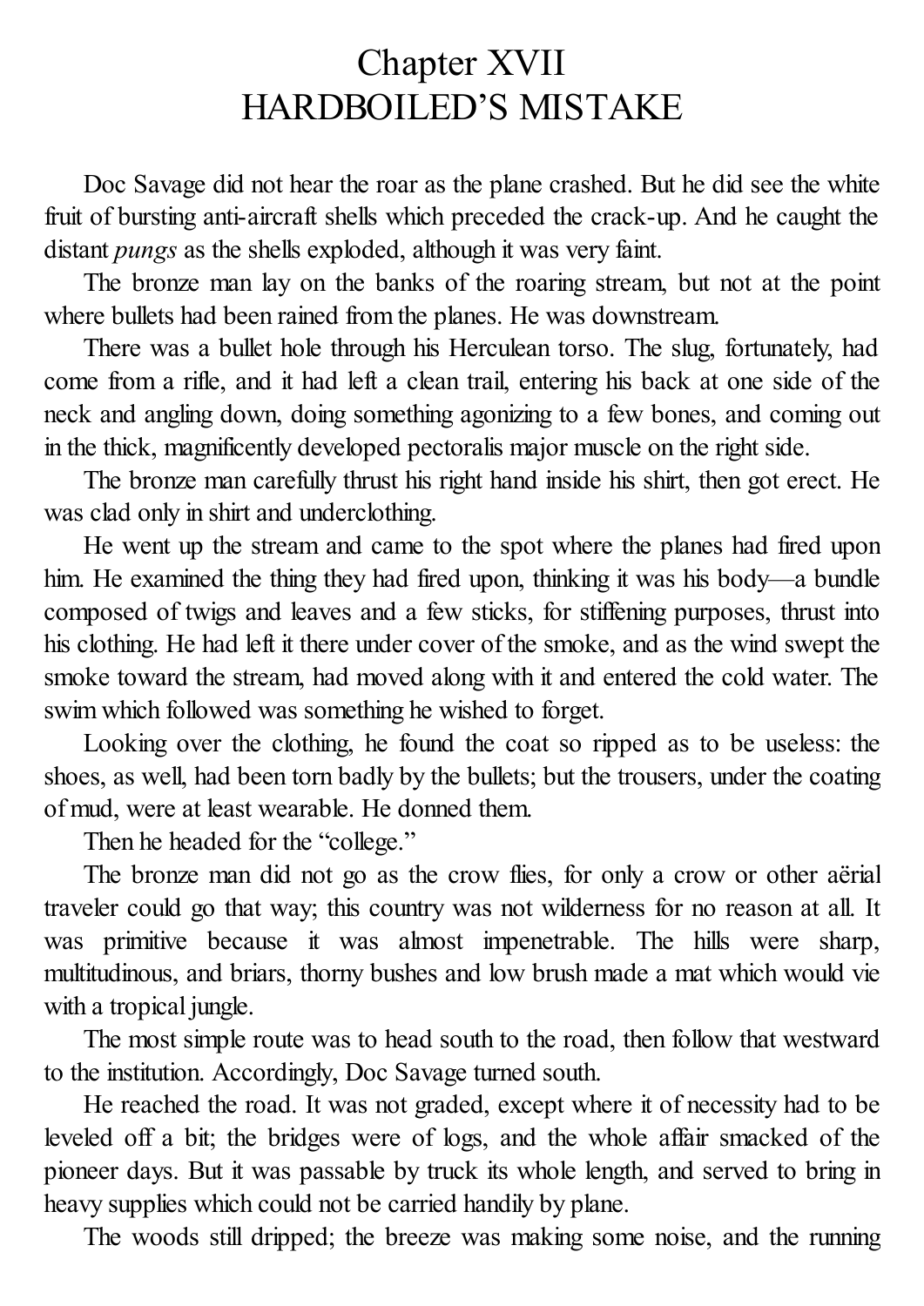# Chapter XVII
# HARDBOILED'S MISTAKE

Doc Savage did not hear the roar as the plane crashed. But he did see the white fruit of bursting anti-aircraft shells which preceded the crack-up. And he caught the distant *pungs* as the shells exploded, although it was very faint.

The bronze man lay on the banks of the roaring stream, but not at the point where bullets had been rained from the planes. He was downstream.

There was a bullet hole through his Herculean torso. The slug, fortunately, had come from a rifle, and it had left a clean trail, entering his back at one side of the neck and angling down, doing something agonizing to a few bones, and coming out in the thick, magnificently developed pectoralis major muscle on the right side.

The bronze man carefully thrust his right hand inside his shirt, then got erect. He was clad only in shirt and underclothing.

He went up the stream and came to the spot where the planes had fired upon him. He examined the thing they had fired upon, thinking it was his body—a bundle composed of twigs and leaves and a few sticks, for stiffening purposes, thrust into his clothing. He had left it there under cover of the smoke, and as the wind swept the smoke toward the stream, had moved along with it and entered the cold water. The swim which followed was something he wished to forget.

Looking over the clothing, he found the coat so ripped as to be useless: the shoes, as well, had been torn badly by the bullets; but the trousers, under the coating of mud, were at least wearable. He donned them.

Then he headed for the "college."

The bronze man did not go as the crow flies, for only a crow or other aërial traveler could go that way; this country was not wilderness for no reason at all. It was primitive because it was almost impenetrable. The hills were sharp, multitudinous, and briars, thorny bushes and low brush made a mat which would vie with a tropical jungle.

The most simple route was to head south to the road, then follow that westward to the institution. Accordingly, Doc Savage turned south.

He reached the road. It was not graded, except where it of necessity had to be leveled off a bit; the bridges were of logs, and the whole affair smacked of the pioneer days. But it was passable by truck its whole length, and served to bring in heavy supplies which could not be carried handily by plane.

The woods still dripped; the breeze was making some noise, and the running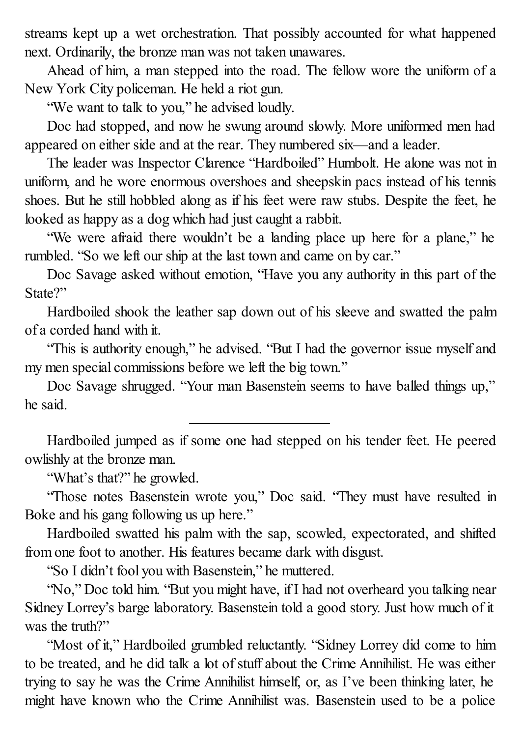streams kept up a wet orchestration. That possibly accounted for what happened next. Ordinarily, the bronze man was not taken unawares.

Ahead of him, a man stepped into the road. The fellow wore the uniform of a New York City policeman. He held a riot gun.

"We want to talk to you," he advised loudly.

Doc had stopped, and now he swung around slowly. More uniformed men had appeared on either side and at the rear. They numbered six—and a leader.

The leader was Inspector Clarence "Hardboiled" Humbolt. He alone was not in uniform, and he wore enormous overshoes and sheepskin pacs instead of his tennis shoes. But he still hobbled along as if his feet were raw stubs. Despite the feet, he looked as happy as a dog which had just caught a rabbit.

"We were afraid there wouldn't be a landing place up here for a plane," he rumbled. "So we left our ship at the last town and came on by car."

Doc Savage asked without emotion, "Have you any authority in this part of the State?"

Hardboiled shook the leather sap down out of his sleeve and swatted the palm of a corded hand with it.

"This is authority enough," he advised. "But I had the governor issue myself and my men special commissions before we left the big town."

Doc Savage shrugged. "Your man Basenstein seems to have balled things up," he said.

---

Hardboiled jumped as if some one had stepped on his tender feet. He peered owlishly at the bronze man.

"What's that?" he growled.

"Those notes Basenstein wrote you," Doc said. "They must have resulted in Boke and his gang following us up here."

Hardboiled swatted his palm with the sap, scowled, expectorated, and shifted from one foot to another. His features became dark with disgust.

"So I didn't fool you with Basenstein," he muttered.

"No," Doc told him. "But you might have, if I had not overheard you talking near Sidney Lorrey's barge laboratory. Basenstein told a good story. Just how much of it was the truth?"

"Most of it," Hardboiled grumbled reluctantly. "Sidney Lorrey did come to him to be treated, and he did talk a lot of stuff about the Crime Annihilist. He was either trying to say he was the Crime Annihilist himself, or, as I've been thinking later, he might have known who the Crime Annihilist was. Basenstein used to be a police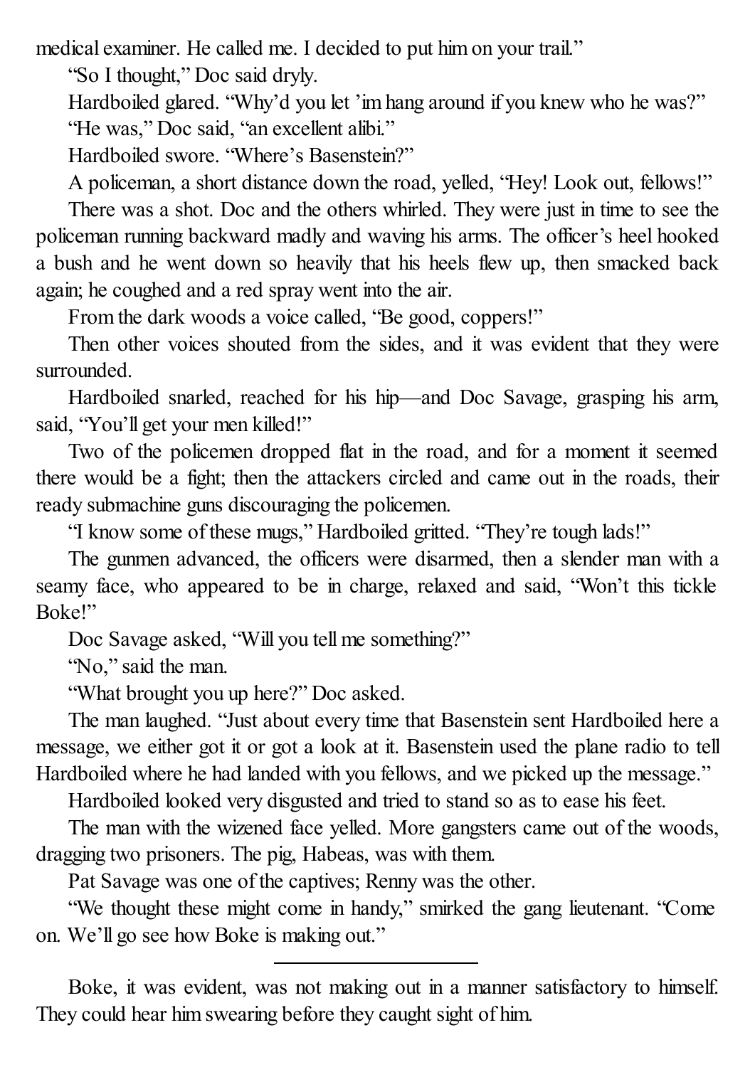medical examiner. He called me. I decided to put him on your trail."

"So I thought," Doc said dryly.

Hardboiled glared. "Why'd you let 'im hang around if you knew who he was?"

"He was," Doc said, "an excellent alibi."

Hardboiled swore. "Where's Basenstein?"

A policeman, a short distance down the road, yelled, "Hey! Look out, fellows!"

There was a shot. Doc and the others whirled. They were just in time to see the policeman running backward madly and waving his arms. The officer's heel hooked a bush and he went down so heavily that his heels flew up, then smacked back again; he coughed and a red spray went into the air.

From the dark woods a voice called, "Be good, coppers!"

Then other voices shouted from the sides, and it was evident that they were surrounded.

Hardboiled snarled, reached for his hip—and Doc Savage, grasping his arm, said, "You'll get your men killed!"

Two of the policemen dropped flat in the road, and for a moment it seemed there would be a fight; then the attackers circled and came out in the roads, their ready submachine guns discouraging the policemen.

"I know some of these mugs," Hardboiled gritted. "They're tough lads!"

The gunmen advanced, the officers were disarmed, then a slender man with a seamy face, who appeared to be in charge, relaxed and said, "Won't this tickle Boke!"

Doc Savage asked, "Will you tell me something?"

"No," said the man.

"What brought you up here?" Doc asked.

The man laughed. "Just about every time that Basenstein sent Hardboiled here a message, we either got it or got a look at it. Basenstein used the plane radio to tell Hardboiled where he had landed with you fellows, and we picked up the message."

Hardboiled looked very disgusted and tried to stand so as to ease his feet.

The man with the wizened face yelled. More gangsters came out of the woods, dragging two prisoners. The pig, Habeas, was with them.

Pat Savage was one of the captives; Renny was the other.

"We thought these might come in handy," smirked the gang lieutenant. "Come on. We'll go see how Boke is making out."

---

Boke, it was evident, was not making out in a manner satisfactory to himself. They could hear him swearing before they caught sight of him.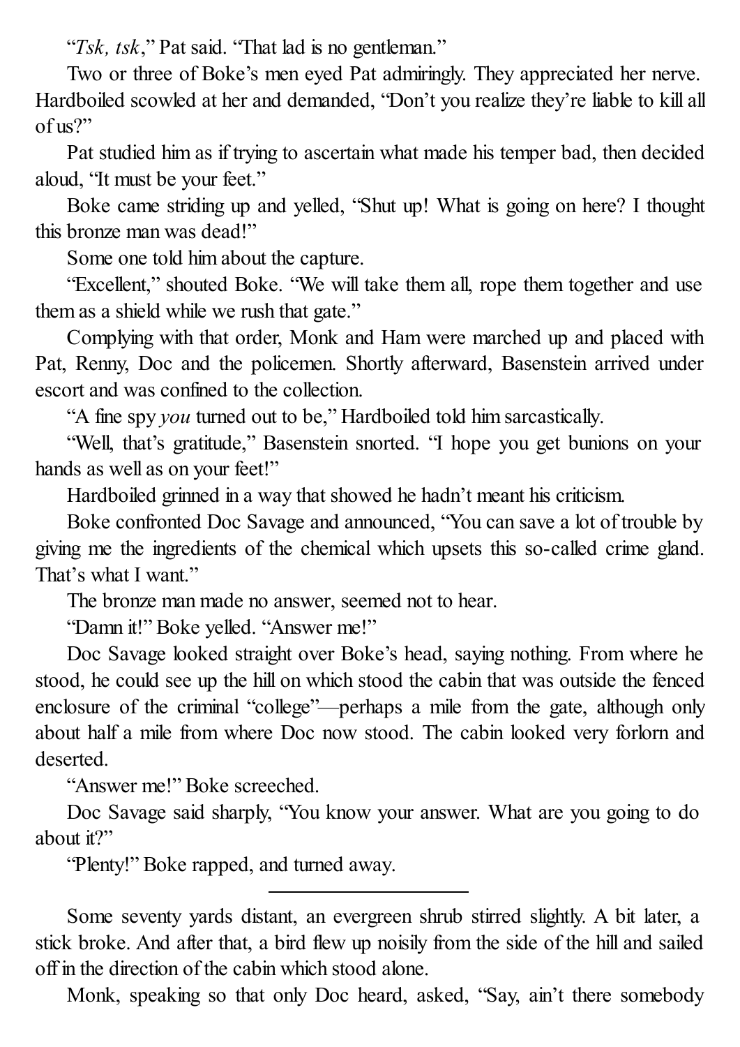"*Tsk, tsk*," Pat said. "That lad is no gentleman."

Two or three of Boke's men eyed Pat admiringly. They appreciated her nerve. Hardboiled scowled at her and demanded, "Don't you realize they're liable to kill all of us?"

Pat studied him as if trying to ascertain what made his temper bad, then decided aloud, "It must be your feet."

Boke came striding up and yelled, "Shut up! What is going on here? I thought this bronze man was dead!"

Some one told him about the capture.

"Excellent," shouted Boke. "We will take them all, rope them together and use them as a shield while we rush that gate."

Complying with that order, Monk and Ham were marched up and placed with Pat, Renny, Doc and the policemen. Shortly afterward, Basenstein arrived under escort and was confined to the collection.

"A fine spy *you* turned out to be," Hardboiled told him sarcastically.

"Well, that's gratitude," Basenstein snorted. "I hope you get bunions on your hands as well as on your feet!"

Hardboiled grinned in a way that showed he hadn't meant his criticism.

Boke confronted Doc Savage and announced, "You can save a lot of trouble by giving me the ingredients of the chemical which upsets this so-called crime gland. That's what I want."

The bronze man made no answer, seemed not to hear.

"Damn it!" Boke yelled. "Answer me!"

Doc Savage looked straight over Boke's head, saying nothing. From where he stood, he could see up the hill on which stood the cabin that was outside the fenced enclosure of the criminal "college"—perhaps a mile from the gate, although only about half a mile from where Doc now stood. The cabin looked very forlorn and deserted.

"Answer me!" Boke screeched.

Doc Savage said sharply, "You know your answer. What are you going to do about it?"

"Plenty!" Boke rapped, and turned away.

---

Some seventy yards distant, an evergreen shrub stirred slightly. A bit later, a stick broke. And after that, a bird flew up noisily from the side of the hill and sailed off in the direction of the cabin which stood alone.

Monk, speaking so that only Doc heard, asked, "Say, ain't there somebody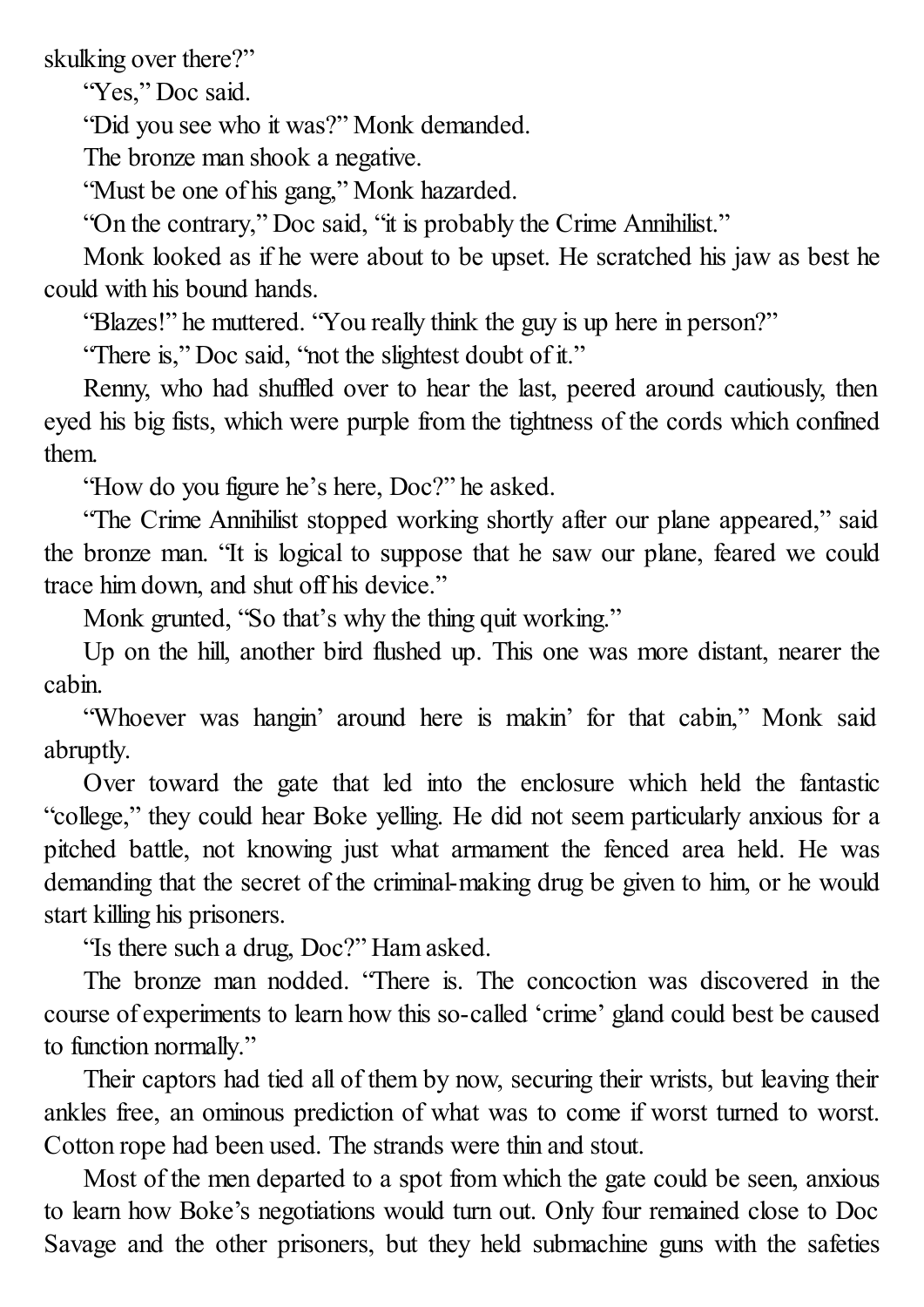skulking over there?"

"Yes," Doc said.

"Did you see who it was?" Monk demanded.

The bronze man shook a negative.

"Must be one of his gang," Monk hazarded.

"On the contrary," Doc said, "it is probably the Crime Annihilist."

Monk looked as if he were about to be upset. He scratched his jaw as best he could with his bound hands.

"Blazes!" he muttered. "You really think the guy is up here in person?"

"There is," Doc said, "not the slightest doubt of it."

Renny, who had shuffled over to hear the last, peered around cautiously, then eyed his big fists, which were purple from the tightness of the cords which confined them.

"How do you figure he's here, Doc?" he asked.

"The Crime Annihilist stopped working shortly after our plane appeared," said the bronze man. "It is logical to suppose that he saw our plane, feared we could trace him down, and shut off his device."

Monk grunted, "So that's why the thing quit working."

Up on the hill, another bird flushed up. This one was more distant, nearer the cabin.

"Whoever was hangin' around here is makin' for that cabin," Monk said abruptly.

Over toward the gate that led into the enclosure which held the fantastic "college," they could hear Boke yelling. He did not seem particularly anxious for a pitched battle, not knowing just what armament the fenced area held. He was demanding that the secret of the criminal-making drug be given to him, or he would start killing his prisoners.

"Is there such a drug, Doc?" Ham asked.

The bronze man nodded. "There is. The concoction was discovered in the course of experiments to learn how this so-called 'crime' gland could best be caused to function normally."

Their captors had tied all of them by now, securing their wrists, but leaving their ankles free, an ominous prediction of what was to come if worst turned to worst. Cotton rope had been used. The strands were thin and stout.

Most of the men departed to a spot from which the gate could be seen, anxious to learn how Boke's negotiations would turn out. Only four remained close to Doc Savage and the other prisoners, but they held submachine guns with the safeties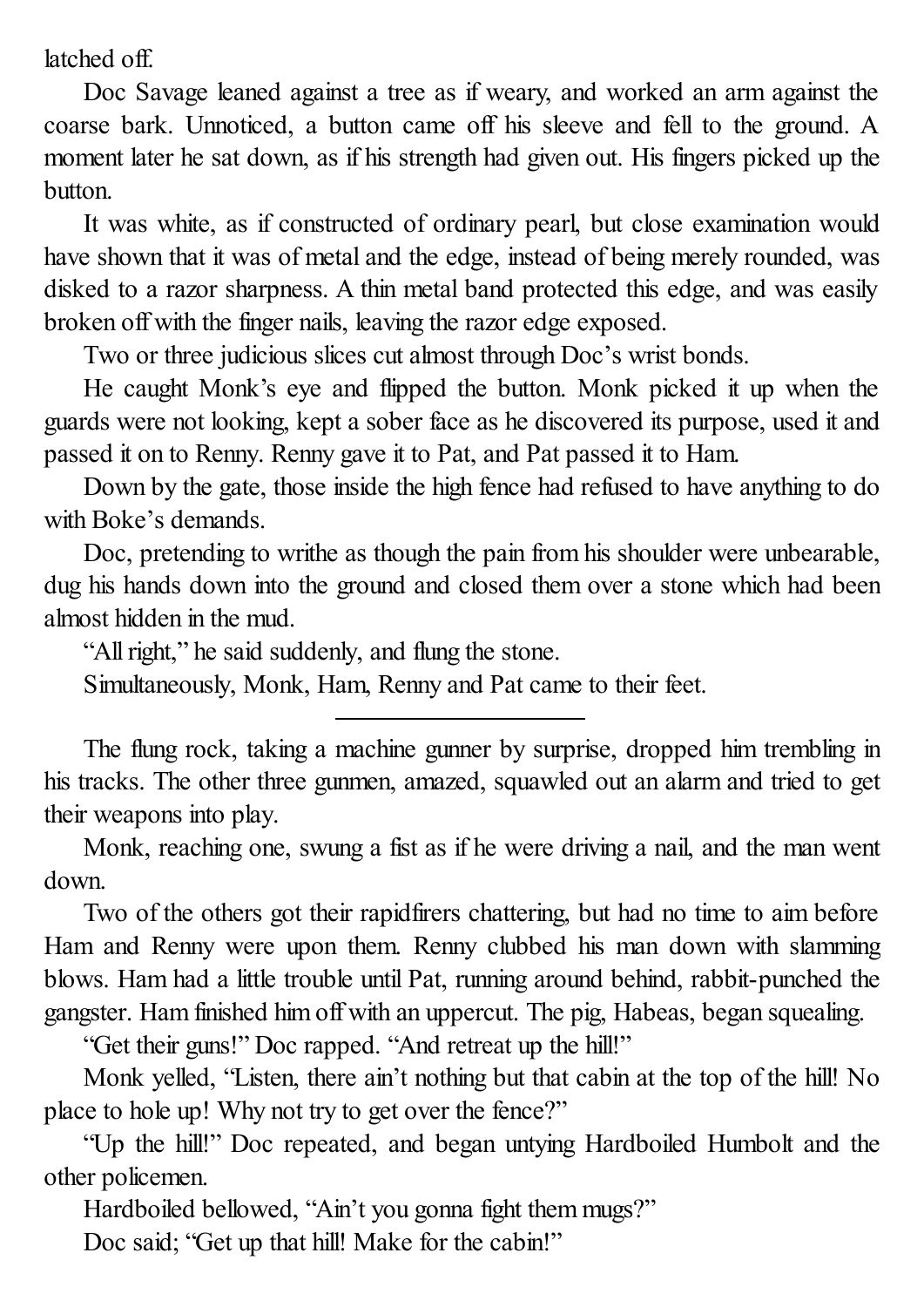latched off.

Doc Savage leaned against a tree as if weary, and worked an arm against the coarse bark. Unnoticed, a button came off his sleeve and fell to the ground. A moment later he sat down, as if his strength had given out. His fingers picked up the button.

It was white, as if constructed of ordinary pearl, but close examination would have shown that it was of metal and the edge, instead of being merely rounded, was disked to a razor sharpness. A thin metal band protected this edge, and was easily broken off with the finger nails, leaving the razor edge exposed.

Two or three judicious slices cut almost through Doc's wrist bonds.

He caught Monk's eye and flipped the button. Monk picked it up when the guards were not looking, kept a sober face as he discovered its purpose, used it and passed it on to Renny. Renny gave it to Pat, and Pat passed it to Ham.

Down by the gate, those inside the high fence had refused to have anything to do with Boke's demands.

Doc, pretending to writhe as though the pain from his shoulder were unbearable, dug his hands down into the ground and closed them over a stone which had been almost hidden in the mud.

"All right," he said suddenly, and flung the stone.

Simultaneously, Monk, Ham, Renny and Pat came to their feet.

---

The flung rock, taking a machine gunner by surprise, dropped him trembling in his tracks. The other three gunmen, amazed, squawled out an alarm and tried to get their weapons into play.

Monk, reaching one, swung a fist as if he were driving a nail, and the man went down.

Two of the others got their rapidfirers chattering, but had no time to aim before Ham and Renny were upon them. Renny clubbed his man down with slamming blows. Ham had a little trouble until Pat, running around behind, rabbit-punched the gangster. Ham finished him off with an uppercut. The pig, Habeas, began squealing.

"Get their guns!" Doc rapped. "And retreat up the hill!"

Monk yelled, "Listen, there ain't nothing but that cabin at the top of the hill! No place to hole up! Why not try to get over the fence?"

"Up the hill!" Doc repeated, and began untying Hardboiled Humbolt and the other policemen.

Hardboiled bellowed, "Ain't you gonna fight them mugs?"

Doc said; "Get up that hill! Make for the cabin!"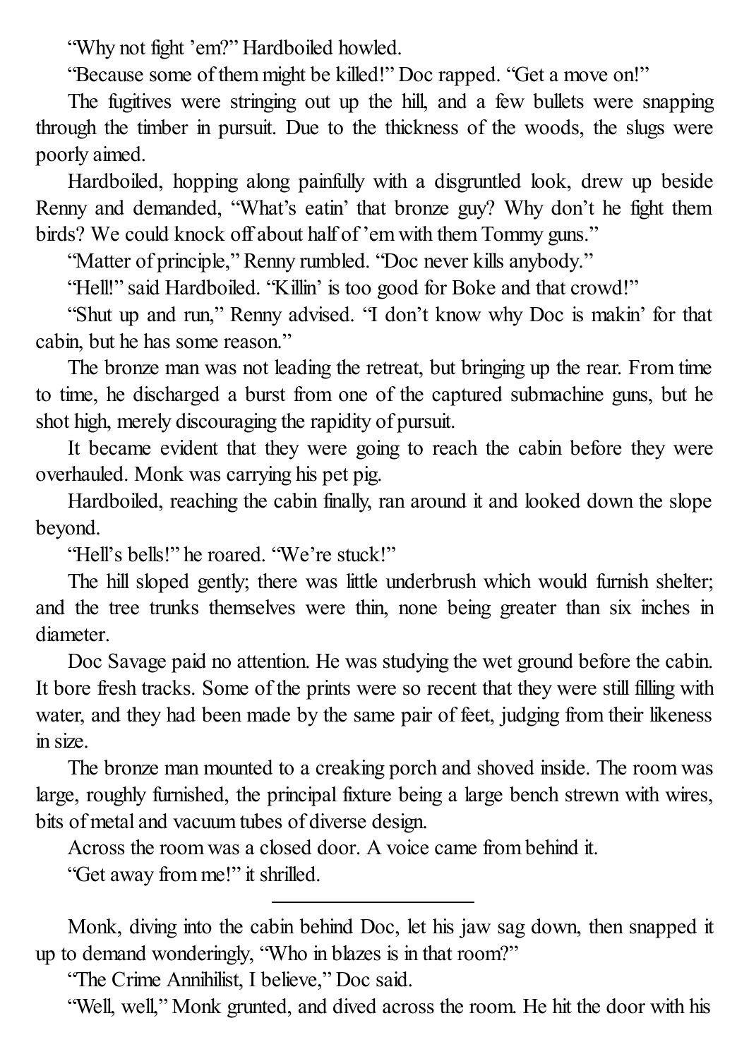"Why not fight 'em?" Hardboiled howled.

"Because some of them might be killed!" Doc rapped. "Get a move on!"

The fugitives were stringing out up the hill, and a few bullets were snapping through the timber in pursuit. Due to the thickness of the woods, the slugs were poorly aimed.

Hardboiled, hopping along painfully with a disgruntled look, drew up beside Renny and demanded, "What's eatin' that bronze guy? Why don't he fight them birds? We could knock off about half of 'em with them Tommy guns."

"Matter of principle," Renny rumbled. "Doc never kills anybody."

"Hell!" said Hardboiled. "Killin' is too good for Boke and that crowd!"

"Shut up and run," Renny advised. "I don't know why Doc is makin' for that cabin, but he has some reason."

The bronze man was not leading the retreat, but bringing up the rear. From time to time, he discharged a burst from one of the captured submachine guns, but he shot high, merely discouraging the rapidity of pursuit.

It became evident that they were going to reach the cabin before they were overhauled. Monk was carrying his pet pig.

Hardboiled, reaching the cabin finally, ran around it and looked down the slope beyond.

"Hell's bells!" he roared. "We're stuck!"

The hill sloped gently; there was little underbrush which would furnish shelter; and the tree trunks themselves were thin, none being greater than six inches in diameter.

Doc Savage paid no attention. He was studying the wet ground before the cabin. It bore fresh tracks. Some of the prints were so recent that they were still filling with water, and they had been made by the same pair of feet, judging from their likeness in size.

The bronze man mounted to a creaking porch and shoved inside. The room was large, roughly furnished, the principal fixture being a large bench strewn with wires, bits of metal and vacuum tubes of diverse design.

Across the room was a closed door. A voice came from behind it.

"Get away from me!" it shrilled.

---

Monk, diving into the cabin behind Doc, let his jaw sag down, then snapped it up to demand wonderingly, "Who in blazes is in that room?"

"The Crime Annihilist, I believe," Doc said.

"Well, well," Monk grunted, and dived across the room. He hit the door with his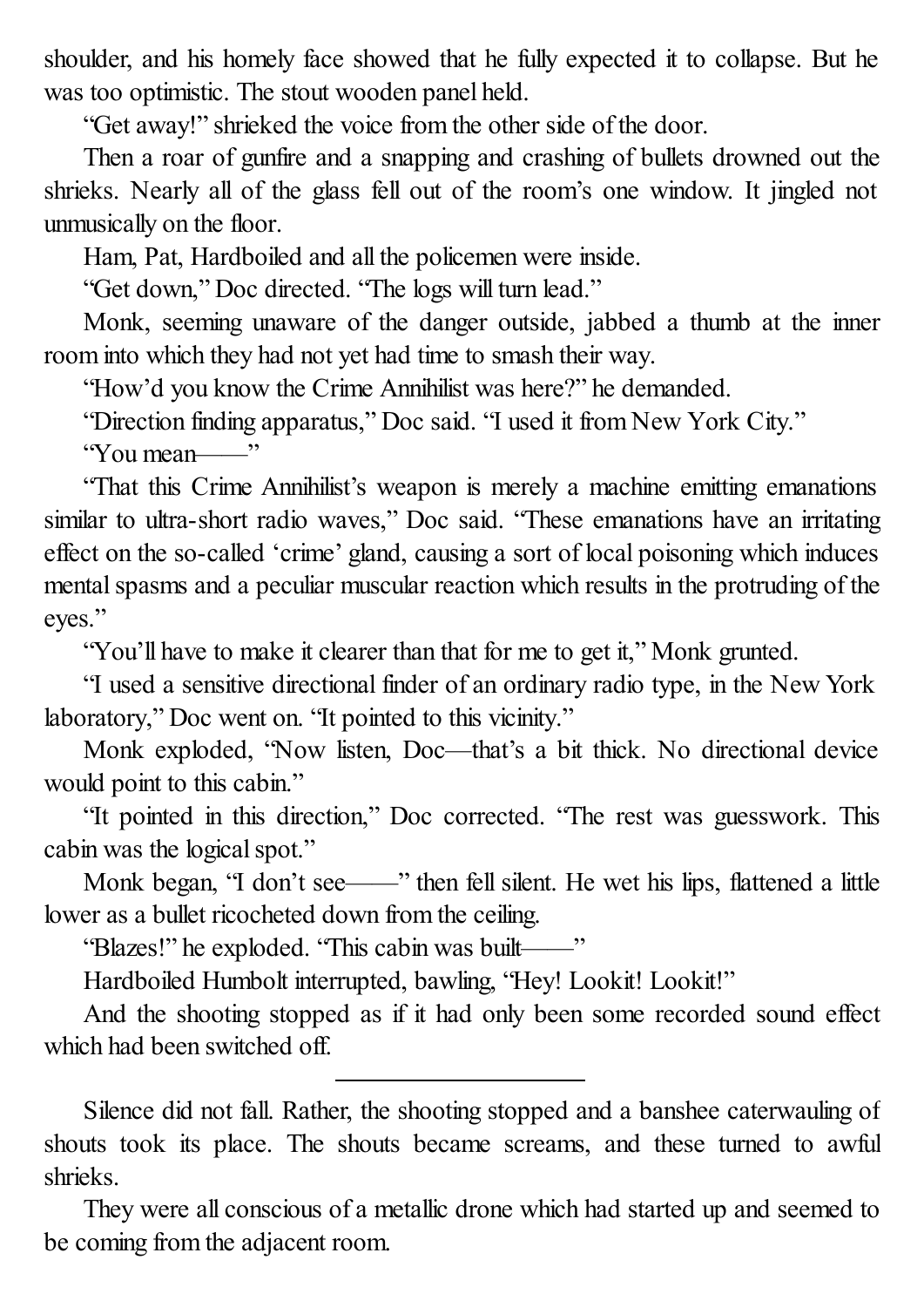shoulder, and his homely face showed that he fully expected it to collapse. But he was too optimistic. The stout wooden panel held.

"Get away!" shrieked the voice from the other side of the door.

Then a roar of gunfire and a snapping and crashing of bullets drowned out the shrieks. Nearly all of the glass fell out of the room's one window. It jingled not unmusically on the floor.

Ham, Pat, Hardboiled and all the policemen were inside.

"Get down," Doc directed. "The logs will turn lead."

Monk, seeming unaware of the danger outside, jabbed a thumb at the inner room into which they had not yet had time to smash their way.

"How'd you know the Crime Annihilist was here?" he demanded.

"Direction finding apparatus," Doc said. "I used it from New York City."

"You mean——"

"That this Crime Annihilist's weapon is merely a machine emitting emanations similar to ultra-short radio waves," Doc said. "These emanations have an irritating effect on the so-called 'crime' gland, causing a sort of local poisoning which induces mental spasms and a peculiar muscular reaction which results in the protruding of the eyes."

"You'll have to make it clearer than that for me to get it," Monk grunted.

"I used a sensitive directional finder of an ordinary radio type, in the New York laboratory," Doc went on. "It pointed to this vicinity."

Monk exploded, "Now listen, Doc—that's a bit thick. No directional device would point to this cabin."

"It pointed in this direction," Doc corrected. "The rest was guesswork. This cabin was the logical spot."

Monk began, "I don't see——" then fell silent. He wet his lips, flattened a little lower as a bullet ricocheted down from the ceiling.

"Blazes!" he exploded. "This cabin was built——"

Hardboiled Humbolt interrupted, bawling, "Hey! Lookit! Lookit!"

And the shooting stopped as if it had only been some recorded sound effect which had been switched off.

---

Silence did not fall. Rather, the shooting stopped and a banshee caterwauling of shouts took its place. The shouts became screams, and these turned to awful shrieks.

They were all conscious of a metallic drone which had started up and seemed to be coming from the adjacent room.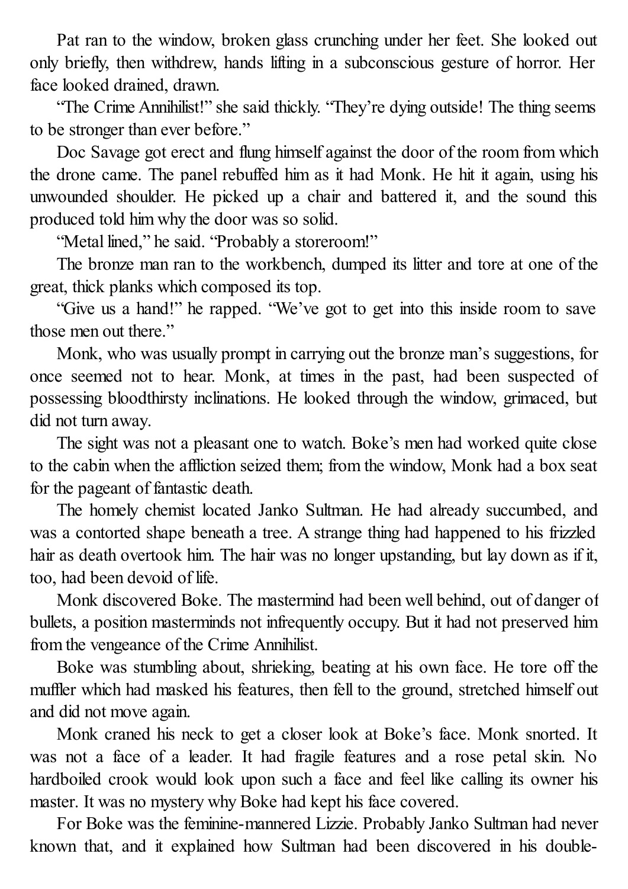Pat ran to the window, broken glass crunching under her feet. She looked out only briefly, then withdrew, hands lifting in a subconscious gesture of horror. Her face looked drained, drawn.

"The Crime Annihilist!" she said thickly. "They're dying outside! The thing seems to be stronger than ever before."

Doc Savage got erect and flung himself against the door of the room from which the drone came. The panel rebuffed him as it had Monk. He hit it again, using his unwounded shoulder. He picked up a chair and battered it, and the sound this produced told him why the door was so solid.

"Metal lined," he said. "Probably a storeroom!"

The bronze man ran to the workbench, dumped its litter and tore at one of the great, thick planks which composed its top.

"Give us a hand!" he rapped. "We've got to get into this inside room to save those men out there."

Monk, who was usually prompt in carrying out the bronze man's suggestions, for once seemed not to hear. Monk, at times in the past, had been suspected of possessing bloodthirsty inclinations. He looked through the window, grimaced, but did not turn away.

The sight was not a pleasant one to watch. Boke's men had worked quite close to the cabin when the affliction seized them; from the window, Monk had a box seat for the pageant of fantastic death.

The homely chemist located Janko Sultman. He had already succumbed, and was a contorted shape beneath a tree. A strange thing had happened to his frizzled hair as death overtook him. The hair was no longer upstanding, but lay down as if it, too, had been devoid of life.

Monk discovered Boke. The mastermind had been well behind, out of danger of bullets, a position masterminds not infrequently occupy. But it had not preserved him from the vengeance of the Crime Annihilist.

Boke was stumbling about, shrieking, beating at his own face. He tore off the muffler which had masked his features, then fell to the ground, stretched himself out and did not move again.

Monk craned his neck to get a closer look at Boke's face. Monk snorted. It was not a face of a leader. It had fragile features and a rose petal skin. No hardboiled crook would look upon such a face and feel like calling its owner his master. It was no mystery why Boke had kept his face covered.

For Boke was the feminine-mannered Lizzie. Probably Janko Sultman had never known that, and it explained how Sultman had been discovered in his double-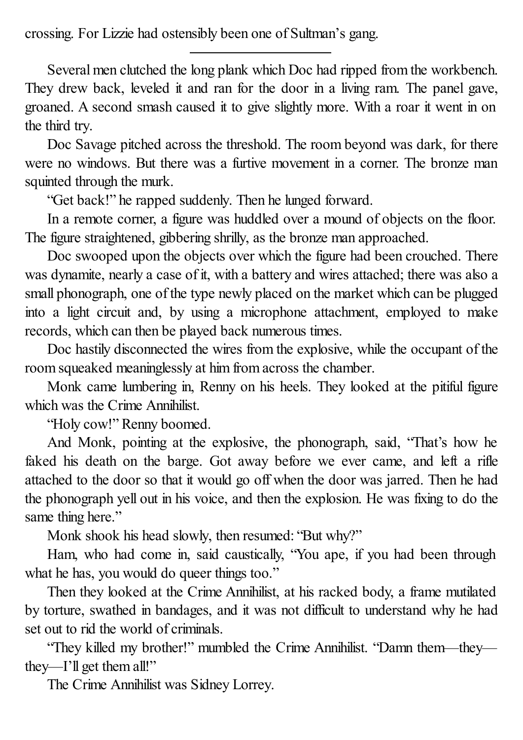crossing. For Lizzie had ostensibly been one of Sultman's gang.

---

Several men clutched the long plank which Doc had ripped from the workbench. They drew back, leveled it and ran for the door in a living ram. The panel gave, groaned. A second smash caused it to give slightly more. With a roar it went in on the third try.

Doc Savage pitched across the threshold. The room beyond was dark, for there were no windows. But there was a furtive movement in a corner. The bronze man squinted through the murk.

"Get back!" he rapped suddenly. Then he lunged forward.

In a remote corner, a figure was huddled over a mound of objects on the floor. The figure straightened, gibbering shrilly, as the bronze man approached.

Doc swooped upon the objects over which the figure had been crouched. There was dynamite, nearly a case of it, with a battery and wires attached; there was also a small phonograph, one of the type newly placed on the market which can be plugged into a light circuit and, by using a microphone attachment, employed to make records, which can then be played back numerous times.

Doc hastily disconnected the wires from the explosive, while the occupant of the room squeaked meaninglessly at him from across the chamber.

Monk came lumbering in, Renny on his heels. They looked at the pitiful figure which was the Crime Annihilist.

"Holy cow!" Renny boomed.

And Monk, pointing at the explosive, the phonograph, said, "That's how he faked his death on the barge. Got away before we ever came, and left a rifle attached to the door so that it would go off when the door was jarred. Then he had the phonograph yell out in his voice, and then the explosion. He was fixing to do the same thing here."

Monk shook his head slowly, then resumed: "But why?"

Ham, who had come in, said caustically, "You ape, if you had been through what he has, you would do queer things too."

Then they looked at the Crime Annihilist, at his racked body, a frame mutilated by torture, swathed in bandages, and it was not difficult to understand why he had set out to rid the world of criminals.

"They killed my brother!" mumbled the Crime Annihilist. "Damn them—they—they—I'll get them all!"

The Crime Annihilist was Sidney Lorrey.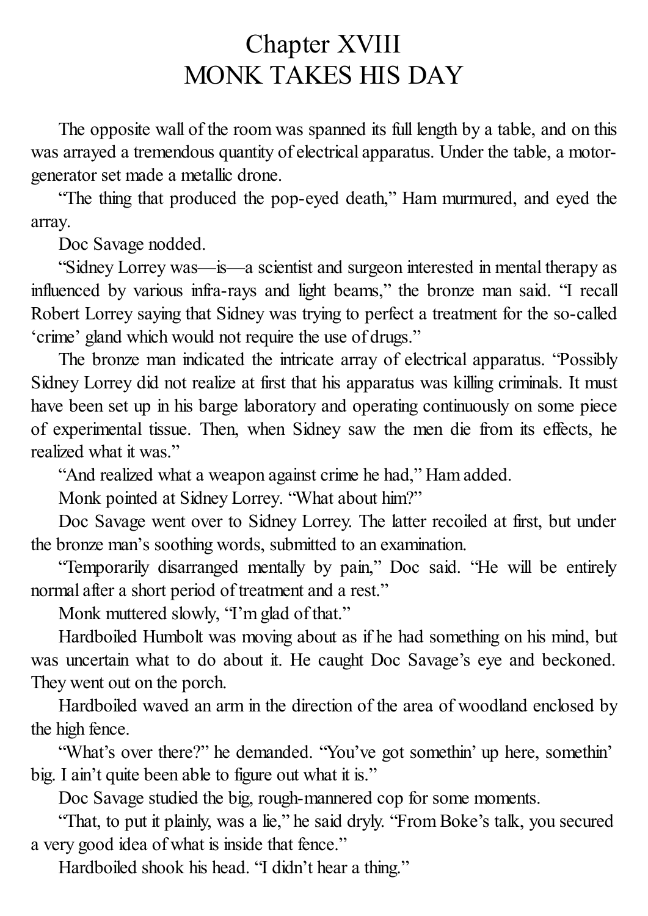# Chapter XVIII
# MONK TAKES HIS DAY

The opposite wall of the room was spanned its full length by a table, and on this was arrayed a tremendous quantity of electrical apparatus. Under the table, a motor-generator set made a metallic drone.

"The thing that produced the pop-eyed death," Ham murmured, and eyed the array.

Doc Savage nodded.

"Sidney Lorrey was—is—a scientist and surgeon interested in mental therapy as influenced by various infra-rays and light beams," the bronze man said. "I recall Robert Lorrey saying that Sidney was trying to perfect a treatment for the so-called 'crime' gland which would not require the use of drugs."

The bronze man indicated the intricate array of electrical apparatus. "Possibly Sidney Lorrey did not realize at first that his apparatus was killing criminals. It must have been set up in his barge laboratory and operating continuously on some piece of experimental tissue. Then, when Sidney saw the men die from its effects, he realized what it was."

"And realized what a weapon against crime he had," Ham added.

Monk pointed at Sidney Lorrey. "What about him?"

Doc Savage went over to Sidney Lorrey. The latter recoiled at first, but under the bronze man's soothing words, submitted to an examination.

"Temporarily disarranged mentally by pain," Doc said. "He will be entirely normal after a short period of treatment and a rest."

Monk muttered slowly, "I'm glad of that."

Hardboiled Humbolt was moving about as if he had something on his mind, but was uncertain what to do about it. He caught Doc Savage's eye and beckoned. They went out on the porch.

Hardboiled waved an arm in the direction of the area of woodland enclosed by the high fence.

"What's over there?" he demanded. "You've got somethin' up here, somethin' big. I ain't quite been able to figure out what it is."

Doc Savage studied the big, rough-mannered cop for some moments.

"That, to put it plainly, was a lie," he said dryly. "From Boke's talk, you secured a very good idea of what is inside that fence."

Hardboiled shook his head. "I didn't hear a thing."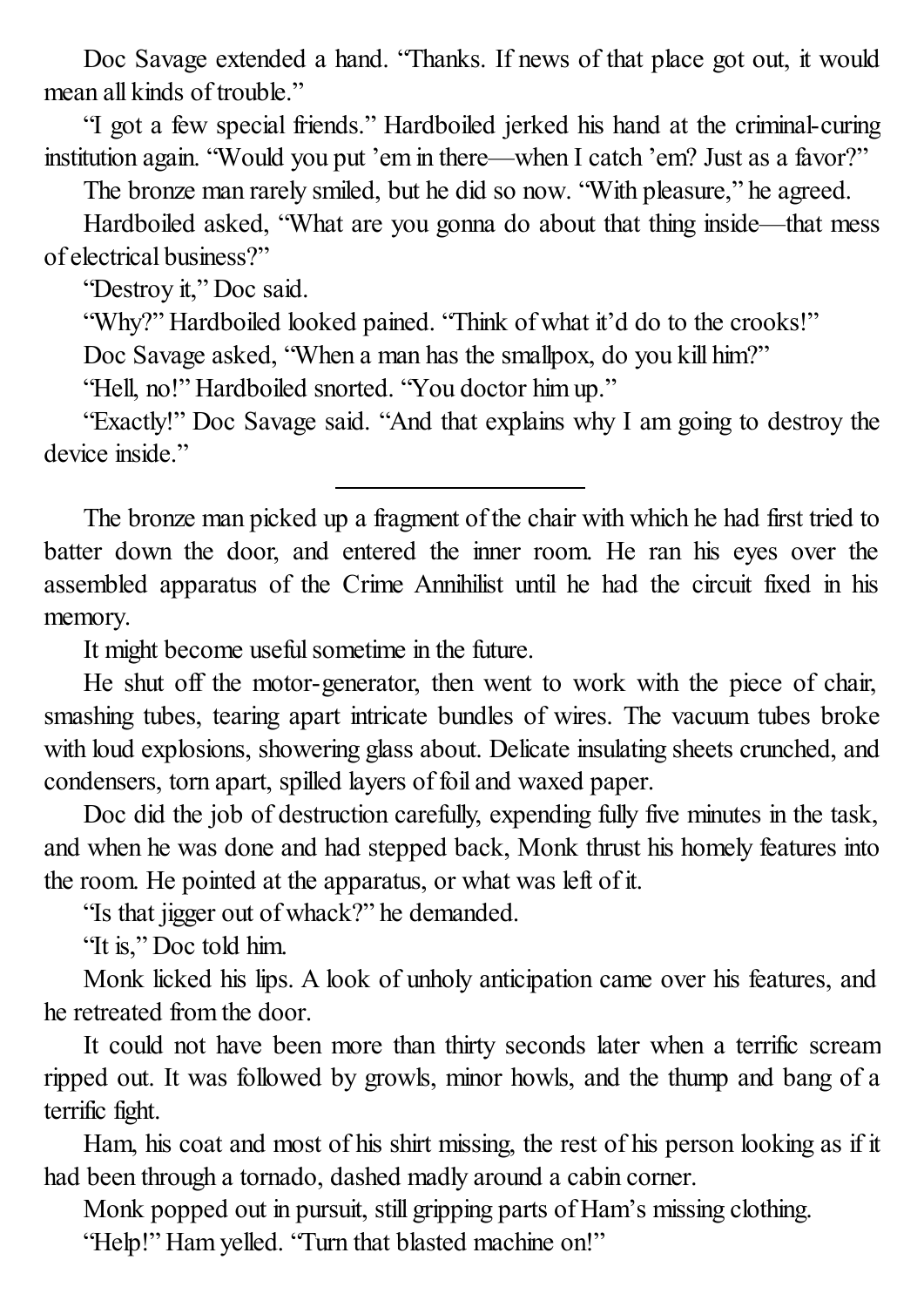Doc Savage extended a hand. “Thanks. If news of that place got out, it would mean all kinds of trouble.”

“I got a few special friends.” Hardboiled jerked his hand at the criminal-curing institution again. “Would you put ’em in there—when I catch ’em? Just as a favor?”

The bronze man rarely smiled, but he did so now. “With pleasure,” he agreed.

Hardboiled asked, “What are you gonna do about that thing inside—that mess of electrical business?”

“Destroy it,” Doc said.

“Why?” Hardboiled looked pained. “Think of what it’d do to the crooks!”

Doc Savage asked, “When a man has the smallpox, do you kill him?”

“Hell, no!” Hardboiled snorted. “You doctor him up.”

“Exactly!” Doc Savage said. “And that explains why I am going to destroy the device inside.”

---

The bronze man picked up a fragment of the chair with which he had first tried to batter down the door, and entered the inner room. He ran his eyes over the assembled apparatus of the Crime Annihilist until he had the circuit fixed in his memory.

It might become useful sometime in the future.

He shut off the motor-generator, then went to work with the piece of chair, smashing tubes, tearing apart intricate bundles of wires. The vacuum tubes broke with loud explosions, showering glass about. Delicate insulating sheets crunched, and condensers, torn apart, spilled layers of foil and waxed paper.

Doc did the job of destruction carefully, expending fully five minutes in the task, and when he was done and had stepped back, Monk thrust his homely features into the room. He pointed at the apparatus, or what was left of it.

“Is that jigger out of whack?” he demanded.

“It is,” Doc told him.

Monk licked his lips. A look of unholy anticipation came over his features, and he retreated from the door.

It could not have been more than thirty seconds later when a terrific scream ripped out. It was followed by growls, minor howls, and the thump and bang of a terrific fight.

Ham, his coat and most of his shirt missing, the rest of his person looking as if it had been through a tornado, dashed madly around a cabin corner.

Monk popped out in pursuit, still gripping parts of Ham’s missing clothing.

“Help!” Ham yelled. “Turn that blasted machine on!”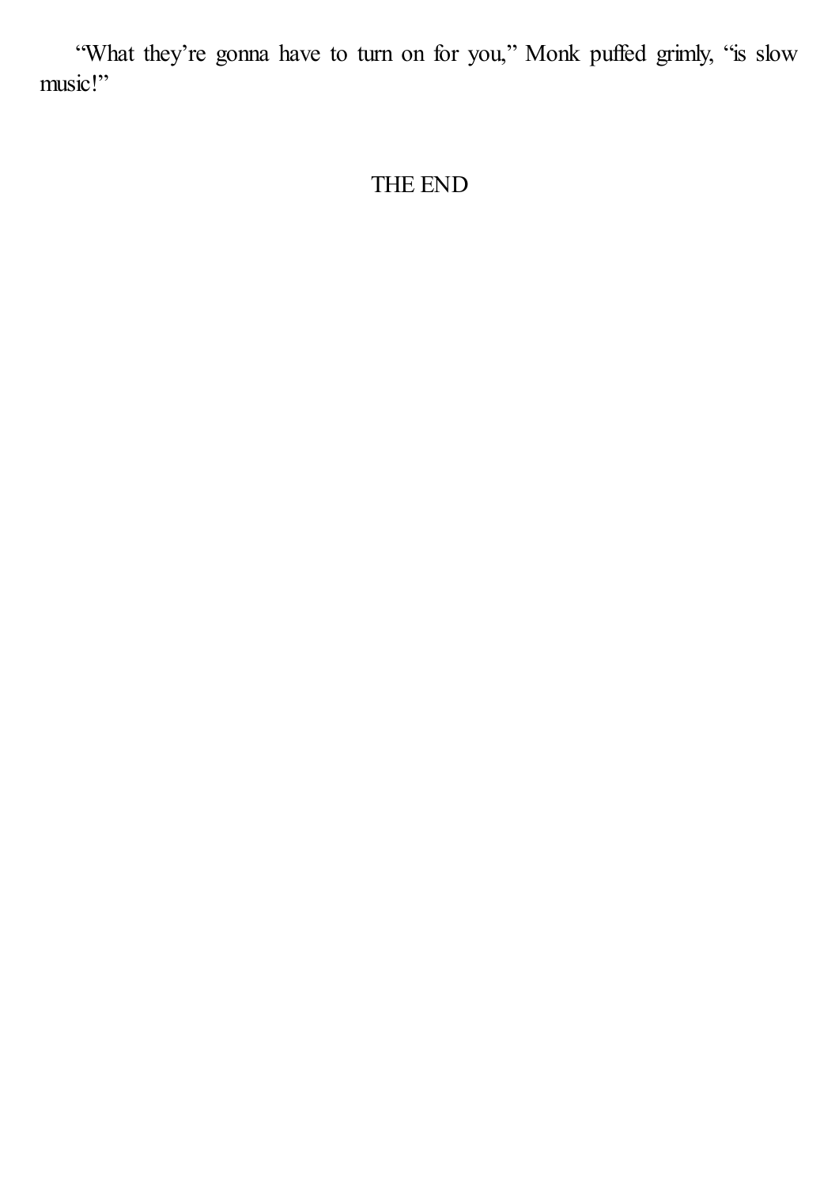"What they're gonna have to turn on for you," Monk puffed grimly, "is slow music!"

THE END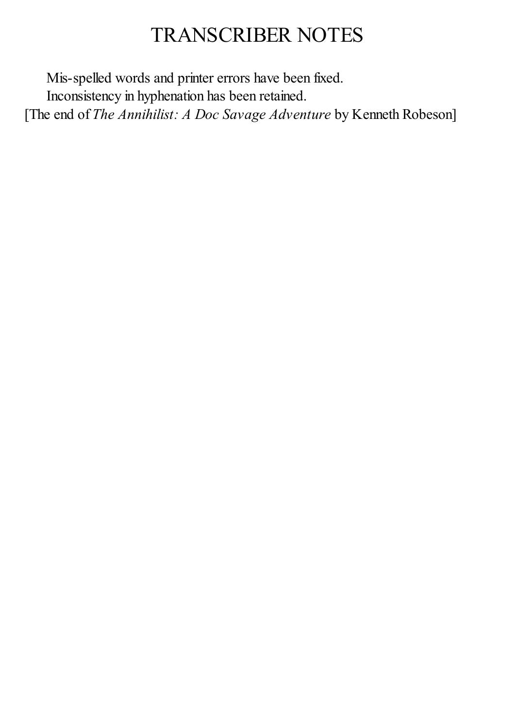# TRANSCRIBER NOTES

Mis-spelled words and printer errors have been fixed.

Inconsistency in hyphenation has been retained.

[The end of *The Annihilist: A Doc Savage Adventure* by Kenneth Robeson]